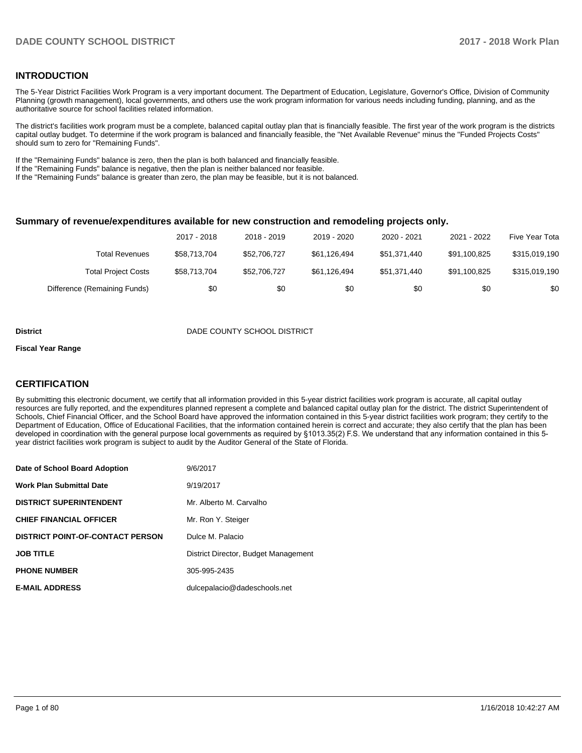## INTRODUCTION

The 5-Year District Facilities Work Program is a very important document. The Department of Education, Legislature, Governor's Office, Division of Community Planning (growth management), local governments, and others use the work program information for various needs including funding, planning, and as the authoritative source for school facilities related information.

The district's facilities work program must be a complete, balanced capital outlay plan that is financially feasible. The first year of the work program is the districts capital outlay budget. To determine if the work program is balanced and financially feasible, the "Net Available Revenue" minus the "Funded Projects Costs" should sum to zero for "Remaining Funds".

If the "Remaining Funds" balance is zero, then the plan is both balanced and financially feasible.
If the "Remaining Funds" balance is negative, then the plan is neither balanced nor feasible.
If the "Remaining Funds" balance is greater than zero, the plan may be feasible, but it is not balanced.

### Summary of revenue/expenditures available for new construction and remodeling projects only.

| | 2017 - 2018 | 2018 - 2019 | 2019 - 2020 | 2020 - 2021 | 2021 - 2022 | Five Year Tota |
|---|---|---|---|---|---|---|
| Total Revenues | $58,713,704 | $52,706,727 | $61,126,494 | $51,371,440 | $91,100,825 | $315,019,190 |
| Total Project Costs | $58,713,704 | $52,706,727 | $61,126,494 | $51,371,440 | $91,100,825 | $315,019,190 |
| Difference (Remaining Funds) | $0 | $0 | $0 | $0 | $0 | $0 |

**District** DADE COUNTY SCHOOL DISTRICT

**Fiscal Year Range**

## CERTIFICATION

By submitting this electronic document, we certify that all information provided in this 5-year district facilities work program is accurate, all capital outlay resources are fully reported, and the expenditures planned represent a complete and balanced capital outlay plan for the district. The district Superintendent of Schools, Chief Financial Officer, and the School Board have approved the information contained in this 5-year district facilities work program; they certify to the Department of Education, Office of Educational Facilities, that the information contained herein is correct and accurate; they also certify that the plan has been developed in coordination with the general purpose local governments as required by §1013.35(2) F.S. We understand that any information contained in this 5-year district facilities work program is subject to audit by the Auditor General of the State of Florida.

| | |
|---|---|
| **Date of School Board Adoption** | 9/6/2017 |
| **Work Plan Submittal Date** | 9/19/2017 |
| **DISTRICT SUPERINTENDENT** | Mr. Alberto M. Carvalho |
| **CHIEF FINANCIAL OFFICER** | Mr. Ron Y. Steiger |
| **DISTRICT POINT-OF-CONTACT PERSON** | Dulce M. Palacio |
| **JOB TITLE** | District Director, Budget Management |
| **PHONE NUMBER** | 305-995-2435 |
| **E-MAIL ADDRESS** | dulcepalacio@dadeschools.net |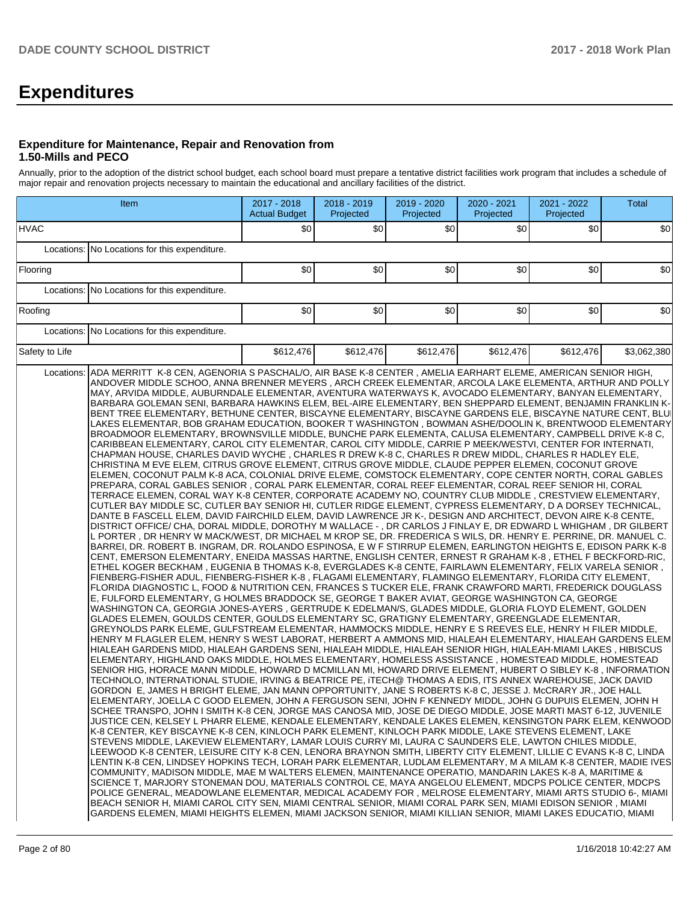# Expenditures

### Expenditure for Maintenance, Repair and Renovation from 1.50-Mills and PECO

Annually, prior to the adoption of the district school budget, each school board must prepare a tentative district facilities work program that includes a schedule of major repair and renovation projects necessary to maintain the educational and ancillary facilities of the district.

| Item | | 2017 - 2018 Actual Budget | 2018 - 2019 Projected | 2019 - 2020 Projected | 2020 - 2021 Projected | 2021 - 2022 Projected | Total |
|---|---|---|---|---|---|---|---|
| HVAC | | $0 | $0 | $0 | $0 | $0 | $0 |
| Locations: | No Locations for this expenditure. | | | | | | |
| Flooring | | $0 | $0 | $0 | $0 | $0 | $0 |
| Locations: | No Locations for this expenditure. | | | | | | |
| Roofing | | $0 | $0 | $0 | $0 | $0 | $0 |
| Locations: | No Locations for this expenditure. | | | | | | |
| Safety to Life | | $612,476 | $612,476 | $612,476 | $612,476 | $612,476 | $3,062,380 |
| Locations: | ADA MERRITT K-8 CEN, AGENORIA S PASCHAL/O, AIR BASE K-8 CENTER , AMELIA EARHART ELEME, AMERICAN SENIOR HIGH, ANDOVER MIDDLE SCHOO, ANNA BRENNER MEYERS , ARCH CREEK ELEMENTAR, ARCOLA LAKE ELEMENTA, ARTHUR AND POLLY MAY, ARVIDA MIDDLE, AUBURNDALE ELEMENTAR, AVENTURA WATERWAYS K, AVOCADO ELEMENTARY, BANYAN ELEMENTARY, BARBARA GOLEMAN SENI, BARBARA HAWKINS ELEM, BEL-AIRE ELEMENTARY, BEN SHEPPARD ELEMENT, BENJAMIN FRANKLIN K-BENT TREE ELEMENTARY, BETHUNE CENTER, BISCAYNE ELEMENTARY, BISCAYNE GARDENS ELE, BISCAYNE NATURE CENT, BLUE LAKES ELEMENTAR, BOB GRAHAM EDUCATION, BOOKER T WASHINGTON , BOWMAN ASHE/DOOLIN K, BRENTWOOD ELEMENTARY, BROADMOOR ELEMENTARY, BROWNSVILLE MIDDLE, BUNCHE PARK ELEMENTA, CALUSA ELEMENTARY, CAMPBELL DRIVE K-8 C, CARIBBEAN ELEMENTARY, CAROL CITY ELEMENTAR, CAROL CITY MIDDLE, CARRIE P MEEK/WESTVI, CENTER FOR INTERNATI, CHAPMAN HOUSE, CHARLES DAVID WYCHE , CHARLES R DREW K-8 C, CHARLES R DREW MIDDL, CHARLES R HADLEY ELE, CHRISTINA M EVE ELEM, CITRUS GROVE ELEMENT, CITRUS GROVE MIDDLE, CLAUDE PEPPER ELEMEN, COCONUT GROVE ELEMEN, COCONUT PALM K-8 ACA, COLONIAL DRIVE ELEME, COMSTOCK ELEMENTARY, COPE CENTER NORTH, CORAL GABLES PREPARA, CORAL GABLES SENIOR , CORAL PARK ELEMENTAR, CORAL REEF ELEMENTAR, CORAL REEF SENIOR HI, CORAL TERRACE ELEMEN, CORAL WAY K-8 CENTER, CORPORATE ACADEMY NO, COUNTRY CLUB MIDDLE , CRESTVIEW ELEMENTARY, CUTLER BAY MIDDLE SC, CUTLER BAY SENIOR HI, CUTLER RIDGE ELEMENT, CYPRESS ELEMENTARY, D A DORSEY TECHNICAL, DANTE B FASCELL ELEM, DAVID FAIRCHILD ELEM, DAVID LAWRENCE JR K-, DESIGN AND ARCHITECT, DEVON AIRE K-8 CENTE, DISTRICT OFFICE/ CHA, DORAL MIDDLE, DOROTHY M WALLACE - , DR CARLOS J FINLAY E, DR EDWARD L WHIGHAM , DR GILBERT L PORTER , DR HENRY W MACK/WEST, DR MICHAEL M KROP SE, DR. FREDERICA S WILS, DR. HENRY E. PERRINE, DR. MANUEL C. BARREI, DR. ROBERT B. INGRAM, DR. ROLANDO ESPINOSA, E W F STIRRUP ELEMEN, EARLINGTON HEIGHTS E, EDISON PARK K-8 CENT, EMERSON ELEMENTARY, ENEIDA MASSAS HARTNE, ENGLISH CENTER, ERNEST R GRAHAM K-8 , ETHEL F BECKFORD-RIC, ETHEL KOGER BECKHAM , EUGENIA B THOMAS K-8, EVERGLADES K-8 CENTE, FAIRLAWN ELEMENTARY, FELIX VARELA SENIOR , FIENBERG-FISHER ADUL, FIENBERG-FISHER K-8 , FLAGAMI ELEMENTARY, FLAMINGO ELEMENTARY, FLORIDA CITY ELEMENT, FLORIDA DIAGNOSTIC L, FOOD & NUTRITION CEN, FRANCES S TUCKER ELE, FRANK CRAWFORD MARTI, FREDERICK DOUGLASS E, FULFORD ELEMENTARY, G HOLMES BRADDOCK SE, GEORGE T BAKER AVIAT, GEORGE WASHINGTON CA, GEORGE WASHINGTON CA, GEORGIA JONES-AYERS , GERTRUDE K EDELMAN/S, GLADES MIDDLE, GLORIA FLOYD ELEMENT, GOLDEN GLADES ELEMEN, GOULDS CENTER, GOULDS ELEMENTARY SC, GRATIGNY ELEMENTARY, GREENGLADE ELEMENTAR, GREYNOLDS PARK ELEME, GULFSTREAM ELEMENTAR, HAMMOCKS MIDDLE, HENRY E S REEVES ELE, HENRY H FILER MIDDLE, HENRY M FLAGLER ELEM, HENRY S WEST LABORAT, HERBERT A AMMONS MID, HIALEAH ELEMENTARY, HIALEAH GARDENS ELEM, HIALEAH GARDENS MIDD, HIALEAH GARDENS SENI, HIALEAH MIDDLE, HIALEAH SENIOR HIGH, HIALEAH-MIAMI LAKES , HIBISCUS ELEMENTARY, HIGHLAND OAKS MIDDLE, HOLMES ELEMENTARY, HOMELESS ASSISTANCE , HOMESTEAD MIDDLE, HOMESTEAD SENIOR HIG, HORACE MANN MIDDLE, HOWARD D MCMILLAN MI, HOWARD DRIVE ELEMENT, HUBERT O SIBLEY K-8 , INFORMATION TECHNOLO, INTERNATIONAL STUDIE, IRVING & BEATRICE PE, iTECH@ THOMAS A EDIS, ITS ANNEX WAREHOUSE, JACK DAVID GORDON E, JAMES H BRIGHT ELEME, JAN MANN OPPORTUNITY, JANE S ROBERTS K-8 C, JESSE J. McCRARY JR., JOE HALL ELEMENTARY, JOELLA C GOOD ELEMEN, JOHN A FERGUSON SENI, JOHN F KENNEDY MIDDL, JOHN G DUPUIS ELEMEN, JOHN H SCHEE TRANSPO, JOHN I SMITH K-8 CEN, JORGE MAS CANOSA MID, JOSE DE DIEGO MIDDLE, JOSE MARTI MAST 6-12, JUVENILE JUSTICE CEN, KELSEY L PHARR ELEME, KENDALE ELEMENTARY, KENDALE LAKES ELEMEN, KENSINGTON PARK ELEM, KENWOOD K-8 CENTER, KEY BISCAYNE K-8 CEN, KINLOCH PARK ELEMENT, KINLOCH PARK MIDDLE, LAKE STEVENS ELEMENT, LAKE STEVENS MIDDLE, LAKEVIEW ELEMENTARY, LAMAR LOUIS CURRY MI, LAURA C SAUNDERS ELE, LAWTON CHILES MIDDLE, LEEWOOD K-8 CENTER, LEISURE CITY K-8 CEN, LENORA BRAYNON SMITH, LIBERTY CITY ELEMENT, LILLIE C EVANS K-8 C, LINDA LENTIN K-8 CEN, LINDSEY HOPKINS TECH, LORAH PARK ELEMENTAR, LUDLAM ELEMENTARY, M A MILAM K-8 CENTER, MADIE IVES COMMUNITY, MADISON MIDDLE, MAE M WALTERS ELEMEN, MAINTENANCE OPERATIO, MANDARIN LAKES K-8 A, MARITIME & SCIENCE T, MARJORY STONEMAN DOU, MATERIALS CONTROL CE, MAYA ANGELOU ELEMENT, MDCPS POLICE CENTER, MDCPS POLICE GENERAL, MEADOWLANE ELEMENTAR, MEDICAL ACADEMY FOR , MELROSE ELEMENTARY, MIAMI ARTS STUDIO 6-, MIAMI BEACH SENIOR H, MIAMI CAROL CITY SEN, MIAMI CENTRAL SENIOR, MIAMI CORAL PARK SEN, MIAMI EDISON SENIOR , MIAMI GARDENS ELEMEN, MIAMI HEIGHTS ELEMEN, MIAMI JACKSON SENIOR, MIAMI KILLIAN SENIOR, MIAMI LAKES EDUCATIO, MIAMI | | | | | | |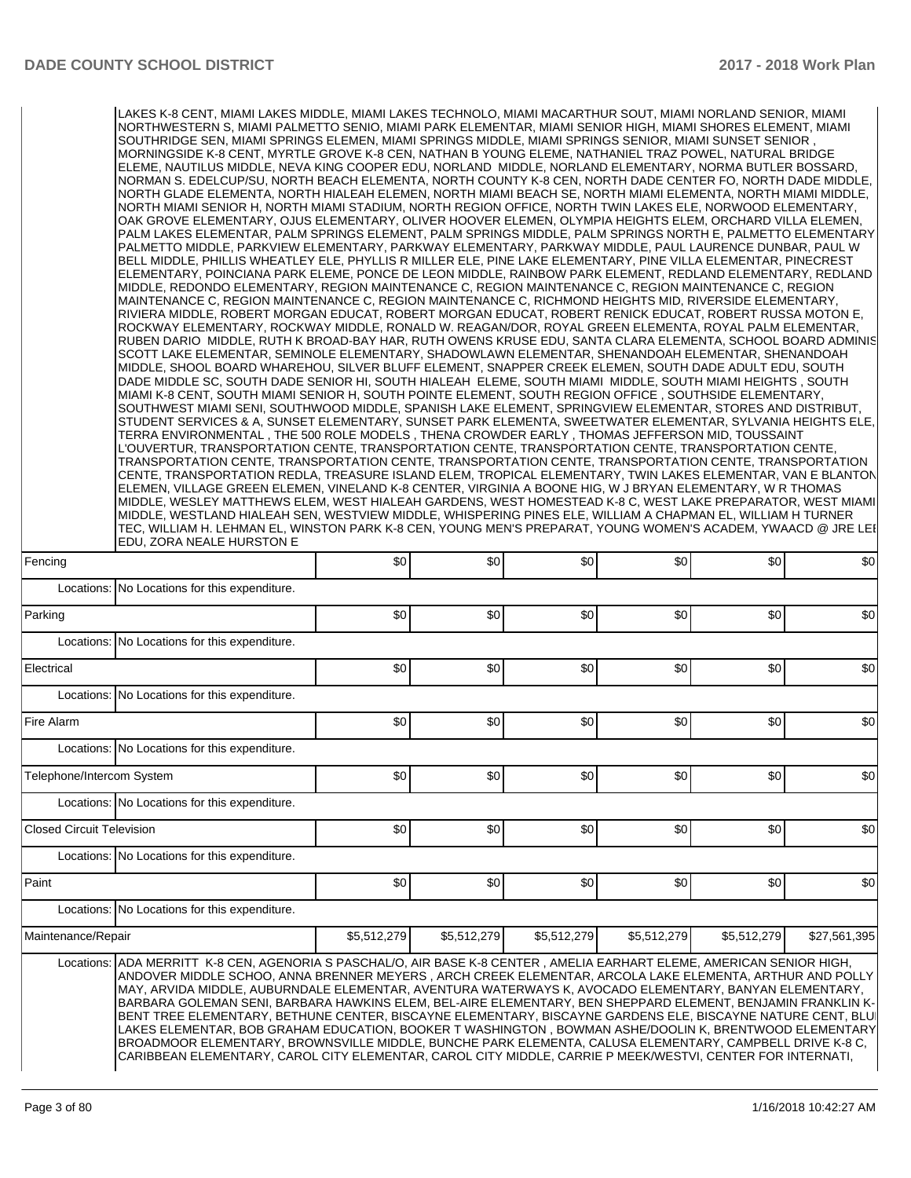| | | | | | | | |
|---|---|---|---|---|---|---|---|
| | LAKES K-8 CENT, MIAMI LAKES MIDDLE, MIAMI LAKES TECHNOLO, MIAMI MACARTHUR SOUT, MIAMI NORLAND SENIOR, MIAMI NORTHWESTERN S, MIAMI PALMETTO SENIO, MIAMI PARK ELEMENTAR, MIAMI SENIOR HIGH, MIAMI SHORES ELEMENT, MIAMI SOUTHRIDGE SEN, MIAMI SPRINGS ELEMEN, MIAMI SPRINGS MIDDLE, MIAMI SPRINGS SENIOR, MIAMI SUNSET SENIOR , MORNINGSIDE K-8 CENT, MYRTLE GROVE K-8 CEN, NATHAN B YOUNG ELEME, NATHANIEL TRAZ POWEL, NATURAL BRIDGE ELEME, NAUTILUS MIDDLE, NEVA KING COOPER EDU, NORLAND MIDDLE, NORLAND ELEMENTARY, NORMA BUTLER BOSSARD, NORMAN S. EDELCUP/SU, NORTH BEACH ELEMENTA, NORTH COUNTY K-8 CEN, NORTH DADE CENTER FO, NORTH DADE MIDDLE, NORTH GLADE ELEMENTA, NORTH HIALEAH ELEMEN, NORTH MIAMI BEACH SE, NORTH MIAMI ELEMENTA, NORTH MIAMI MIDDLE, NORTH MIAMI SENIOR H, NORTH MIAMI STADIUM, NORTH REGION OFFICE, NORTH TWIN LAKES ELE, NORWOOD ELEMENTARY, OAK GROVE ELEMENTARY, OJUS ELEMENTARY, OLIVER HOOVER ELEMEN, OLYMPIA HEIGHTS ELEM, ORCHARD VILLA ELEMEN, PALM LAKES ELEMENTAR, PALM SPRINGS ELEMENT, PALM SPRINGS MIDDLE, PALM SPRINGS NORTH E, PALMETTO ELEMENTARY PALMETTO MIDDLE, PARKVIEW ELEMENTARY, PARKWAY ELEMENTARY, PARKWAY MIDDLE, PAUL LAURENCE DUNBAR, PAUL W BELL MIDDLE, PHILLIS WHEATLEY ELE, PHYLLIS R MILLER ELE, PINE LAKE ELEMENTARY, PINE VILLA ELEMENTAR, PINECREST ELEMENTARY, POINCIANA PARK ELEME, PONCE DE LEON MIDDLE, RAINBOW PARK ELEMENT, REDLAND ELEMENTARY, REDLAND MIDDLE, REDONDO ELEMENTARY, REGION MAINTENANCE C, REGION MAINTENANCE C, REGION MAINTENANCE C, REGION MAINTENANCE C, REGION MAINTENANCE C, REGION MAINTENANCE C, RICHMOND HEIGHTS MID, RIVERSIDE ELEMENTARY, RIVIERA MIDDLE, ROBERT MORGAN EDUCAT, ROBERT MORGAN EDUCAT, ROBERT RENICK EDUCAT, ROBERT RUSSA MOTON E, ROCKWAY ELEMENTARY, ROCKWAY MIDDLE, RONALD W. REAGAN/DOR, ROYAL GREEN ELEMENTA, ROYAL PALM ELEMENTAR, RUBEN DARIO MIDDLE, RUTH K BROAD-BAY HAR, RUTH OWENS KRUSE EDU, SANTA CLARA ELEMENTA, SCHOOL BOARD ADMINIS SCOTT LAKE ELEMENTAR, SEMINOLE ELEMENTARY, SHADOWLAWN ELEMENTAR, SHENANDOAH ELEMENTAR, SHENANDOAH MIDDLE, SHOOL BOARD WHAREHOU, SILVER BLUFF ELEMENT, SNAPPER CREEK ELEMEN, SOUTH DADE ADULT EDU, SOUTH DADE MIDDLE SC, SOUTH DADE SENIOR HI, SOUTH HIALEAH ELEME, SOUTH MIAMI MIDDLE, SOUTH MIAMI HEIGHTS , SOUTH MIAMI K-8 CENT, SOUTH MIAMI SENIOR H, SOUTH POINTE ELEMENT, SOUTH REGION OFFICE , SOUTHSIDE ELEMENTARY, SOUTHWEST MIAMI SENI, SOUTHWOOD MIDDLE, SPANISH LAKE ELEMENT, SPRINGVIEW ELEMENTAR, STORES AND DISTRIBUT, STUDENT SERVICES & A, SUNSET ELEMENTARY, SUNSET PARK ELEMENTA, SWEETWATER ELEMENTAR, SYLVANIA HEIGHTS ELE, TERRA ENVIRONMENTAL , THE 500 ROLE MODELS , THENA CROWDER EARLY , THOMAS JEFFERSON MID, TOUSSAINT L'OUVERTUR, TRANSPORTATION CENTE, TRANSPORTATION CENTE, TRANSPORTATION CENTE, TRANSPORTATION CENTE, TRANSPORTATION CENTE, TRANSPORTATION CENTE, TRANSPORTATION CENTE, TRANSPORTATION CENTE, TRANSPORTATION CENTE, TRANSPORTATION REDLA, TREASURE ISLAND ELEM, TROPICAL ELEMENTARY, TWIN LAKES ELEMENTAR, VAN E BLANTON ELEMEN, VILLAGE GREEN ELEMEN, VINELAND K-8 CENTER, VIRGINIA A BOONE HIG, W J BRYAN ELEMENTARY, W R THOMAS MIDDLE, WESLEY MATTHEWS ELEM, WEST HIALEAH GARDENS, WEST HOMESTEAD K-8 C, WEST LAKE PREPARATOR, WEST MIAMI MIDDLE, WESTLAND HIALEAH SEN, WESTVIEW MIDDLE, WHISPERING PINES ELE, WILLIAM A CHAPMAN EL, WILLIAM H TURNER TEC, WILLIAM H. LEHMAN EL, WINSTON PARK K-8 CEN, YOUNG MEN'S PREPARAT, YOUNG WOMEN'S ACADEM, YWAACD @ JRE LEI EDU, ZORA NEALE HURSTON E | | | | | | |
| Fencing | | $0 | $0 | $0 | $0 | $0 | $0 |
| Locations: | No Locations for this expenditure. | | | | | | |
| Parking | | $0 | $0 | $0 | $0 | $0 | $0 |
| Locations: | No Locations for this expenditure. | | | | | | |
| Electrical | | $0 | $0 | $0 | $0 | $0 | $0 |
| Locations: | No Locations for this expenditure. | | | | | | |
| Fire Alarm | | $0 | $0 | $0 | $0 | $0 | $0 |
| Locations: | No Locations for this expenditure. | | | | | | |
| Telephone/Intercom System | | $0 | $0 | $0 | $0 | $0 | $0 |
| Locations: | No Locations for this expenditure. | | | | | | |
| Closed Circuit Television | | $0 | $0 | $0 | $0 | $0 | $0 |
| Locations: | No Locations for this expenditure. | | | | | | |
| Paint | | $0 | $0 | $0 | $0 | $0 | $0 |
| Locations: | No Locations for this expenditure. | | | | | | |
| Maintenance/Repair | | $5,512,279 | $5,512,279 | $5,512,279 | $5,512,279 | $5,512,279 | $27,561,395 |
| Locations: | ADA MERRITT K-8 CEN, AGENORIA S PASCHAL/O, AIR BASE K-8 CENTER , AMELIA EARHART ELEME, AMERICAN SENIOR HIGH, ANDOVER MIDDLE SCHOO, ANNA BRENNER MEYERS , ARCH CREEK ELEMENTAR, ARCOLA LAKE ELEMENTA, ARTHUR AND POLLY MAY, ARVIDA MIDDLE, AUBURNDALE ELEMENTAR, AVENTURA WATERWAYS K, AVOCADO ELEMENTARY, BANYAN ELEMENTARY, BARBARA GOLEMAN SENI, BARBARA HAWKINS ELEM, BEL-AIRE ELEMENTARY, BEN SHEPPARD ELEMENT, BENJAMIN FRANKLIN K-BENT TREE ELEMENTARY, BETHUNE CENTER, BISCAYNE ELEMENTARY, BISCAYNE GARDENS ELE, BISCAYNE NATURE CENT, BLUE LAKES ELEMENTAR, BOB GRAHAM EDUCATION, BOOKER T WASHINGTON , BOWMAN ASHE/DOOLIN K, BRENTWOOD ELEMENTARY BROADMOOR ELEMENTARY, BROWNSVILLE MIDDLE, BUNCHE PARK ELEMENTA, CALUSA ELEMENTARY, CAMPBELL DRIVE K-8 C, CARIBBEAN ELEMENTARY, CAROL CITY ELEMENTAR, CAROL CITY MIDDLE, CARRIE P MEEK/WESTVI, CENTER FOR INTERNATI, | | | | | | |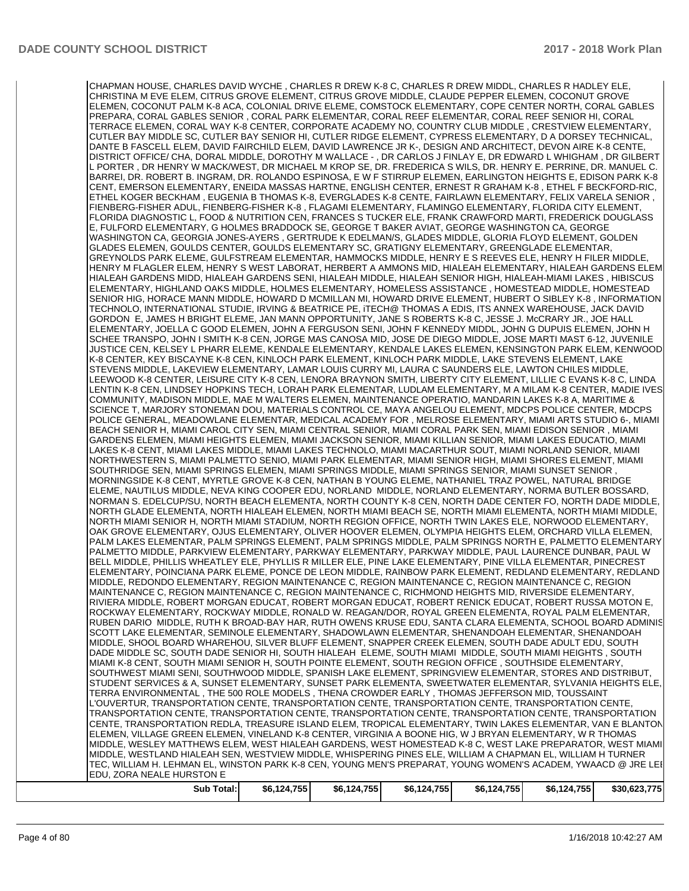| | | | | | | |
|---|---|---|---|---|---|---|
| CHAPMAN HOUSE, CHARLES DAVID WYCHE , CHARLES R DREW K-8 C, CHARLES R DREW MIDDL, CHARLES R HADLEY ELE, CHRISTINA M EVE ELEM, CITRUS GROVE ELEMENT, CITRUS GROVE MIDDLE, CLAUDE PEPPER ELEMEN, COCONUT GROVE ELEMEN, COCONUT PALM K-8 ACA, COLONIAL DRIVE ELEME, COMSTOCK ELEMENTARY, COPE CENTER NORTH, CORAL GABLES PREPARA, CORAL GABLES SENIOR , CORAL PARK ELEMENTAR, CORAL REEF ELEMENTAR, CORAL REEF SENIOR HI, CORAL TERRACE ELEMEN, CORAL WAY K-8 CENTER, CORPORATE ACADEMY NO, COUNTRY CLUB MIDDLE , CRESTVIEW ELEMENTARY, CUTLER BAY MIDDLE SC, CUTLER BAY SENIOR HI, CUTLER RIDGE ELEMENT, CYPRESS ELEMENTARY, D A DORSEY TECHNICAL, DANTE B FASCELL ELEM, DAVID FAIRCHILD ELEM, DAVID LAWRENCE JR K-, DESIGN AND ARCHITECT, DEVON AIRE K-8 CENTE, DISTRICT OFFICE/ CHA, DORAL MIDDLE, DOROTHY M WALLACE - , DR CARLOS J FINLAY E, DR EDWARD L WHIGHAM , DR GILBERT L PORTER , DR HENRY W MACK/WEST, DR MICHAEL M KROP SE, DR. FREDERICA S WILS, DR. HENRY E. PERRINE, DR. MANUEL C. BARREI, DR. ROBERT B. INGRAM, DR. ROLANDO ESPINOSA, E W F STIRRUP ELEMEN, EARLINGTON HEIGHTS E, EDISON PARK K-8 CENT, EMERSON ELEMENTARY, ENEIDA MASSAS HARTNE, ENGLISH CENTER, ERNEST R GRAHAM K-8 , ETHEL F BECKFORD-RIC, ETHEL KOGER BECKHAM , EUGENIA B THOMAS K-8, EVERGLADES K-8 CENTE, FAIRLAWN ELEMENTARY, FELIX VARELA SENIOR , FIENBERG-FISHER ADUL, FIENBERG-FISHER K-8 , FLAGAMI ELEMENTARY, FLAMINGO ELEMENTARY, FLORIDA CITY ELEMENT, FLORIDA DIAGNOSTIC L, FOOD & NUTRITION CEN, FRANCES S TUCKER ELE, FRANK CRAWFORD MARTI, FREDERICK DOUGLASS E, FULFORD ELEMENTARY, G HOLMES BRADDOCK SE, GEORGE T BAKER AVIAT, GEORGE WASHINGTON CA, GEORGE WASHINGTON CA, GEORGIA JONES-AYERS , GERTRUDE K EDELMAN/S, GLADES MIDDLE, GLORIA FLOYD ELEMENT, GOLDEN GLADES ELEMEN, GOULDS CENTER, GOULDS ELEMENTARY SC, GRATIGNY ELEMENTARY, GREENGLADE ELEMENTAR, GREYNOLDS PARK ELEME, GULFSTREAM ELEMENTAR, HAMMOCKS MIDDLE, HENRY E S REEVES ELE, HENRY H FILER MIDDLE, HENRY M FLAGLER ELEM, HENRY S WEST LABORAT, HERBERT A AMMONS MID, HIALEAH ELEMENTARY, HIALEAH GARDENS ELEM, HIALEAH GARDENS MIDD, HIALEAH GARDENS SENI, HIALEAH MIDDLE, HIALEAH SENIOR HIGH, HIALEAH-MIAMI LAKES , HIBISCUS ELEMENTARY, HIGHLAND OAKS MIDDLE, HOLMES ELEMENTARY, HOMELESS ASSISTANCE , HOMESTEAD MIDDLE, HOMESTEAD SENIOR HIG, HORACE MANN MIDDLE, HOWARD D MCMILLAN MI, HOWARD DRIVE ELEMENT, HUBERT O SIBLEY K-8 , INFORMATION TECHNOLO, INTERNATIONAL STUDIE, IRVING & BEATRICE PE, iTECH@ THOMAS A EDIS, ITS ANNEX WAREHOUSE, JACK DAVID GORDON E, JAMES H BRIGHT ELEME, JAN MANN OPPORTUNITY, JANE S ROBERTS K-8 C, JESSE J. McCRARY JR., JOE HALL ELEMENTARY, JOELLA C GOOD ELEMEN, JOHN A FERGUSON SENI, JOHN F KENNEDY MIDDL, JOHN G DUPUIS ELEMEN, JOHN H SCHEE TRANSPO, JOHN I SMITH K-8 CEN, JORGE MAS CANOSA MID, JOSE DE DIEGO MIDDLE, JOSE MARTI MAST 6-12, JUVENILE JUSTICE CEN, KELSEY L PHARR ELEME, KENDALE ELEMENTARY, KENDALE LAKES ELEMEN, KENSINGTON PARK ELEM, KENWOOD K-8 CENTER, KEY BISCAYNE K-8 CEN, KINLOCH PARK ELEMENT, KINLOCH PARK MIDDLE, LAKE STEVENS ELEMENT, LAKE STEVENS MIDDLE, LAKEVIEW ELEMENTARY, LAMAR LOUIS CURRY MI, LAURA C SAUNDERS ELE, LAWTON CHILES MIDDLE, LEEWOOD K-8 CENTER, LEISURE CITY K-8 CEN, LENORA BRAYNON SMITH, LIBERTY CITY ELEMENT, LILLIE C EVANS K-8 C, LINDA LENTIN K-8 CEN, LINDSEY HOPKINS TECH, LORAH PARK ELEMENTAR, LUDLAM ELEMENTARY, M A MILAM K-8 CENTER, MADIE IVES COMMUNITY, MADISON MIDDLE, MAE M WALTERS ELEMEN, MAINTENANCE OPERATIO, MANDARIN LAKES K-8 A, MARITIME & SCIENCE T, MARJORY STONEMAN DOU, MATERIALS CONTROL CE, MAYA ANGELOU ELEMENT, MDCPS POLICE CENTER, MDCPS POLICE GENERAL, MEADOWLANE ELEMENTAR, MEDICAL ACADEMY FOR , MELROSE ELEMENTARY, MIAMI ARTS STUDIO 6-, MIAMI BEACH SENIOR H, MIAMI CAROL CITY SEN, MIAMI CENTRAL SENIOR, MIAMI CORAL PARK SEN, MIAMI EDISON SENIOR , MIAMI GARDENS ELEMEN, MIAMI HEIGHTS ELEMEN, MIAMI JACKSON SENIOR, MIAMI KILLIAN SENIOR, MIAMI LAKES EDUCATIO, MIAMI LAKES K-8 CENT, MIAMI LAKES MIDDLE, MIAMI LAKES TECHNOLO, MIAMI MACARTHUR SOUT, MIAMI NORLAND SENIOR, MIAMI NORTHWESTERN S, MIAMI PALMETTO SENIO, MIAMI PARK ELEMENTAR, MIAMI SENIOR HIGH, MIAMI SHORES ELEMENT, MIAMI SOUTHRIDGE SEN, MIAMI SPRINGS ELEMEN, MIAMI SPRINGS MIDDLE, MIAMI SPRINGS SENIOR, MIAMI SUNSET SENIOR , MORNINGSIDE K-8 CENT, MYRTLE GROVE K-8 CEN, NATHAN B YOUNG ELEME, NATHANIEL TRAZ POWEL, NATURAL BRIDGE ELEME, NAUTILUS MIDDLE, NEVA KING COOPER EDU, NORLAND MIDDLE, NORLAND ELEMENTARY, NORMA BUTLER BOSSARD, NORMAN S. EDELCUP/SU, NORTH BEACH ELEMENTA, NORTH COUNTY K-8 CEN, NORTH DADE CENTER FO, NORTH DADE MIDDLE, NORTH GLADE ELEMENTA, NORTH HIALEAH ELEMEN, NORTH MIAMI BEACH SE, NORTH MIAMI ELEMENTA, NORTH MIAMI MIDDLE, NORTH MIAMI SENIOR H, NORTH MIAMI STADIUM, NORTH REGION OFFICE, NORTH TWIN LAKES ELE, NORWOOD ELEMENTARY, OAK GROVE ELEMENTARY, OJUS ELEMENTARY, OLIVER HOOVER ELEMEN, OLYMPIA HEIGHTS ELEM, ORCHARD VILLA ELEMEN, PALM LAKES ELEMENTAR, PALM SPRINGS ELEMENT, PALM SPRINGS MIDDLE, PALM SPRINGS NORTH E, PALMETTO ELEMENTARY PALMETTO MIDDLE, PARKVIEW ELEMENTARY, PARKWAY ELEMENTARY, PARKWAY MIDDLE, PAUL LAURENCE DUNBAR, PAUL W BELL MIDDLE, PHILLIS WHEATLEY ELE, PHYLLIS R MILLER ELE, PINE LAKE ELEMENTARY, PINE VILLA ELEMENTAR, PINECREST ELEMENTARY, POINCIANA PARK ELEME, PONCE DE LEON MIDDLE, RAINBOW PARK ELEMENT, REDLAND ELEMENTARY, REDLAND MIDDLE, REDONDO ELEMENTARY, REGION MAINTENANCE C, REGION MAINTENANCE C, REGION MAINTENANCE C, REGION MAINTENANCE C, REGION MAINTENANCE C, REGION MAINTENANCE C, RICHMOND HEIGHTS MID, RIVERSIDE ELEMENTARY, RIVIERA MIDDLE, ROBERT MORGAN EDUCAT, ROBERT MORGAN EDUCAT, ROBERT RENICK EDUCAT, ROBERT RUSSA MOTON E, ROCKWAY ELEMENTARY, ROCKWAY MIDDLE, RONALD W. REAGAN/DOR, ROYAL GREEN ELEMENTA, ROYAL PALM ELEMENTAR, RUBEN DARIO MIDDLE, RUTH K BROAD-BAY HAR, RUTH OWENS KRUSE EDU, SANTA CLARA ELEMENTA, SCHOOL BOARD ADMINIS SCOTT LAKE ELEMENTAR, SEMINOLE ELEMENTARY, SHADOWLAWN ELEMENTAR, SHENANDOAH ELEMENTAR, SHENANDOAH MIDDLE, SHOOL BOARD WHAREHOU, SILVER BLUFF ELEMENT, SNAPPER CREEK ELEMEN, SOUTH DADE ADULT EDU, SOUTH DADE MIDDLE SC, SOUTH DADE SENIOR HI, SOUTH HIALEAH ELEME, SOUTH MIAMI MIDDLE, SOUTH MIAMI HEIGHTS , SOUTH MIAMI K-8 CENT, SOUTH MIAMI SENIOR H, SOUTH POINTE ELEMENT, SOUTH REGION OFFICE , SOUTHSIDE ELEMENTARY, SOUTHWEST MIAMI SENI, SOUTHWOOD MIDDLE, SPANISH LAKE ELEMENT, SPRINGVIEW ELEMENTAR, STORES AND DISTRIBUT, STUDENT SERVICES & A, SUNSET ELEMENTARY, SUNSET PARK ELEMENTA, SWEETWATER ELEMENTAR, SYLVANIA HEIGHTS ELE, TERRA ENVIRONMENTAL , THE 500 ROLE MODELS , THENA CROWDER EARLY , THOMAS JEFFERSON MID, TOUSSAINT L'OUVERTUR, TRANSPORTATION CENTE, TRANSPORTATION CENTE, TRANSPORTATION CENTE, TRANSPORTATION CENTE, TRANSPORTATION CENTE, TRANSPORTATION CENTE, TRANSPORTATION CENTE, TRANSPORTATION CENTE, TRANSPORTATION CENTE, TRANSPORTATION CENTE, TRANSPORTATION REDLA, TREASURE ISLAND ELEM, TROPICAL ELEMENTARY, TWIN LAKES ELEMENTAR, VAN E BLANTON ELEMEN, VILLAGE GREEN ELEMEN, VINELAND K-8 CENTER, VIRGINIA A BOONE HIG, W J BRYAN ELEMENTARY, W R THOMAS MIDDLE, WESLEY MATTHEWS ELEM, WEST HIALEAH GARDENS, WEST HOMESTEAD K-8 C, WEST LAKE PREPARATOR, WEST MIAMI MIDDLE, WESTLAND HIALEAH SEN, WESTVIEW MIDDLE, WHISPERING PINES ELE, WILLIAM A CHAPMAN EL, WILLIAM H TURNER TEC, WILLIAM H. LEHMAN EL, WINSTON PARK K-8 CEN, YOUNG MEN'S PREPARAT, YOUNG WOMEN'S ACADEM, YWAACD @ JRE LEE EDU, ZORA NEALE HURSTON E | | | | | | |
| **Sub Total:** | $6,124,755 | $6,124,755 | $6,124,755 | $6,124,755 | $6,124,755 | $30,623,775 |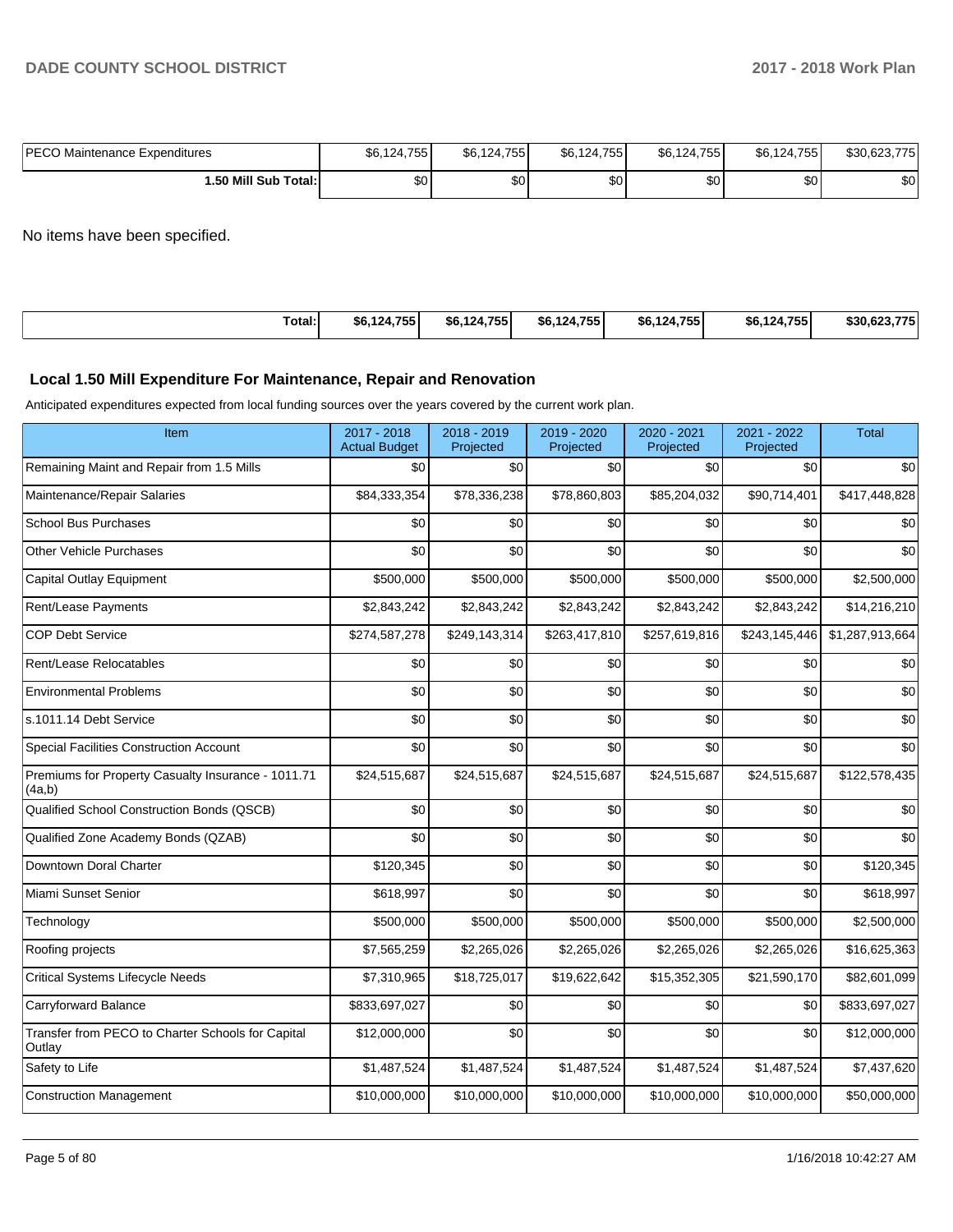| | | | | | | |
|---|---|---|---|---|---|---|
| PECO Maintenance Expenditures | $6,124,755 | $6,124,755 | $6,124,755 | $6,124,755 | $6,124,755 | $30,623,775 |
| **1.50 Mill Sub Total:** | $0 | $0 | $0 | $0 | $0 | $0 |

No items have been specified.

| | | | | | | |
|---|---|---|---|---|---|---|
| **Total:** | **$6,124,755** | **$6,124,755** | **$6,124,755** | **$6,124,755** | **$6,124,755** | **$30,623,775** |

### Local 1.50 Mill Expenditure For Maintenance, Repair and Renovation

Anticipated expenditures expected from local funding sources over the years covered by the current work plan.

| Item | 2017 - 2018 Actual Budget | 2018 - 2019 Projected | 2019 - 2020 Projected | 2020 - 2021 Projected | 2021 - 2022 Projected | Total |
|---|---|---|---|---|---|---|
| Remaining Maint and Repair from 1.5 Mills | $0 | $0 | $0 | $0 | $0 | $0 |
| Maintenance/Repair Salaries | $84,333,354 | $78,336,238 | $78,860,803 | $85,204,032 | $90,714,401 | $417,448,828 |
| School Bus Purchases | $0 | $0 | $0 | $0 | $0 | $0 |
| Other Vehicle Purchases | $0 | $0 | $0 | $0 | $0 | $0 |
| Capital Outlay Equipment | $500,000 | $500,000 | $500,000 | $500,000 | $500,000 | $2,500,000 |
| Rent/Lease Payments | $2,843,242 | $2,843,242 | $2,843,242 | $2,843,242 | $2,843,242 | $14,216,210 |
| COP Debt Service | $274,587,278 | $249,143,314 | $263,417,810 | $257,619,816 | $243,145,446 | $1,287,913,664 |
| Rent/Lease Relocatables | $0 | $0 | $0 | $0 | $0 | $0 |
| Environmental Problems | $0 | $0 | $0 | $0 | $0 | $0 |
| s.1011.14 Debt Service | $0 | $0 | $0 | $0 | $0 | $0 |
| Special Facilities Construction Account | $0 | $0 | $0 | $0 | $0 | $0 |
| Premiums for Property Casualty Insurance - 1011.71 (4a,b) | $24,515,687 | $24,515,687 | $24,515,687 | $24,515,687 | $24,515,687 | $122,578,435 |
| Qualified School Construction Bonds (QSCB) | $0 | $0 | $0 | $0 | $0 | $0 |
| Qualified Zone Academy Bonds (QZAB) | $0 | $0 | $0 | $0 | $0 | $0 |
| Downtown Doral Charter | $120,345 | $0 | $0 | $0 | $0 | $120,345 |
| Miami Sunset Senior | $618,997 | $0 | $0 | $0 | $0 | $618,997 |
| Technology | $500,000 | $500,000 | $500,000 | $500,000 | $500,000 | $2,500,000 |
| Roofing projects | $7,565,259 | $2,265,026 | $2,265,026 | $2,265,026 | $2,265,026 | $16,625,363 |
| Critical Systems Lifecycle Needs | $7,310,965 | $18,725,017 | $19,622,642 | $15,352,305 | $21,590,170 | $82,601,099 |
| Carryforward Balance | $833,697,027 | $0 | $0 | $0 | $0 | $833,697,027 |
| Transfer from PECO to Charter Schools for Capital Outlay | $12,000,000 | $0 | $0 | $0 | $0 | $12,000,000 |
| Safety to Life | $1,487,524 | $1,487,524 | $1,487,524 | $1,487,524 | $1,487,524 | $7,437,620 |
| Construction Management | $10,000,000 | $10,000,000 | $10,000,000 | $10,000,000 | $10,000,000 | $50,000,000 |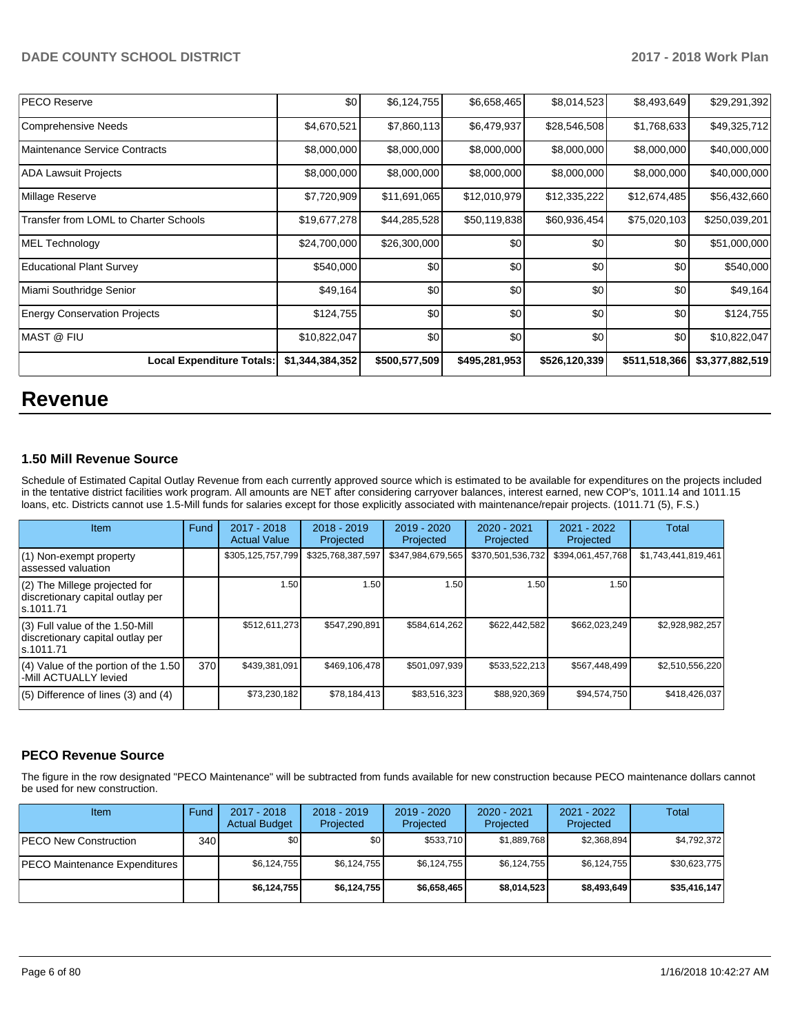| | | | | | | |
|---|---|---|---|---|---|---|
| PECO Reserve | $0 | $6,124,755 | $6,658,465 | $8,014,523 | $8,493,649 | $29,291,392 |
| Comprehensive Needs | $4,670,521 | $7,860,113 | $6,479,937 | $28,546,508 | $1,768,633 | $49,325,712 |
| Maintenance Service Contracts | $8,000,000 | $8,000,000 | $8,000,000 | $8,000,000 | $8,000,000 | $40,000,000 |
| ADA Lawsuit Projects | $8,000,000 | $8,000,000 | $8,000,000 | $8,000,000 | $8,000,000 | $40,000,000 |
| Millage Reserve | $7,720,909 | $11,691,065 | $12,010,979 | $12,335,222 | $12,674,485 | $56,432,660 |
| Transfer from LOML to Charter Schools | $19,677,278 | $44,285,528 | $50,119,838 | $60,936,454 | $75,020,103 | $250,039,201 |
| MEL Technology | $24,700,000 | $26,300,000 | $0 | $0 | $0 | $51,000,000 |
| Educational Plant Survey | $540,000 | $0 | $0 | $0 | $0 | $540,000 |
| Miami Southridge Senior | $49,164 | $0 | $0 | $0 | $0 | $49,164 |
| Energy Conservation Projects | $124,755 | $0 | $0 | $0 | $0 | $124,755 |
| MAST @ FIU | $10,822,047 | $0 | $0 | $0 | $0 | $10,822,047 |
| **Local Expenditure Totals:** | **$1,344,384,352** | **$500,577,509** | **$495,281,953** | **$526,120,339** | **$511,518,366** | **$3,377,882,519** |

# Revenue

### 1.50 Mill Revenue Source

Schedule of Estimated Capital Outlay Revenue from each currently approved source which is estimated to be available for expenditures on the projects included in the tentative district facilities work program. All amounts are NET after considering carryover balances, interest earned, new COP's, 1011.14 and 1011.15 loans, etc. Districts cannot use 1.5-Mill funds for salaries except for those explicitly associated with maintenance/repair projects. (1011.71 (5), F.S.)

| Item | Fund | 2017 - 2018 Actual Value | 2018 - 2019 Projected | 2019 - 2020 Projected | 2020 - 2021 Projected | 2021 - 2022 Projected | Total |
|---|---|---|---|---|---|---|---|
| (1) Non-exempt property assessed valuation | | $305,125,757,799 | $325,768,387,597 | $347,984,679,565 | $370,501,536,732 | $394,061,457,768 | $1,743,441,819,461 |
| (2) The Millege projected for discretionary capital outlay per s.1011.71 | | 1.50 | 1.50 | 1.50 | 1.50 | 1.50 | |
| (3) Full value of the 1.50-Mill discretionary capital outlay per s.1011.71 | | $512,611,273 | $547,290,891 | $584,614,262 | $622,442,582 | $662,023,249 | $2,928,982,257 |
| (4) Value of the portion of the 1.50 -Mill ACTUALLY levied | 370 | $439,381,091 | $469,106,478 | $501,097,939 | $533,522,213 | $567,448,499 | $2,510,556,220 |
| (5) Difference of lines (3) and (4) | | $73,230,182 | $78,184,413 | $83,516,323 | $88,920,369 | $94,574,750 | $418,426,037 |

### PECO Revenue Source

The figure in the row designated "PECO Maintenance" will be subtracted from funds available for new construction because PECO maintenance dollars cannot be used for new construction.

| Item | Fund | 2017 - 2018 Actual Budget | 2018 - 2019 Projected | 2019 - 2020 Projected | 2020 - 2021 Projected | 2021 - 2022 Projected | Total |
|---|---|---|---|---|---|---|---|
| PECO New Construction | 340 | $0 | $0 | $533,710 | $1,889,768 | $2,368,894 | $4,792,372 |
| PECO Maintenance Expenditures | | $6,124,755 | $6,124,755 | $6,124,755 | $6,124,755 | $6,124,755 | $30,623,775 |
| | | **$6,124,755** | **$6,124,755** | **$6,658,465** | **$8,014,523** | **$8,493,649** | **$35,416,147** |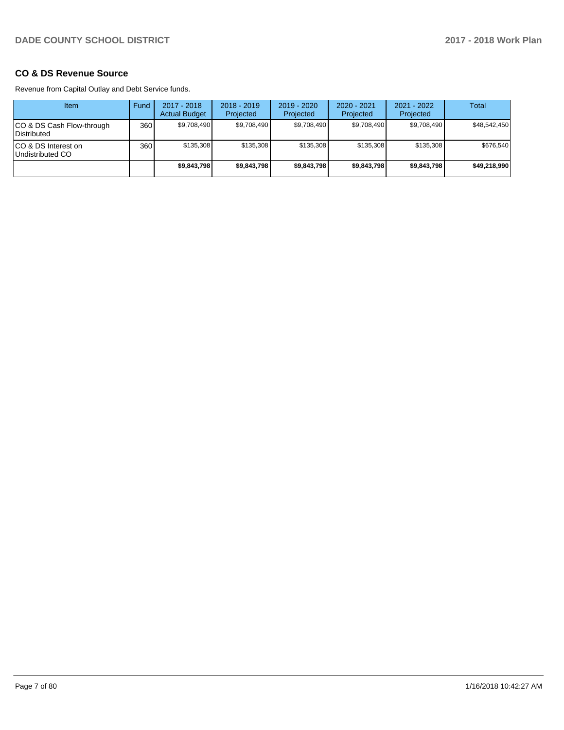## CO & DS Revenue Source

Revenue from Capital Outlay and Debt Service funds.

| Item | Fund | 2017 - 2018 Actual Budget | 2018 - 2019 Projected | 2019 - 2020 Projected | 2020 - 2021 Projected | 2021 - 2022 Projected | Total |
|---|---|---|---|---|---|---|---|
| CO & DS Cash Flow-through Distributed | 360 | $9,708,490 | $9,708,490 | $9,708,490 | $9,708,490 | $9,708,490 | $48,542,450 |
| CO & DS Interest on Undistributed CO | 360 | $135,308 | $135,308 | $135,308 | $135,308 | $135,308 | $676,540 |
| | | **$9,843,798** | **$9,843,798** | **$9,843,798** | **$9,843,798** | **$9,843,798** | **$49,218,990** |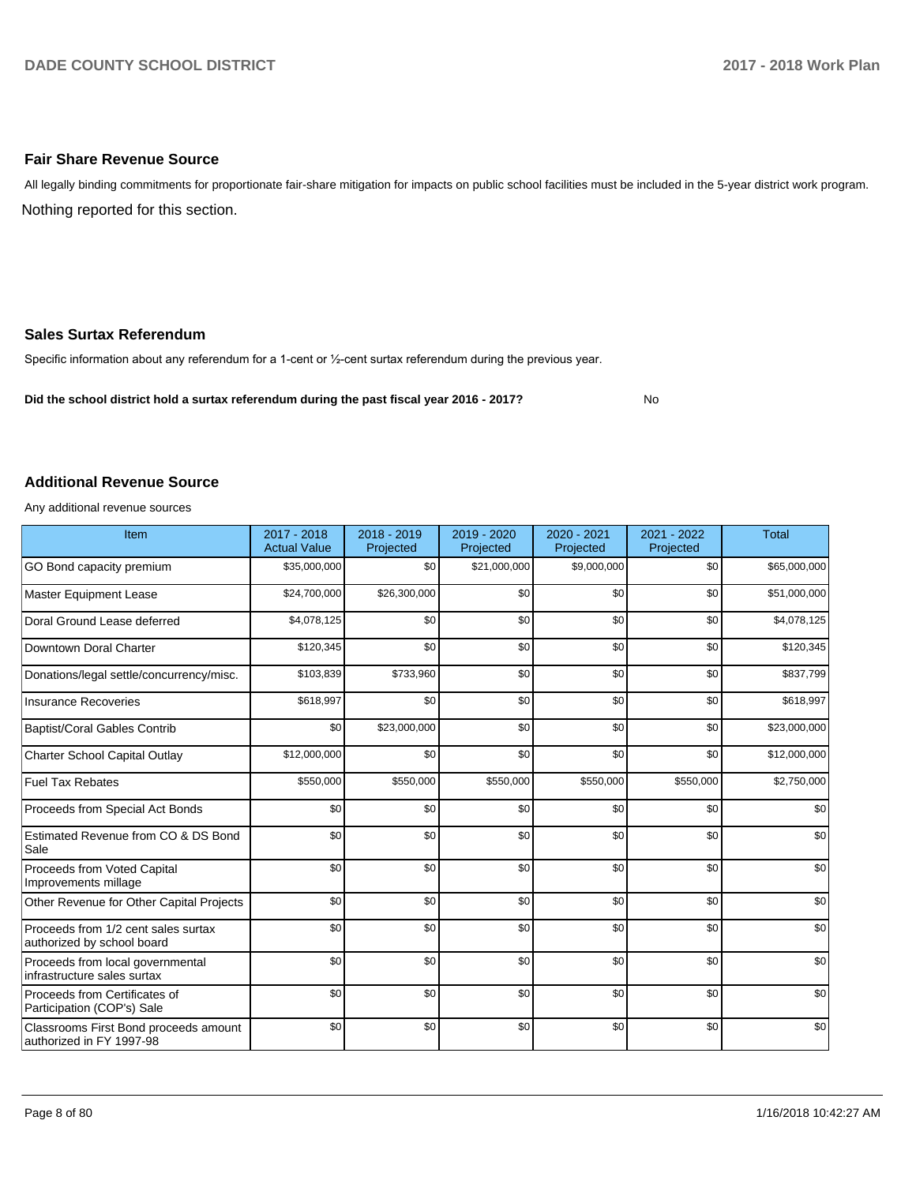## Fair Share Revenue Source

All legally binding commitments for proportionate fair-share mitigation for impacts on public school facilities must be included in the 5-year district work program.

Nothing reported for this section.

## Sales Surtax Referendum

Specific information about any referendum for a 1-cent or ½-cent surtax referendum during the previous year.

**Did the school district hold a surtax referendum during the past fiscal year 2016 - 2017?** No

## Additional Revenue Source

Any additional revenue sources

| Item | 2017 - 2018 Actual Value | 2018 - 2019 Projected | 2019 - 2020 Projected | 2020 - 2021 Projected | 2021 - 2022 Projected | Total |
|---|---|---|---|---|---|---|
| GO Bond capacity premium | $35,000,000 | $0 | $21,000,000 | $9,000,000 | $0 | $65,000,000 |
| Master Equipment Lease | $24,700,000 | $26,300,000 | $0 | $0 | $0 | $51,000,000 |
| Doral Ground Lease deferred | $4,078,125 | $0 | $0 | $0 | $0 | $4,078,125 |
| Downtown Doral Charter | $120,345 | $0 | $0 | $0 | $0 | $120,345 |
| Donations/legal settle/concurrency/misc. | $103,839 | $733,960 | $0 | $0 | $0 | $837,799 |
| Insurance Recoveries | $618,997 | $0 | $0 | $0 | $0 | $618,997 |
| Baptist/Coral Gables Contrib | $0 | $23,000,000 | $0 | $0 | $0 | $23,000,000 |
| Charter School Capital Outlay | $12,000,000 | $0 | $0 | $0 | $0 | $12,000,000 |
| Fuel Tax Rebates | $550,000 | $550,000 | $550,000 | $550,000 | $550,000 | $2,750,000 |
| Proceeds from Special Act Bonds | $0 | $0 | $0 | $0 | $0 | $0 |
| Estimated Revenue from CO & DS Bond Sale | $0 | $0 | $0 | $0 | $0 | $0 |
| Proceeds from Voted Capital Improvements millage | $0 | $0 | $0 | $0 | $0 | $0 |
| Other Revenue for Other Capital Projects | $0 | $0 | $0 | $0 | $0 | $0 |
| Proceeds from 1/2 cent sales surtax authorized by school board | $0 | $0 | $0 | $0 | $0 | $0 |
| Proceeds from local governmental infrastructure sales surtax | $0 | $0 | $0 | $0 | $0 | $0 |
| Proceeds from Certificates of Participation (COP's) Sale | $0 | $0 | $0 | $0 | $0 | $0 |
| Classrooms First Bond proceeds amount authorized in FY 1997-98 | $0 | $0 | $0 | $0 | $0 | $0 |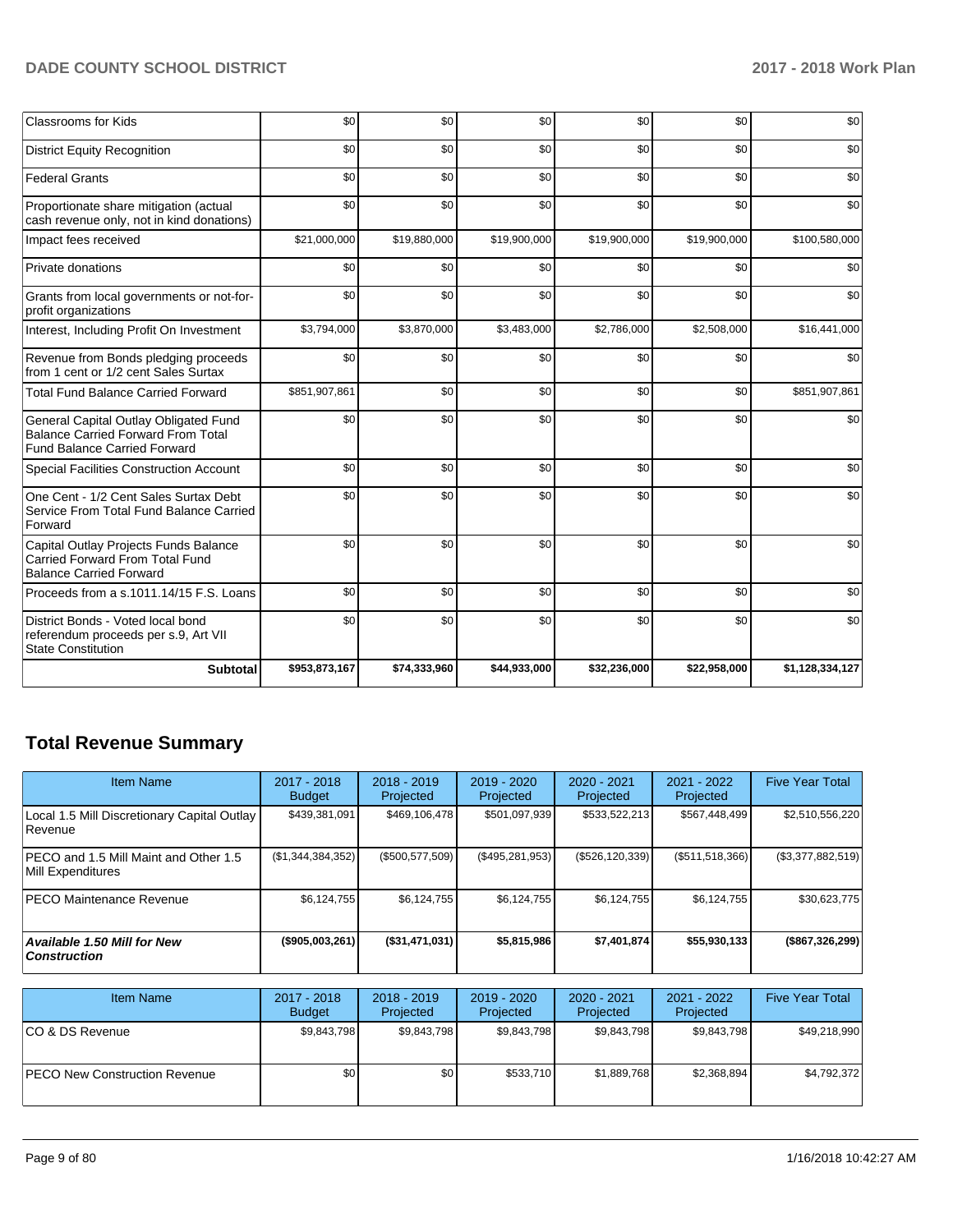| | | | | | | |
|---|---|---|---|---|---|---|
| Classrooms for Kids | $0 | $0 | $0 | $0 | $0 | $0 |
| District Equity Recognition | $0 | $0 | $0 | $0 | $0 | $0 |
| Federal Grants | $0 | $0 | $0 | $0 | $0 | $0 |
| Proportionate share mitigation (actual cash revenue only, not in kind donations) | $0 | $0 | $0 | $0 | $0 | $0 |
| Impact fees received | $21,000,000 | $19,880,000 | $19,900,000 | $19,900,000 | $19,900,000 | $100,580,000 |
| Private donations | $0 | $0 | $0 | $0 | $0 | $0 |
| Grants from local governments or not-for-profit organizations | $0 | $0 | $0 | $0 | $0 | $0 |
| Interest, Including Profit On Investment | $3,794,000 | $3,870,000 | $3,483,000 | $2,786,000 | $2,508,000 | $16,441,000 |
| Revenue from Bonds pledging proceeds from 1 cent or 1/2 cent Sales Surtax | $0 | $0 | $0 | $0 | $0 | $0 |
| Total Fund Balance Carried Forward | $851,907,861 | $0 | $0 | $0 | $0 | $851,907,861 |
| General Capital Outlay Obligated Fund Balance Carried Forward From Total Fund Balance Carried Forward | $0 | $0 | $0 | $0 | $0 | $0 |
| Special Facilities Construction Account | $0 | $0 | $0 | $0 | $0 | $0 |
| One Cent - 1/2 Cent Sales Surtax Debt Service From Total Fund Balance Carried Forward | $0 | $0 | $0 | $0 | $0 | $0 |
| Capital Outlay Projects Funds Balance Carried Forward From Total Fund Balance Carried Forward | $0 | $0 | $0 | $0 | $0 | $0 |
| Proceeds from a s.1011.14/15 F.S. Loans | $0 | $0 | $0 | $0 | $0 | $0 |
| District Bonds - Voted local bond referendum proceeds per s.9, Art VII State Constitution | $0 | $0 | $0 | $0 | $0 | $0 |
| **Subtotal** | **$953,873,167** | **$74,333,960** | **$44,933,000** | **$32,236,000** | **$22,958,000** | **$1,128,334,127** |

## Total Revenue Summary

| Item Name | 2017 - 2018 Budget | 2018 - 2019 Projected | 2019 - 2020 Projected | 2020 - 2021 Projected | 2021 - 2022 Projected | Five Year Total |
|---|---|---|---|---|---|---|
| Local 1.5 Mill Discretionary Capital Outlay Revenue | $439,381,091 | $469,106,478 | $501,097,939 | $533,522,213 | $567,448,499 | $2,510,556,220 |
| PECO and 1.5 Mill Maint and Other 1.5 Mill Expenditures | ($1,344,384,352) | ($500,577,509) | ($495,281,953) | ($526,120,339) | ($511,518,366) | ($3,377,882,519) |
| PECO Maintenance Revenue | $6,124,755 | $6,124,755 | $6,124,755 | $6,124,755 | $6,124,755 | $30,623,775 |
| ***Available 1.50 Mill for New Construction*** | **($905,003,261)** | **($31,471,031)** | **$5,815,986** | **$7,401,874** | **$55,930,133** | **($867,326,299)** |

| Item Name | 2017 - 2018 Budget | 2018 - 2019 Projected | 2019 - 2020 Projected | 2020 - 2021 Projected | 2021 - 2022 Projected | Five Year Total |
|---|---|---|---|---|---|---|
| CO & DS Revenue | $9,843,798 | $9,843,798 | $9,843,798 | $9,843,798 | $9,843,798 | $49,218,990 |
| PECO New Construction Revenue | $0 | $0 | $533,710 | $1,889,768 | $2,368,894 | $4,792,372 |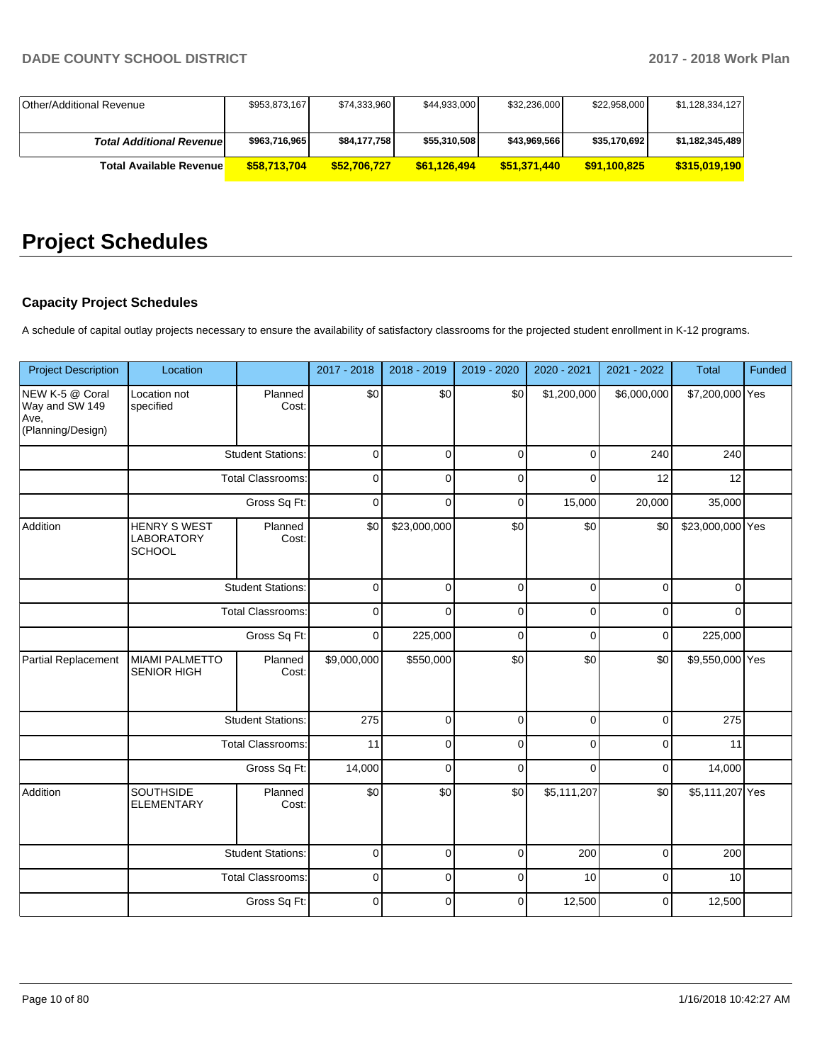| | | | | | | |
|---|---|---|---|---|---|---|
| Other/Additional Revenue | $953,873,167 | $74,333,960 | $44,933,000 | $32,236,000 | $22,958,000 | $1,128,334,127 |
| ***Total Additional Revenue*** | **$963,716,965** | **$84,177,758** | **$55,310,508** | **$43,969,566** | **$35,170,692** | **$1,182,345,489** |
| **Total Available Revenue** | **$58,713,704** | **$52,706,727** | **$61,126,494** | **$51,371,440** | **$91,100,825** | **$315,019,190** |

# Project Schedules

### Capacity Project Schedules

A schedule of capital outlay projects necessary to ensure the availability of satisfactory classrooms for the projected student enrollment in K-12 programs.

| Project Description | Location | | 2017 - 2018 | 2018 - 2019 | 2019 - 2020 | 2020 - 2021 | 2021 - 2022 | Total | Funded |
|---|---|---|---|---|---|---|---|---|---|
| NEW K-5 @ Coral Way and SW 149 Ave, (Planning/Design) | Location not specified | Planned Cost: | $0 | $0 | $0 | $1,200,000 | $6,000,000 | $7,200,000 | Yes |
| | | Student Stations: | 0 | 0 | 0 | 0 | 240 | 240 | |
| | | Total Classrooms: | 0 | 0 | 0 | 0 | 12 | 12 | |
| | | Gross Sq Ft: | 0 | 0 | 0 | 15,000 | 20,000 | 35,000 | |
| Addition | HENRY S WEST LABORATORY SCHOOL | Planned Cost: | $0 | $23,000,000 | $0 | $0 | $0 | $23,000,000 | Yes |
| | | Student Stations: | 0 | 0 | 0 | 0 | 0 | 0 | |
| | | Total Classrooms: | 0 | 0 | 0 | 0 | 0 | 0 | |
| | | Gross Sq Ft: | 0 | 225,000 | 0 | 0 | 0 | 225,000 | |
| Partial Replacement | MIAMI PALMETTO SENIOR HIGH | Planned Cost: | $9,000,000 | $550,000 | $0 | $0 | $0 | $9,550,000 | Yes |
| | | Student Stations: | 275 | 0 | 0 | 0 | 0 | 275 | |
| | | Total Classrooms: | 11 | 0 | 0 | 0 | 0 | 11 | |
| | | Gross Sq Ft: | 14,000 | 0 | 0 | 0 | 0 | 14,000 | |
| Addition | SOUTHSIDE ELEMENTARY | Planned Cost: | $0 | $0 | $0 | $5,111,207 | $0 | $5,111,207 | Yes |
| | | Student Stations: | 0 | 0 | 0 | 200 | 0 | 200 | |
| | | Total Classrooms: | 0 | 0 | 0 | 10 | 0 | 10 | |
| | | Gross Sq Ft: | 0 | 0 | 0 | 12,500 | 0 | 12,500 | |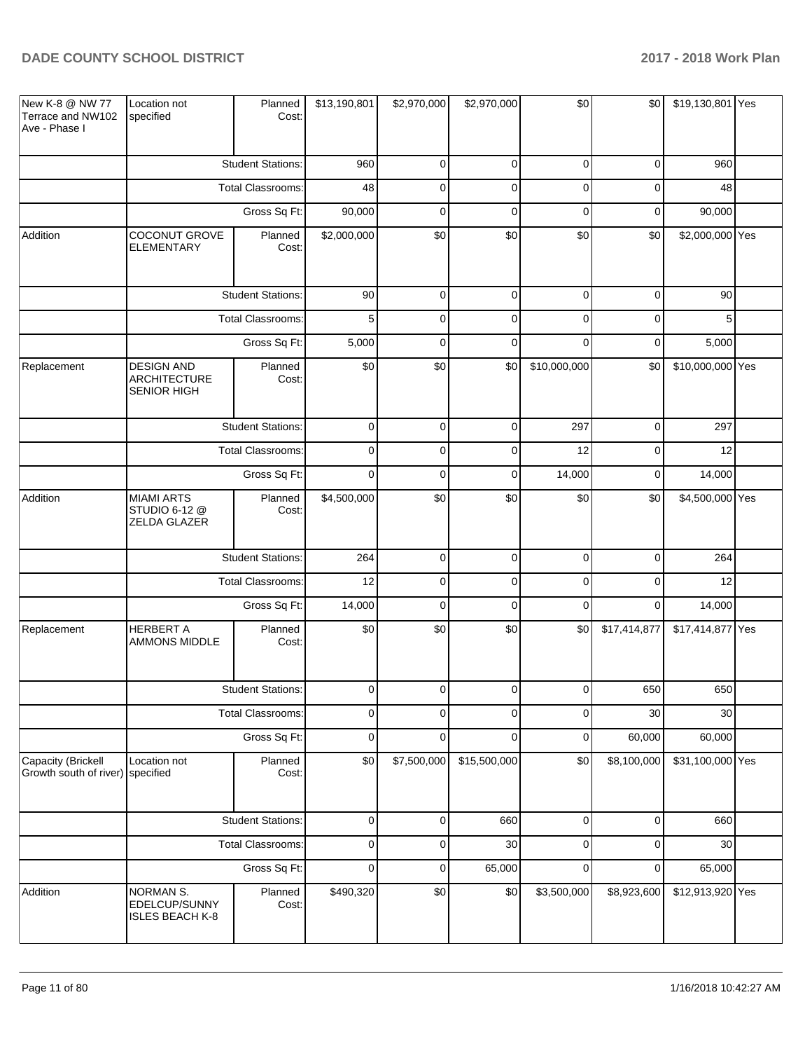| | | | | | | | | | |
|---|---|---|---|---|---|---|---|---|---|
| New K-8 @ NW 77 Terrace and NW102 Ave - Phase I | Location not specified | Planned Cost: | $13,190,801 | $2,970,000 | $2,970,000 | $0 | $0 | $19,130,801 | Yes |
| | | Student Stations: | 960 | 0 | 0 | 0 | 0 | 960 | |
| | | Total Classrooms: | 48 | 0 | 0 | 0 | 0 | 48 | |
| | | Gross Sq Ft: | 90,000 | 0 | 0 | 0 | 0 | 90,000 | |
| Addition | COCONUT GROVE ELEMENTARY | Planned Cost: | $2,000,000 | $0 | $0 | $0 | $0 | $2,000,000 | Yes |
| | | Student Stations: | 90 | 0 | 0 | 0 | 0 | 90 | |
| | | Total Classrooms: | 5 | 0 | 0 | 0 | 0 | 5 | |
| | | Gross Sq Ft: | 5,000 | 0 | 0 | 0 | 0 | 5,000 | |
| Replacement | DESIGN AND ARCHITECTURE SENIOR HIGH | Planned Cost: | $0 | $0 | $0 | $10,000,000 | $0 | $10,000,000 | Yes |
| | | Student Stations: | 0 | 0 | 0 | 297 | 0 | 297 | |
| | | Total Classrooms: | 0 | 0 | 0 | 12 | 0 | 12 | |
| | | Gross Sq Ft: | 0 | 0 | 0 | 14,000 | 0 | 14,000 | |
| Addition | MIAMI ARTS STUDIO 6-12 @ ZELDA GLAZER | Planned Cost: | $4,500,000 | $0 | $0 | $0 | $0 | $4,500,000 | Yes |
| | | Student Stations: | 264 | 0 | 0 | 0 | 0 | 264 | |
| | | Total Classrooms: | 12 | 0 | 0 | 0 | 0 | 12 | |
| | | Gross Sq Ft: | 14,000 | 0 | 0 | 0 | 0 | 14,000 | |
| Replacement | HERBERT A AMMONS MIDDLE | Planned Cost: | $0 | $0 | $0 | $0 | $17,414,877 | $17,414,877 | Yes |
| | | Student Stations: | 0 | 0 | 0 | 0 | 650 | 650 | |
| | | Total Classrooms: | 0 | 0 | 0 | 0 | 30 | 30 | |
| | | Gross Sq Ft: | 0 | 0 | 0 | 0 | 60,000 | 60,000 | |
| Capacity (Brickell Growth south of river) | Location not specified | Planned Cost: | $0 | $7,500,000 | $15,500,000 | $0 | $8,100,000 | $31,100,000 | Yes |
| | | Student Stations: | 0 | 0 | 660 | 0 | 0 | 660 | |
| | | Total Classrooms: | 0 | 0 | 30 | 0 | 0 | 30 | |
| | | Gross Sq Ft: | 0 | 0 | 65,000 | 0 | 0 | 65,000 | |
| Addition | NORMAN S. EDELCUP/SUNNY ISLES BEACH K-8 | Planned Cost: | $490,320 | $0 | $0 | $3,500,000 | $8,923,600 | $12,913,920 | Yes |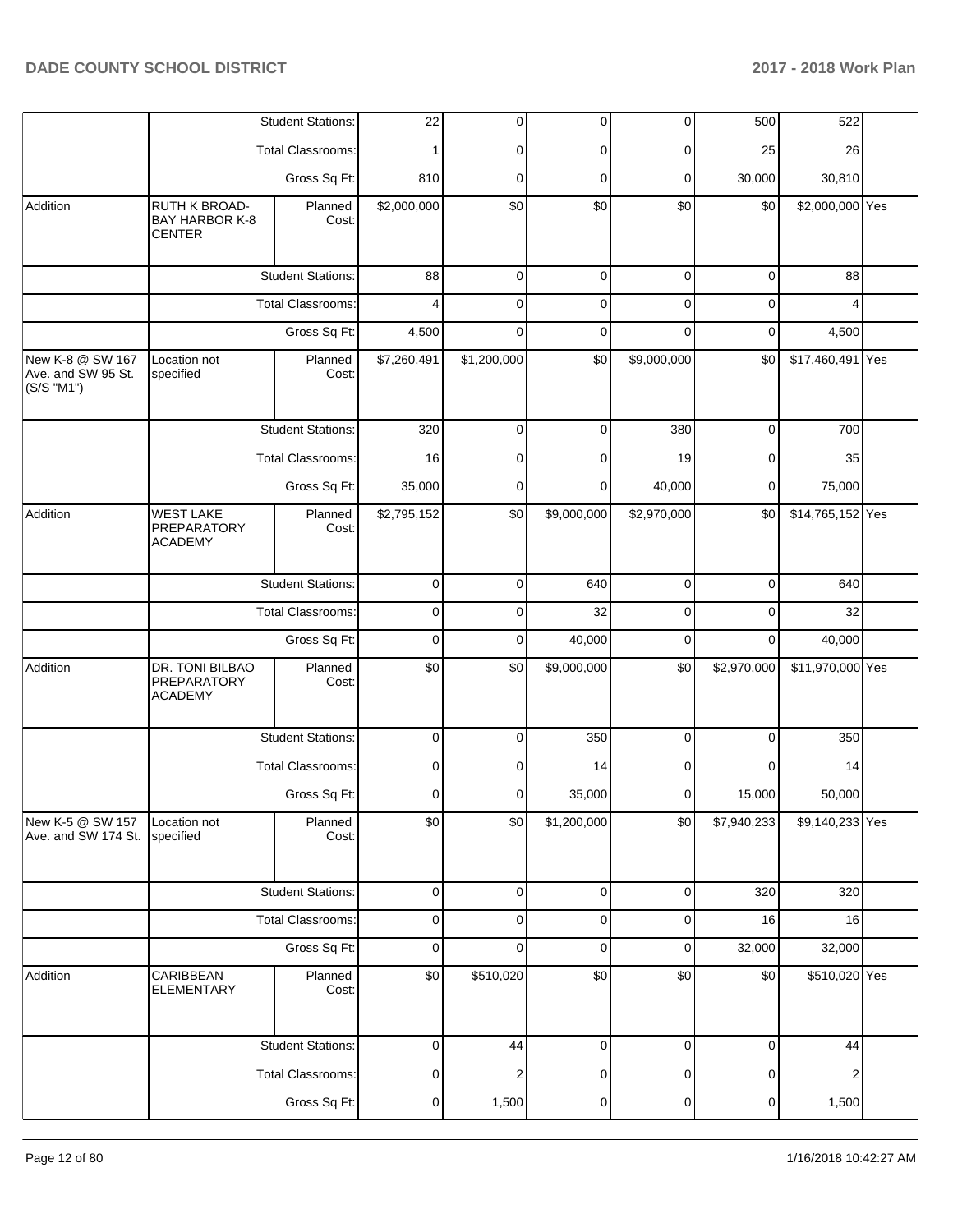| | | | | | | | | | |
|---|---|---|---|---|---|---|---|---|---|
| | | Student Stations: | 22 | 0 | 0 | 0 | 500 | 522 | |
| | | Total Classrooms: | 1 | 0 | 0 | 0 | 25 | 26 | |
| | | Gross Sq Ft: | 810 | 0 | 0 | 0 | 30,000 | 30,810 | |
| Addition | RUTH K BROAD-BAY HARBOR K-8 CENTER | Planned Cost: | $2,000,000 | $0 | $0 | $0 | $0 | $2,000,000 | Yes |
| | | Student Stations: | 88 | 0 | 0 | 0 | 0 | 88 | |
| | | Total Classrooms: | 4 | 0 | 0 | 0 | 0 | 4 | |
| | | Gross Sq Ft: | 4,500 | 0 | 0 | 0 | 0 | 4,500 | |
| New K-8 @ SW 167 Ave. and SW 95 St. (S/S "M1") | Location not specified | Planned Cost: | $7,260,491 | $1,200,000 | $0 | $9,000,000 | $0 | $17,460,491 | Yes |
| | | Student Stations: | 320 | 0 | 0 | 380 | 0 | 700 | |
| | | Total Classrooms: | 16 | 0 | 0 | 19 | 0 | 35 | |
| | | Gross Sq Ft: | 35,000 | 0 | 0 | 40,000 | 0 | 75,000 | |
| Addition | WEST LAKE PREPARATORY ACADEMY | Planned Cost: | $2,795,152 | $0 | $9,000,000 | $2,970,000 | $0 | $14,765,152 | Yes |
| | | Student Stations: | 0 | 0 | 640 | 0 | 0 | 640 | |
| | | Total Classrooms: | 0 | 0 | 32 | 0 | 0 | 32 | |
| | | Gross Sq Ft: | 0 | 0 | 40,000 | 0 | 0 | 40,000 | |
| Addition | DR. TONI BILBAO PREPARATORY ACADEMY | Planned Cost: | $0 | $0 | $9,000,000 | $0 | $2,970,000 | $11,970,000 | Yes |
| | | Student Stations: | 0 | 0 | 350 | 0 | 0 | 350 | |
| | | Total Classrooms: | 0 | 0 | 14 | 0 | 0 | 14 | |
| | | Gross Sq Ft: | 0 | 0 | 35,000 | 0 | 15,000 | 50,000 | |
| New K-5 @ SW 157 Ave. and SW 174 St. | Location not specified | Planned Cost: | $0 | $0 | $1,200,000 | $0 | $7,940,233 | $9,140,233 | Yes |
| | | Student Stations: | 0 | 0 | 0 | 0 | 320 | 320 | |
| | | Total Classrooms: | 0 | 0 | 0 | 0 | 16 | 16 | |
| | | Gross Sq Ft: | 0 | 0 | 0 | 0 | 32,000 | 32,000 | |
| Addition | CARIBBEAN ELEMENTARY | Planned Cost: | $0 | $510,020 | $0 | $0 | $0 | $510,020 | Yes |
| | | Student Stations: | 0 | 44 | 0 | 0 | 0 | 44 | |
| | | Total Classrooms: | 0 | 2 | 0 | 0 | 0 | 2 | |
| | | Gross Sq Ft: | 0 | 1,500 | 0 | 0 | 0 | 1,500 | |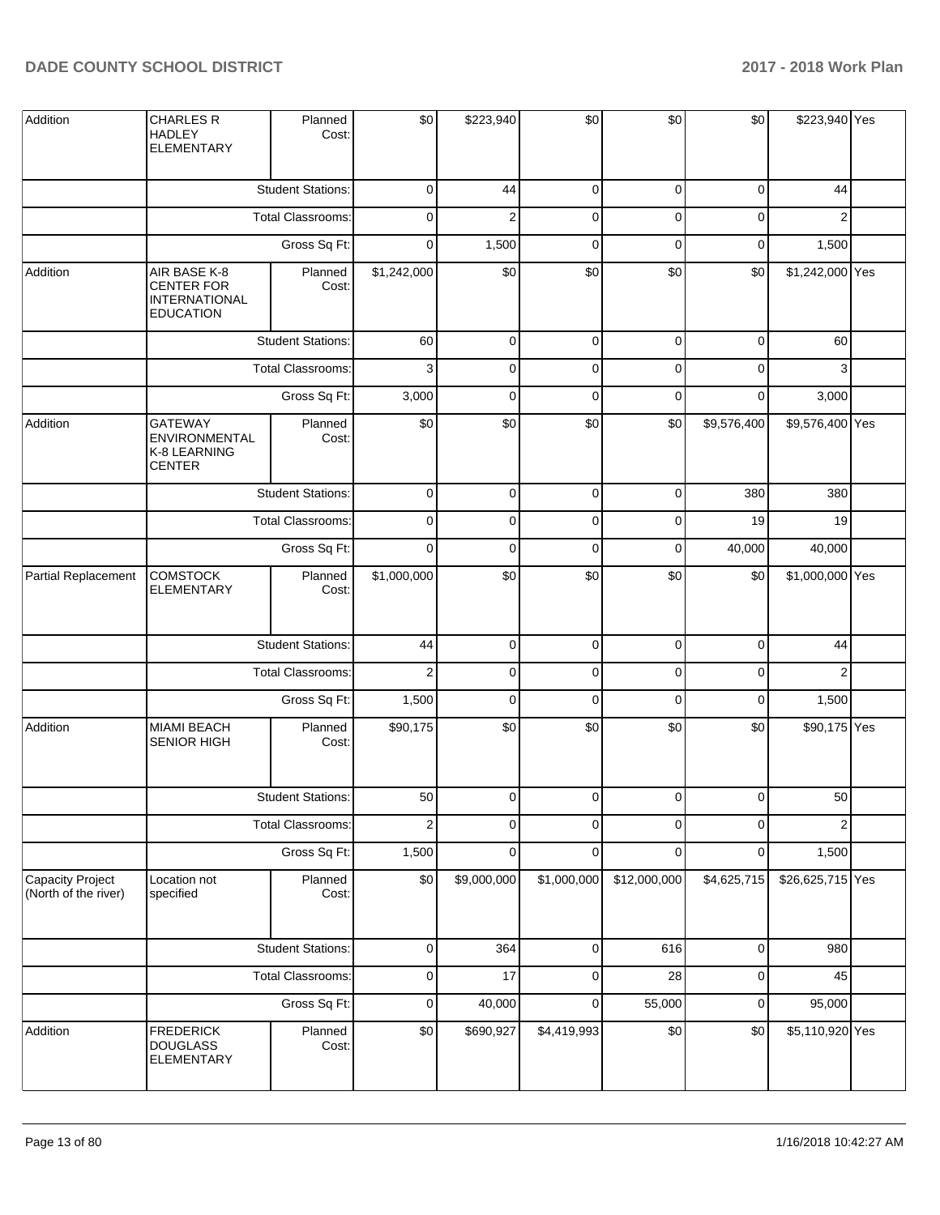| | | | | | | | | | |
|---|---|---|---|---|---|---|---|---|---|
| Addition | CHARLES R HADLEY ELEMENTARY | Planned Cost: | $0 | $223,940 | $0 | $0 | $0 | $223,940 | Yes |
| | | Student Stations: | 0 | 44 | 0 | 0 | 0 | 44 | |
| | | Total Classrooms: | 0 | 2 | 0 | 0 | 0 | 2 | |
| | | Gross Sq Ft: | 0 | 1,500 | 0 | 0 | 0 | 1,500 | |
| Addition | AIR BASE K-8 CENTER FOR INTERNATIONAL EDUCATION | Planned Cost: | $1,242,000 | $0 | $0 | $0 | $0 | $1,242,000 | Yes |
| | | Student Stations: | 60 | 0 | 0 | 0 | 0 | 60 | |
| | | Total Classrooms: | 3 | 0 | 0 | 0 | 0 | 3 | |
| | | Gross Sq Ft: | 3,000 | 0 | 0 | 0 | 0 | 3,000 | |
| Addition | GATEWAY ENVIRONMENTAL K-8 LEARNING CENTER | Planned Cost: | $0 | $0 | $0 | $0 | $9,576,400 | $9,576,400 | Yes |
| | | Student Stations: | 0 | 0 | 0 | 0 | 380 | 380 | |
| | | Total Classrooms: | 0 | 0 | 0 | 0 | 19 | 19 | |
| | | Gross Sq Ft: | 0 | 0 | 0 | 0 | 40,000 | 40,000 | |
| Partial Replacement | COMSTOCK ELEMENTARY | Planned Cost: | $1,000,000 | $0 | $0 | $0 | $0 | $1,000,000 | Yes |
| | | Student Stations: | 44 | 0 | 0 | 0 | 0 | 44 | |
| | | Total Classrooms: | 2 | 0 | 0 | 0 | 0 | 2 | |
| | | Gross Sq Ft: | 1,500 | 0 | 0 | 0 | 0 | 1,500 | |
| Addition | MIAMI BEACH SENIOR HIGH | Planned Cost: | $90,175 | $0 | $0 | $0 | $0 | $90,175 | Yes |
| | | Student Stations: | 50 | 0 | 0 | 0 | 0 | 50 | |
| | | Total Classrooms: | 2 | 0 | 0 | 0 | 0 | 2 | |
| | | Gross Sq Ft: | 1,500 | 0 | 0 | 0 | 0 | 1,500 | |
| Capacity Project (North of the river) | Location not specified | Planned Cost: | $0 | $9,000,000 | $1,000,000 | $12,000,000 | $4,625,715 | $26,625,715 | Yes |
| | | Student Stations: | 0 | 364 | 0 | 616 | 0 | 980 | |
| | | Total Classrooms: | 0 | 17 | 0 | 28 | 0 | 45 | |
| | | Gross Sq Ft: | 0 | 40,000 | 0 | 55,000 | 0 | 95,000 | |
| Addition | FREDERICK DOUGLASS ELEMENTARY | Planned Cost: | $0 | $690,927 | $4,419,993 | $0 | $0 | $5,110,920 | Yes |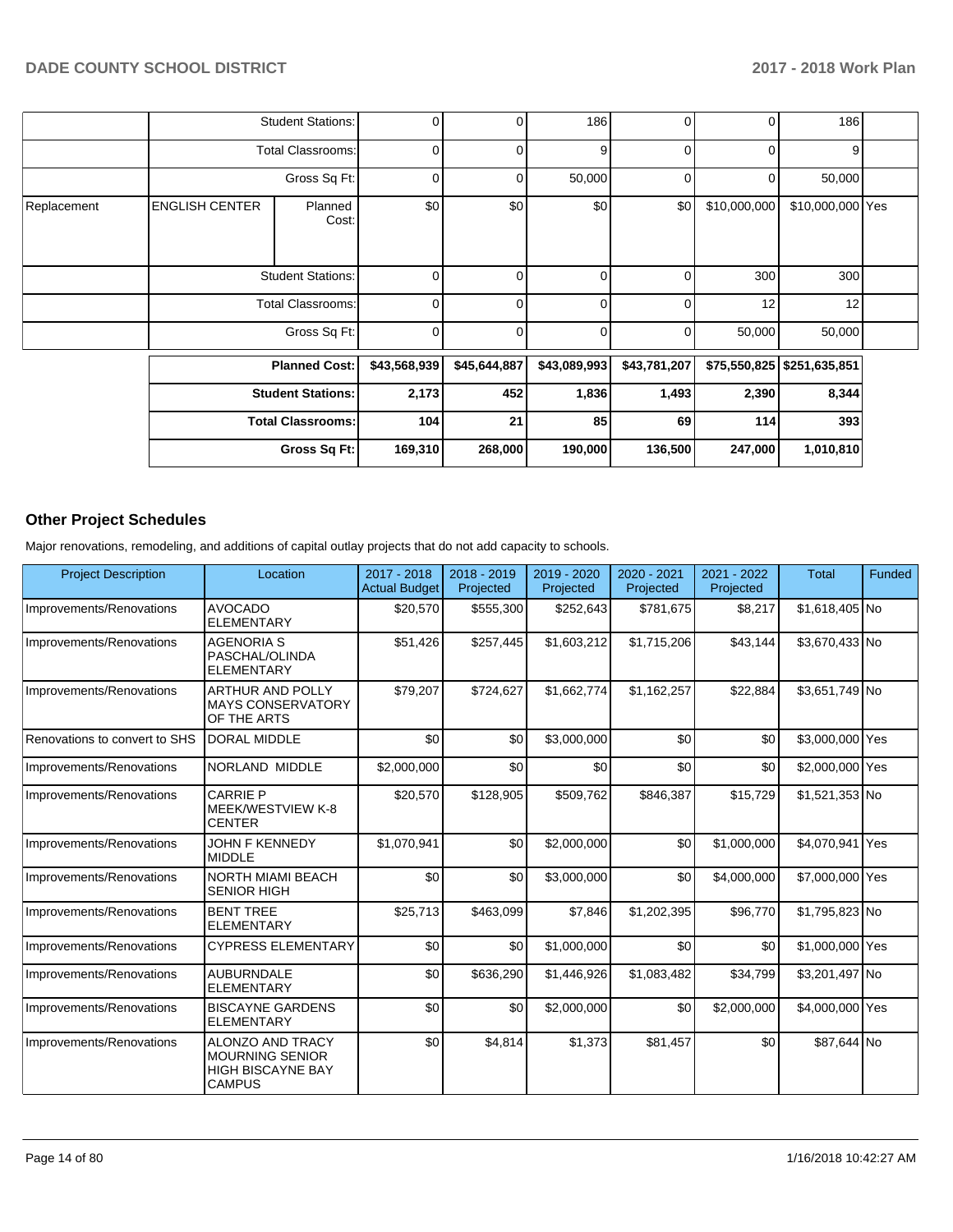| | | | | | | | | | |
|---|---|---|---|---|---|---|---|---|---|
| | Student Stations: | | 0 | 0 | 186 | 0 | 0 | 186 | |
| | Total Classrooms: | | 0 | 0 | 9 | 0 | 0 | 9 | |
| | Gross Sq Ft: | | 0 | 0 | 50,000 | 0 | 0 | 50,000 | |
| Replacement | ENGLISH CENTER | Planned Cost: | $0 | $0 | $0 | $0 | $10,000,000 | $10,000,000 | Yes |
| | Student Stations: | | 0 | 0 | 0 | 0 | 300 | 300 | |
| | Total Classrooms: | | 0 | 0 | 0 | 0 | 12 | 12 | |
| | Gross Sq Ft: | | 0 | 0 | 0 | 0 | 50,000 | 50,000 | |
| | Planned Cost: | | $43,568,939 | $45,644,887 | $43,089,993 | $43,781,207 | $75,550,825 | $251,635,851 | |
| | Student Stations: | | 2,173 | 452 | 1,836 | 1,493 | 2,390 | 8,344 | |
| | Total Classrooms: | | 104 | 21 | 85 | 69 | 114 | 393 | |
| | Gross Sq Ft: | | 169,310 | 268,000 | 190,000 | 136,500 | 247,000 | 1,010,810 | |

## Other Project Schedules

Major renovations, remodeling, and additions of capital outlay projects that do not add capacity to schools.

| Project Description | Location | 2017 - 2018 Actual Budget | 2018 - 2019 Projected | 2019 - 2020 Projected | 2020 - 2021 Projected | 2021 - 2022 Projected | Total | Funded |
|---|---|---|---|---|---|---|---|---|
| Improvements/Renovations | AVOCADO ELEMENTARY | $20,570 | $555,300 | $252,643 | $781,675 | $8,217 | $1,618,405 | No |
| Improvements/Renovations | AGENORIA S PASCHAL/OLINDA ELEMENTARY | $51,426 | $257,445 | $1,603,212 | $1,715,206 | $43,144 | $3,670,433 | No |
| Improvements/Renovations | ARTHUR AND POLLY MAYS CONSERVATORY OF THE ARTS | $79,207 | $724,627 | $1,662,774 | $1,162,257 | $22,884 | $3,651,749 | No |
| Renovations to convert to SHS | DORAL MIDDLE | $0 | $0 | $3,000,000 | $0 | $0 | $3,000,000 | Yes |
| Improvements/Renovations | NORLAND MIDDLE | $2,000,000 | $0 | $0 | $0 | $0 | $2,000,000 | Yes |
| Improvements/Renovations | CARRIE P MEEK/WESTVIEW K-8 CENTER | $20,570 | $128,905 | $509,762 | $846,387 | $15,729 | $1,521,353 | No |
| Improvements/Renovations | JOHN F KENNEDY MIDDLE | $1,070,941 | $0 | $2,000,000 | $0 | $1,000,000 | $4,070,941 | Yes |
| Improvements/Renovations | NORTH MIAMI BEACH SENIOR HIGH | $0 | $0 | $3,000,000 | $0 | $4,000,000 | $7,000,000 | Yes |
| Improvements/Renovations | BENT TREE ELEMENTARY | $25,713 | $463,099 | $7,846 | $1,202,395 | $96,770 | $1,795,823 | No |
| Improvements/Renovations | CYPRESS ELEMENTARY | $0 | $0 | $1,000,000 | $0 | $0 | $1,000,000 | Yes |
| Improvements/Renovations | AUBURNDALE ELEMENTARY | $0 | $636,290 | $1,446,926 | $1,083,482 | $34,799 | $3,201,497 | No |
| Improvements/Renovations | BISCAYNE GARDENS ELEMENTARY | $0 | $0 | $2,000,000 | $0 | $2,000,000 | $4,000,000 | Yes |
| Improvements/Renovations | ALONZO AND TRACY MOURNING SENIOR HIGH BISCAYNE BAY CAMPUS | $0 | $4,814 | $1,373 | $81,457 | $0 | $87,644 | No |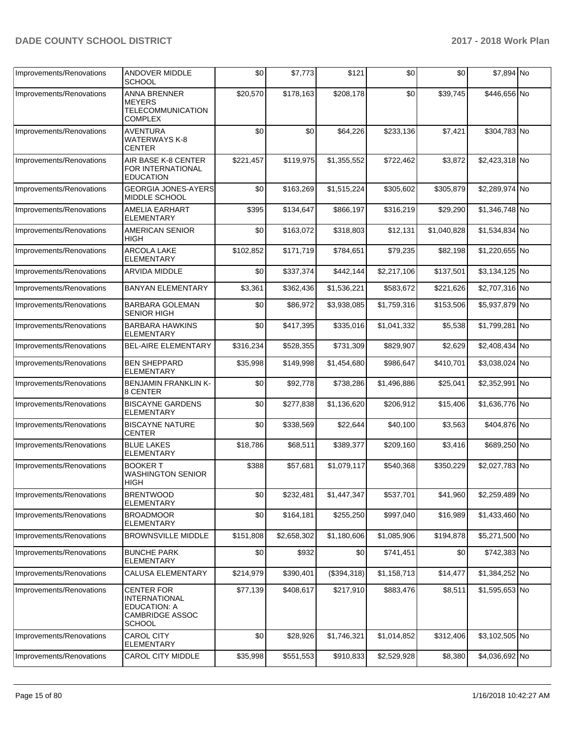| | | | | | | | | |
|---|---|---|---|---|---|---|---|---|
| Improvements/Renovations | ANDOVER MIDDLE SCHOOL | $0 | $7,773 | $121 | $0 | $0 | $7,894 | No |
| Improvements/Renovations | ANNA BRENNER MEYERS TELECOMMUNICATION COMPLEX | $20,570 | $178,163 | $208,178 | $0 | $39,745 | $446,656 | No |
| Improvements/Renovations | AVENTURA WATERWAYS K-8 CENTER | $0 | $0 | $64,226 | $233,136 | $7,421 | $304,783 | No |
| Improvements/Renovations | AIR BASE K-8 CENTER FOR INTERNATIONAL EDUCATION | $221,457 | $119,975 | $1,355,552 | $722,462 | $3,872 | $2,423,318 | No |
| Improvements/Renovations | GEORGIA JONES-AYERS MIDDLE SCHOOL | $0 | $163,269 | $1,515,224 | $305,602 | $305,879 | $2,289,974 | No |
| Improvements/Renovations | AMELIA EARHART ELEMENTARY | $395 | $134,647 | $866,197 | $316,219 | $29,290 | $1,346,748 | No |
| Improvements/Renovations | AMERICAN SENIOR HIGH | $0 | $163,072 | $318,803 | $12,131 | $1,040,828 | $1,534,834 | No |
| Improvements/Renovations | ARCOLA LAKE ELEMENTARY | $102,852 | $171,719 | $784,651 | $79,235 | $82,198 | $1,220,655 | No |
| Improvements/Renovations | ARVIDA MIDDLE | $0 | $337,374 | $442,144 | $2,217,106 | $137,501 | $3,134,125 | No |
| Improvements/Renovations | BANYAN ELEMENTARY | $3,361 | $362,436 | $1,536,221 | $583,672 | $221,626 | $2,707,316 | No |
| Improvements/Renovations | BARBARA GOLEMAN SENIOR HIGH | $0 | $86,972 | $3,938,085 | $1,759,316 | $153,506 | $5,937,879 | No |
| Improvements/Renovations | BARBARA HAWKINS ELEMENTARY | $0 | $417,395 | $335,016 | $1,041,332 | $5,538 | $1,799,281 | No |
| Improvements/Renovations | BEL-AIRE ELEMENTARY | $316,234 | $528,355 | $731,309 | $829,907 | $2,629 | $2,408,434 | No |
| Improvements/Renovations | BEN SHEPPARD ELEMENTARY | $35,998 | $149,998 | $1,454,680 | $986,647 | $410,701 | $3,038,024 | No |
| Improvements/Renovations | BENJAMIN FRANKLIN K-8 CENTER | $0 | $92,778 | $738,286 | $1,496,886 | $25,041 | $2,352,991 | No |
| Improvements/Renovations | BISCAYNE GARDENS ELEMENTARY | $0 | $277,838 | $1,136,620 | $206,912 | $15,406 | $1,636,776 | No |
| Improvements/Renovations | BISCAYNE NATURE CENTER | $0 | $338,569 | $22,644 | $40,100 | $3,563 | $404,876 | No |
| Improvements/Renovations | BLUE LAKES ELEMENTARY | $18,786 | $68,511 | $389,377 | $209,160 | $3,416 | $689,250 | No |
| Improvements/Renovations | BOOKER T WASHINGTON SENIOR HIGH | $388 | $57,681 | $1,079,117 | $540,368 | $350,229 | $2,027,783 | No |
| Improvements/Renovations | BRENTWOOD ELEMENTARY | $0 | $232,481 | $1,447,347 | $537,701 | $41,960 | $2,259,489 | No |
| Improvements/Renovations | BROADMOOR ELEMENTARY | $0 | $164,181 | $255,250 | $997,040 | $16,989 | $1,433,460 | No |
| Improvements/Renovations | BROWNSVILLE MIDDLE | $151,808 | $2,658,302 | $1,180,606 | $1,085,906 | $194,878 | $5,271,500 | No |
| Improvements/Renovations | BUNCHE PARK ELEMENTARY | $0 | $932 | $0 | $741,451 | $0 | $742,383 | No |
| Improvements/Renovations | CALUSA ELEMENTARY | $214,979 | $390,401 | ($394,318) | $1,158,713 | $14,477 | $1,384,252 | No |
| Improvements/Renovations | CENTER FOR INTERNATIONAL EDUCATION: A CAMBRIDGE ASSOC SCHOOL | $77,139 | $408,617 | $217,910 | $883,476 | $8,511 | $1,595,653 | No |
| Improvements/Renovations | CAROL CITY ELEMENTARY | $0 | $28,926 | $1,746,321 | $1,014,852 | $312,406 | $3,102,505 | No |
| Improvements/Renovations | CAROL CITY MIDDLE | $35,998 | $551,553 | $910,833 | $2,529,928 | $8,380 | $4,036,692 | No |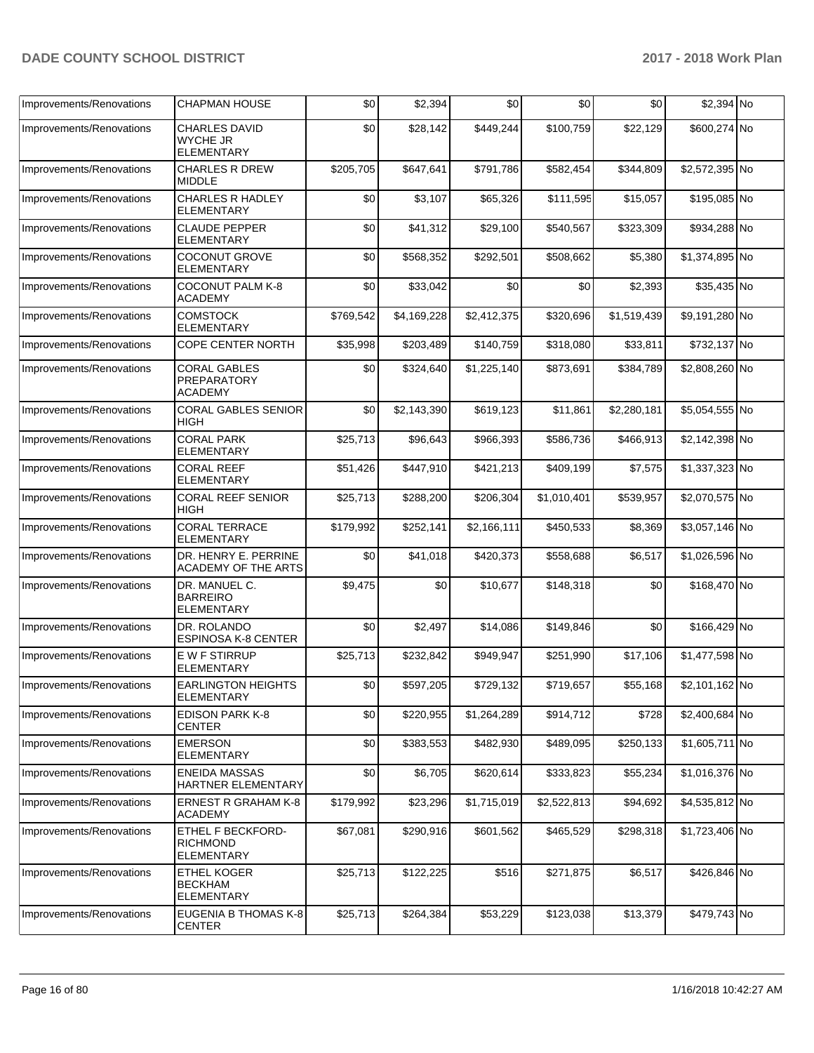| | | | | | | | | |
|---|---|---|---|---|---|---|---|---|
| Improvements/Renovations | CHAPMAN HOUSE | $0 | $2,394 | $0 | $0 | $0 | $2,394 | No |
| Improvements/Renovations | CHARLES DAVID WYCHE JR ELEMENTARY | $0 | $28,142 | $449,244 | $100,759 | $22,129 | $600,274 | No |
| Improvements/Renovations | CHARLES R DREW MIDDLE | $205,705 | $647,641 | $791,786 | $582,454 | $344,809 | $2,572,395 | No |
| Improvements/Renovations | CHARLES R HADLEY ELEMENTARY | $0 | $3,107 | $65,326 | $111,595 | $15,057 | $195,085 | No |
| Improvements/Renovations | CLAUDE PEPPER ELEMENTARY | $0 | $41,312 | $29,100 | $540,567 | $323,309 | $934,288 | No |
| Improvements/Renovations | COCONUT GROVE ELEMENTARY | $0 | $568,352 | $292,501 | $508,662 | $5,380 | $1,374,895 | No |
| Improvements/Renovations | COCONUT PALM K-8 ACADEMY | $0 | $33,042 | $0 | $0 | $2,393 | $35,435 | No |
| Improvements/Renovations | COMSTOCK ELEMENTARY | $769,542 | $4,169,228 | $2,412,375 | $320,696 | $1,519,439 | $9,191,280 | No |
| Improvements/Renovations | COPE CENTER NORTH | $35,998 | $203,489 | $140,759 | $318,080 | $33,811 | $732,137 | No |
| Improvements/Renovations | CORAL GABLES PREPARATORY ACADEMY | $0 | $324,640 | $1,225,140 | $873,691 | $384,789 | $2,808,260 | No |
| Improvements/Renovations | CORAL GABLES SENIOR HIGH | $0 | $2,143,390 | $619,123 | $11,861 | $2,280,181 | $5,054,555 | No |
| Improvements/Renovations | CORAL PARK ELEMENTARY | $25,713 | $96,643 | $966,393 | $586,736 | $466,913 | $2,142,398 | No |
| Improvements/Renovations | CORAL REEF ELEMENTARY | $51,426 | $447,910 | $421,213 | $409,199 | $7,575 | $1,337,323 | No |
| Improvements/Renovations | CORAL REEF SENIOR HIGH | $25,713 | $288,200 | $206,304 | $1,010,401 | $539,957 | $2,070,575 | No |
| Improvements/Renovations | CORAL TERRACE ELEMENTARY | $179,992 | $252,141 | $2,166,111 | $450,533 | $8,369 | $3,057,146 | No |
| Improvements/Renovations | DR. HENRY E. PERRINE ACADEMY OF THE ARTS | $0 | $41,018 | $420,373 | $558,688 | $6,517 | $1,026,596 | No |
| Improvements/Renovations | DR. MANUEL C. BARREIRO ELEMENTARY | $9,475 | $0 | $10,677 | $148,318 | $0 | $168,470 | No |
| Improvements/Renovations | DR. ROLANDO ESPINOSA K-8 CENTER | $0 | $2,497 | $14,086 | $149,846 | $0 | $166,429 | No |
| Improvements/Renovations | E W F STIRRUP ELEMENTARY | $25,713 | $232,842 | $949,947 | $251,990 | $17,106 | $1,477,598 | No |
| Improvements/Renovations | EARLINGTON HEIGHTS ELEMENTARY | $0 | $597,205 | $729,132 | $719,657 | $55,168 | $2,101,162 | No |
| Improvements/Renovations | EDISON PARK K-8 CENTER | $0 | $220,955 | $1,264,289 | $914,712 | $728 | $2,400,684 | No |
| Improvements/Renovations | EMERSON ELEMENTARY | $0 | $383,553 | $482,930 | $489,095 | $250,133 | $1,605,711 | No |
| Improvements/Renovations | ENEIDA MASSAS HARTNER ELEMENTARY | $0 | $6,705 | $620,614 | $333,823 | $55,234 | $1,016,376 | No |
| Improvements/Renovations | ERNEST R GRAHAM K-8 ACADEMY | $179,992 | $23,296 | $1,715,019 | $2,522,813 | $94,692 | $4,535,812 | No |
| Improvements/Renovations | ETHEL F BECKFORD-RICHMOND ELEMENTARY | $67,081 | $290,916 | $601,562 | $465,529 | $298,318 | $1,723,406 | No |
| Improvements/Renovations | ETHEL KOGER BECKHAM ELEMENTARY | $25,713 | $122,225 | $516 | $271,875 | $6,517 | $426,846 | No |
| Improvements/Renovations | EUGENIA B THOMAS K-8 CENTER | $25,713 | $264,384 | $53,229 | $123,038 | $13,379 | $479,743 | No |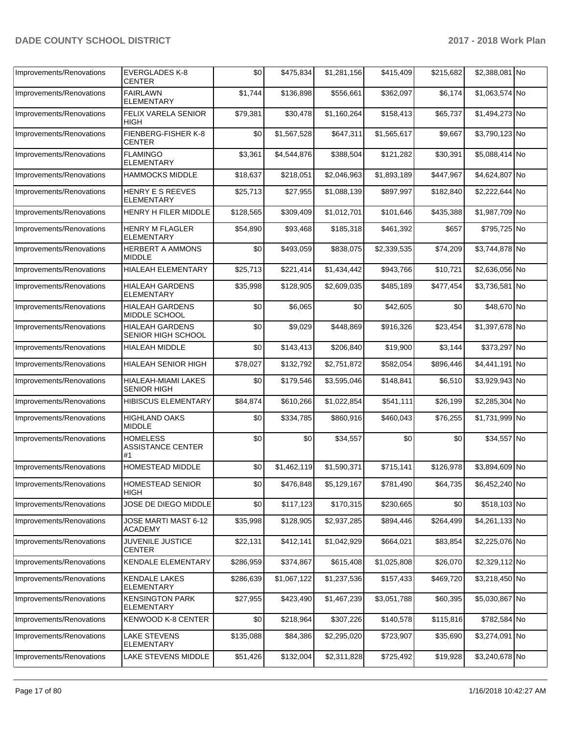| | | | | | | | | |
|---|---|---|---|---|---|---|---|---|
| Improvements/Renovations | EVERGLADES K-8 CENTER | $0 | $475,834 | $1,281,156 | $415,409 | $215,682 | $2,388,081 | No |
| Improvements/Renovations | FAIRLAWN ELEMENTARY | $1,744 | $136,898 | $556,661 | $362,097 | $6,174 | $1,063,574 | No |
| Improvements/Renovations | FELIX VARELA SENIOR HIGH | $79,381 | $30,478 | $1,160,264 | $158,413 | $65,737 | $1,494,273 | No |
| Improvements/Renovations | FIENBERG-FISHER K-8 CENTER | $0 | $1,567,528 | $647,311 | $1,565,617 | $9,667 | $3,790,123 | No |
| Improvements/Renovations | FLAMINGO ELEMENTARY | $3,361 | $4,544,876 | $388,504 | $121,282 | $30,391 | $5,088,414 | No |
| Improvements/Renovations | HAMMOCKS MIDDLE | $18,637 | $218,051 | $2,046,963 | $1,893,189 | $447,967 | $4,624,807 | No |
| Improvements/Renovations | HENRY E S REEVES ELEMENTARY | $25,713 | $27,955 | $1,088,139 | $897,997 | $182,840 | $2,222,644 | No |
| Improvements/Renovations | HENRY H FILER MIDDLE | $128,565 | $309,409 | $1,012,701 | $101,646 | $435,388 | $1,987,709 | No |
| Improvements/Renovations | HENRY M FLAGLER ELEMENTARY | $54,890 | $93,468 | $185,318 | $461,392 | $657 | $795,725 | No |
| Improvements/Renovations | HERBERT A AMMONS MIDDLE | $0 | $493,059 | $838,075 | $2,339,535 | $74,209 | $3,744,878 | No |
| Improvements/Renovations | HIALEAH ELEMENTARY | $25,713 | $221,414 | $1,434,442 | $943,766 | $10,721 | $2,636,056 | No |
| Improvements/Renovations | HIALEAH GARDENS ELEMENTARY | $35,998 | $128,905 | $2,609,035 | $485,189 | $477,454 | $3,736,581 | No |
| Improvements/Renovations | HIALEAH GARDENS MIDDLE SCHOOL | $0 | $6,065 | $0 | $42,605 | $0 | $48,670 | No |
| Improvements/Renovations | HIALEAH GARDENS SENIOR HIGH SCHOOL | $0 | $9,029 | $448,869 | $916,326 | $23,454 | $1,397,678 | No |
| Improvements/Renovations | HIALEAH MIDDLE | $0 | $143,413 | $206,840 | $19,900 | $3,144 | $373,297 | No |
| Improvements/Renovations | HIALEAH SENIOR HIGH | $78,027 | $132,792 | $2,751,872 | $582,054 | $896,446 | $4,441,191 | No |
| Improvements/Renovations | HIALEAH-MIAMI LAKES SENIOR HIGH | $0 | $179,546 | $3,595,046 | $148,841 | $6,510 | $3,929,943 | No |
| Improvements/Renovations | HIBISCUS ELEMENTARY | $84,874 | $610,266 | $1,022,854 | $541,111 | $26,199 | $2,285,304 | No |
| Improvements/Renovations | HIGHLAND OAKS MIDDLE | $0 | $334,785 | $860,916 | $460,043 | $76,255 | $1,731,999 | No |
| Improvements/Renovations | HOMELESS ASSISTANCE CENTER #1 | $0 | $0 | $34,557 | $0 | $0 | $34,557 | No |
| Improvements/Renovations | HOMESTEAD MIDDLE | $0 | $1,462,119 | $1,590,371 | $715,141 | $126,978 | $3,894,609 | No |
| Improvements/Renovations | HOMESTEAD SENIOR HIGH | $0 | $476,848 | $5,129,167 | $781,490 | $64,735 | $6,452,240 | No |
| Improvements/Renovations | JOSE DE DIEGO MIDDLE | $0 | $117,123 | $170,315 | $230,665 | $0 | $518,103 | No |
| Improvements/Renovations | JOSE MARTI MAST 6-12 ACADEMY | $35,998 | $128,905 | $2,937,285 | $894,446 | $264,499 | $4,261,133 | No |
| Improvements/Renovations | JUVENILE JUSTICE CENTER | $22,131 | $412,141 | $1,042,929 | $664,021 | $83,854 | $2,225,076 | No |
| Improvements/Renovations | KENDALE ELEMENTARY | $286,959 | $374,867 | $615,408 | $1,025,808 | $26,070 | $2,329,112 | No |
| Improvements/Renovations | KENDALE LAKES ELEMENTARY | $286,639 | $1,067,122 | $1,237,536 | $157,433 | $469,720 | $3,218,450 | No |
| Improvements/Renovations | KENSINGTON PARK ELEMENTARY | $27,955 | $423,490 | $1,467,239 | $3,051,788 | $60,395 | $5,030,867 | No |
| Improvements/Renovations | KENWOOD K-8 CENTER | $0 | $218,964 | $307,226 | $140,578 | $115,816 | $782,584 | No |
| Improvements/Renovations | LAKE STEVENS ELEMENTARY | $135,088 | $84,386 | $2,295,020 | $723,907 | $35,690 | $3,274,091 | No |
| Improvements/Renovations | LAKE STEVENS MIDDLE | $51,426 | $132,004 | $2,311,828 | $725,492 | $19,928 | $3,240,678 | No |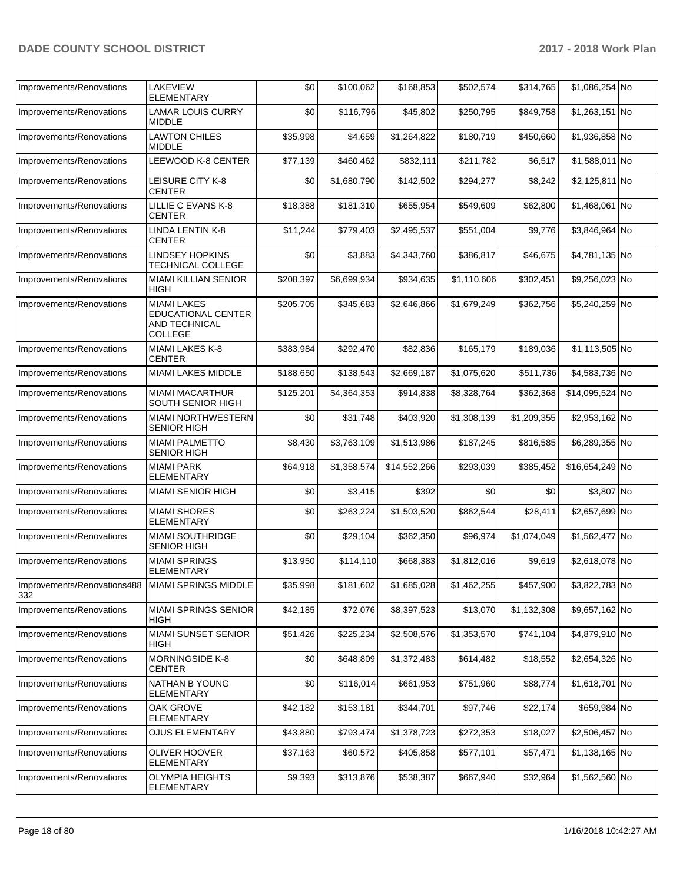| | | | | | | | | |
|---|---|---|---|---|---|---|---|---|
| Improvements/Renovations | LAKEVIEW ELEMENTARY | $0 | $100,062 | $168,853 | $502,574 | $314,765 | $1,086,254 | No |
| Improvements/Renovations | LAMAR LOUIS CURRY MIDDLE | $0 | $116,796 | $45,802 | $250,795 | $849,758 | $1,263,151 | No |
| Improvements/Renovations | LAWTON CHILES MIDDLE | $35,998 | $4,659 | $1,264,822 | $180,719 | $450,660 | $1,936,858 | No |
| Improvements/Renovations | LEEWOOD K-8 CENTER | $77,139 | $460,462 | $832,111 | $211,782 | $6,517 | $1,588,011 | No |
| Improvements/Renovations | LEISURE CITY K-8 CENTER | $0 | $1,680,790 | $142,502 | $294,277 | $8,242 | $2,125,811 | No |
| Improvements/Renovations | LILLIE C EVANS K-8 CENTER | $18,388 | $181,310 | $655,954 | $549,609 | $62,800 | $1,468,061 | No |
| Improvements/Renovations | LINDA LENTIN K-8 CENTER | $11,244 | $779,403 | $2,495,537 | $551,004 | $9,776 | $3,846,964 | No |
| Improvements/Renovations | LINDSEY HOPKINS TECHNICAL COLLEGE | $0 | $3,883 | $4,343,760 | $386,817 | $46,675 | $4,781,135 | No |
| Improvements/Renovations | MIAMI KILLIAN SENIOR HIGH | $208,397 | $6,699,934 | $934,635 | $1,110,606 | $302,451 | $9,256,023 | No |
| Improvements/Renovations | MIAMI LAKES EDUCATIONAL CENTER AND TECHNICAL COLLEGE | $205,705 | $345,683 | $2,646,866 | $1,679,249 | $362,756 | $5,240,259 | No |
| Improvements/Renovations | MIAMI LAKES K-8 CENTER | $383,984 | $292,470 | $82,836 | $165,179 | $189,036 | $1,113,505 | No |
| Improvements/Renovations | MIAMI LAKES MIDDLE | $188,650 | $138,543 | $2,669,187 | $1,075,620 | $511,736 | $4,583,736 | No |
| Improvements/Renovations | MIAMI MACARTHUR SOUTH SENIOR HIGH | $125,201 | $4,364,353 | $914,838 | $8,328,764 | $362,368 | $14,095,524 | No |
| Improvements/Renovations | MIAMI NORTHWESTERN SENIOR HIGH | $0 | $31,748 | $403,920 | $1,308,139 | $1,209,355 | $2,953,162 | No |
| Improvements/Renovations | MIAMI PALMETTO SENIOR HIGH | $8,430 | $3,763,109 | $1,513,986 | $187,245 | $816,585 | $6,289,355 | No |
| Improvements/Renovations | MIAMI PARK ELEMENTARY | $64,918 | $1,358,574 | $14,552,266 | $293,039 | $385,452 | $16,654,249 | No |
| Improvements/Renovations | MIAMI SENIOR HIGH | $0 | $3,415 | $392 | $0 | $0 | $3,807 | No |
| Improvements/Renovations | MIAMI SHORES ELEMENTARY | $0 | $263,224 | $1,503,520 | $862,544 | $28,411 | $2,657,699 | No |
| Improvements/Renovations | MIAMI SOUTHRIDGE SENIOR HIGH | $0 | $29,104 | $362,350 | $96,974 | $1,074,049 | $1,562,477 | No |
| Improvements/Renovations | MIAMI SPRINGS ELEMENTARY | $13,950 | $114,110 | $668,383 | $1,812,016 | $9,619 | $2,618,078 | No |
| Improvements/Renovations488332 | MIAMI SPRINGS MIDDLE | $35,998 | $181,602 | $1,685,028 | $1,462,255 | $457,900 | $3,822,783 | No |
| Improvements/Renovations | MIAMI SPRINGS SENIOR HIGH | $42,185 | $72,076 | $8,397,523 | $13,070 | $1,132,308 | $9,657,162 | No |
| Improvements/Renovations | MIAMI SUNSET SENIOR HIGH | $51,426 | $225,234 | $2,508,576 | $1,353,570 | $741,104 | $4,879,910 | No |
| Improvements/Renovations | MORNINGSIDE K-8 CENTER | $0 | $648,809 | $1,372,483 | $614,482 | $18,552 | $2,654,326 | No |
| Improvements/Renovations | NATHAN B YOUNG ELEMENTARY | $0 | $116,014 | $661,953 | $751,960 | $88,774 | $1,618,701 | No |
| Improvements/Renovations | OAK GROVE ELEMENTARY | $42,182 | $153,181 | $344,701 | $97,746 | $22,174 | $659,984 | No |
| Improvements/Renovations | OJUS ELEMENTARY | $43,880 | $793,474 | $1,378,723 | $272,353 | $18,027 | $2,506,457 | No |
| Improvements/Renovations | OLIVER HOOVER ELEMENTARY | $37,163 | $60,572 | $405,858 | $577,101 | $57,471 | $1,138,165 | No |
| Improvements/Renovations | OLYMPIA HEIGHTS ELEMENTARY | $9,393 | $313,876 | $538,387 | $667,940 | $32,964 | $1,562,560 | No |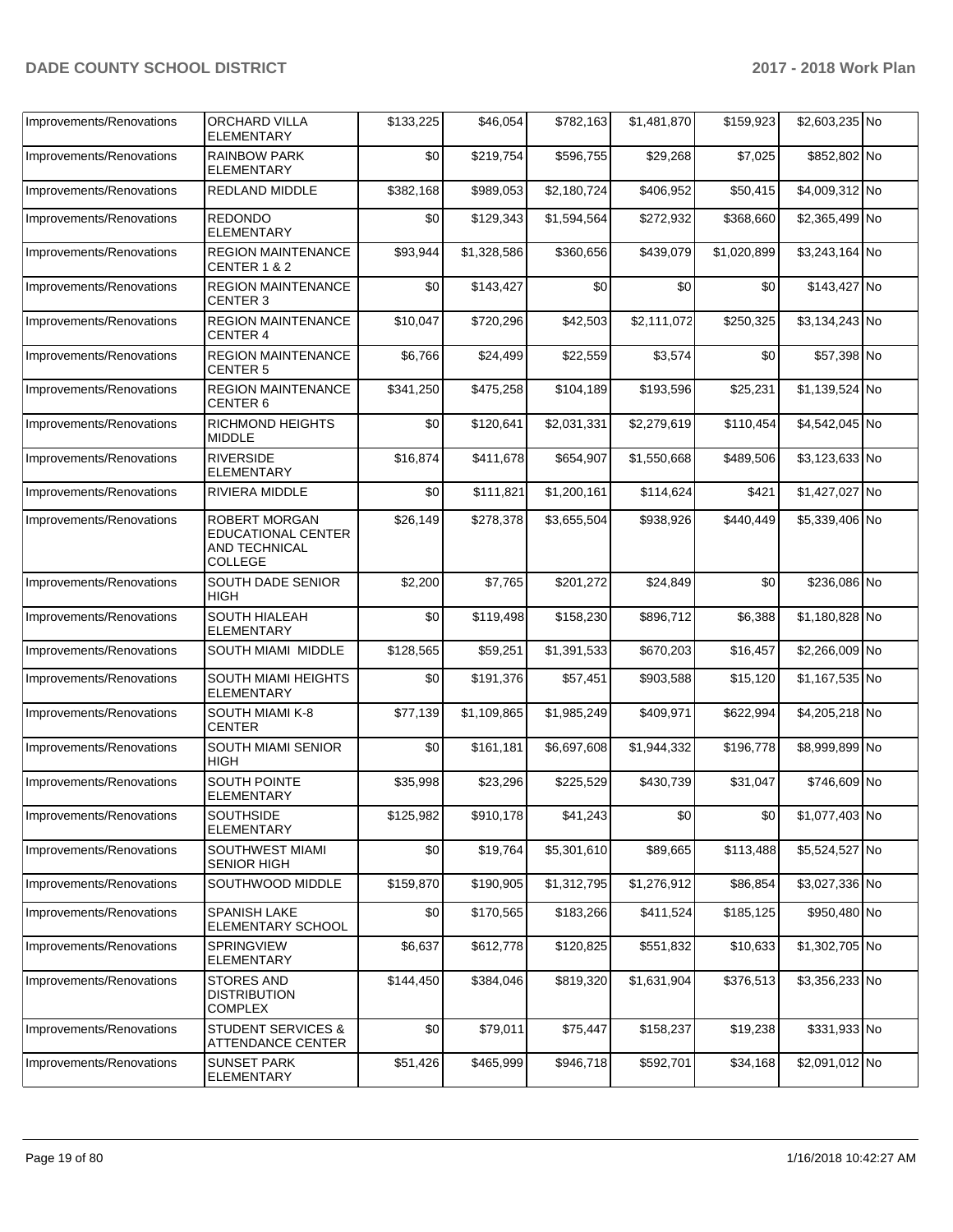| | | | | | | | | |
|---|---|---|---|---|---|---|---|---|
| Improvements/Renovations | ORCHARD VILLA ELEMENTARY | $133,225 | $46,054 | $782,163 | $1,481,870 | $159,923 | $2,603,235 | No |
| Improvements/Renovations | RAINBOW PARK ELEMENTARY | $0 | $219,754 | $596,755 | $29,268 | $7,025 | $852,802 | No |
| Improvements/Renovations | REDLAND MIDDLE | $382,168 | $989,053 | $2,180,724 | $406,952 | $50,415 | $4,009,312 | No |
| Improvements/Renovations | REDONDO ELEMENTARY | $0 | $129,343 | $1,594,564 | $272,932 | $368,660 | $2,365,499 | No |
| Improvements/Renovations | REGION MAINTENANCE CENTER 1 & 2 | $93,944 | $1,328,586 | $360,656 | $439,079 | $1,020,899 | $3,243,164 | No |
| Improvements/Renovations | REGION MAINTENANCE CENTER 3 | $0 | $143,427 | $0 | $0 | $0 | $143,427 | No |
| Improvements/Renovations | REGION MAINTENANCE CENTER 4 | $10,047 | $720,296 | $42,503 | $2,111,072 | $250,325 | $3,134,243 | No |
| Improvements/Renovations | REGION MAINTENANCE CENTER 5 | $6,766 | $24,499 | $22,559 | $3,574 | $0 | $57,398 | No |
| Improvements/Renovations | REGION MAINTENANCE CENTER 6 | $341,250 | $475,258 | $104,189 | $193,596 | $25,231 | $1,139,524 | No |
| Improvements/Renovations | RICHMOND HEIGHTS MIDDLE | $0 | $120,641 | $2,031,331 | $2,279,619 | $110,454 | $4,542,045 | No |
| Improvements/Renovations | RIVERSIDE ELEMENTARY | $16,874 | $411,678 | $654,907 | $1,550,668 | $489,506 | $3,123,633 | No |
| Improvements/Renovations | RIVIERA MIDDLE | $0 | $111,821 | $1,200,161 | $114,624 | $421 | $1,427,027 | No |
| Improvements/Renovations | ROBERT MORGAN EDUCATIONAL CENTER AND TECHNICAL COLLEGE | $26,149 | $278,378 | $3,655,504 | $938,926 | $440,449 | $5,339,406 | No |
| Improvements/Renovations | SOUTH DADE SENIOR HIGH | $2,200 | $7,765 | $201,272 | $24,849 | $0 | $236,086 | No |
| Improvements/Renovations | SOUTH HIALEAH ELEMENTARY | $0 | $119,498 | $158,230 | $896,712 | $6,388 | $1,180,828 | No |
| Improvements/Renovations | SOUTH MIAMI MIDDLE | $128,565 | $59,251 | $1,391,533 | $670,203 | $16,457 | $2,266,009 | No |
| Improvements/Renovations | SOUTH MIAMI HEIGHTS ELEMENTARY | $0 | $191,376 | $57,451 | $903,588 | $15,120 | $1,167,535 | No |
| Improvements/Renovations | SOUTH MIAMI K-8 CENTER | $77,139 | $1,109,865 | $1,985,249 | $409,971 | $622,994 | $4,205,218 | No |
| Improvements/Renovations | SOUTH MIAMI SENIOR HIGH | $0 | $161,181 | $6,697,608 | $1,944,332 | $196,778 | $8,999,899 | No |
| Improvements/Renovations | SOUTH POINTE ELEMENTARY | $35,998 | $23,296 | $225,529 | $430,739 | $31,047 | $746,609 | No |
| Improvements/Renovations | SOUTHSIDE ELEMENTARY | $125,982 | $910,178 | $41,243 | $0 | $0 | $1,077,403 | No |
| Improvements/Renovations | SOUTHWEST MIAMI SENIOR HIGH | $0 | $19,764 | $5,301,610 | $89,665 | $113,488 | $5,524,527 | No |
| Improvements/Renovations | SOUTHWOOD MIDDLE | $159,870 | $190,905 | $1,312,795 | $1,276,912 | $86,854 | $3,027,336 | No |
| Improvements/Renovations | SPANISH LAKE ELEMENTARY SCHOOL | $0 | $170,565 | $183,266 | $411,524 | $185,125 | $950,480 | No |
| Improvements/Renovations | SPRINGVIEW ELEMENTARY | $6,637 | $612,778 | $120,825 | $551,832 | $10,633 | $1,302,705 | No |
| Improvements/Renovations | STORES AND DISTRIBUTION COMPLEX | $144,450 | $384,046 | $819,320 | $1,631,904 | $376,513 | $3,356,233 | No |
| Improvements/Renovations | STUDENT SERVICES & ATTENDANCE CENTER | $0 | $79,011 | $75,447 | $158,237 | $19,238 | $331,933 | No |
| Improvements/Renovations | SUNSET PARK ELEMENTARY | $51,426 | $465,999 | $946,718 | $592,701 | $34,168 | $2,091,012 | No |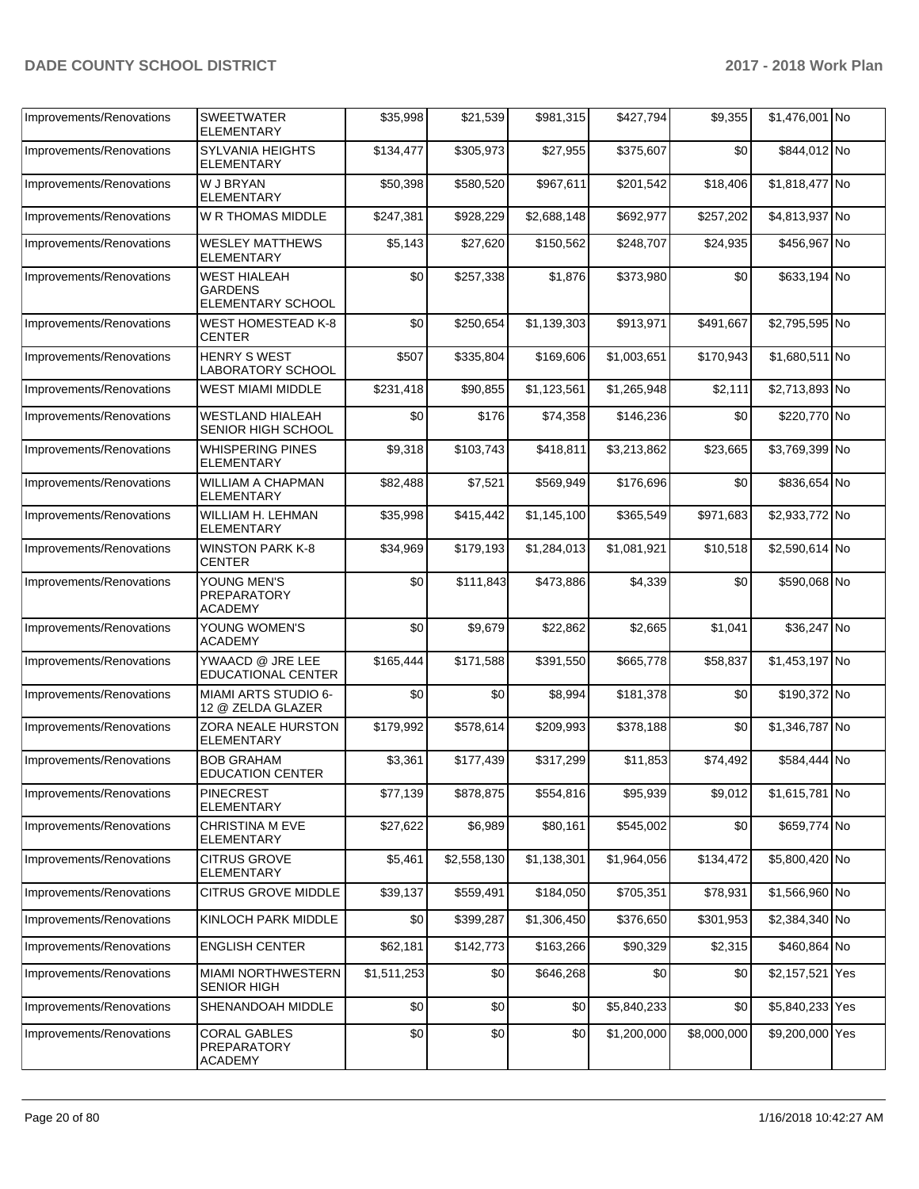| | | | | | | | | |
|---|---|---|---|---|---|---|---|---|
| Improvements/Renovations | SWEETWATER ELEMENTARY | $35,998 | $21,539 | $981,315 | $427,794 | $9,355 | $1,476,001 | No |
| Improvements/Renovations | SYLVANIA HEIGHTS ELEMENTARY | $134,477 | $305,973 | $27,955 | $375,607 | $0 | $844,012 | No |
| Improvements/Renovations | W J BRYAN ELEMENTARY | $50,398 | $580,520 | $967,611 | $201,542 | $18,406 | $1,818,477 | No |
| Improvements/Renovations | W R THOMAS MIDDLE | $247,381 | $928,229 | $2,688,148 | $692,977 | $257,202 | $4,813,937 | No |
| Improvements/Renovations | WESLEY MATTHEWS ELEMENTARY | $5,143 | $27,620 | $150,562 | $248,707 | $24,935 | $456,967 | No |
| Improvements/Renovations | WEST HIALEAH GARDENS ELEMENTARY SCHOOL | $0 | $257,338 | $1,876 | $373,980 | $0 | $633,194 | No |
| Improvements/Renovations | WEST HOMESTEAD K-8 CENTER | $0 | $250,654 | $1,139,303 | $913,971 | $491,667 | $2,795,595 | No |
| Improvements/Renovations | HENRY S WEST LABORATORY SCHOOL | $507 | $335,804 | $169,606 | $1,003,651 | $170,943 | $1,680,511 | No |
| Improvements/Renovations | WEST MIAMI MIDDLE | $231,418 | $90,855 | $1,123,561 | $1,265,948 | $2,111 | $2,713,893 | No |
| Improvements/Renovations | WESTLAND HIALEAH SENIOR HIGH SCHOOL | $0 | $176 | $74,358 | $146,236 | $0 | $220,770 | No |
| Improvements/Renovations | WHISPERING PINES ELEMENTARY | $9,318 | $103,743 | $418,811 | $3,213,862 | $23,665 | $3,769,399 | No |
| Improvements/Renovations | WILLIAM A CHAPMAN ELEMENTARY | $82,488 | $7,521 | $569,949 | $176,696 | $0 | $836,654 | No |
| Improvements/Renovations | WILLIAM H. LEHMAN ELEMENTARY | $35,998 | $415,442 | $1,145,100 | $365,549 | $971,683 | $2,933,772 | No |
| Improvements/Renovations | WINSTON PARK K-8 CENTER | $34,969 | $179,193 | $1,284,013 | $1,081,921 | $10,518 | $2,590,614 | No |
| Improvements/Renovations | YOUNG MEN'S PREPARATORY ACADEMY | $0 | $111,843 | $473,886 | $4,339 | $0 | $590,068 | No |
| Improvements/Renovations | YOUNG WOMEN'S ACADEMY | $0 | $9,679 | $22,862 | $2,665 | $1,041 | $36,247 | No |
| Improvements/Renovations | YWAACD @ JRE LEE EDUCATIONAL CENTER | $165,444 | $171,588 | $391,550 | $665,778 | $58,837 | $1,453,197 | No |
| Improvements/Renovations | MIAMI ARTS STUDIO 6-12 @ ZELDA GLAZER | $0 | $0 | $8,994 | $181,378 | $0 | $190,372 | No |
| Improvements/Renovations | ZORA NEALE HURSTON ELEMENTARY | $179,992 | $578,614 | $209,993 | $378,188 | $0 | $1,346,787 | No |
| Improvements/Renovations | BOB GRAHAM EDUCATION CENTER | $3,361 | $177,439 | $317,299 | $11,853 | $74,492 | $584,444 | No |
| Improvements/Renovations | PINECREST ELEMENTARY | $77,139 | $878,875 | $554,816 | $95,939 | $9,012 | $1,615,781 | No |
| Improvements/Renovations | CHRISTINA M EVE ELEMENTARY | $27,622 | $6,989 | $80,161 | $545,002 | $0 | $659,774 | No |
| Improvements/Renovations | CITRUS GROVE ELEMENTARY | $5,461 | $2,558,130 | $1,138,301 | $1,964,056 | $134,472 | $5,800,420 | No |
| Improvements/Renovations | CITRUS GROVE MIDDLE | $39,137 | $559,491 | $184,050 | $705,351 | $78,931 | $1,566,960 | No |
| Improvements/Renovations | KINLOCH PARK MIDDLE | $0 | $399,287 | $1,306,450 | $376,650 | $301,953 | $2,384,340 | No |
| Improvements/Renovations | ENGLISH CENTER | $62,181 | $142,773 | $163,266 | $90,329 | $2,315 | $460,864 | No |
| Improvements/Renovations | MIAMI NORTHWESTERN SENIOR HIGH | $1,511,253 | $0 | $646,268 | $0 | $0 | $2,157,521 | Yes |
| Improvements/Renovations | SHENANDOAH MIDDLE | $0 | $0 | $0 | $5,840,233 | $0 | $5,840,233 | Yes |
| Improvements/Renovations | CORAL GABLES PREPARATORY ACADEMY | $0 | $0 | $0 | $1,200,000 | $8,000,000 | $9,200,000 | Yes |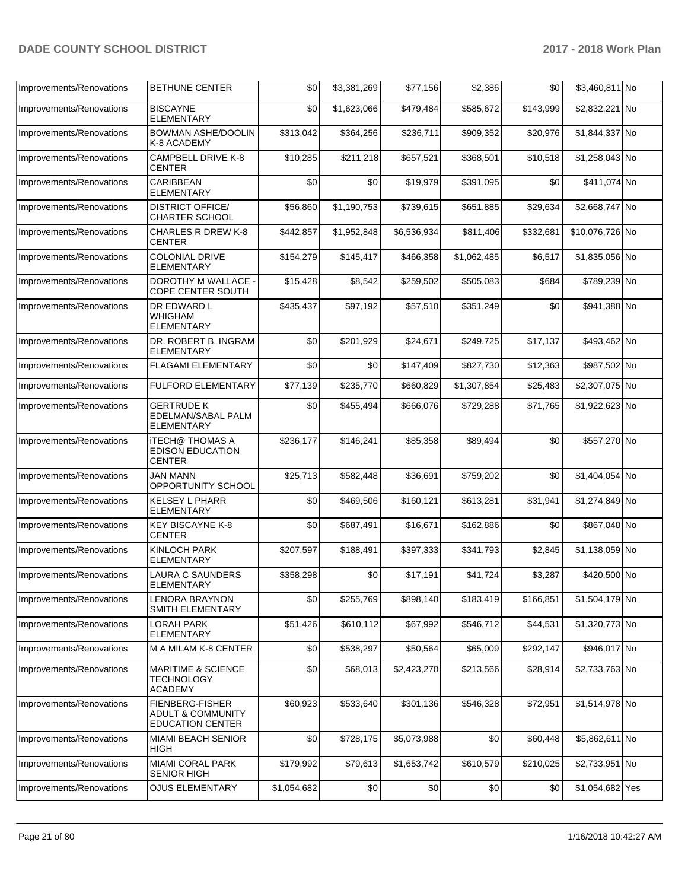| | | | | | | | | |
|---|---|---|---|---|---|---|---|---|
| Improvements/Renovations | BETHUNE CENTER | $0 | $3,381,269 | $77,156 | $2,386 | $0 | $3,460,811 | No |
| Improvements/Renovations | BISCAYNE ELEMENTARY | $0 | $1,623,066 | $479,484 | $585,672 | $143,999 | $2,832,221 | No |
| Improvements/Renovations | BOWMAN ASHE/DOOLIN K-8 ACADEMY | $313,042 | $364,256 | $236,711 | $909,352 | $20,976 | $1,844,337 | No |
| Improvements/Renovations | CAMPBELL DRIVE K-8 CENTER | $10,285 | $211,218 | $657,521 | $368,501 | $10,518 | $1,258,043 | No |
| Improvements/Renovations | CARIBBEAN ELEMENTARY | $0 | $0 | $19,979 | $391,095 | $0 | $411,074 | No |
| Improvements/Renovations | DISTRICT OFFICE/ CHARTER SCHOOL | $56,860 | $1,190,753 | $739,615 | $651,885 | $29,634 | $2,668,747 | No |
| Improvements/Renovations | CHARLES R DREW K-8 CENTER | $442,857 | $1,952,848 | $6,536,934 | $811,406 | $332,681 | $10,076,726 | No |
| Improvements/Renovations | COLONIAL DRIVE ELEMENTARY | $154,279 | $145,417 | $466,358 | $1,062,485 | $6,517 | $1,835,056 | No |
| Improvements/Renovations | DOROTHY M WALLACE - COPE CENTER SOUTH | $15,428 | $8,542 | $259,502 | $505,083 | $684 | $789,239 | No |
| Improvements/Renovations | DR EDWARD L WHIGHAM ELEMENTARY | $435,437 | $97,192 | $57,510 | $351,249 | $0 | $941,388 | No |
| Improvements/Renovations | DR. ROBERT B. INGRAM ELEMENTARY | $0 | $201,929 | $24,671 | $249,725 | $17,137 | $493,462 | No |
| Improvements/Renovations | FLAGAMI ELEMENTARY | $0 | $0 | $147,409 | $827,730 | $12,363 | $987,502 | No |
| Improvements/Renovations | FULFORD ELEMENTARY | $77,139 | $235,770 | $660,829 | $1,307,854 | $25,483 | $2,307,075 | No |
| Improvements/Renovations | GERTRUDE K EDELMAN/SABAL PALM ELEMENTARY | $0 | $455,494 | $666,076 | $729,288 | $71,765 | $1,922,623 | No |
| Improvements/Renovations | iTECH@ THOMAS A EDISON EDUCATION CENTER | $236,177 | $146,241 | $85,358 | $89,494 | $0 | $557,270 | No |
| Improvements/Renovations | JAN MANN OPPORTUNITY SCHOOL | $25,713 | $582,448 | $36,691 | $759,202 | $0 | $1,404,054 | No |
| Improvements/Renovations | KELSEY L PHARR ELEMENTARY | $0 | $469,506 | $160,121 | $613,281 | $31,941 | $1,274,849 | No |
| Improvements/Renovations | KEY BISCAYNE K-8 CENTER | $0 | $687,491 | $16,671 | $162,886 | $0 | $867,048 | No |
| Improvements/Renovations | KINLOCH PARK ELEMENTARY | $207,597 | $188,491 | $397,333 | $341,793 | $2,845 | $1,138,059 | No |
| Improvements/Renovations | LAURA C SAUNDERS ELEMENTARY | $358,298 | $0 | $17,191 | $41,724 | $3,287 | $420,500 | No |
| Improvements/Renovations | LENORA BRAYNON SMITH ELEMENTARY | $0 | $255,769 | $898,140 | $183,419 | $166,851 | $1,504,179 | No |
| Improvements/Renovations | LORAH PARK ELEMENTARY | $51,426 | $610,112 | $67,992 | $546,712 | $44,531 | $1,320,773 | No |
| Improvements/Renovations | M A MILAM K-8 CENTER | $0 | $538,297 | $50,564 | $65,009 | $292,147 | $946,017 | No |
| Improvements/Renovations | MARITIME & SCIENCE TECHNOLOGY ACADEMY | $0 | $68,013 | $2,423,270 | $213,566 | $28,914 | $2,733,763 | No |
| Improvements/Renovations | FIENBERG-FISHER ADULT & COMMUNITY EDUCATION CENTER | $60,923 | $533,640 | $301,136 | $546,328 | $72,951 | $1,514,978 | No |
| Improvements/Renovations | MIAMI BEACH SENIOR HIGH | $0 | $728,175 | $5,073,988 | $0 | $60,448 | $5,862,611 | No |
| Improvements/Renovations | MIAMI CORAL PARK SENIOR HIGH | $179,992 | $79,613 | $1,653,742 | $610,579 | $210,025 | $2,733,951 | No |
| Improvements/Renovations | OJUS ELEMENTARY | $1,054,682 | $0 | $0 | $0 | $0 | $1,054,682 | Yes |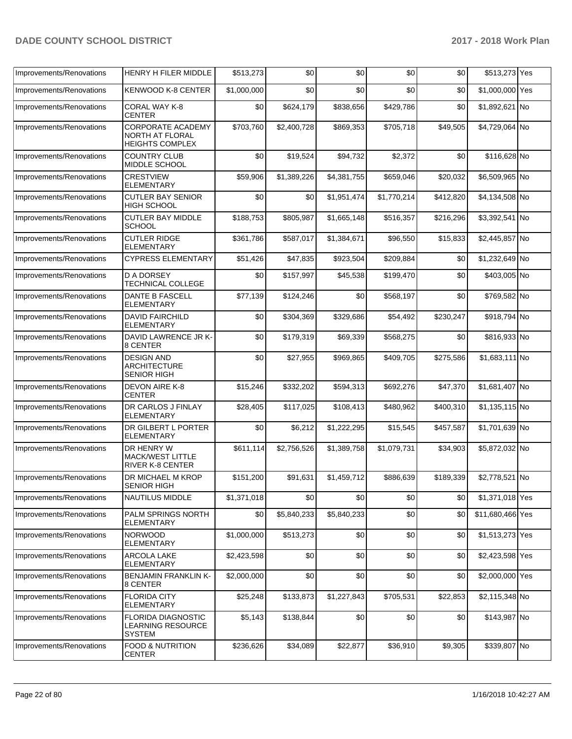| | | | | | | | | |
|---|---|---|---|---|---|---|---|---|
| Improvements/Renovations | HENRY H FILER MIDDLE | $513,273 | $0 | $0 | $0 | $0 | $513,273 | Yes |
| Improvements/Renovations | KENWOOD K-8 CENTER | $1,000,000 | $0 | $0 | $0 | $0 | $1,000,000 | Yes |
| Improvements/Renovations | CORAL WAY K-8 CENTER | $0 | $624,179 | $838,656 | $429,786 | $0 | $1,892,621 | No |
| Improvements/Renovations | CORPORATE ACADEMY NORTH AT FLORAL HEIGHTS COMPLEX | $703,760 | $2,400,728 | $869,353 | $705,718 | $49,505 | $4,729,064 | No |
| Improvements/Renovations | COUNTRY CLUB MIDDLE SCHOOL | $0 | $19,524 | $94,732 | $2,372 | $0 | $116,628 | No |
| Improvements/Renovations | CRESTVIEW ELEMENTARY | $59,906 | $1,389,226 | $4,381,755 | $659,046 | $20,032 | $6,509,965 | No |
| Improvements/Renovations | CUTLER BAY SENIOR HIGH SCHOOL | $0 | $0 | $1,951,474 | $1,770,214 | $412,820 | $4,134,508 | No |
| Improvements/Renovations | CUTLER BAY MIDDLE SCHOOL | $188,753 | $805,987 | $1,665,148 | $516,357 | $216,296 | $3,392,541 | No |
| Improvements/Renovations | CUTLER RIDGE ELEMENTARY | $361,786 | $587,017 | $1,384,671 | $96,550 | $15,833 | $2,445,857 | No |
| Improvements/Renovations | CYPRESS ELEMENTARY | $51,426 | $47,835 | $923,504 | $209,884 | $0 | $1,232,649 | No |
| Improvements/Renovations | D A DORSEY TECHNICAL COLLEGE | $0 | $157,997 | $45,538 | $199,470 | $0 | $403,005 | No |
| Improvements/Renovations | DANTE B FASCELL ELEMENTARY | $77,139 | $124,246 | $0 | $568,197 | $0 | $769,582 | No |
| Improvements/Renovations | DAVID FAIRCHILD ELEMENTARY | $0 | $304,369 | $329,686 | $54,492 | $230,247 | $918,794 | No |
| Improvements/Renovations | DAVID LAWRENCE JR K-8 CENTER | $0 | $179,319 | $69,339 | $568,275 | $0 | $816,933 | No |
| Improvements/Renovations | DESIGN AND ARCHITECTURE SENIOR HIGH | $0 | $27,955 | $969,865 | $409,705 | $275,586 | $1,683,111 | No |
| Improvements/Renovations | DEVON AIRE K-8 CENTER | $15,246 | $332,202 | $594,313 | $692,276 | $47,370 | $1,681,407 | No |
| Improvements/Renovations | DR CARLOS J FINLAY ELEMENTARY | $28,405 | $117,025 | $108,413 | $480,962 | $400,310 | $1,135,115 | No |
| Improvements/Renovations | DR GILBERT L PORTER ELEMENTARY | $0 | $6,212 | $1,222,295 | $15,545 | $457,587 | $1,701,639 | No |
| Improvements/Renovations | DR HENRY W MACK/WEST LITTLE RIVER K-8 CENTER | $611,114 | $2,756,526 | $1,389,758 | $1,079,731 | $34,903 | $5,872,032 | No |
| Improvements/Renovations | DR MICHAEL M KROP SENIOR HIGH | $151,200 | $91,631 | $1,459,712 | $886,639 | $189,339 | $2,778,521 | No |
| Improvements/Renovations | NAUTILUS MIDDLE | $1,371,018 | $0 | $0 | $0 | $0 | $1,371,018 | Yes |
| Improvements/Renovations | PALM SPRINGS NORTH ELEMENTARY | $0 | $5,840,233 | $5,840,233 | $0 | $0 | $11,680,466 | Yes |
| Improvements/Renovations | NORWOOD ELEMENTARY | $1,000,000 | $513,273 | $0 | $0 | $0 | $1,513,273 | Yes |
| Improvements/Renovations | ARCOLA LAKE ELEMENTARY | $2,423,598 | $0 | $0 | $0 | $0 | $2,423,598 | Yes |
| Improvements/Renovations | BENJAMIN FRANKLIN K-8 CENTER | $2,000,000 | $0 | $0 | $0 | $0 | $2,000,000 | Yes |
| Improvements/Renovations | FLORIDA CITY ELEMENTARY | $25,248 | $133,873 | $1,227,843 | $705,531 | $22,853 | $2,115,348 | No |
| Improvements/Renovations | FLORIDA DIAGNOSTIC LEARNING RESOURCE SYSTEM | $5,143 | $138,844 | $0 | $0 | $0 | $143,987 | No |
| Improvements/Renovations | FOOD & NUTRITION CENTER | $236,626 | $34,089 | $22,877 | $36,910 | $9,305 | $339,807 | No |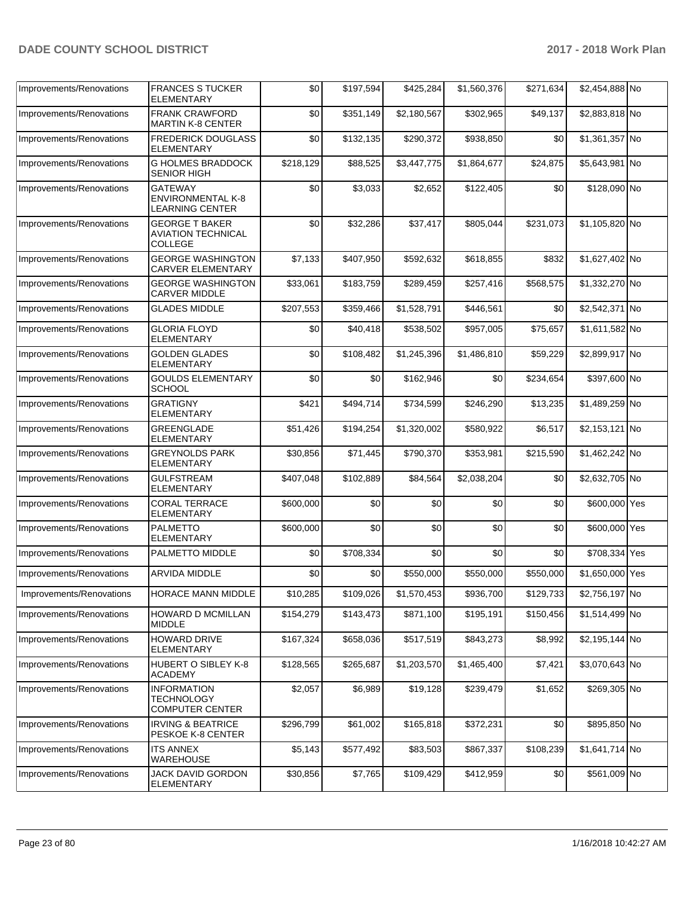| | | | | | | | | |
|---|---|---|---|---|---|---|---|---|
| Improvements/Renovations | FRANCES S TUCKER ELEMENTARY | $0 | $197,594 | $425,284 | $1,560,376 | $271,634 | $2,454,888 | No |
| Improvements/Renovations | FRANK CRAWFORD MARTIN K-8 CENTER | $0 | $351,149 | $2,180,567 | $302,965 | $49,137 | $2,883,818 | No |
| Improvements/Renovations | FREDERICK DOUGLASS ELEMENTARY | $0 | $132,135 | $290,372 | $938,850 | $0 | $1,361,357 | No |
| Improvements/Renovations | G HOLMES BRADDOCK SENIOR HIGH | $218,129 | $88,525 | $3,447,775 | $1,864,677 | $24,875 | $5,643,981 | No |
| Improvements/Renovations | GATEWAY ENVIRONMENTAL K-8 LEARNING CENTER | $0 | $3,033 | $2,652 | $122,405 | $0 | $128,090 | No |
| Improvements/Renovations | GEORGE T BAKER AVIATION TECHNICAL COLLEGE | $0 | $32,286 | $37,417 | $805,044 | $231,073 | $1,105,820 | No |
| Improvements/Renovations | GEORGE WASHINGTON CARVER ELEMENTARY | $7,133 | $407,950 | $592,632 | $618,855 | $832 | $1,627,402 | No |
| Improvements/Renovations | GEORGE WASHINGTON CARVER MIDDLE | $33,061 | $183,759 | $289,459 | $257,416 | $568,575 | $1,332,270 | No |
| Improvements/Renovations | GLADES MIDDLE | $207,553 | $359,466 | $1,528,791 | $446,561 | $0 | $2,542,371 | No |
| Improvements/Renovations | GLORIA FLOYD ELEMENTARY | $0 | $40,418 | $538,502 | $957,005 | $75,657 | $1,611,582 | No |
| Improvements/Renovations | GOLDEN GLADES ELEMENTARY | $0 | $108,482 | $1,245,396 | $1,486,810 | $59,229 | $2,899,917 | No |
| Improvements/Renovations | GOULDS ELEMENTARY SCHOOL | $0 | $0 | $162,946 | $0 | $234,654 | $397,600 | No |
| Improvements/Renovations | GRATIGNY ELEMENTARY | $421 | $494,714 | $734,599 | $246,290 | $13,235 | $1,489,259 | No |
| Improvements/Renovations | GREENGLADE ELEMENTARY | $51,426 | $194,254 | $1,320,002 | $580,922 | $6,517 | $2,153,121 | No |
| Improvements/Renovations | GREYNOLDS PARK ELEMENTARY | $30,856 | $71,445 | $790,370 | $353,981 | $215,590 | $1,462,242 | No |
| Improvements/Renovations | GULFSTREAM ELEMENTARY | $407,048 | $102,889 | $84,564 | $2,038,204 | $0 | $2,632,705 | No |
| Improvements/Renovations | CORAL TERRACE ELEMENTARY | $600,000 | $0 | $0 | $0 | $0 | $600,000 | Yes |
| Improvements/Renovations | PALMETTO ELEMENTARY | $600,000 | $0 | $0 | $0 | $0 | $600,000 | Yes |
| Improvements/Renovations | PALMETTO MIDDLE | $0 | $708,334 | $0 | $0 | $0 | $708,334 | Yes |
| Improvements/Renovations | ARVIDA MIDDLE | $0 | $0 | $550,000 | $550,000 | $550,000 | $1,650,000 | Yes |
| Improvements/Renovations | HORACE MANN MIDDLE | $10,285 | $109,026 | $1,570,453 | $936,700 | $129,733 | $2,756,197 | No |
| Improvements/Renovations | HOWARD D MCMILLAN MIDDLE | $154,279 | $143,473 | $871,100 | $195,191 | $150,456 | $1,514,499 | No |
| Improvements/Renovations | HOWARD DRIVE ELEMENTARY | $167,324 | $658,036 | $517,519 | $843,273 | $8,992 | $2,195,144 | No |
| Improvements/Renovations | HUBERT O SIBLEY K-8 ACADEMY | $128,565 | $265,687 | $1,203,570 | $1,465,400 | $7,421 | $3,070,643 | No |
| Improvements/Renovations | INFORMATION TECHNOLOGY COMPUTER CENTER | $2,057 | $6,989 | $19,128 | $239,479 | $1,652 | $269,305 | No |
| Improvements/Renovations | IRVING & BEATRICE PESKOE K-8 CENTER | $296,799 | $61,002 | $165,818 | $372,231 | $0 | $895,850 | No |
| Improvements/Renovations | ITS ANNEX WAREHOUSE | $5,143 | $577,492 | $83,503 | $867,337 | $108,239 | $1,641,714 | No |
| Improvements/Renovations | JACK DAVID GORDON ELEMENTARY | $30,856 | $7,765 | $109,429 | $412,959 | $0 | $561,009 | No |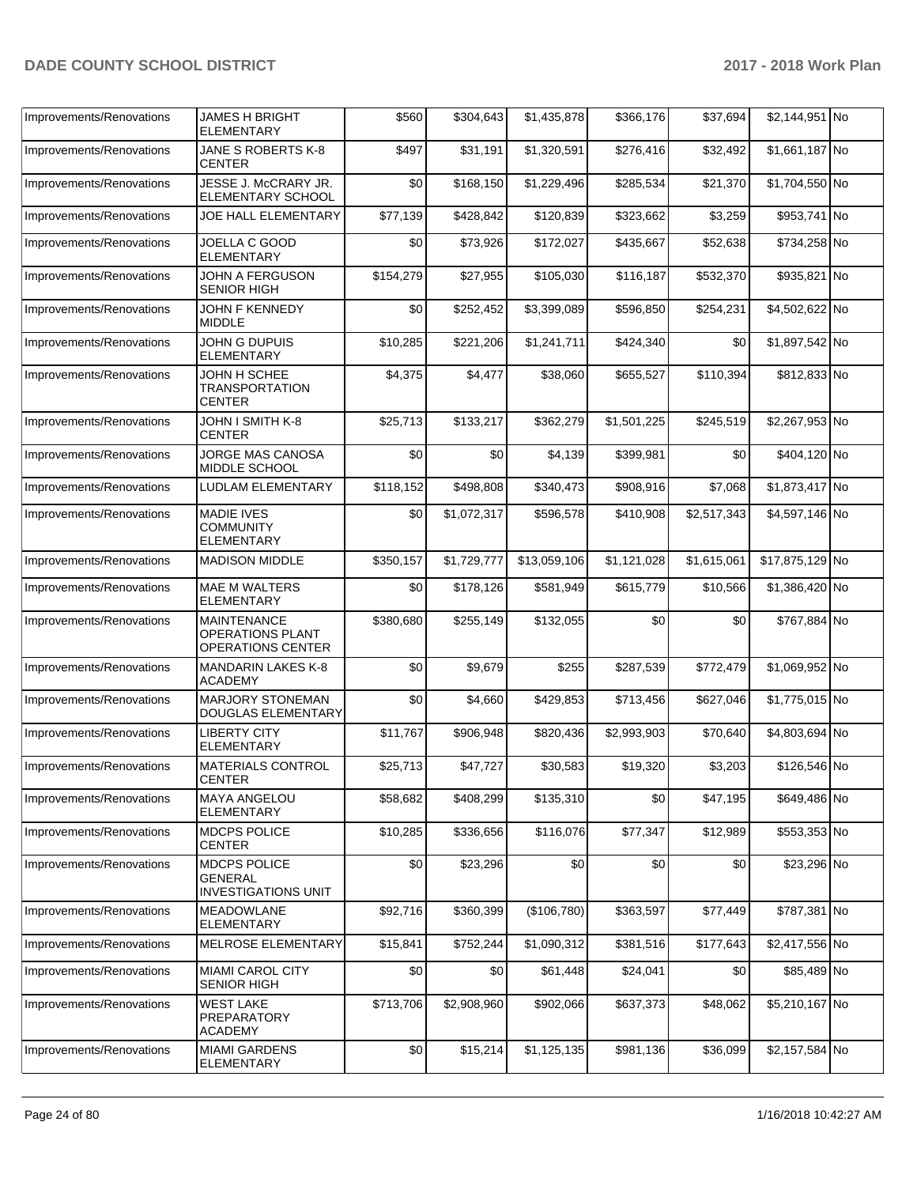| | | | | | | | | |
|---|---|---|---|---|---|---|---|---|
| Improvements/Renovations | JAMES H BRIGHT ELEMENTARY | $560 | $304,643 | $1,435,878 | $366,176 | $37,694 | $2,144,951 | No |
| Improvements/Renovations | JANE S ROBERTS K-8 CENTER | $497 | $31,191 | $1,320,591 | $276,416 | $32,492 | $1,661,187 | No |
| Improvements/Renovations | JESSE J. McCRARY JR. ELEMENTARY SCHOOL | $0 | $168,150 | $1,229,496 | $285,534 | $21,370 | $1,704,550 | No |
| Improvements/Renovations | JOE HALL ELEMENTARY | $77,139 | $428,842 | $120,839 | $323,662 | $3,259 | $953,741 | No |
| Improvements/Renovations | JOELLA C GOOD ELEMENTARY | $0 | $73,926 | $172,027 | $435,667 | $52,638 | $734,258 | No |
| Improvements/Renovations | JOHN A FERGUSON SENIOR HIGH | $154,279 | $27,955 | $105,030 | $116,187 | $532,370 | $935,821 | No |
| Improvements/Renovations | JOHN F KENNEDY MIDDLE | $0 | $252,452 | $3,399,089 | $596,850 | $254,231 | $4,502,622 | No |
| Improvements/Renovations | JOHN G DUPUIS ELEMENTARY | $10,285 | $221,206 | $1,241,711 | $424,340 | $0 | $1,897,542 | No |
| Improvements/Renovations | JOHN H SCHEE TRANSPORTATION CENTER | $4,375 | $4,477 | $38,060 | $655,527 | $110,394 | $812,833 | No |
| Improvements/Renovations | JOHN I SMITH K-8 CENTER | $25,713 | $133,217 | $362,279 | $1,501,225 | $245,519 | $2,267,953 | No |
| Improvements/Renovations | JORGE MAS CANOSA MIDDLE SCHOOL | $0 | $0 | $4,139 | $399,981 | $0 | $404,120 | No |
| Improvements/Renovations | LUDLAM ELEMENTARY | $118,152 | $498,808 | $340,473 | $908,916 | $7,068 | $1,873,417 | No |
| Improvements/Renovations | MADIE IVES COMMUNITY ELEMENTARY | $0 | $1,072,317 | $596,578 | $410,908 | $2,517,343 | $4,597,146 | No |
| Improvements/Renovations | MADISON MIDDLE | $350,157 | $1,729,777 | $13,059,106 | $1,121,028 | $1,615,061 | $17,875,129 | No |
| Improvements/Renovations | MAE M WALTERS ELEMENTARY | $0 | $178,126 | $581,949 | $615,779 | $10,566 | $1,386,420 | No |
| Improvements/Renovations | MAINTENANCE OPERATIONS PLANT OPERATIONS CENTER | $380,680 | $255,149 | $132,055 | $0 | $0 | $767,884 | No |
| Improvements/Renovations | MANDARIN LAKES K-8 ACADEMY | $0 | $9,679 | $255 | $287,539 | $772,479 | $1,069,952 | No |
| Improvements/Renovations | MARJORY STONEMAN DOUGLAS ELEMENTARY | $0 | $4,660 | $429,853 | $713,456 | $627,046 | $1,775,015 | No |
| Improvements/Renovations | LIBERTY CITY ELEMENTARY | $11,767 | $906,948 | $820,436 | $2,993,903 | $70,640 | $4,803,694 | No |
| Improvements/Renovations | MATERIALS CONTROL CENTER | $25,713 | $47,727 | $30,583 | $19,320 | $3,203 | $126,546 | No |
| Improvements/Renovations | MAYA ANGELOU ELEMENTARY | $58,682 | $408,299 | $135,310 | $0 | $47,195 | $649,486 | No |
| Improvements/Renovations | MDCPS POLICE CENTER | $10,285 | $336,656 | $116,076 | $77,347 | $12,989 | $553,353 | No |
| Improvements/Renovations | MDCPS POLICE GENERAL INVESTIGATIONS UNIT | $0 | $23,296 | $0 | $0 | $0 | $23,296 | No |
| Improvements/Renovations | MEADOWLANE ELEMENTARY | $92,716 | $360,399 | ($106,780) | $363,597 | $77,449 | $787,381 | No |
| Improvements/Renovations | MELROSE ELEMENTARY | $15,841 | $752,244 | $1,090,312 | $381,516 | $177,643 | $2,417,556 | No |
| Improvements/Renovations | MIAMI CAROL CITY SENIOR HIGH | $0 | $0 | $61,448 | $24,041 | $0 | $85,489 | No |
| Improvements/Renovations | WEST LAKE PREPARATORY ACADEMY | $713,706 | $2,908,960 | $902,066 | $637,373 | $48,062 | $5,210,167 | No |
| Improvements/Renovations | MIAMI GARDENS ELEMENTARY | $0 | $15,214 | $1,125,135 | $981,136 | $36,099 | $2,157,584 | No |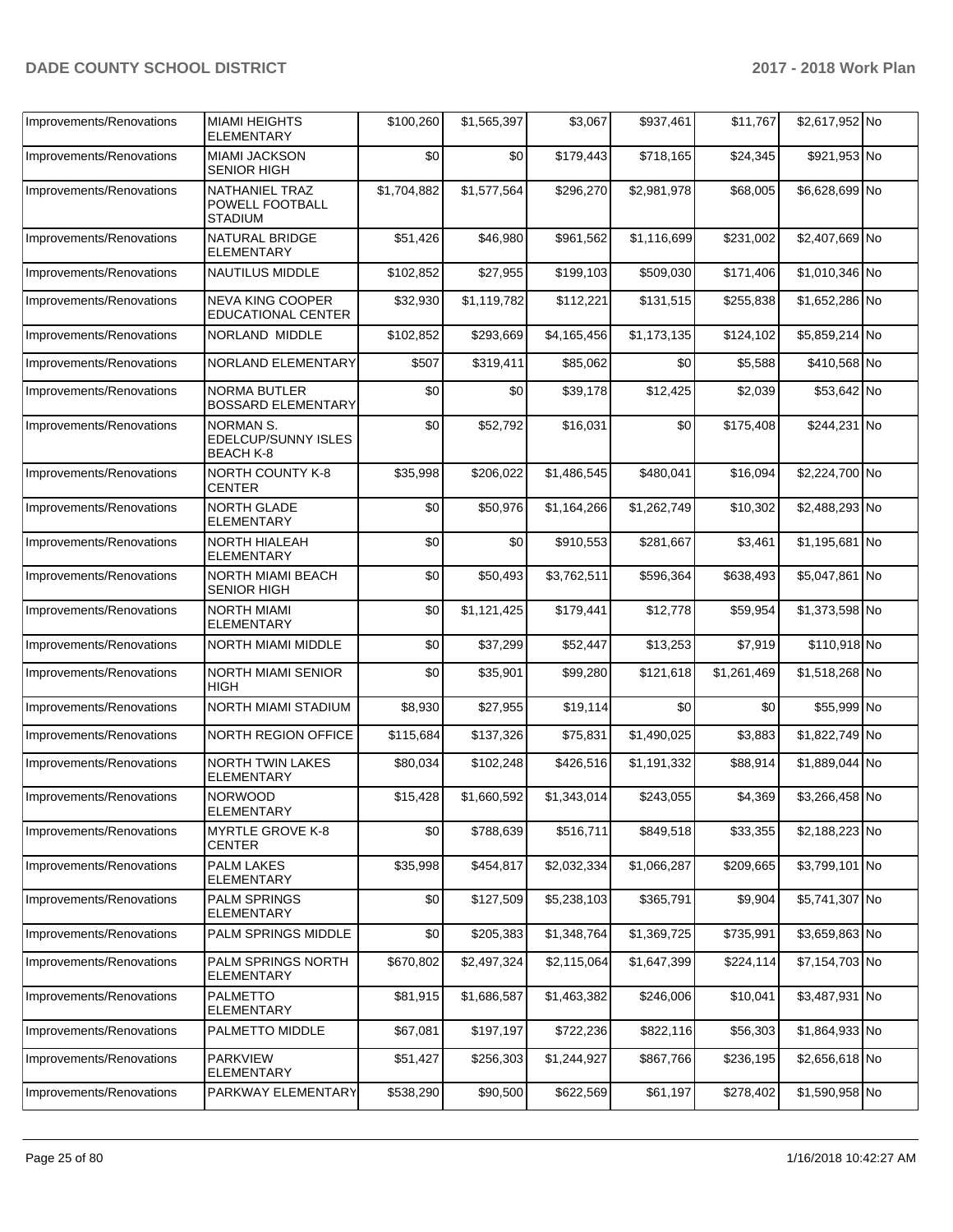| | | | | | | | | |
|---|---|---|---|---|---|---|---|---|
| Improvements/Renovations | MIAMI HEIGHTS ELEMENTARY | $100,260 | $1,565,397 | $3,067 | $937,461 | $11,767 | $2,617,952 | No |
| Improvements/Renovations | MIAMI JACKSON SENIOR HIGH | $0 | $0 | $179,443 | $718,165 | $24,345 | $921,953 | No |
| Improvements/Renovations | NATHANIEL TRAZ POWELL FOOTBALL STADIUM | $1,704,882 | $1,577,564 | $296,270 | $2,981,978 | $68,005 | $6,628,699 | No |
| Improvements/Renovations | NATURAL BRIDGE ELEMENTARY | $51,426 | $46,980 | $961,562 | $1,116,699 | $231,002 | $2,407,669 | No |
| Improvements/Renovations | NAUTILUS MIDDLE | $102,852 | $27,955 | $199,103 | $509,030 | $171,406 | $1,010,346 | No |
| Improvements/Renovations | NEVA KING COOPER EDUCATIONAL CENTER | $32,930 | $1,119,782 | $112,221 | $131,515 | $255,838 | $1,652,286 | No |
| Improvements/Renovations | NORLAND MIDDLE | $102,852 | $293,669 | $4,165,456 | $1,173,135 | $124,102 | $5,859,214 | No |
| Improvements/Renovations | NORLAND ELEMENTARY | $507 | $319,411 | $85,062 | $0 | $5,588 | $410,568 | No |
| Improvements/Renovations | NORMA BUTLER BOSSARD ELEMENTARY | $0 | $0 | $39,178 | $12,425 | $2,039 | $53,642 | No |
| Improvements/Renovations | NORMAN S. EDELCUP/SUNNY ISLES BEACH K-8 | $0 | $52,792 | $16,031 | $0 | $175,408 | $244,231 | No |
| Improvements/Renovations | NORTH COUNTY K-8 CENTER | $35,998 | $206,022 | $1,486,545 | $480,041 | $16,094 | $2,224,700 | No |
| Improvements/Renovations | NORTH GLADE ELEMENTARY | $0 | $50,976 | $1,164,266 | $1,262,749 | $10,302 | $2,488,293 | No |
| Improvements/Renovations | NORTH HIALEAH ELEMENTARY | $0 | $0 | $910,553 | $281,667 | $3,461 | $1,195,681 | No |
| Improvements/Renovations | NORTH MIAMI BEACH SENIOR HIGH | $0 | $50,493 | $3,762,511 | $596,364 | $638,493 | $5,047,861 | No |
| Improvements/Renovations | NORTH MIAMI ELEMENTARY | $0 | $1,121,425 | $179,441 | $12,778 | $59,954 | $1,373,598 | No |
| Improvements/Renovations | NORTH MIAMI MIDDLE | $0 | $37,299 | $52,447 | $13,253 | $7,919 | $110,918 | No |
| Improvements/Renovations | NORTH MIAMI SENIOR HIGH | $0 | $35,901 | $99,280 | $121,618 | $1,261,469 | $1,518,268 | No |
| Improvements/Renovations | NORTH MIAMI STADIUM | $8,930 | $27,955 | $19,114 | $0 | $0 | $55,999 | No |
| Improvements/Renovations | NORTH REGION OFFICE | $115,684 | $137,326 | $75,831 | $1,490,025 | $3,883 | $1,822,749 | No |
| Improvements/Renovations | NORTH TWIN LAKES ELEMENTARY | $80,034 | $102,248 | $426,516 | $1,191,332 | $88,914 | $1,889,044 | No |
| Improvements/Renovations | NORWOOD ELEMENTARY | $15,428 | $1,660,592 | $1,343,014 | $243,055 | $4,369 | $3,266,458 | No |
| Improvements/Renovations | MYRTLE GROVE K-8 CENTER | $0 | $788,639 | $516,711 | $849,518 | $33,355 | $2,188,223 | No |
| Improvements/Renovations | PALM LAKES ELEMENTARY | $35,998 | $454,817 | $2,032,334 | $1,066,287 | $209,665 | $3,799,101 | No |
| Improvements/Renovations | PALM SPRINGS ELEMENTARY | $0 | $127,509 | $5,238,103 | $365,791 | $9,904 | $5,741,307 | No |
| Improvements/Renovations | PALM SPRINGS MIDDLE | $0 | $205,383 | $1,348,764 | $1,369,725 | $735,991 | $3,659,863 | No |
| Improvements/Renovations | PALM SPRINGS NORTH ELEMENTARY | $670,802 | $2,497,324 | $2,115,064 | $1,647,399 | $224,114 | $7,154,703 | No |
| Improvements/Renovations | PALMETTO ELEMENTARY | $81,915 | $1,686,587 | $1,463,382 | $246,006 | $10,041 | $3,487,931 | No |
| Improvements/Renovations | PALMETTO MIDDLE | $67,081 | $197,197 | $722,236 | $822,116 | $56,303 | $1,864,933 | No |
| Improvements/Renovations | PARKVIEW ELEMENTARY | $51,427 | $256,303 | $1,244,927 | $867,766 | $236,195 | $2,656,618 | No |
| Improvements/Renovations | PARKWAY ELEMENTARY | $538,290 | $90,500 | $622,569 | $61,197 | $278,402 | $1,590,958 | No |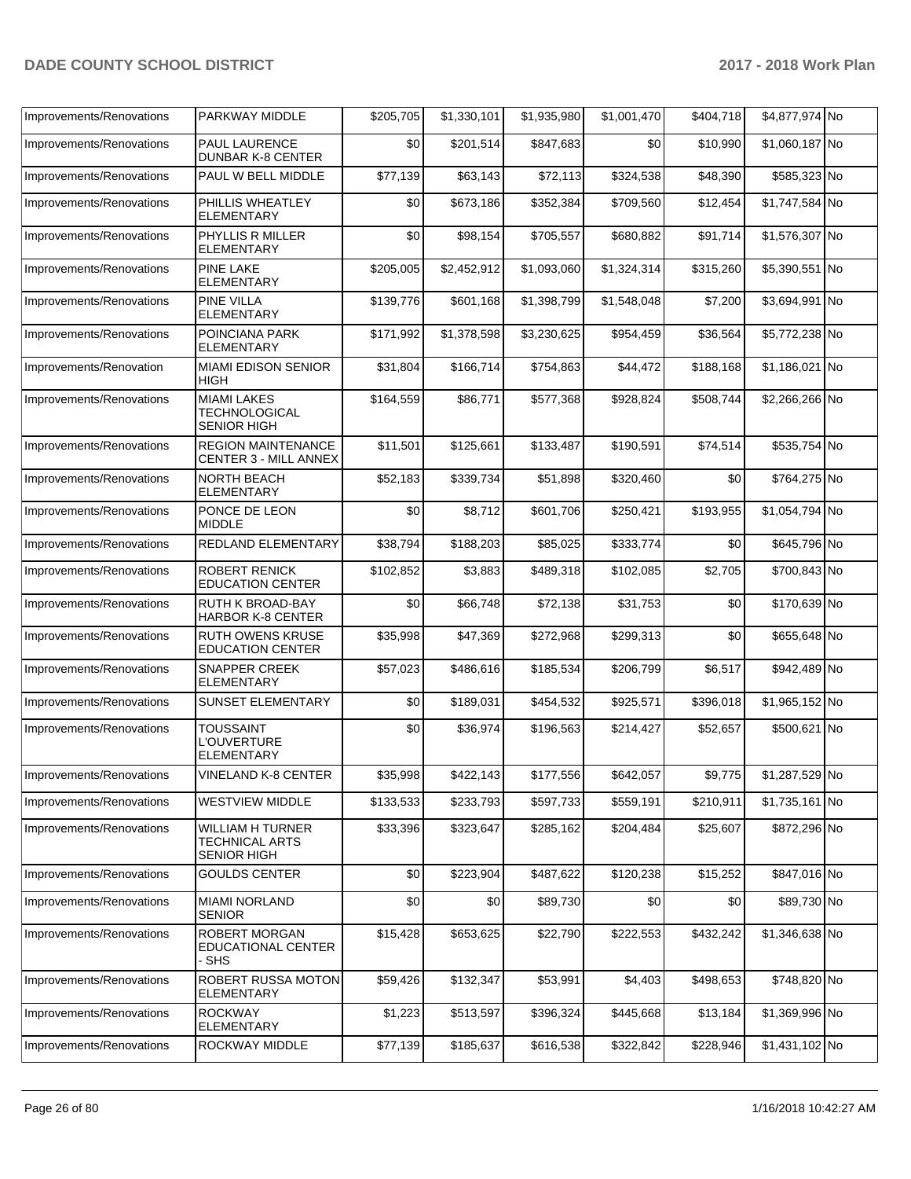| Improvements/Renovations | PARKWAY MIDDLE | $205,705 | $1,330,101 | $1,935,980 | $1,001,470 | $404,718 | $4,877,974 | No |
|---|---|---|---|---|---|---|---|---|
| Improvements/Renovations | PAUL LAURENCE DUNBAR K-8 CENTER | $0 | $201,514 | $847,683 | $0 | $10,990 | $1,060,187 | No |
| Improvements/Renovations | PAUL W BELL MIDDLE | $77,139 | $63,143 | $72,113 | $324,538 | $48,390 | $585,323 | No |
| Improvements/Renovations | PHILLIS WHEATLEY ELEMENTARY | $0 | $673,186 | $352,384 | $709,560 | $12,454 | $1,747,584 | No |
| Improvements/Renovations | PHYLLIS R MILLER ELEMENTARY | $0 | $98,154 | $705,557 | $680,882 | $91,714 | $1,576,307 | No |
| Improvements/Renovations | PINE LAKE ELEMENTARY | $205,005 | $2,452,912 | $1,093,060 | $1,324,314 | $315,260 | $5,390,551 | No |
| Improvements/Renovations | PINE VILLA ELEMENTARY | $139,776 | $601,168 | $1,398,799 | $1,548,048 | $7,200 | $3,694,991 | No |
| Improvements/Renovations | POINCIANA PARK ELEMENTARY | $171,992 | $1,378,598 | $3,230,625 | $954,459 | $36,564 | $5,772,238 | No |
| Improvements/Renovation | MIAMI EDISON SENIOR HIGH | $31,804 | $166,714 | $754,863 | $44,472 | $188,168 | $1,186,021 | No |
| Improvements/Renovations | MIAMI LAKES TECHNOLOGICAL SENIOR HIGH | $164,559 | $86,771 | $577,368 | $928,824 | $508,744 | $2,266,266 | No |
| Improvements/Renovations | REGION MAINTENANCE CENTER 3 - MILL ANNEX | $11,501 | $125,661 | $133,487 | $190,591 | $74,514 | $535,754 | No |
| Improvements/Renovations | NORTH BEACH ELEMENTARY | $52,183 | $339,734 | $51,898 | $320,460 | $0 | $764,275 | No |
| Improvements/Renovations | PONCE DE LEON MIDDLE | $0 | $8,712 | $601,706 | $250,421 | $193,955 | $1,054,794 | No |
| Improvements/Renovations | REDLAND ELEMENTARY | $38,794 | $188,203 | $85,025 | $333,774 | $0 | $645,796 | No |
| Improvements/Renovations | ROBERT RENICK EDUCATION CENTER | $102,852 | $3,883 | $489,318 | $102,085 | $2,705 | $700,843 | No |
| Improvements/Renovations | RUTH K BROAD-BAY HARBOR K-8 CENTER | $0 | $66,748 | $72,138 | $31,753 | $0 | $170,639 | No |
| Improvements/Renovations | RUTH OWENS KRUSE EDUCATION CENTER | $35,998 | $47,369 | $272,968 | $299,313 | $0 | $655,648 | No |
| Improvements/Renovations | SNAPPER CREEK ELEMENTARY | $57,023 | $486,616 | $185,534 | $206,799 | $6,517 | $942,489 | No |
| Improvements/Renovations | SUNSET ELEMENTARY | $0 | $189,031 | $454,532 | $925,571 | $396,018 | $1,965,152 | No |
| Improvements/Renovations | TOUSSAINT L'OUVERTURE ELEMENTARY | $0 | $36,974 | $196,563 | $214,427 | $52,657 | $500,621 | No |
| Improvements/Renovations | VINELAND K-8 CENTER | $35,998 | $422,143 | $177,556 | $642,057 | $9,775 | $1,287,529 | No |
| Improvements/Renovations | WESTVIEW MIDDLE | $133,533 | $233,793 | $597,733 | $559,191 | $210,911 | $1,735,161 | No |
| Improvements/Renovations | WILLIAM H TURNER TECHNICAL ARTS SENIOR HIGH | $33,396 | $323,647 | $285,162 | $204,484 | $25,607 | $872,296 | No |
| Improvements/Renovations | GOULDS CENTER | $0 | $223,904 | $487,622 | $120,238 | $15,252 | $847,016 | No |
| Improvements/Renovations | MIAMI NORLAND SENIOR | $0 | $0 | $89,730 | $0 | $0 | $89,730 | No |
| Improvements/Renovations | ROBERT MORGAN EDUCATIONAL CENTER - SHS | $15,428 | $653,625 | $22,790 | $222,553 | $432,242 | $1,346,638 | No |
| Improvements/Renovations | ROBERT RUSSA MOTON ELEMENTARY | $59,426 | $132,347 | $53,991 | $4,403 | $498,653 | $748,820 | No |
| Improvements/Renovations | ROCKWAY ELEMENTARY | $1,223 | $513,597 | $396,324 | $445,668 | $13,184 | $1,369,996 | No |
| Improvements/Renovations | ROCKWAY MIDDLE | $77,139 | $185,637 | $616,538 | $322,842 | $228,946 | $1,431,102 | No |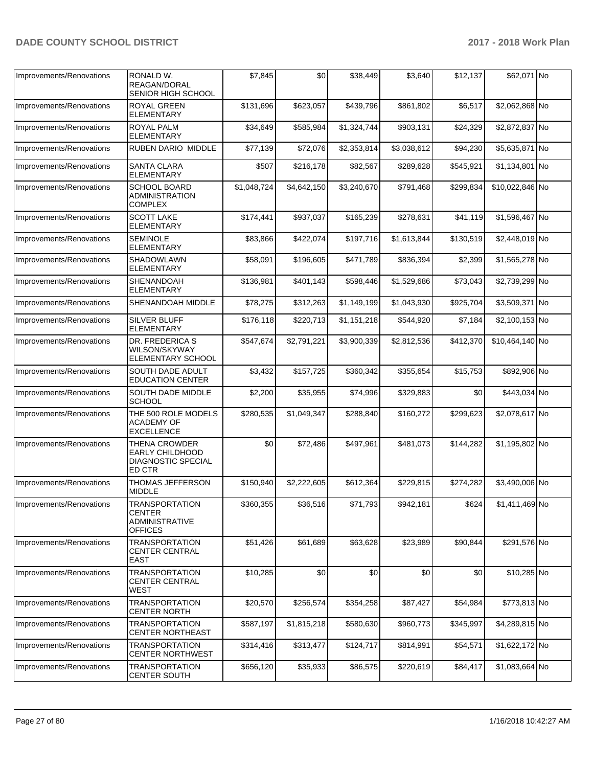| Improvements/Renovations | RONALD W. REAGAN/DORAL SENIOR HIGH SCHOOL | $7,845 | $0 | $38,449 | $3,640 | $12,137 | $62,071 | No |
|---|---|---|---|---|---|---|---|---|
| Improvements/Renovations | ROYAL GREEN ELEMENTARY | $131,696 | $623,057 | $439,796 | $861,802 | $6,517 | $2,062,868 | No |
| Improvements/Renovations | ROYAL PALM ELEMENTARY | $34,649 | $585,984 | $1,324,744 | $903,131 | $24,329 | $2,872,837 | No |
| Improvements/Renovations | RUBEN DARIO MIDDLE | $77,139 | $72,076 | $2,353,814 | $3,038,612 | $94,230 | $5,635,871 | No |
| Improvements/Renovations | SANTA CLARA ELEMENTARY | $507 | $216,178 | $82,567 | $289,628 | $545,921 | $1,134,801 | No |
| Improvements/Renovations | SCHOOL BOARD ADMINISTRATION COMPLEX | $1,048,724 | $4,642,150 | $3,240,670 | $791,468 | $299,834 | $10,022,846 | No |
| Improvements/Renovations | SCOTT LAKE ELEMENTARY | $174,441 | $937,037 | $165,239 | $278,631 | $41,119 | $1,596,467 | No |
| Improvements/Renovations | SEMINOLE ELEMENTARY | $83,866 | $422,074 | $197,716 | $1,613,844 | $130,519 | $2,448,019 | No |
| Improvements/Renovations | SHADOWLAWN ELEMENTARY | $58,091 | $196,605 | $471,789 | $836,394 | $2,399 | $1,565,278 | No |
| Improvements/Renovations | SHENANDOAH ELEMENTARY | $136,981 | $401,143 | $598,446 | $1,529,686 | $73,043 | $2,739,299 | No |
| Improvements/Renovations | SHENANDOAH MIDDLE | $78,275 | $312,263 | $1,149,199 | $1,043,930 | $925,704 | $3,509,371 | No |
| Improvements/Renovations | SILVER BLUFF ELEMENTARY | $176,118 | $220,713 | $1,151,218 | $544,920 | $7,184 | $2,100,153 | No |
| Improvements/Renovations | DR. FREDERICA S WILSON/SKYWAY ELEMENTARY SCHOOL | $547,674 | $2,791,221 | $3,900,339 | $2,812,536 | $412,370 | $10,464,140 | No |
| Improvements/Renovations | SOUTH DADE ADULT EDUCATION CENTER | $3,432 | $157,725 | $360,342 | $355,654 | $15,753 | $892,906 | No |
| Improvements/Renovations | SOUTH DADE MIDDLE SCHOOL | $2,200 | $35,955 | $74,996 | $329,883 | $0 | $443,034 | No |
| Improvements/Renovations | THE 500 ROLE MODELS ACADEMY OF EXCELLENCE | $280,535 | $1,049,347 | $288,840 | $160,272 | $299,623 | $2,078,617 | No |
| Improvements/Renovations | THENA CROWDER EARLY CHILDHOOD DIAGNOSTIC SPECIAL ED CTR | $0 | $72,486 | $497,961 | $481,073 | $144,282 | $1,195,802 | No |
| Improvements/Renovations | THOMAS JEFFERSON MIDDLE | $150,940 | $2,222,605 | $612,364 | $229,815 | $274,282 | $3,490,006 | No |
| Improvements/Renovations | TRANSPORTATION CENTER ADMINISTRATIVE OFFICES | $360,355 | $36,516 | $71,793 | $942,181 | $624 | $1,411,469 | No |
| Improvements/Renovations | TRANSPORTATION CENTER CENTRAL EAST | $51,426 | $61,689 | $63,628 | $23,989 | $90,844 | $291,576 | No |
| Improvements/Renovations | TRANSPORTATION CENTER CENTRAL WEST | $10,285 | $0 | $0 | $0 | $0 | $10,285 | No |
| Improvements/Renovations | TRANSPORTATION CENTER NORTH | $20,570 | $256,574 | $354,258 | $87,427 | $54,984 | $773,813 | No |
| Improvements/Renovations | TRANSPORTATION CENTER NORTHEAST | $587,197 | $1,815,218 | $580,630 | $960,773 | $345,997 | $4,289,815 | No |
| Improvements/Renovations | TRANSPORTATION CENTER NORTHWEST | $314,416 | $313,477 | $124,717 | $814,991 | $54,571 | $1,622,172 | No |
| Improvements/Renovations | TRANSPORTATION CENTER SOUTH | $656,120 | $35,933 | $86,575 | $220,619 | $84,417 | $1,083,664 | No |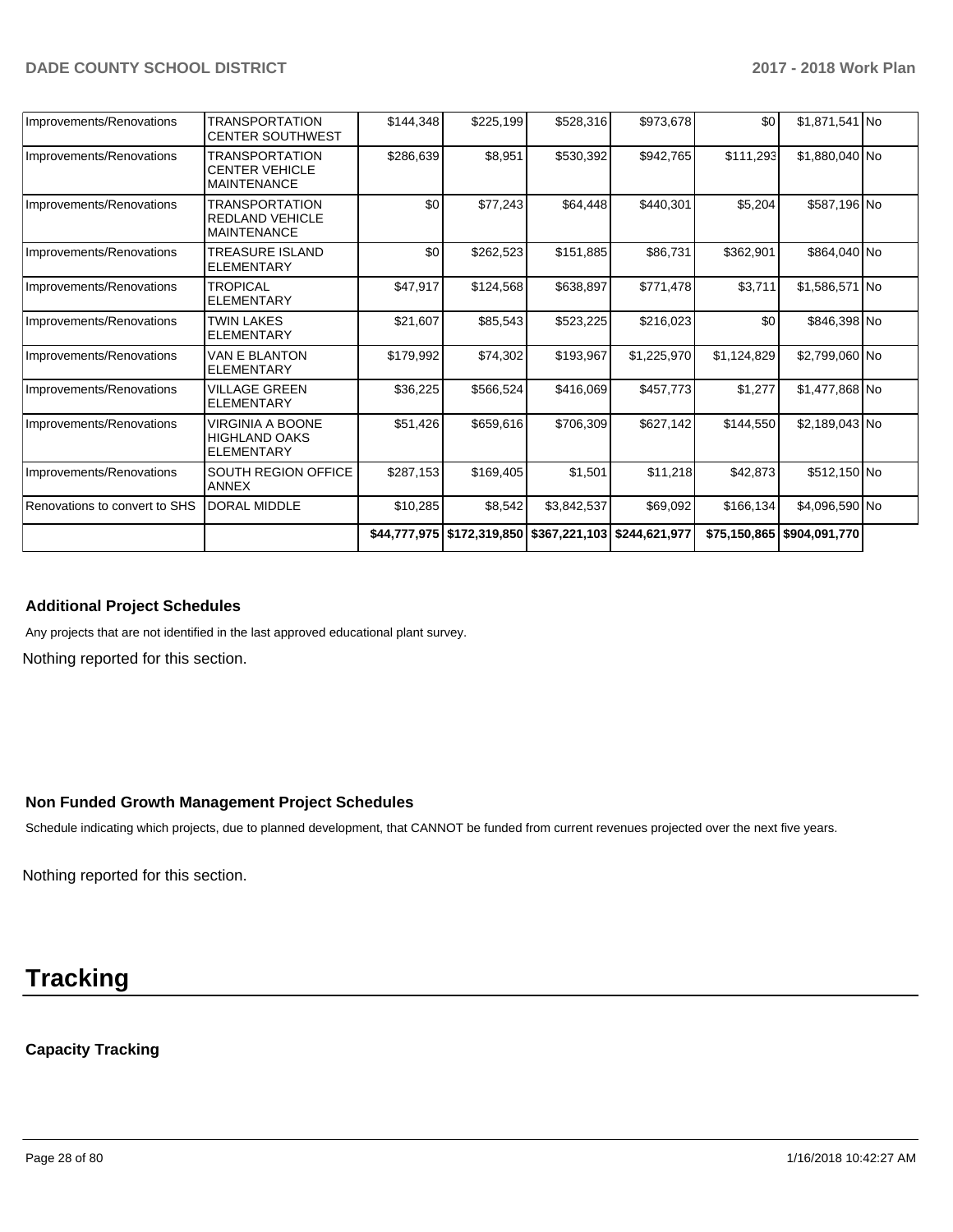| | | | | | | | | |
|---|---|---|---|---|---|---|---|---|
| Improvements/Renovations | TRANSPORTATION CENTER SOUTHWEST | $144,348 | $225,199 | $528,316 | $973,678 | $0 | $1,871,541 | No |
| Improvements/Renovations | TRANSPORTATION CENTER VEHICLE MAINTENANCE | $286,639 | $8,951 | $530,392 | $942,765 | $111,293 | $1,880,040 | No |
| Improvements/Renovations | TRANSPORTATION REDLAND VEHICLE MAINTENANCE | $0 | $77,243 | $64,448 | $440,301 | $5,204 | $587,196 | No |
| Improvements/Renovations | TREASURE ISLAND ELEMENTARY | $0 | $262,523 | $151,885 | $86,731 | $362,901 | $864,040 | No |
| Improvements/Renovations | TROPICAL ELEMENTARY | $47,917 | $124,568 | $638,897 | $771,478 | $3,711 | $1,586,571 | No |
| Improvements/Renovations | TWIN LAKES ELEMENTARY | $21,607 | $85,543 | $523,225 | $216,023 | $0 | $846,398 | No |
| Improvements/Renovations | VAN E BLANTON ELEMENTARY | $179,992 | $74,302 | $193,967 | $1,225,970 | $1,124,829 | $2,799,060 | No |
| Improvements/Renovations | VILLAGE GREEN ELEMENTARY | $36,225 | $566,524 | $416,069 | $457,773 | $1,277 | $1,477,868 | No |
| Improvements/Renovations | VIRGINIA A BOONE HIGHLAND OAKS ELEMENTARY | $51,426 | $659,616 | $706,309 | $627,142 | $144,550 | $2,189,043 | No |
| Improvements/Renovations | SOUTH REGION OFFICE ANNEX | $287,153 | $169,405 | $1,501 | $11,218 | $42,873 | $512,150 | No |
| Renovations to convert to SHS | DORAL MIDDLE | $10,285 | $8,542 | $3,842,537 | $69,092 | $166,134 | $4,096,590 | No |
| | | $44,777,975 | $172,319,850 | $367,221,103 | $244,621,977 | $75,150,865 | $904,091,770 | |

**Additional Project Schedules**

Any projects that are not identified in the last approved educational plant survey.

Nothing reported for this section.

**Non Funded Growth Management Project Schedules**

Schedule indicating which projects, due to planned development, that CANNOT be funded from current revenues projected over the next five years.

Nothing reported for this section.

# Tracking

**Capacity Tracking**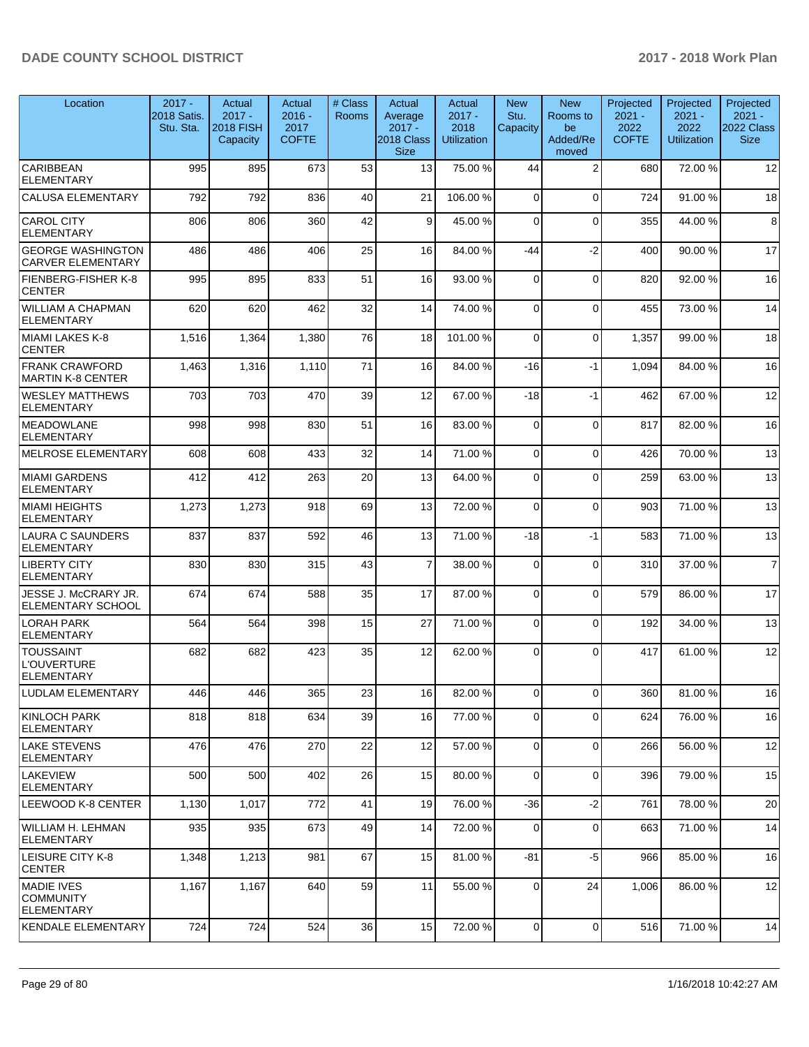| Location | 2017 - 2018 Satis. Stu. Sta. | Actual 2017 - 2018 FISH Capacity | Actual 2016 - 2017 COFTE | # Class Rooms | Actual Average 2017 - 2018 Class Size | Actual 2017 - 2018 Utilization | New Stu. Capacity | New Rooms to be Added/Removed | Projected 2021 - 2022 COFTE | Projected 2021 - 2022 Utilization | Projected 2021 - 2022 Class Size |
|---|---|---|---|---|---|---|---|---|---|---|---|
| CARIBBEAN ELEMENTARY | 995 | 895 | 673 | 53 | 13 | 75.00 % | 44 | 2 | 680 | 72.00 % | 12 |
| CALUSA ELEMENTARY | 792 | 792 | 836 | 40 | 21 | 106.00 % | 0 | 0 | 724 | 91.00 % | 18 |
| CAROL CITY ELEMENTARY | 806 | 806 | 360 | 42 | 9 | 45.00 % | 0 | 0 | 355 | 44.00 % | 8 |
| GEORGE WASHINGTON CARVER ELEMENTARY | 486 | 486 | 406 | 25 | 16 | 84.00 % | -44 | -2 | 400 | 90.00 % | 17 |
| FIENBERG-FISHER K-8 CENTER | 995 | 895 | 833 | 51 | 16 | 93.00 % | 0 | 0 | 820 | 92.00 % | 16 |
| WILLIAM A CHAPMAN ELEMENTARY | 620 | 620 | 462 | 32 | 14 | 74.00 % | 0 | 0 | 455 | 73.00 % | 14 |
| MIAMI LAKES K-8 CENTER | 1,516 | 1,364 | 1,380 | 76 | 18 | 101.00 % | 0 | 0 | 1,357 | 99.00 % | 18 |
| FRANK CRAWFORD MARTIN K-8 CENTER | 1,463 | 1,316 | 1,110 | 71 | 16 | 84.00 % | -16 | -1 | 1,094 | 84.00 % | 16 |
| WESLEY MATTHEWS ELEMENTARY | 703 | 703 | 470 | 39 | 12 | 67.00 % | -18 | -1 | 462 | 67.00 % | 12 |
| MEADOWLANE ELEMENTARY | 998 | 998 | 830 | 51 | 16 | 83.00 % | 0 | 0 | 817 | 82.00 % | 16 |
| MELROSE ELEMENTARY | 608 | 608 | 433 | 32 | 14 | 71.00 % | 0 | 0 | 426 | 70.00 % | 13 |
| MIAMI GARDENS ELEMENTARY | 412 | 412 | 263 | 20 | 13 | 64.00 % | 0 | 0 | 259 | 63.00 % | 13 |
| MIAMI HEIGHTS ELEMENTARY | 1,273 | 1,273 | 918 | 69 | 13 | 72.00 % | 0 | 0 | 903 | 71.00 % | 13 |
| LAURA C SAUNDERS ELEMENTARY | 837 | 837 | 592 | 46 | 13 | 71.00 % | -18 | -1 | 583 | 71.00 % | 13 |
| LIBERTY CITY ELEMENTARY | 830 | 830 | 315 | 43 | 7 | 38.00 % | 0 | 0 | 310 | 37.00 % | 7 |
| JESSE J. McCRARY JR. ELEMENTARY SCHOOL | 674 | 674 | 588 | 35 | 17 | 87.00 % | 0 | 0 | 579 | 86.00 % | 17 |
| LORAH PARK ELEMENTARY | 564 | 564 | 398 | 15 | 27 | 71.00 % | 0 | 0 | 192 | 34.00 % | 13 |
| TOUSSAINT L'OUVERTURE ELEMENTARY | 682 | 682 | 423 | 35 | 12 | 62.00 % | 0 | 0 | 417 | 61.00 % | 12 |
| LUDLAM ELEMENTARY | 446 | 446 | 365 | 23 | 16 | 82.00 % | 0 | 0 | 360 | 81.00 % | 16 |
| KINLOCH PARK ELEMENTARY | 818 | 818 | 634 | 39 | 16 | 77.00 % | 0 | 0 | 624 | 76.00 % | 16 |
| LAKE STEVENS ELEMENTARY | 476 | 476 | 270 | 22 | 12 | 57.00 % | 0 | 0 | 266 | 56.00 % | 12 |
| LAKEVIEW ELEMENTARY | 500 | 500 | 402 | 26 | 15 | 80.00 % | 0 | 0 | 396 | 79.00 % | 15 |
| LEEWOOD K-8 CENTER | 1,130 | 1,017 | 772 | 41 | 19 | 76.00 % | -36 | -2 | 761 | 78.00 % | 20 |
| WILLIAM H. LEHMAN ELEMENTARY | 935 | 935 | 673 | 49 | 14 | 72.00 % | 0 | 0 | 663 | 71.00 % | 14 |
| LEISURE CITY K-8 CENTER | 1,348 | 1,213 | 981 | 67 | 15 | 81.00 % | -81 | -5 | 966 | 85.00 % | 16 |
| MADIE IVES COMMUNITY ELEMENTARY | 1,167 | 1,167 | 640 | 59 | 11 | 55.00 % | 0 | 24 | 1,006 | 86.00 % | 12 |
| KENDALE ELEMENTARY | 724 | 724 | 524 | 36 | 15 | 72.00 % | 0 | 0 | 516 | 71.00 % | 14 |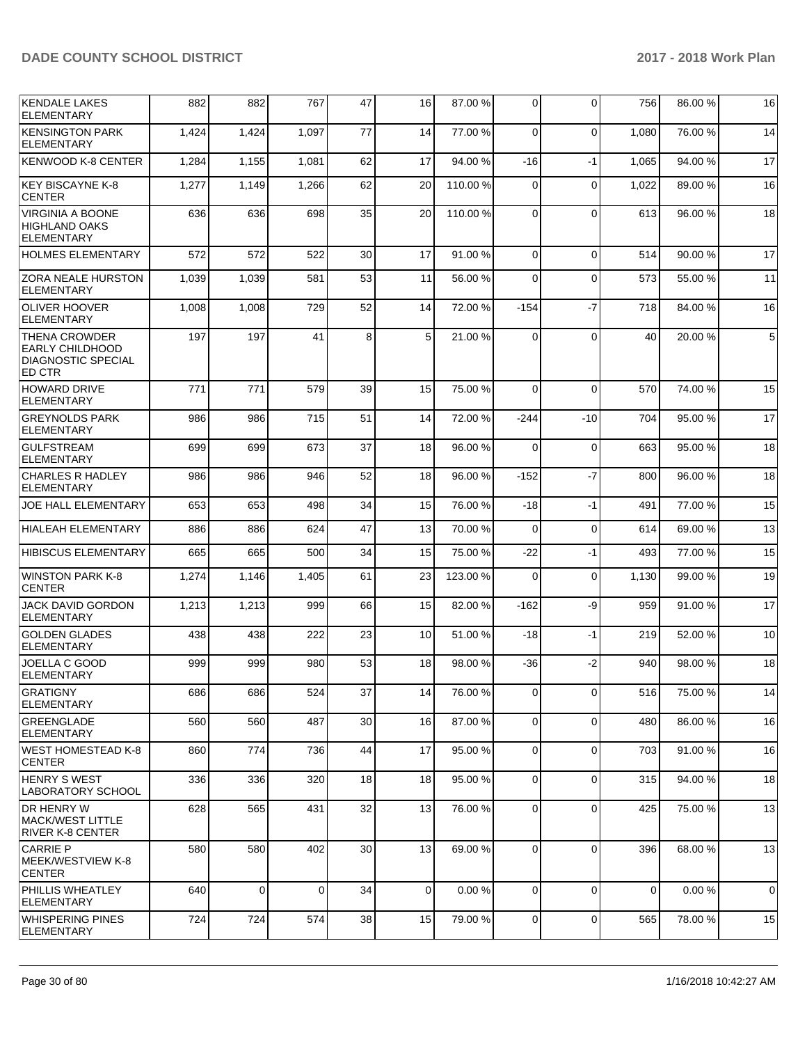| | | | | | | | | | | |
|---|---|---|---|---|---|---|---|---|---|---|
| KENDALE LAKES ELEMENTARY | 882 | 882 | 767 | 47 | 16 | 87.00 % | 0 | 0 | 756 | 86.00 % | 16 |
| KENSINGTON PARK ELEMENTARY | 1,424 | 1,424 | 1,097 | 77 | 14 | 77.00 % | 0 | 0 | 1,080 | 76.00 % | 14 |
| KENWOOD K-8 CENTER | 1,284 | 1,155 | 1,081 | 62 | 17 | 94.00 % | -16 | -1 | 1,065 | 94.00 % | 17 |
| KEY BISCAYNE K-8 CENTER | 1,277 | 1,149 | 1,266 | 62 | 20 | 110.00 % | 0 | 0 | 1,022 | 89.00 % | 16 |
| VIRGINIA A BOONE HIGHLAND OAKS ELEMENTARY | 636 | 636 | 698 | 35 | 20 | 110.00 % | 0 | 0 | 613 | 96.00 % | 18 |
| HOLMES ELEMENTARY | 572 | 572 | 522 | 30 | 17 | 91.00 % | 0 | 0 | 514 | 90.00 % | 17 |
| ZORA NEALE HURSTON ELEMENTARY | 1,039 | 1,039 | 581 | 53 | 11 | 56.00 % | 0 | 0 | 573 | 55.00 % | 11 |
| OLIVER HOOVER ELEMENTARY | 1,008 | 1,008 | 729 | 52 | 14 | 72.00 % | -154 | -7 | 718 | 84.00 % | 16 |
| THENA CROWDER EARLY CHILDHOOD DIAGNOSTIC SPECIAL ED CTR | 197 | 197 | 41 | 8 | 5 | 21.00 % | 0 | 0 | 40 | 20.00 % | 5 |
| HOWARD DRIVE ELEMENTARY | 771 | 771 | 579 | 39 | 15 | 75.00 % | 0 | 0 | 570 | 74.00 % | 15 |
| GREYNOLDS PARK ELEMENTARY | 986 | 986 | 715 | 51 | 14 | 72.00 % | -244 | -10 | 704 | 95.00 % | 17 |
| GULFSTREAM ELEMENTARY | 699 | 699 | 673 | 37 | 18 | 96.00 % | 0 | 0 | 663 | 95.00 % | 18 |
| CHARLES R HADLEY ELEMENTARY | 986 | 986 | 946 | 52 | 18 | 96.00 % | -152 | -7 | 800 | 96.00 % | 18 |
| JOE HALL ELEMENTARY | 653 | 653 | 498 | 34 | 15 | 76.00 % | -18 | -1 | 491 | 77.00 % | 15 |
| HIALEAH ELEMENTARY | 886 | 886 | 624 | 47 | 13 | 70.00 % | 0 | 0 | 614 | 69.00 % | 13 |
| HIBISCUS ELEMENTARY | 665 | 665 | 500 | 34 | 15 | 75.00 % | -22 | -1 | 493 | 77.00 % | 15 |
| WINSTON PARK K-8 CENTER | 1,274 | 1,146 | 1,405 | 61 | 23 | 123.00 % | 0 | 0 | 1,130 | 99.00 % | 19 |
| JACK DAVID GORDON ELEMENTARY | 1,213 | 1,213 | 999 | 66 | 15 | 82.00 % | -162 | -9 | 959 | 91.00 % | 17 |
| GOLDEN GLADES ELEMENTARY | 438 | 438 | 222 | 23 | 10 | 51.00 % | -18 | -1 | 219 | 52.00 % | 10 |
| JOELLA C GOOD ELEMENTARY | 999 | 999 | 980 | 53 | 18 | 98.00 % | -36 | -2 | 940 | 98.00 % | 18 |
| GRATIGNY ELEMENTARY | 686 | 686 | 524 | 37 | 14 | 76.00 % | 0 | 0 | 516 | 75.00 % | 14 |
| GREENGLADE ELEMENTARY | 560 | 560 | 487 | 30 | 16 | 87.00 % | 0 | 0 | 480 | 86.00 % | 16 |
| WEST HOMESTEAD K-8 CENTER | 860 | 774 | 736 | 44 | 17 | 95.00 % | 0 | 0 | 703 | 91.00 % | 16 |
| HENRY S WEST LABORATORY SCHOOL | 336 | 336 | 320 | 18 | 18 | 95.00 % | 0 | 0 | 315 | 94.00 % | 18 |
| DR HENRY W MACK/WEST LITTLE RIVER K-8 CENTER | 628 | 565 | 431 | 32 | 13 | 76.00 % | 0 | 0 | 425 | 75.00 % | 13 |
| CARRIE P MEEK/WESTVIEW K-8 CENTER | 580 | 580 | 402 | 30 | 13 | 69.00 % | 0 | 0 | 396 | 68.00 % | 13 |
| PHILLIS WHEATLEY ELEMENTARY | 640 | 0 | 0 | 34 | 0 | 0.00 % | 0 | 0 | 0 | 0.00 % | 0 |
| WHISPERING PINES ELEMENTARY | 724 | 724 | 574 | 38 | 15 | 79.00 % | 0 | 0 | 565 | 78.00 % | 15 |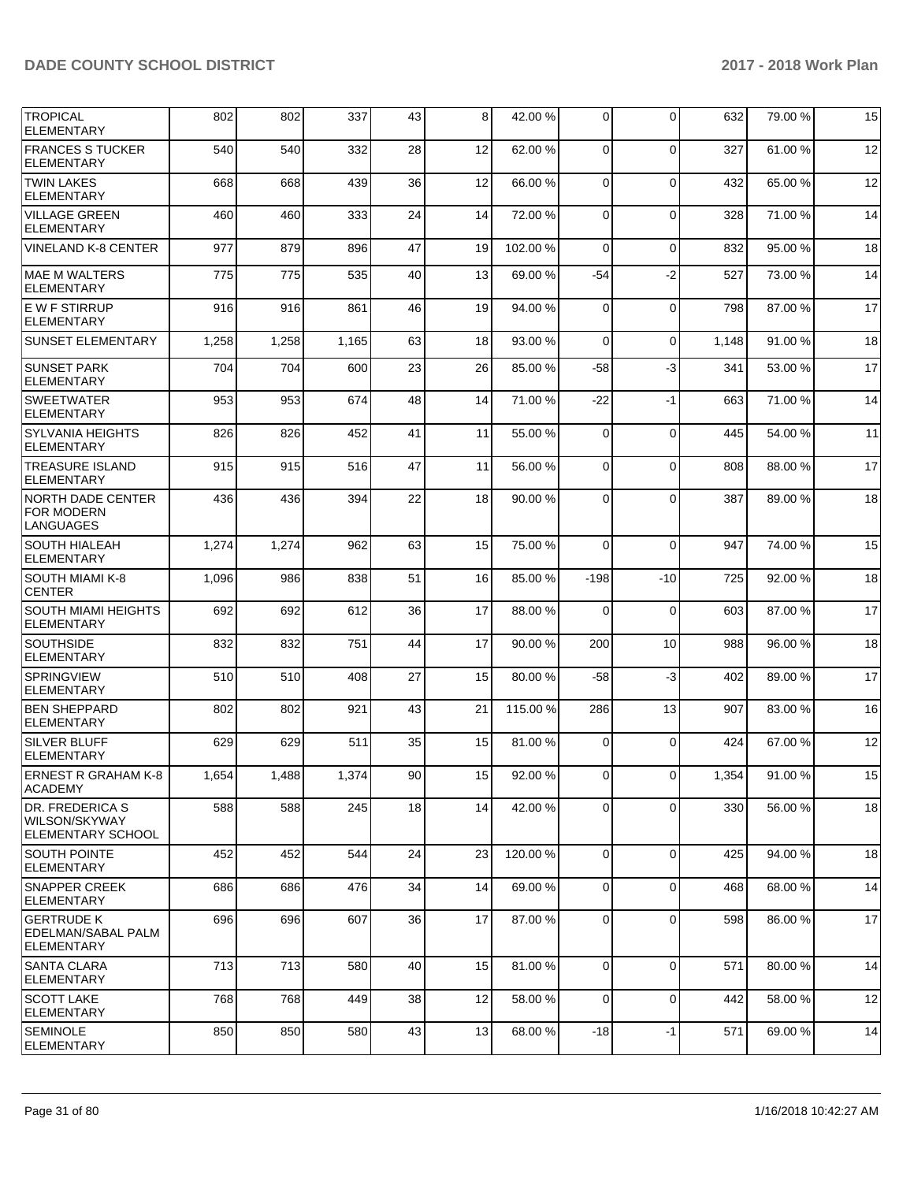| | | | | | | | | | | |
|---|---|---|---|---|---|---|---|---|---|---|
| TROPICAL ELEMENTARY | 802 | 802 | 337 | 43 | 8 | 42.00 % | 0 | 0 | 632 | 79.00 % | 15 |
| FRANCES S TUCKER ELEMENTARY | 540 | 540 | 332 | 28 | 12 | 62.00 % | 0 | 0 | 327 | 61.00 % | 12 |
| TWIN LAKES ELEMENTARY | 668 | 668 | 439 | 36 | 12 | 66.00 % | 0 | 0 | 432 | 65.00 % | 12 |
| VILLAGE GREEN ELEMENTARY | 460 | 460 | 333 | 24 | 14 | 72.00 % | 0 | 0 | 328 | 71.00 % | 14 |
| VINELAND K-8 CENTER | 977 | 879 | 896 | 47 | 19 | 102.00 % | 0 | 0 | 832 | 95.00 % | 18 |
| MAE M WALTERS ELEMENTARY | 775 | 775 | 535 | 40 | 13 | 69.00 % | -54 | -2 | 527 | 73.00 % | 14 |
| E W F STIRRUP ELEMENTARY | 916 | 916 | 861 | 46 | 19 | 94.00 % | 0 | 0 | 798 | 87.00 % | 17 |
| SUNSET ELEMENTARY | 1,258 | 1,258 | 1,165 | 63 | 18 | 93.00 % | 0 | 0 | 1,148 | 91.00 % | 18 |
| SUNSET PARK ELEMENTARY | 704 | 704 | 600 | 23 | 26 | 85.00 % | -58 | -3 | 341 | 53.00 % | 17 |
| SWEETWATER ELEMENTARY | 953 | 953 | 674 | 48 | 14 | 71.00 % | -22 | -1 | 663 | 71.00 % | 14 |
| SYLVANIA HEIGHTS ELEMENTARY | 826 | 826 | 452 | 41 | 11 | 55.00 % | 0 | 0 | 445 | 54.00 % | 11 |
| TREASURE ISLAND ELEMENTARY | 915 | 915 | 516 | 47 | 11 | 56.00 % | 0 | 0 | 808 | 88.00 % | 17 |
| NORTH DADE CENTER FOR MODERN LANGUAGES | 436 | 436 | 394 | 22 | 18 | 90.00 % | 0 | 0 | 387 | 89.00 % | 18 |
| SOUTH HIALEAH ELEMENTARY | 1,274 | 1,274 | 962 | 63 | 15 | 75.00 % | 0 | 0 | 947 | 74.00 % | 15 |
| SOUTH MIAMI K-8 CENTER | 1,096 | 986 | 838 | 51 | 16 | 85.00 % | -198 | -10 | 725 | 92.00 % | 18 |
| SOUTH MIAMI HEIGHTS ELEMENTARY | 692 | 692 | 612 | 36 | 17 | 88.00 % | 0 | 0 | 603 | 87.00 % | 17 |
| SOUTHSIDE ELEMENTARY | 832 | 832 | 751 | 44 | 17 | 90.00 % | 200 | 10 | 988 | 96.00 % | 18 |
| SPRINGVIEW ELEMENTARY | 510 | 510 | 408 | 27 | 15 | 80.00 % | -58 | -3 | 402 | 89.00 % | 17 |
| BEN SHEPPARD ELEMENTARY | 802 | 802 | 921 | 43 | 21 | 115.00 % | 286 | 13 | 907 | 83.00 % | 16 |
| SILVER BLUFF ELEMENTARY | 629 | 629 | 511 | 35 | 15 | 81.00 % | 0 | 0 | 424 | 67.00 % | 12 |
| ERNEST R GRAHAM K-8 ACADEMY | 1,654 | 1,488 | 1,374 | 90 | 15 | 92.00 % | 0 | 0 | 1,354 | 91.00 % | 15 |
| DR. FREDERICA S WILSON/SKYWAY ELEMENTARY SCHOOL | 588 | 588 | 245 | 18 | 14 | 42.00 % | 0 | 0 | 330 | 56.00 % | 18 |
| SOUTH POINTE ELEMENTARY | 452 | 452 | 544 | 24 | 23 | 120.00 % | 0 | 0 | 425 | 94.00 % | 18 |
| SNAPPER CREEK ELEMENTARY | 686 | 686 | 476 | 34 | 14 | 69.00 % | 0 | 0 | 468 | 68.00 % | 14 |
| GERTRUDE K EDELMAN/SABAL PALM ELEMENTARY | 696 | 696 | 607 | 36 | 17 | 87.00 % | 0 | 0 | 598 | 86.00 % | 17 |
| SANTA CLARA ELEMENTARY | 713 | 713 | 580 | 40 | 15 | 81.00 % | 0 | 0 | 571 | 80.00 % | 14 |
| SCOTT LAKE ELEMENTARY | 768 | 768 | 449 | 38 | 12 | 58.00 % | 0 | 0 | 442 | 58.00 % | 12 |
| SEMINOLE ELEMENTARY | 850 | 850 | 580 | 43 | 13 | 68.00 % | -18 | -1 | 571 | 69.00 % | 14 |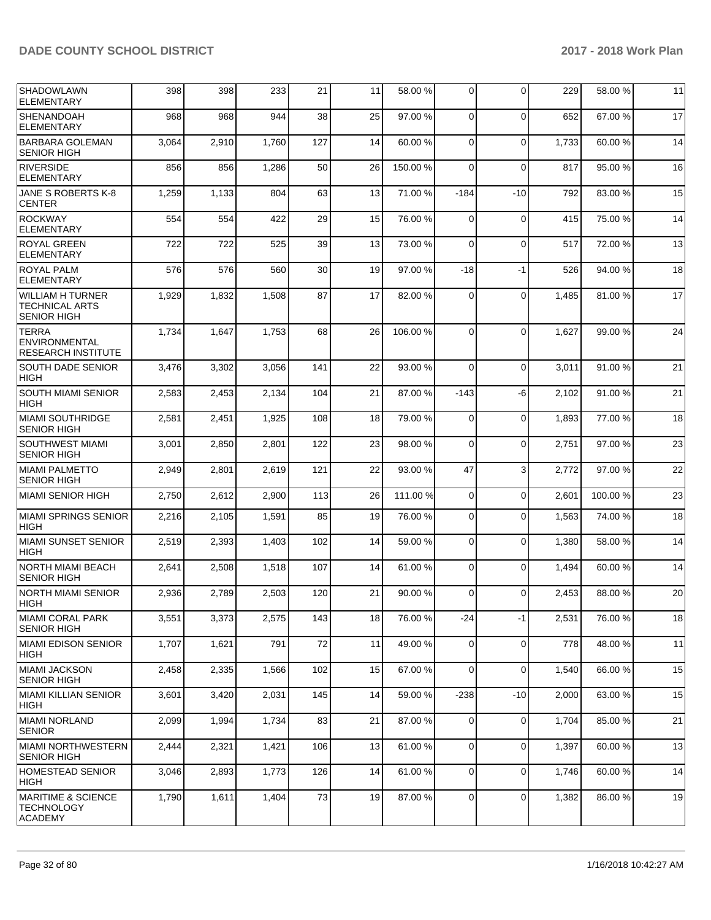| | | | | | | | | | | |
|---|---|---|---|---|---|---|---|---|---|---|
| SHADOWLAWN ELEMENTARY | 398 | 398 | 233 | 21 | 11 | 58.00 % | 0 | 0 | 229 | 58.00 % | 11 |
| SHENANDOAH ELEMENTARY | 968 | 968 | 944 | 38 | 25 | 97.00 % | 0 | 0 | 652 | 67.00 % | 17 |
| BARBARA GOLEMAN SENIOR HIGH | 3,064 | 2,910 | 1,760 | 127 | 14 | 60.00 % | 0 | 0 | 1,733 | 60.00 % | 14 |
| RIVERSIDE ELEMENTARY | 856 | 856 | 1,286 | 50 | 26 | 150.00 % | 0 | 0 | 817 | 95.00 % | 16 |
| JANE S ROBERTS K-8 CENTER | 1,259 | 1,133 | 804 | 63 | 13 | 71.00 % | -184 | -10 | 792 | 83.00 % | 15 |
| ROCKWAY ELEMENTARY | 554 | 554 | 422 | 29 | 15 | 76.00 % | 0 | 0 | 415 | 75.00 % | 14 |
| ROYAL GREEN ELEMENTARY | 722 | 722 | 525 | 39 | 13 | 73.00 % | 0 | 0 | 517 | 72.00 % | 13 |
| ROYAL PALM ELEMENTARY | 576 | 576 | 560 | 30 | 19 | 97.00 % | -18 | -1 | 526 | 94.00 % | 18 |
| WILLIAM H TURNER TECHNICAL ARTS SENIOR HIGH | 1,929 | 1,832 | 1,508 | 87 | 17 | 82.00 % | 0 | 0 | 1,485 | 81.00 % | 17 |
| TERRA ENVIRONMENTAL RESEARCH INSTITUTE | 1,734 | 1,647 | 1,753 | 68 | 26 | 106.00 % | 0 | 0 | 1,627 | 99.00 % | 24 |
| SOUTH DADE SENIOR HIGH | 3,476 | 3,302 | 3,056 | 141 | 22 | 93.00 % | 0 | 0 | 3,011 | 91.00 % | 21 |
| SOUTH MIAMI SENIOR HIGH | 2,583 | 2,453 | 2,134 | 104 | 21 | 87.00 % | -143 | -6 | 2,102 | 91.00 % | 21 |
| MIAMI SOUTHRIDGE SENIOR HIGH | 2,581 | 2,451 | 1,925 | 108 | 18 | 79.00 % | 0 | 0 | 1,893 | 77.00 % | 18 |
| SOUTHWEST MIAMI SENIOR HIGH | 3,001 | 2,850 | 2,801 | 122 | 23 | 98.00 % | 0 | 0 | 2,751 | 97.00 % | 23 |
| MIAMI PALMETTO SENIOR HIGH | 2,949 | 2,801 | 2,619 | 121 | 22 | 93.00 % | 47 | 3 | 2,772 | 97.00 % | 22 |
| MIAMI SENIOR HIGH | 2,750 | 2,612 | 2,900 | 113 | 26 | 111.00 % | 0 | 0 | 2,601 | 100.00 % | 23 |
| MIAMI SPRINGS SENIOR HIGH | 2,216 | 2,105 | 1,591 | 85 | 19 | 76.00 % | 0 | 0 | 1,563 | 74.00 % | 18 |
| MIAMI SUNSET SENIOR HIGH | 2,519 | 2,393 | 1,403 | 102 | 14 | 59.00 % | 0 | 0 | 1,380 | 58.00 % | 14 |
| NORTH MIAMI BEACH SENIOR HIGH | 2,641 | 2,508 | 1,518 | 107 | 14 | 61.00 % | 0 | 0 | 1,494 | 60.00 % | 14 |
| NORTH MIAMI SENIOR HIGH | 2,936 | 2,789 | 2,503 | 120 | 21 | 90.00 % | 0 | 0 | 2,453 | 88.00 % | 20 |
| MIAMI CORAL PARK SENIOR HIGH | 3,551 | 3,373 | 2,575 | 143 | 18 | 76.00 % | -24 | -1 | 2,531 | 76.00 % | 18 |
| MIAMI EDISON SENIOR HIGH | 1,707 | 1,621 | 791 | 72 | 11 | 49.00 % | 0 | 0 | 778 | 48.00 % | 11 |
| MIAMI JACKSON SENIOR HIGH | 2,458 | 2,335 | 1,566 | 102 | 15 | 67.00 % | 0 | 0 | 1,540 | 66.00 % | 15 |
| MIAMI KILLIAN SENIOR HIGH | 3,601 | 3,420 | 2,031 | 145 | 14 | 59.00 % | -238 | -10 | 2,000 | 63.00 % | 15 |
| MIAMI NORLAND SENIOR | 2,099 | 1,994 | 1,734 | 83 | 21 | 87.00 % | 0 | 0 | 1,704 | 85.00 % | 21 |
| MIAMI NORTHWESTERN SENIOR HIGH | 2,444 | 2,321 | 1,421 | 106 | 13 | 61.00 % | 0 | 0 | 1,397 | 60.00 % | 13 |
| HOMESTEAD SENIOR HIGH | 3,046 | 2,893 | 1,773 | 126 | 14 | 61.00 % | 0 | 0 | 1,746 | 60.00 % | 14 |
| MARITIME & SCIENCE TECHNOLOGY ACADEMY | 1,790 | 1,611 | 1,404 | 73 | 19 | 87.00 % | 0 | 0 | 1,382 | 86.00 % | 19 |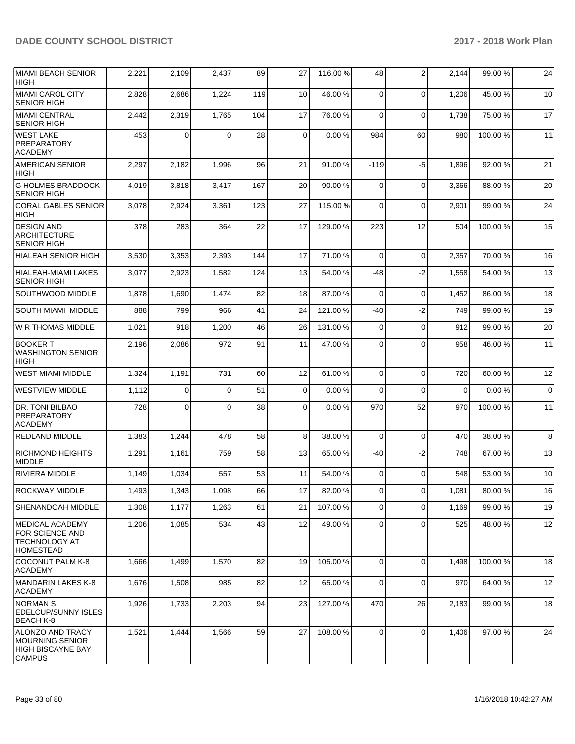| | | | | | | | | | | |
|---|---|---|---|---|---|---|---|---|---|---|
| MIAMI BEACH SENIOR HIGH | 2,221 | 2,109 | 2,437 | 89 | 27 | 116.00 % | 48 | 2 | 2,144 | 99.00 % | 24 |
| MIAMI CAROL CITY SENIOR HIGH | 2,828 | 2,686 | 1,224 | 119 | 10 | 46.00 % | 0 | 0 | 1,206 | 45.00 % | 10 |
| MIAMI CENTRAL SENIOR HIGH | 2,442 | 2,319 | 1,765 | 104 | 17 | 76.00 % | 0 | 0 | 1,738 | 75.00 % | 17 |
| WEST LAKE PREPARATORY ACADEMY | 453 | 0 | 0 | 28 | 0 | 0.00 % | 984 | 60 | 980 | 100.00 % | 11 |
| AMERICAN SENIOR HIGH | 2,297 | 2,182 | 1,996 | 96 | 21 | 91.00 % | -119 | -5 | 1,896 | 92.00 % | 21 |
| G HOLMES BRADDOCK SENIOR HIGH | 4,019 | 3,818 | 3,417 | 167 | 20 | 90.00 % | 0 | 0 | 3,366 | 88.00 % | 20 |
| CORAL GABLES SENIOR HIGH | 3,078 | 2,924 | 3,361 | 123 | 27 | 115.00 % | 0 | 0 | 2,901 | 99.00 % | 24 |
| DESIGN AND ARCHITECTURE SENIOR HIGH | 378 | 283 | 364 | 22 | 17 | 129.00 % | 223 | 12 | 504 | 100.00 % | 15 |
| HIALEAH SENIOR HIGH | 3,530 | 3,353 | 2,393 | 144 | 17 | 71.00 % | 0 | 0 | 2,357 | 70.00 % | 16 |
| HIALEAH-MIAMI LAKES SENIOR HIGH | 3,077 | 2,923 | 1,582 | 124 | 13 | 54.00 % | -48 | -2 | 1,558 | 54.00 % | 13 |
| SOUTHWOOD MIDDLE | 1,878 | 1,690 | 1,474 | 82 | 18 | 87.00 % | 0 | 0 | 1,452 | 86.00 % | 18 |
| SOUTH MIAMI MIDDLE | 888 | 799 | 966 | 41 | 24 | 121.00 % | -40 | -2 | 749 | 99.00 % | 19 |
| W R THOMAS MIDDLE | 1,021 | 918 | 1,200 | 46 | 26 | 131.00 % | 0 | 0 | 912 | 99.00 % | 20 |
| BOOKER T WASHINGTON SENIOR HIGH | 2,196 | 2,086 | 972 | 91 | 11 | 47.00 % | 0 | 0 | 958 | 46.00 % | 11 |
| WEST MIAMI MIDDLE | 1,324 | 1,191 | 731 | 60 | 12 | 61.00 % | 0 | 0 | 720 | 60.00 % | 12 |
| WESTVIEW MIDDLE | 1,112 | 0 | 0 | 51 | 0 | 0.00 % | 0 | 0 | 0 | 0.00 % | 0 |
| DR. TONI BILBAO PREPARATORY ACADEMY | 728 | 0 | 0 | 38 | 0 | 0.00 % | 970 | 52 | 970 | 100.00 % | 11 |
| REDLAND MIDDLE | 1,383 | 1,244 | 478 | 58 | 8 | 38.00 % | 0 | 0 | 470 | 38.00 % | 8 |
| RICHMOND HEIGHTS MIDDLE | 1,291 | 1,161 | 759 | 58 | 13 | 65.00 % | -40 | -2 | 748 | 67.00 % | 13 |
| RIVIERA MIDDLE | 1,149 | 1,034 | 557 | 53 | 11 | 54.00 % | 0 | 0 | 548 | 53.00 % | 10 |
| ROCKWAY MIDDLE | 1,493 | 1,343 | 1,098 | 66 | 17 | 82.00 % | 0 | 0 | 1,081 | 80.00 % | 16 |
| SHENANDOAH MIDDLE | 1,308 | 1,177 | 1,263 | 61 | 21 | 107.00 % | 0 | 0 | 1,169 | 99.00 % | 19 |
| MEDICAL ACADEMY FOR SCIENCE AND TECHNOLOGY AT HOMESTEAD | 1,206 | 1,085 | 534 | 43 | 12 | 49.00 % | 0 | 0 | 525 | 48.00 % | 12 |
| COCONUT PALM K-8 ACADEMY | 1,666 | 1,499 | 1,570 | 82 | 19 | 105.00 % | 0 | 0 | 1,498 | 100.00 % | 18 |
| MANDARIN LAKES K-8 ACADEMY | 1,676 | 1,508 | 985 | 82 | 12 | 65.00 % | 0 | 0 | 970 | 64.00 % | 12 |
| NORMAN S. EDELCUP/SUNNY ISLES BEACH K-8 | 1,926 | 1,733 | 2,203 | 94 | 23 | 127.00 % | 470 | 26 | 2,183 | 99.00 % | 18 |
| ALONZO AND TRACY MOURNING SENIOR HIGH BISCAYNE BAY CAMPUS | 1,521 | 1,444 | 1,566 | 59 | 27 | 108.00 % | 0 | 0 | 1,406 | 97.00 % | 24 |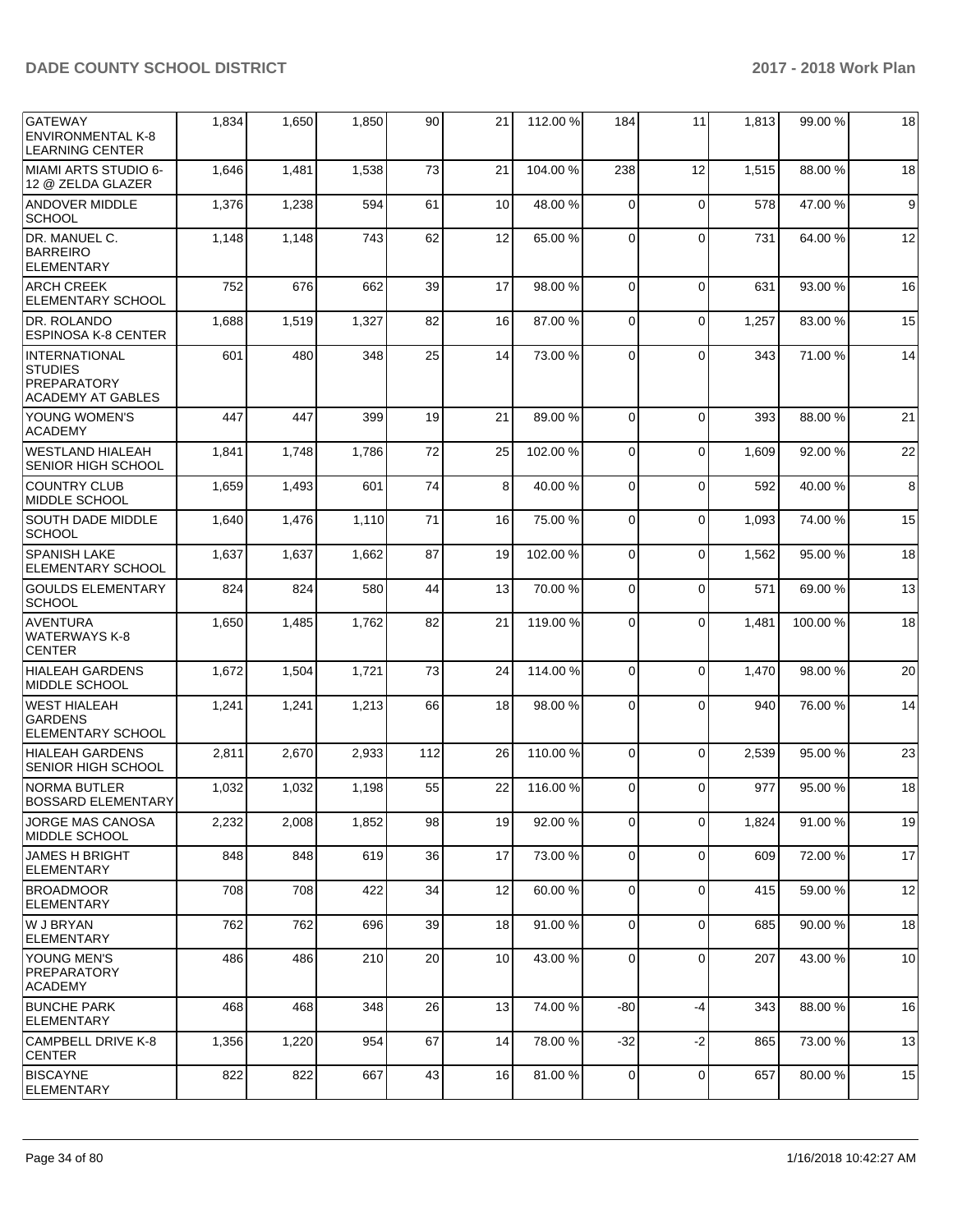| | | | | | | | | | | |
|---|---|---|---|---|---|---|---|---|---|---|
| GATEWAY ENVIRONMENTAL K-8 LEARNING CENTER | 1,834 | 1,650 | 1,850 | 90 | 21 | 112.00 % | 184 | 11 | 1,813 | 99.00 % | 18 |
| MIAMI ARTS STUDIO 6-12 @ ZELDA GLAZER | 1,646 | 1,481 | 1,538 | 73 | 21 | 104.00 % | 238 | 12 | 1,515 | 88.00 % | 18 |
| ANDOVER MIDDLE SCHOOL | 1,376 | 1,238 | 594 | 61 | 10 | 48.00 % | 0 | 0 | 578 | 47.00 % | 9 |
| DR. MANUEL C. BARREIRO ELEMENTARY | 1,148 | 1,148 | 743 | 62 | 12 | 65.00 % | 0 | 0 | 731 | 64.00 % | 12 |
| ARCH CREEK ELEMENTARY SCHOOL | 752 | 676 | 662 | 39 | 17 | 98.00 % | 0 | 0 | 631 | 93.00 % | 16 |
| DR. ROLANDO ESPINOSA K-8 CENTER | 1,688 | 1,519 | 1,327 | 82 | 16 | 87.00 % | 0 | 0 | 1,257 | 83.00 % | 15 |
| INTERNATIONAL STUDIES PREPARATORY ACADEMY AT GABLES | 601 | 480 | 348 | 25 | 14 | 73.00 % | 0 | 0 | 343 | 71.00 % | 14 |
| YOUNG WOMEN'S ACADEMY | 447 | 447 | 399 | 19 | 21 | 89.00 % | 0 | 0 | 393 | 88.00 % | 21 |
| WESTLAND HIALEAH SENIOR HIGH SCHOOL | 1,841 | 1,748 | 1,786 | 72 | 25 | 102.00 % | 0 | 0 | 1,609 | 92.00 % | 22 |
| COUNTRY CLUB MIDDLE SCHOOL | 1,659 | 1,493 | 601 | 74 | 8 | 40.00 % | 0 | 0 | 592 | 40.00 % | 8 |
| SOUTH DADE MIDDLE SCHOOL | 1,640 | 1,476 | 1,110 | 71 | 16 | 75.00 % | 0 | 0 | 1,093 | 74.00 % | 15 |
| SPANISH LAKE ELEMENTARY SCHOOL | 1,637 | 1,637 | 1,662 | 87 | 19 | 102.00 % | 0 | 0 | 1,562 | 95.00 % | 18 |
| GOULDS ELEMENTARY SCHOOL | 824 | 824 | 580 | 44 | 13 | 70.00 % | 0 | 0 | 571 | 69.00 % | 13 |
| AVENTURA WATERWAYS K-8 CENTER | 1,650 | 1,485 | 1,762 | 82 | 21 | 119.00 % | 0 | 0 | 1,481 | 100.00 % | 18 |
| HIALEAH GARDENS MIDDLE SCHOOL | 1,672 | 1,504 | 1,721 | 73 | 24 | 114.00 % | 0 | 0 | 1,470 | 98.00 % | 20 |
| WEST HIALEAH GARDENS ELEMENTARY SCHOOL | 1,241 | 1,241 | 1,213 | 66 | 18 | 98.00 % | 0 | 0 | 940 | 76.00 % | 14 |
| HIALEAH GARDENS SENIOR HIGH SCHOOL | 2,811 | 2,670 | 2,933 | 112 | 26 | 110.00 % | 0 | 0 | 2,539 | 95.00 % | 23 |
| NORMA BUTLER BOSSARD ELEMENTARY | 1,032 | 1,032 | 1,198 | 55 | 22 | 116.00 % | 0 | 0 | 977 | 95.00 % | 18 |
| JORGE MAS CANOSA MIDDLE SCHOOL | 2,232 | 2,008 | 1,852 | 98 | 19 | 92.00 % | 0 | 0 | 1,824 | 91.00 % | 19 |
| JAMES H BRIGHT ELEMENTARY | 848 | 848 | 619 | 36 | 17 | 73.00 % | 0 | 0 | 609 | 72.00 % | 17 |
| BROADMOOR ELEMENTARY | 708 | 708 | 422 | 34 | 12 | 60.00 % | 0 | 0 | 415 | 59.00 % | 12 |
| W J BRYAN ELEMENTARY | 762 | 762 | 696 | 39 | 18 | 91.00 % | 0 | 0 | 685 | 90.00 % | 18 |
| YOUNG MEN'S PREPARATORY ACADEMY | 486 | 486 | 210 | 20 | 10 | 43.00 % | 0 | 0 | 207 | 43.00 % | 10 |
| BUNCHE PARK ELEMENTARY | 468 | 468 | 348 | 26 | 13 | 74.00 % | -80 | -4 | 343 | 88.00 % | 16 |
| CAMPBELL DRIVE K-8 CENTER | 1,356 | 1,220 | 954 | 67 | 14 | 78.00 % | -32 | -2 | 865 | 73.00 % | 13 |
| BISCAYNE ELEMENTARY | 822 | 822 | 667 | 43 | 16 | 81.00 % | 0 | 0 | 657 | 80.00 % | 15 |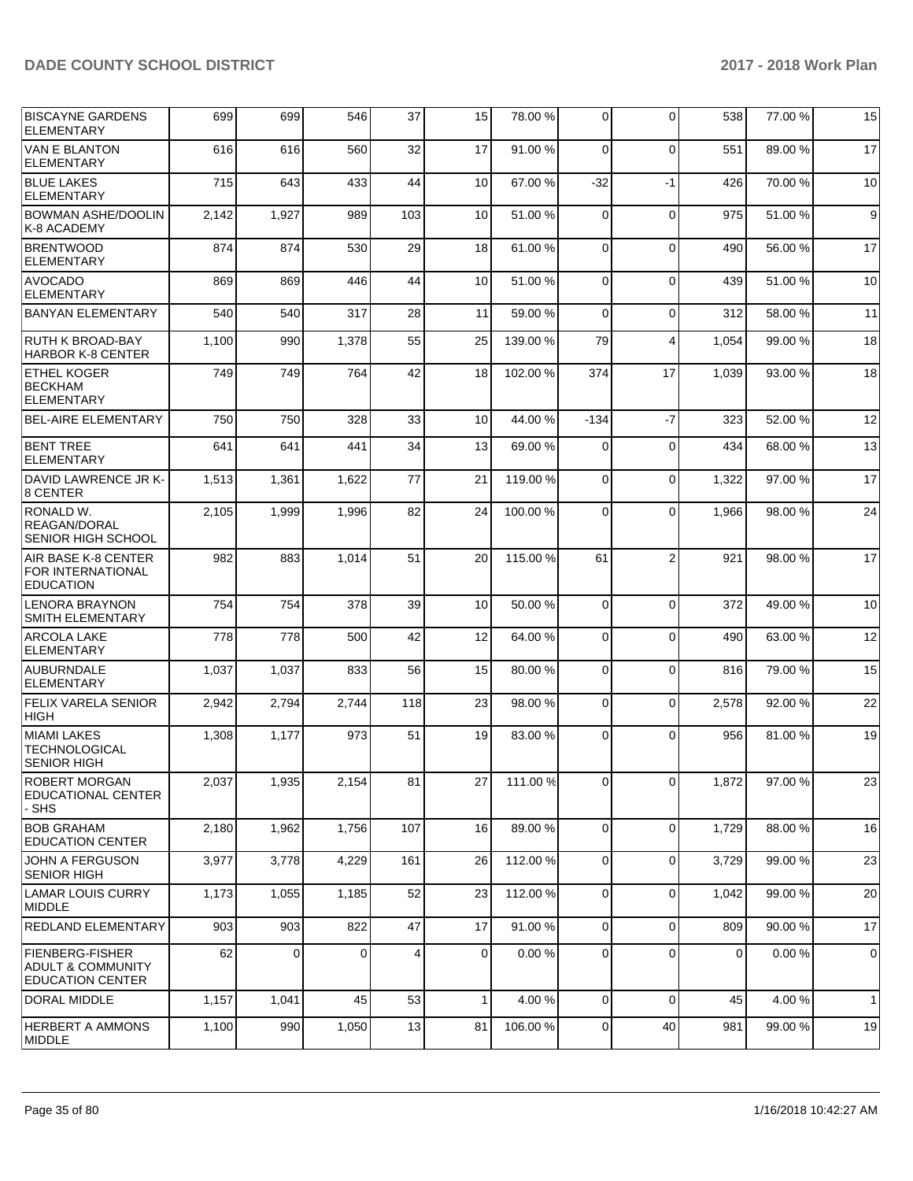| | | | | | | | | | | |
|---|---|---|---|---|---|---|---|---|---|---|
| BISCAYNE GARDENS ELEMENTARY | 699 | 699 | 546 | 37 | 15 | 78.00 % | 0 | 0 | 538 | 77.00 % | 15 |
| VAN E BLANTON ELEMENTARY | 616 | 616 | 560 | 32 | 17 | 91.00 % | 0 | 0 | 551 | 89.00 % | 17 |
| BLUE LAKES ELEMENTARY | 715 | 643 | 433 | 44 | 10 | 67.00 % | -32 | -1 | 426 | 70.00 % | 10 |
| BOWMAN ASHE/DOOLIN K-8 ACADEMY | 2,142 | 1,927 | 989 | 103 | 10 | 51.00 % | 0 | 0 | 975 | 51.00 % | 9 |
| BRENTWOOD ELEMENTARY | 874 | 874 | 530 | 29 | 18 | 61.00 % | 0 | 0 | 490 | 56.00 % | 17 |
| AVOCADO ELEMENTARY | 869 | 869 | 446 | 44 | 10 | 51.00 % | 0 | 0 | 439 | 51.00 % | 10 |
| BANYAN ELEMENTARY | 540 | 540 | 317 | 28 | 11 | 59.00 % | 0 | 0 | 312 | 58.00 % | 11 |
| RUTH K BROAD-BAY HARBOR K-8 CENTER | 1,100 | 990 | 1,378 | 55 | 25 | 139.00 % | 79 | 4 | 1,054 | 99.00 % | 18 |
| ETHEL KOGER BECKHAM ELEMENTARY | 749 | 749 | 764 | 42 | 18 | 102.00 % | 374 | 17 | 1,039 | 93.00 % | 18 |
| BEL-AIRE ELEMENTARY | 750 | 750 | 328 | 33 | 10 | 44.00 % | -134 | -7 | 323 | 52.00 % | 12 |
| BENT TREE ELEMENTARY | 641 | 641 | 441 | 34 | 13 | 69.00 % | 0 | 0 | 434 | 68.00 % | 13 |
| DAVID LAWRENCE JR K-8 CENTER | 1,513 | 1,361 | 1,622 | 77 | 21 | 119.00 % | 0 | 0 | 1,322 | 97.00 % | 17 |
| RONALD W. REAGAN/DORAL SENIOR HIGH SCHOOL | 2,105 | 1,999 | 1,996 | 82 | 24 | 100.00 % | 0 | 0 | 1,966 | 98.00 % | 24 |
| AIR BASE K-8 CENTER FOR INTERNATIONAL EDUCATION | 982 | 883 | 1,014 | 51 | 20 | 115.00 % | 61 | 2 | 921 | 98.00 % | 17 |
| LENORA BRAYNON SMITH ELEMENTARY | 754 | 754 | 378 | 39 | 10 | 50.00 % | 0 | 0 | 372 | 49.00 % | 10 |
| ARCOLA LAKE ELEMENTARY | 778 | 778 | 500 | 42 | 12 | 64.00 % | 0 | 0 | 490 | 63.00 % | 12 |
| AUBURNDALE ELEMENTARY | 1,037 | 1,037 | 833 | 56 | 15 | 80.00 % | 0 | 0 | 816 | 79.00 % | 15 |
| FELIX VARELA SENIOR HIGH | 2,942 | 2,794 | 2,744 | 118 | 23 | 98.00 % | 0 | 0 | 2,578 | 92.00 % | 22 |
| MIAMI LAKES TECHNOLOGICAL SENIOR HIGH | 1,308 | 1,177 | 973 | 51 | 19 | 83.00 % | 0 | 0 | 956 | 81.00 % | 19 |
| ROBERT MORGAN EDUCATIONAL CENTER - SHS | 2,037 | 1,935 | 2,154 | 81 | 27 | 111.00 % | 0 | 0 | 1,872 | 97.00 % | 23 |
| BOB GRAHAM EDUCATION CENTER | 2,180 | 1,962 | 1,756 | 107 | 16 | 89.00 % | 0 | 0 | 1,729 | 88.00 % | 16 |
| JOHN A FERGUSON SENIOR HIGH | 3,977 | 3,778 | 4,229 | 161 | 26 | 112.00 % | 0 | 0 | 3,729 | 99.00 % | 23 |
| LAMAR LOUIS CURRY MIDDLE | 1,173 | 1,055 | 1,185 | 52 | 23 | 112.00 % | 0 | 0 | 1,042 | 99.00 % | 20 |
| REDLAND ELEMENTARY | 903 | 903 | 822 | 47 | 17 | 91.00 % | 0 | 0 | 809 | 90.00 % | 17 |
| FIENBERG-FISHER ADULT & COMMUNITY EDUCATION CENTER | 62 | 0 | 0 | 4 | 0 | 0.00 % | 0 | 0 | 0 | 0.00 % | 0 |
| DORAL MIDDLE | 1,157 | 1,041 | 45 | 53 | 1 | 4.00 % | 0 | 0 | 45 | 4.00 % | 1 |
| HERBERT A AMMONS MIDDLE | 1,100 | 990 | 1,050 | 13 | 81 | 106.00 % | 0 | 40 | 981 | 99.00 % | 19 |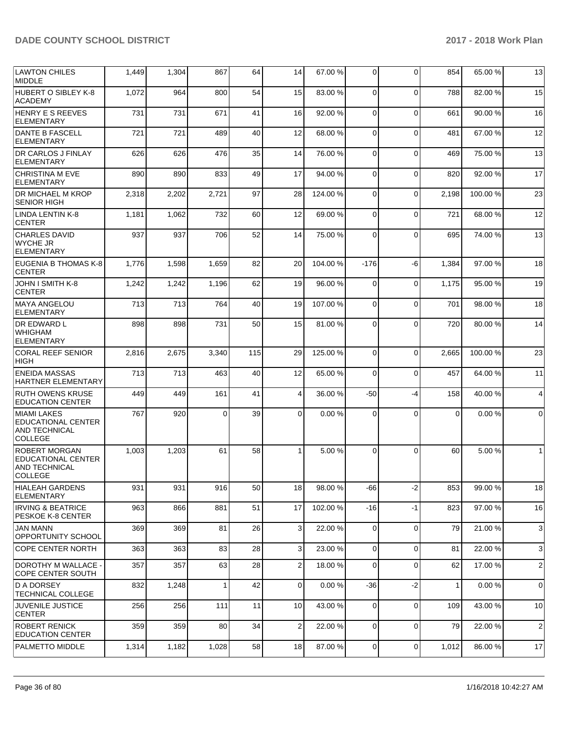| | | | | | | | | | | |
|---|---|---|---|---|---|---|---|---|---|---|
| LAWTON CHILES MIDDLE | 1,449 | 1,304 | 867 | 64 | 14 | 67.00 % | 0 | 0 | 854 | 65.00 % | 13 |
| HUBERT O SIBLEY K-8 ACADEMY | 1,072 | 964 | 800 | 54 | 15 | 83.00 % | 0 | 0 | 788 | 82.00 % | 15 |
| HENRY E S REEVES ELEMENTARY | 731 | 731 | 671 | 41 | 16 | 92.00 % | 0 | 0 | 661 | 90.00 % | 16 |
| DANTE B FASCELL ELEMENTARY | 721 | 721 | 489 | 40 | 12 | 68.00 % | 0 | 0 | 481 | 67.00 % | 12 |
| DR CARLOS J FINLAY ELEMENTARY | 626 | 626 | 476 | 35 | 14 | 76.00 % | 0 | 0 | 469 | 75.00 % | 13 |
| CHRISTINA M EVE ELEMENTARY | 890 | 890 | 833 | 49 | 17 | 94.00 % | 0 | 0 | 820 | 92.00 % | 17 |
| DR MICHAEL M KROP SENIOR HIGH | 2,318 | 2,202 | 2,721 | 97 | 28 | 124.00 % | 0 | 0 | 2,198 | 100.00 % | 23 |
| LINDA LENTIN K-8 CENTER | 1,181 | 1,062 | 732 | 60 | 12 | 69.00 % | 0 | 0 | 721 | 68.00 % | 12 |
| CHARLES DAVID WYCHE JR ELEMENTARY | 937 | 937 | 706 | 52 | 14 | 75.00 % | 0 | 0 | 695 | 74.00 % | 13 |
| EUGENIA B THOMAS K-8 CENTER | 1,776 | 1,598 | 1,659 | 82 | 20 | 104.00 % | -176 | -6 | 1,384 | 97.00 % | 18 |
| JOHN I SMITH K-8 CENTER | 1,242 | 1,242 | 1,196 | 62 | 19 | 96.00 % | 0 | 0 | 1,175 | 95.00 % | 19 |
| MAYA ANGELOU ELEMENTARY | 713 | 713 | 764 | 40 | 19 | 107.00 % | 0 | 0 | 701 | 98.00 % | 18 |
| DR EDWARD L WHIGHAM ELEMENTARY | 898 | 898 | 731 | 50 | 15 | 81.00 % | 0 | 0 | 720 | 80.00 % | 14 |
| CORAL REEF SENIOR HIGH | 2,816 | 2,675 | 3,340 | 115 | 29 | 125.00 % | 0 | 0 | 2,665 | 100.00 % | 23 |
| ENEIDA MASSAS HARTNER ELEMENTARY | 713 | 713 | 463 | 40 | 12 | 65.00 % | 0 | 0 | 457 | 64.00 % | 11 |
| RUTH OWENS KRUSE EDUCATION CENTER | 449 | 449 | 161 | 41 | 4 | 36.00 % | -50 | -4 | 158 | 40.00 % | 4 |
| MIAMI LAKES EDUCATIONAL CENTER AND TECHNICAL COLLEGE | 767 | 920 | 0 | 39 | 0 | 0.00 % | 0 | 0 | 0 | 0.00 % | 0 |
| ROBERT MORGAN EDUCATIONAL CENTER AND TECHNICAL COLLEGE | 1,003 | 1,203 | 61 | 58 | 1 | 5.00 % | 0 | 0 | 60 | 5.00 % | 1 |
| HIALEAH GARDENS ELEMENTARY | 931 | 931 | 916 | 50 | 18 | 98.00 % | -66 | -2 | 853 | 99.00 % | 18 |
| IRVING & BEATRICE PESKOE K-8 CENTER | 963 | 866 | 881 | 51 | 17 | 102.00 % | -16 | -1 | 823 | 97.00 % | 16 |
| JAN MANN OPPORTUNITY SCHOOL | 369 | 369 | 81 | 26 | 3 | 22.00 % | 0 | 0 | 79 | 21.00 % | 3 |
| COPE CENTER NORTH | 363 | 363 | 83 | 28 | 3 | 23.00 % | 0 | 0 | 81 | 22.00 % | 3 |
| DOROTHY M WALLACE - COPE CENTER SOUTH | 357 | 357 | 63 | 28 | 2 | 18.00 % | 0 | 0 | 62 | 17.00 % | 2 |
| D A DORSEY TECHNICAL COLLEGE | 832 | 1,248 | 1 | 42 | 0 | 0.00 % | -36 | -2 | 1 | 0.00 % | 0 |
| JUVENILE JUSTICE CENTER | 256 | 256 | 111 | 11 | 10 | 43.00 % | 0 | 0 | 109 | 43.00 % | 10 |
| ROBERT RENICK EDUCATION CENTER | 359 | 359 | 80 | 34 | 2 | 22.00 % | 0 | 0 | 79 | 22.00 % | 2 |
| PALMETTO MIDDLE | 1,314 | 1,182 | 1,028 | 58 | 18 | 87.00 % | 0 | 0 | 1,012 | 86.00 % | 17 |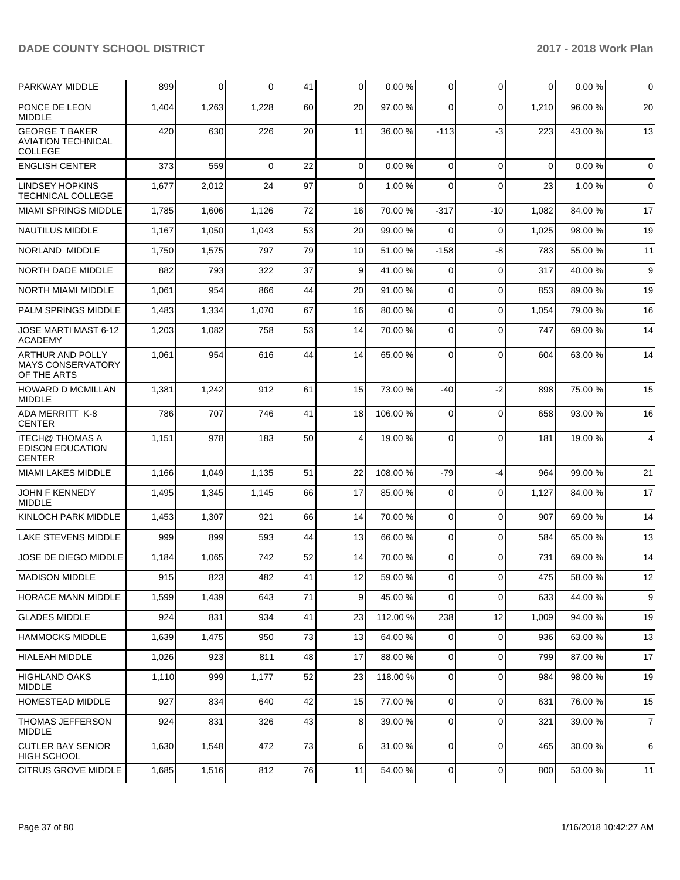| PARKWAY MIDDLE | 899 | 0 | 0 | 41 | 0 | 0.00 % | 0 | 0 | 0 | 0.00 % | 0 |
|---|---|---|---|---|---|---|---|---|---|---|---|
| PONCE DE LEON MIDDLE | 1,404 | 1,263 | 1,228 | 60 | 20 | 97.00 % | 0 | 0 | 1,210 | 96.00 % | 20 |
| GEORGE T BAKER AVIATION TECHNICAL COLLEGE | 420 | 630 | 226 | 20 | 11 | 36.00 % | -113 | -3 | 223 | 43.00 % | 13 |
| ENGLISH CENTER | 373 | 559 | 0 | 22 | 0 | 0.00 % | 0 | 0 | 0 | 0.00 % | 0 |
| LINDSEY HOPKINS TECHNICAL COLLEGE | 1,677 | 2,012 | 24 | 97 | 0 | 1.00 % | 0 | 0 | 23 | 1.00 % | 0 |
| MIAMI SPRINGS MIDDLE | 1,785 | 1,606 | 1,126 | 72 | 16 | 70.00 % | -317 | -10 | 1,082 | 84.00 % | 17 |
| NAUTILUS MIDDLE | 1,167 | 1,050 | 1,043 | 53 | 20 | 99.00 % | 0 | 0 | 1,025 | 98.00 % | 19 |
| NORLAND MIDDLE | 1,750 | 1,575 | 797 | 79 | 10 | 51.00 % | -158 | -8 | 783 | 55.00 % | 11 |
| NORTH DADE MIDDLE | 882 | 793 | 322 | 37 | 9 | 41.00 % | 0 | 0 | 317 | 40.00 % | 9 |
| NORTH MIAMI MIDDLE | 1,061 | 954 | 866 | 44 | 20 | 91.00 % | 0 | 0 | 853 | 89.00 % | 19 |
| PALM SPRINGS MIDDLE | 1,483 | 1,334 | 1,070 | 67 | 16 | 80.00 % | 0 | 0 | 1,054 | 79.00 % | 16 |
| JOSE MARTI MAST 6-12 ACADEMY | 1,203 | 1,082 | 758 | 53 | 14 | 70.00 % | 0 | 0 | 747 | 69.00 % | 14 |
| ARTHUR AND POLLY MAYS CONSERVATORY OF THE ARTS | 1,061 | 954 | 616 | 44 | 14 | 65.00 % | 0 | 0 | 604 | 63.00 % | 14 |
| HOWARD D MCMILLAN MIDDLE | 1,381 | 1,242 | 912 | 61 | 15 | 73.00 % | -40 | -2 | 898 | 75.00 % | 15 |
| ADA MERRITT K-8 CENTER | 786 | 707 | 746 | 41 | 18 | 106.00 % | 0 | 0 | 658 | 93.00 % | 16 |
| iTECH@ THOMAS A EDISON EDUCATION CENTER | 1,151 | 978 | 183 | 50 | 4 | 19.00 % | 0 | 0 | 181 | 19.00 % | 4 |
| MIAMI LAKES MIDDLE | 1,166 | 1,049 | 1,135 | 51 | 22 | 108.00 % | -79 | -4 | 964 | 99.00 % | 21 |
| JOHN F KENNEDY MIDDLE | 1,495 | 1,345 | 1,145 | 66 | 17 | 85.00 % | 0 | 0 | 1,127 | 84.00 % | 17 |
| KINLOCH PARK MIDDLE | 1,453 | 1,307 | 921 | 66 | 14 | 70.00 % | 0 | 0 | 907 | 69.00 % | 14 |
| LAKE STEVENS MIDDLE | 999 | 899 | 593 | 44 | 13 | 66.00 % | 0 | 0 | 584 | 65.00 % | 13 |
| JOSE DE DIEGO MIDDLE | 1,184 | 1,065 | 742 | 52 | 14 | 70.00 % | 0 | 0 | 731 | 69.00 % | 14 |
| MADISON MIDDLE | 915 | 823 | 482 | 41 | 12 | 59.00 % | 0 | 0 | 475 | 58.00 % | 12 |
| HORACE MANN MIDDLE | 1,599 | 1,439 | 643 | 71 | 9 | 45.00 % | 0 | 0 | 633 | 44.00 % | 9 |
| GLADES MIDDLE | 924 | 831 | 934 | 41 | 23 | 112.00 % | 238 | 12 | 1,009 | 94.00 % | 19 |
| HAMMOCKS MIDDLE | 1,639 | 1,475 | 950 | 73 | 13 | 64.00 % | 0 | 0 | 936 | 63.00 % | 13 |
| HIALEAH MIDDLE | 1,026 | 923 | 811 | 48 | 17 | 88.00 % | 0 | 0 | 799 | 87.00 % | 17 |
| HIGHLAND OAKS MIDDLE | 1,110 | 999 | 1,177 | 52 | 23 | 118.00 % | 0 | 0 | 984 | 98.00 % | 19 |
| HOMESTEAD MIDDLE | 927 | 834 | 640 | 42 | 15 | 77.00 % | 0 | 0 | 631 | 76.00 % | 15 |
| THOMAS JEFFERSON MIDDLE | 924 | 831 | 326 | 43 | 8 | 39.00 % | 0 | 0 | 321 | 39.00 % | 7 |
| CUTLER BAY SENIOR HIGH SCHOOL | 1,630 | 1,548 | 472 | 73 | 6 | 31.00 % | 0 | 0 | 465 | 30.00 % | 6 |
| CITRUS GROVE MIDDLE | 1,685 | 1,516 | 812 | 76 | 11 | 54.00 % | 0 | 0 | 800 | 53.00 % | 11 |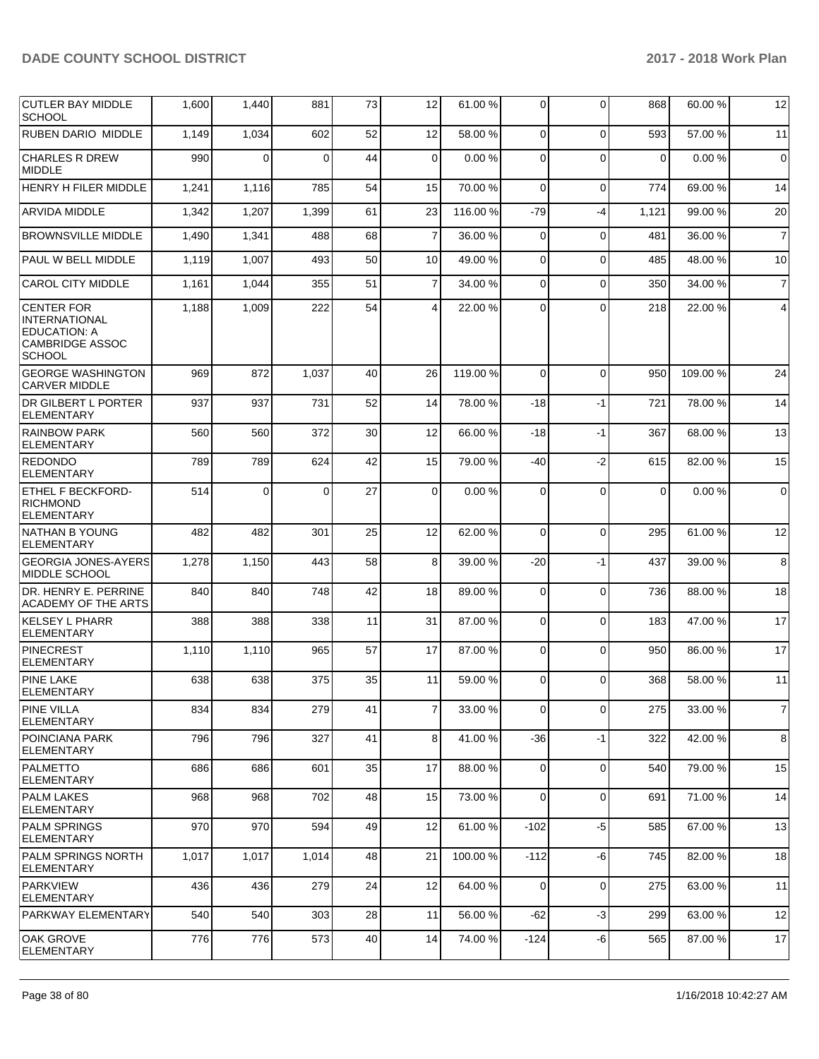| | | | | | | | | | | |
|---|---|---|---|---|---|---|---|---|---|---|
| CUTLER BAY MIDDLE SCHOOL | 1,600 | 1,440 | 881 | 73 | 12 | 61.00 % | 0 | 0 | 868 | 60.00 % | 12 |
| RUBEN DARIO MIDDLE | 1,149 | 1,034 | 602 | 52 | 12 | 58.00 % | 0 | 0 | 593 | 57.00 % | 11 |
| CHARLES R DREW MIDDLE | 990 | 0 | 0 | 44 | 0 | 0.00 % | 0 | 0 | 0 | 0.00 % | 0 |
| HENRY H FILER MIDDLE | 1,241 | 1,116 | 785 | 54 | 15 | 70.00 % | 0 | 0 | 774 | 69.00 % | 14 |
| ARVIDA MIDDLE | 1,342 | 1,207 | 1,399 | 61 | 23 | 116.00 % | -79 | -4 | 1,121 | 99.00 % | 20 |
| BROWNSVILLE MIDDLE | 1,490 | 1,341 | 488 | 68 | 7 | 36.00 % | 0 | 0 | 481 | 36.00 % | 7 |
| PAUL W BELL MIDDLE | 1,119 | 1,007 | 493 | 50 | 10 | 49.00 % | 0 | 0 | 485 | 48.00 % | 10 |
| CAROL CITY MIDDLE | 1,161 | 1,044 | 355 | 51 | 7 | 34.00 % | 0 | 0 | 350 | 34.00 % | 7 |
| CENTER FOR INTERNATIONAL EDUCATION: A CAMBRIDGE ASSOC SCHOOL | 1,188 | 1,009 | 222 | 54 | 4 | 22.00 % | 0 | 0 | 218 | 22.00 % | 4 |
| GEORGE WASHINGTON CARVER MIDDLE | 969 | 872 | 1,037 | 40 | 26 | 119.00 % | 0 | 0 | 950 | 109.00 % | 24 |
| DR GILBERT L PORTER ELEMENTARY | 937 | 937 | 731 | 52 | 14 | 78.00 % | -18 | -1 | 721 | 78.00 % | 14 |
| RAINBOW PARK ELEMENTARY | 560 | 560 | 372 | 30 | 12 | 66.00 % | -18 | -1 | 367 | 68.00 % | 13 |
| REDONDO ELEMENTARY | 789 | 789 | 624 | 42 | 15 | 79.00 % | -40 | -2 | 615 | 82.00 % | 15 |
| ETHEL F BECKFORD-RICHMOND ELEMENTARY | 514 | 0 | 0 | 27 | 0 | 0.00 % | 0 | 0 | 0 | 0.00 % | 0 |
| NATHAN B YOUNG ELEMENTARY | 482 | 482 | 301 | 25 | 12 | 62.00 % | 0 | 0 | 295 | 61.00 % | 12 |
| GEORGIA JONES-AYERS MIDDLE SCHOOL | 1,278 | 1,150 | 443 | 58 | 8 | 39.00 % | -20 | -1 | 437 | 39.00 % | 8 |
| DR. HENRY E. PERRINE ACADEMY OF THE ARTS | 840 | 840 | 748 | 42 | 18 | 89.00 % | 0 | 0 | 736 | 88.00 % | 18 |
| KELSEY L PHARR ELEMENTARY | 388 | 388 | 338 | 11 | 31 | 87.00 % | 0 | 0 | 183 | 47.00 % | 17 |
| PINECREST ELEMENTARY | 1,110 | 1,110 | 965 | 57 | 17 | 87.00 % | 0 | 0 | 950 | 86.00 % | 17 |
| PINE LAKE ELEMENTARY | 638 | 638 | 375 | 35 | 11 | 59.00 % | 0 | 0 | 368 | 58.00 % | 11 |
| PINE VILLA ELEMENTARY | 834 | 834 | 279 | 41 | 7 | 33.00 % | 0 | 0 | 275 | 33.00 % | 7 |
| POINCIANA PARK ELEMENTARY | 796 | 796 | 327 | 41 | 8 | 41.00 % | -36 | -1 | 322 | 42.00 % | 8 |
| PALMETTO ELEMENTARY | 686 | 686 | 601 | 35 | 17 | 88.00 % | 0 | 0 | 540 | 79.00 % | 15 |
| PALM LAKES ELEMENTARY | 968 | 968 | 702 | 48 | 15 | 73.00 % | 0 | 0 | 691 | 71.00 % | 14 |
| PALM SPRINGS ELEMENTARY | 970 | 970 | 594 | 49 | 12 | 61.00 % | -102 | -5 | 585 | 67.00 % | 13 |
| PALM SPRINGS NORTH ELEMENTARY | 1,017 | 1,017 | 1,014 | 48 | 21 | 100.00 % | -112 | -6 | 745 | 82.00 % | 18 |
| PARKVIEW ELEMENTARY | 436 | 436 | 279 | 24 | 12 | 64.00 % | 0 | 0 | 275 | 63.00 % | 11 |
| PARKWAY ELEMENTARY | 540 | 540 | 303 | 28 | 11 | 56.00 % | -62 | -3 | 299 | 63.00 % | 12 |
| OAK GROVE ELEMENTARY | 776 | 776 | 573 | 40 | 14 | 74.00 % | -124 | -6 | 565 | 87.00 % | 17 |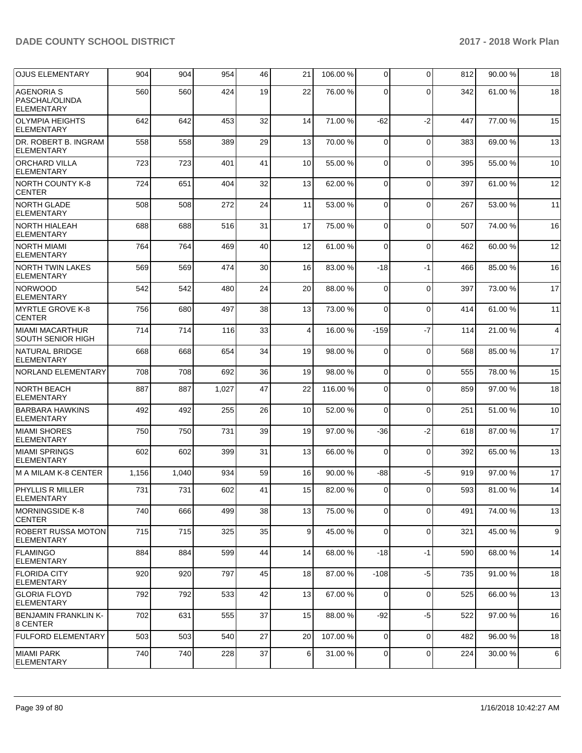| | | | | | | | | | | |
|---|---|---|---|---|---|---|---|---|---|---|
| OJUS ELEMENTARY | 904 | 904 | 954 | 46 | 21 | 106.00 % | 0 | 0 | 812 | 90.00 % | 18 |
| AGENORIA S PASCHAL/OLINDA ELEMENTARY | 560 | 560 | 424 | 19 | 22 | 76.00 % | 0 | 0 | 342 | 61.00 % | 18 |
| OLYMPIA HEIGHTS ELEMENTARY | 642 | 642 | 453 | 32 | 14 | 71.00 % | -62 | -2 | 447 | 77.00 % | 15 |
| DR. ROBERT B. INGRAM ELEMENTARY | 558 | 558 | 389 | 29 | 13 | 70.00 % | 0 | 0 | 383 | 69.00 % | 13 |
| ORCHARD VILLA ELEMENTARY | 723 | 723 | 401 | 41 | 10 | 55.00 % | 0 | 0 | 395 | 55.00 % | 10 |
| NORTH COUNTY K-8 CENTER | 724 | 651 | 404 | 32 | 13 | 62.00 % | 0 | 0 | 397 | 61.00 % | 12 |
| NORTH GLADE ELEMENTARY | 508 | 508 | 272 | 24 | 11 | 53.00 % | 0 | 0 | 267 | 53.00 % | 11 |
| NORTH HIALEAH ELEMENTARY | 688 | 688 | 516 | 31 | 17 | 75.00 % | 0 | 0 | 507 | 74.00 % | 16 |
| NORTH MIAMI ELEMENTARY | 764 | 764 | 469 | 40 | 12 | 61.00 % | 0 | 0 | 462 | 60.00 % | 12 |
| NORTH TWIN LAKES ELEMENTARY | 569 | 569 | 474 | 30 | 16 | 83.00 % | -18 | -1 | 466 | 85.00 % | 16 |
| NORWOOD ELEMENTARY | 542 | 542 | 480 | 24 | 20 | 88.00 % | 0 | 0 | 397 | 73.00 % | 17 |
| MYRTLE GROVE K-8 CENTER | 756 | 680 | 497 | 38 | 13 | 73.00 % | 0 | 0 | 414 | 61.00 % | 11 |
| MIAMI MACARTHUR SOUTH SENIOR HIGH | 714 | 714 | 116 | 33 | 4 | 16.00 % | -159 | -7 | 114 | 21.00 % | 4 |
| NATURAL BRIDGE ELEMENTARY | 668 | 668 | 654 | 34 | 19 | 98.00 % | 0 | 0 | 568 | 85.00 % | 17 |
| NORLAND ELEMENTARY | 708 | 708 | 692 | 36 | 19 | 98.00 % | 0 | 0 | 555 | 78.00 % | 15 |
| NORTH BEACH ELEMENTARY | 887 | 887 | 1,027 | 47 | 22 | 116.00 % | 0 | 0 | 859 | 97.00 % | 18 |
| BARBARA HAWKINS ELEMENTARY | 492 | 492 | 255 | 26 | 10 | 52.00 % | 0 | 0 | 251 | 51.00 % | 10 |
| MIAMI SHORES ELEMENTARY | 750 | 750 | 731 | 39 | 19 | 97.00 % | -36 | -2 | 618 | 87.00 % | 17 |
| MIAMI SPRINGS ELEMENTARY | 602 | 602 | 399 | 31 | 13 | 66.00 % | 0 | 0 | 392 | 65.00 % | 13 |
| M A MILAM K-8 CENTER | 1,156 | 1,040 | 934 | 59 | 16 | 90.00 % | -88 | -5 | 919 | 97.00 % | 17 |
| PHYLLIS R MILLER ELEMENTARY | 731 | 731 | 602 | 41 | 15 | 82.00 % | 0 | 0 | 593 | 81.00 % | 14 |
| MORNINGSIDE K-8 CENTER | 740 | 666 | 499 | 38 | 13 | 75.00 % | 0 | 0 | 491 | 74.00 % | 13 |
| ROBERT RUSSA MOTON ELEMENTARY | 715 | 715 | 325 | 35 | 9 | 45.00 % | 0 | 0 | 321 | 45.00 % | 9 |
| FLAMINGO ELEMENTARY | 884 | 884 | 599 | 44 | 14 | 68.00 % | -18 | -1 | 590 | 68.00 % | 14 |
| FLORIDA CITY ELEMENTARY | 920 | 920 | 797 | 45 | 18 | 87.00 % | -108 | -5 | 735 | 91.00 % | 18 |
| GLORIA FLOYD ELEMENTARY | 792 | 792 | 533 | 42 | 13 | 67.00 % | 0 | 0 | 525 | 66.00 % | 13 |
| BENJAMIN FRANKLIN K-8 CENTER | 702 | 631 | 555 | 37 | 15 | 88.00 % | -92 | -5 | 522 | 97.00 % | 16 |
| FULFORD ELEMENTARY | 503 | 503 | 540 | 27 | 20 | 107.00 % | 0 | 0 | 482 | 96.00 % | 18 |
| MIAMI PARK ELEMENTARY | 740 | 740 | 228 | 37 | 6 | 31.00 % | 0 | 0 | 224 | 30.00 % | 6 |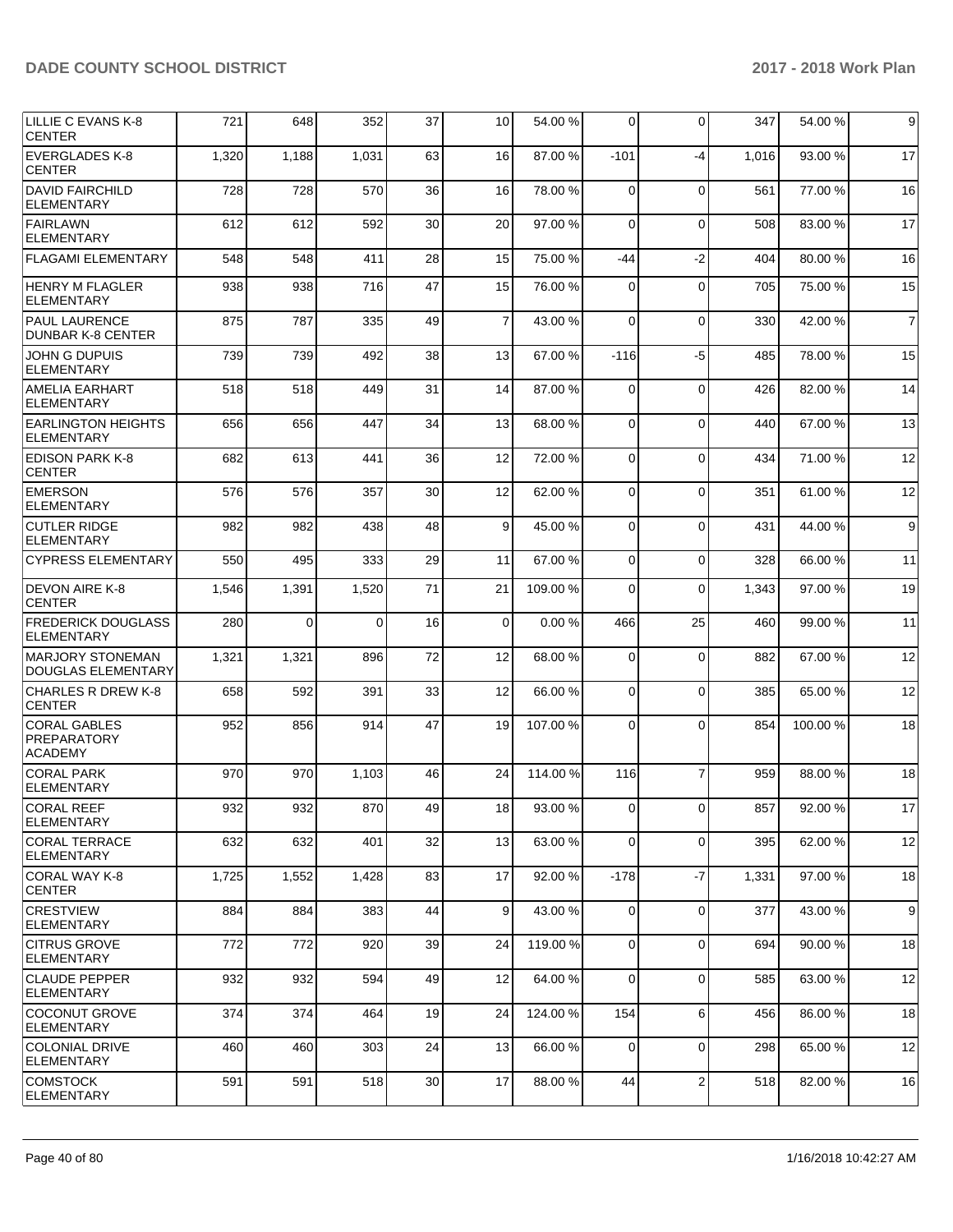| | | | | | | | | | | |
|---|---|---|---|---|---|---|---|---|---|---|
| LILLIE C EVANS K-8 CENTER | 721 | 648 | 352 | 37 | 10 | 54.00 % | 0 | 0 | 347 | 54.00 % | 9 |
| EVERGLADES K-8 CENTER | 1,320 | 1,188 | 1,031 | 63 | 16 | 87.00 % | -101 | -4 | 1,016 | 93.00 % | 17 |
| DAVID FAIRCHILD ELEMENTARY | 728 | 728 | 570 | 36 | 16 | 78.00 % | 0 | 0 | 561 | 77.00 % | 16 |
| FAIRLAWN ELEMENTARY | 612 | 612 | 592 | 30 | 20 | 97.00 % | 0 | 0 | 508 | 83.00 % | 17 |
| FLAGAMI ELEMENTARY | 548 | 548 | 411 | 28 | 15 | 75.00 % | -44 | -2 | 404 | 80.00 % | 16 |
| HENRY M FLAGLER ELEMENTARY | 938 | 938 | 716 | 47 | 15 | 76.00 % | 0 | 0 | 705 | 75.00 % | 15 |
| PAUL LAURENCE DUNBAR K-8 CENTER | 875 | 787 | 335 | 49 | 7 | 43.00 % | 0 | 0 | 330 | 42.00 % | 7 |
| JOHN G DUPUIS ELEMENTARY | 739 | 739 | 492 | 38 | 13 | 67.00 % | -116 | -5 | 485 | 78.00 % | 15 |
| AMELIA EARHART ELEMENTARY | 518 | 518 | 449 | 31 | 14 | 87.00 % | 0 | 0 | 426 | 82.00 % | 14 |
| EARLINGTON HEIGHTS ELEMENTARY | 656 | 656 | 447 | 34 | 13 | 68.00 % | 0 | 0 | 440 | 67.00 % | 13 |
| EDISON PARK K-8 CENTER | 682 | 613 | 441 | 36 | 12 | 72.00 % | 0 | 0 | 434 | 71.00 % | 12 |
| EMERSON ELEMENTARY | 576 | 576 | 357 | 30 | 12 | 62.00 % | 0 | 0 | 351 | 61.00 % | 12 |
| CUTLER RIDGE ELEMENTARY | 982 | 982 | 438 | 48 | 9 | 45.00 % | 0 | 0 | 431 | 44.00 % | 9 |
| CYPRESS ELEMENTARY | 550 | 495 | 333 | 29 | 11 | 67.00 % | 0 | 0 | 328 | 66.00 % | 11 |
| DEVON AIRE K-8 CENTER | 1,546 | 1,391 | 1,520 | 71 | 21 | 109.00 % | 0 | 0 | 1,343 | 97.00 % | 19 |
| FREDERICK DOUGLASS ELEMENTARY | 280 | 0 | 0 | 16 | 0 | 0.00 % | 466 | 25 | 460 | 99.00 % | 11 |
| MARJORY STONEMAN DOUGLAS ELEMENTARY | 1,321 | 1,321 | 896 | 72 | 12 | 68.00 % | 0 | 0 | 882 | 67.00 % | 12 |
| CHARLES R DREW K-8 CENTER | 658 | 592 | 391 | 33 | 12 | 66.00 % | 0 | 0 | 385 | 65.00 % | 12 |
| CORAL GABLES PREPARATORY ACADEMY | 952 | 856 | 914 | 47 | 19 | 107.00 % | 0 | 0 | 854 | 100.00 % | 18 |
| CORAL PARK ELEMENTARY | 970 | 970 | 1,103 | 46 | 24 | 114.00 % | 116 | 7 | 959 | 88.00 % | 18 |
| CORAL REEF ELEMENTARY | 932 | 932 | 870 | 49 | 18 | 93.00 % | 0 | 0 | 857 | 92.00 % | 17 |
| CORAL TERRACE ELEMENTARY | 632 | 632 | 401 | 32 | 13 | 63.00 % | 0 | 0 | 395 | 62.00 % | 12 |
| CORAL WAY K-8 CENTER | 1,725 | 1,552 | 1,428 | 83 | 17 | 92.00 % | -178 | -7 | 1,331 | 97.00 % | 18 |
| CRESTVIEW ELEMENTARY | 884 | 884 | 383 | 44 | 9 | 43.00 % | 0 | 0 | 377 | 43.00 % | 9 |
| CITRUS GROVE ELEMENTARY | 772 | 772 | 920 | 39 | 24 | 119.00 % | 0 | 0 | 694 | 90.00 % | 18 |
| CLAUDE PEPPER ELEMENTARY | 932 | 932 | 594 | 49 | 12 | 64.00 % | 0 | 0 | 585 | 63.00 % | 12 |
| COCONUT GROVE ELEMENTARY | 374 | 374 | 464 | 19 | 24 | 124.00 % | 154 | 6 | 456 | 86.00 % | 18 |
| COLONIAL DRIVE ELEMENTARY | 460 | 460 | 303 | 24 | 13 | 66.00 % | 0 | 0 | 298 | 65.00 % | 12 |
| COMSTOCK ELEMENTARY | 591 | 591 | 518 | 30 | 17 | 88.00 % | 44 | 2 | 518 | 82.00 % | 16 |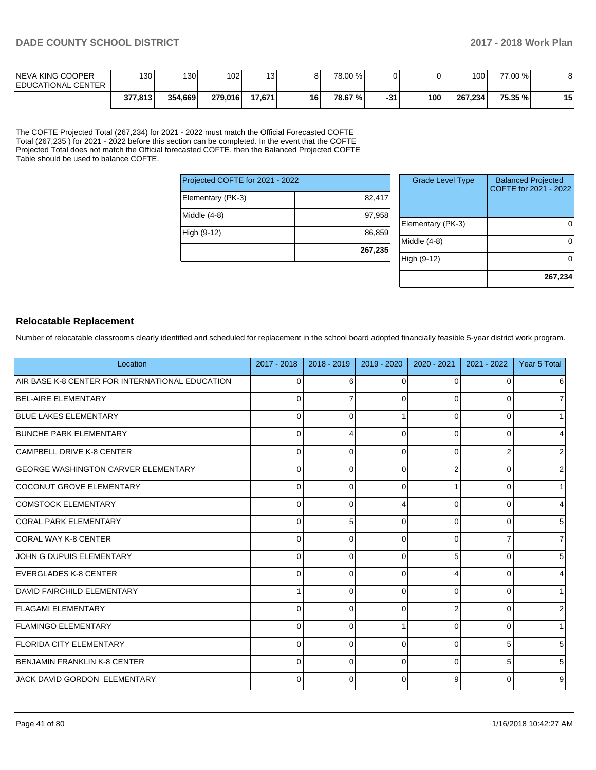| | | | | | | | | | | | |
|---|---|---|---|---|---|---|---|---|---|---|---|
| NEVA KING COOPER EDUCATIONAL CENTER | 130 | 130 | 102 | 13 | 8 | 78.00 % | 0 | 0 | 100 | 77.00 % | 8 |
| | **377,813** | **354,669** | **279,016** | **17,671** | **16** | **78.67 %** | **-31** | **100** | **267,234** | **75.35 %** | **15** |

The COFTE Projected Total (267,234) for 2021 - 2022 must match the Official Forecasted COFTE Total (267,235 ) for 2021 - 2022 before this section can be completed. In the event that the COFTE Projected Total does not match the Official forecasted COFTE, then the Balanced Projected COFTE Table should be used to balance COFTE.

| Projected COFTE for 2021 - 2022 | |
|---|---|
| Elementary (PK-3) | 82,417 |
| Middle (4-8) | 97,958 |
| High (9-12) | 86,859 |
| | **267,235** |

| Grade Level Type | Balanced Projected COFTE for 2021 - 2022 |
|---|---|
| Elementary (PK-3) | 0 |
| Middle (4-8) | 0 |
| High (9-12) | 0 |
| | **267,234** |

## Relocatable Replacement

Number of relocatable classrooms clearly identified and scheduled for replacement in the school board adopted financially feasible 5-year district work program.

| Location | 2017 - 2018 | 2018 - 2019 | 2019 - 2020 | 2020 - 2021 | 2021 - 2022 | Year 5 Total |
|---|---|---|---|---|---|---|
| AIR BASE K-8 CENTER FOR INTERNATIONAL EDUCATION | 0 | 6 | 0 | 0 | 0 | 6 |
| BEL-AIRE ELEMENTARY | 0 | 7 | 0 | 0 | 0 | 7 |
| BLUE LAKES ELEMENTARY | 0 | 0 | 1 | 0 | 0 | 1 |
| BUNCHE PARK ELEMENTARY | 0 | 4 | 0 | 0 | 0 | 4 |
| CAMPBELL DRIVE K-8 CENTER | 0 | 0 | 0 | 0 | 2 | 2 |
| GEORGE WASHINGTON CARVER ELEMENTARY | 0 | 0 | 0 | 2 | 0 | 2 |
| COCONUT GROVE ELEMENTARY | 0 | 0 | 0 | 1 | 0 | 1 |
| COMSTOCK ELEMENTARY | 0 | 0 | 4 | 0 | 0 | 4 |
| CORAL PARK ELEMENTARY | 0 | 5 | 0 | 0 | 0 | 5 |
| CORAL WAY K-8 CENTER | 0 | 0 | 0 | 0 | 7 | 7 |
| JOHN G DUPUIS ELEMENTARY | 0 | 0 | 0 | 5 | 0 | 5 |
| EVERGLADES K-8 CENTER | 0 | 0 | 0 | 4 | 0 | 4 |
| DAVID FAIRCHILD ELEMENTARY | 1 | 0 | 0 | 0 | 0 | 1 |
| FLAGAMI ELEMENTARY | 0 | 0 | 0 | 2 | 0 | 2 |
| FLAMINGO ELEMENTARY | 0 | 0 | 1 | 0 | 0 | 1 |
| FLORIDA CITY ELEMENTARY | 0 | 0 | 0 | 0 | 5 | 5 |
| BENJAMIN FRANKLIN K-8 CENTER | 0 | 0 | 0 | 0 | 5 | 5 |
| JACK DAVID GORDON ELEMENTARY | 0 | 0 | 0 | 9 | 0 | 9 |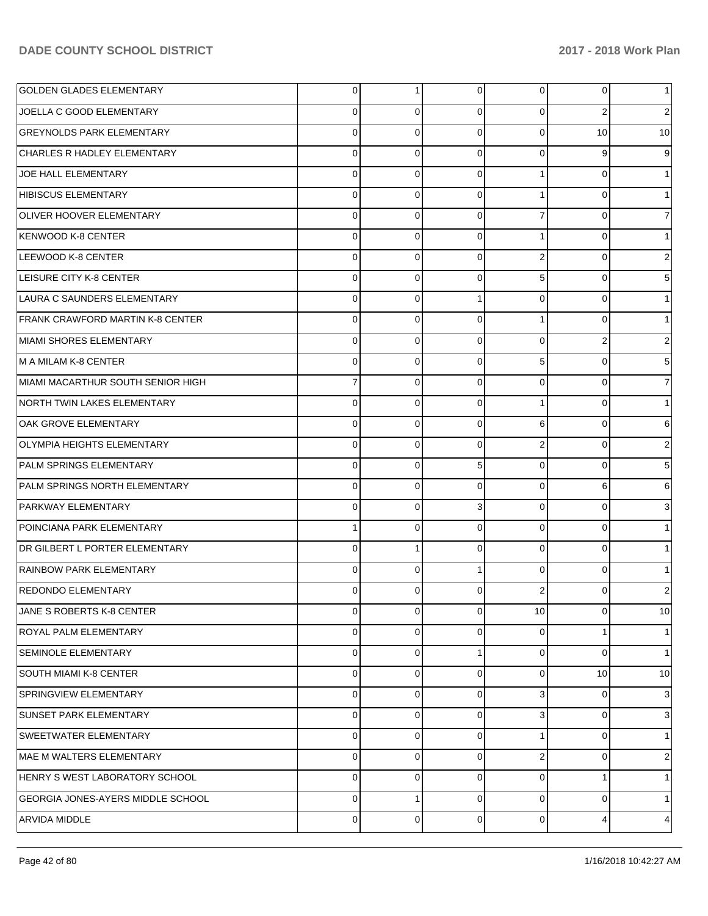| | | | | | | |
|---|---|---|---|---|---|---|
| GOLDEN GLADES ELEMENTARY | 0 | 1 | 0 | 0 | 0 | 1 |
| JOELLA C GOOD ELEMENTARY | 0 | 0 | 0 | 0 | 2 | 2 |
| GREYNOLDS PARK ELEMENTARY | 0 | 0 | 0 | 0 | 10 | 10 |
| CHARLES R HADLEY ELEMENTARY | 0 | 0 | 0 | 0 | 9 | 9 |
| JOE HALL ELEMENTARY | 0 | 0 | 0 | 1 | 0 | 1 |
| HIBISCUS ELEMENTARY | 0 | 0 | 0 | 1 | 0 | 1 |
| OLIVER HOOVER ELEMENTARY | 0 | 0 | 0 | 7 | 0 | 7 |
| KENWOOD K-8 CENTER | 0 | 0 | 0 | 1 | 0 | 1 |
| LEEWOOD K-8 CENTER | 0 | 0 | 0 | 2 | 0 | 2 |
| LEISURE CITY K-8 CENTER | 0 | 0 | 0 | 5 | 0 | 5 |
| LAURA C SAUNDERS ELEMENTARY | 0 | 0 | 1 | 0 | 0 | 1 |
| FRANK CRAWFORD MARTIN K-8 CENTER | 0 | 0 | 0 | 1 | 0 | 1 |
| MIAMI SHORES ELEMENTARY | 0 | 0 | 0 | 0 | 2 | 2 |
| M A MILAM K-8 CENTER | 0 | 0 | 0 | 5 | 0 | 5 |
| MIAMI MACARTHUR SOUTH SENIOR HIGH | 7 | 0 | 0 | 0 | 0 | 7 |
| NORTH TWIN LAKES ELEMENTARY | 0 | 0 | 0 | 1 | 0 | 1 |
| OAK GROVE ELEMENTARY | 0 | 0 | 0 | 6 | 0 | 6 |
| OLYMPIA HEIGHTS ELEMENTARY | 0 | 0 | 0 | 2 | 0 | 2 |
| PALM SPRINGS ELEMENTARY | 0 | 0 | 5 | 0 | 0 | 5 |
| PALM SPRINGS NORTH ELEMENTARY | 0 | 0 | 0 | 0 | 6 | 6 |
| PARKWAY ELEMENTARY | 0 | 0 | 3 | 0 | 0 | 3 |
| POINCIANA PARK ELEMENTARY | 1 | 0 | 0 | 0 | 0 | 1 |
| DR GILBERT L PORTER ELEMENTARY | 0 | 1 | 0 | 0 | 0 | 1 |
| RAINBOW PARK ELEMENTARY | 0 | 0 | 1 | 0 | 0 | 1 |
| REDONDO ELEMENTARY | 0 | 0 | 0 | 2 | 0 | 2 |
| JANE S ROBERTS K-8 CENTER | 0 | 0 | 0 | 10 | 0 | 10 |
| ROYAL PALM ELEMENTARY | 0 | 0 | 0 | 0 | 1 | 1 |
| SEMINOLE ELEMENTARY | 0 | 0 | 1 | 0 | 0 | 1 |
| SOUTH MIAMI K-8 CENTER | 0 | 0 | 0 | 0 | 10 | 10 |
| SPRINGVIEW ELEMENTARY | 0 | 0 | 0 | 3 | 0 | 3 |
| SUNSET PARK ELEMENTARY | 0 | 0 | 0 | 3 | 0 | 3 |
| SWEETWATER ELEMENTARY | 0 | 0 | 0 | 1 | 0 | 1 |
| MAE M WALTERS ELEMENTARY | 0 | 0 | 0 | 2 | 0 | 2 |
| HENRY S WEST LABORATORY SCHOOL | 0 | 0 | 0 | 0 | 1 | 1 |
| GEORGIA JONES-AYERS MIDDLE SCHOOL | 0 | 1 | 0 | 0 | 0 | 1 |
| ARVIDA MIDDLE | 0 | 0 | 0 | 0 | 4 | 4 |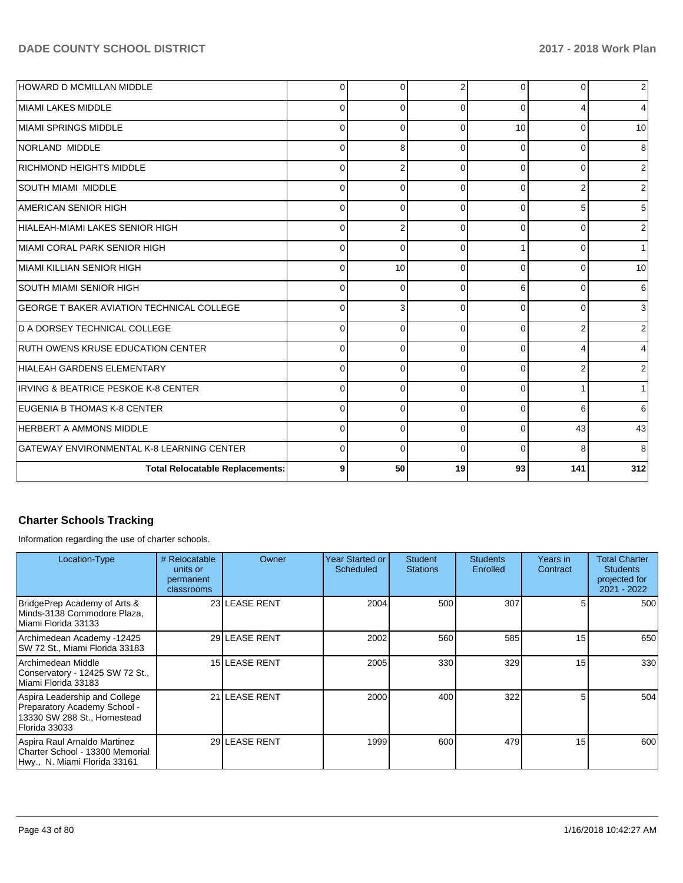| | | | | | | |
|---|---|---|---|---|---|---|
| HOWARD D MCMILLAN MIDDLE | 0 | 0 | 2 | 0 | 0 | 2 |
| MIAMI LAKES MIDDLE | 0 | 0 | 0 | 0 | 4 | 4 |
| MIAMI SPRINGS MIDDLE | 0 | 0 | 0 | 10 | 0 | 10 |
| NORLAND MIDDLE | 0 | 8 | 0 | 0 | 0 | 8 |
| RICHMOND HEIGHTS MIDDLE | 0 | 2 | 0 | 0 | 0 | 2 |
| SOUTH MIAMI MIDDLE | 0 | 0 | 0 | 0 | 2 | 2 |
| AMERICAN SENIOR HIGH | 0 | 0 | 0 | 0 | 5 | 5 |
| HIALEAH-MIAMI LAKES SENIOR HIGH | 0 | 2 | 0 | 0 | 0 | 2 |
| MIAMI CORAL PARK SENIOR HIGH | 0 | 0 | 0 | 1 | 0 | 1 |
| MIAMI KILLIAN SENIOR HIGH | 0 | 10 | 0 | 0 | 0 | 10 |
| SOUTH MIAMI SENIOR HIGH | 0 | 0 | 0 | 6 | 0 | 6 |
| GEORGE T BAKER AVIATION TECHNICAL COLLEGE | 0 | 3 | 0 | 0 | 0 | 3 |
| D A DORSEY TECHNICAL COLLEGE | 0 | 0 | 0 | 0 | 2 | 2 |
| RUTH OWENS KRUSE EDUCATION CENTER | 0 | 0 | 0 | 0 | 4 | 4 |
| HIALEAH GARDENS ELEMENTARY | 0 | 0 | 0 | 0 | 2 | 2 |
| IRVING & BEATRICE PESKOE K-8 CENTER | 0 | 0 | 0 | 0 | 1 | 1 |
| EUGENIA B THOMAS K-8 CENTER | 0 | 0 | 0 | 0 | 6 | 6 |
| HERBERT A AMMONS MIDDLE | 0 | 0 | 0 | 0 | 43 | 43 |
| GATEWAY ENVIRONMENTAL K-8 LEARNING CENTER | 0 | 0 | 0 | 0 | 8 | 8 |
| **Total Relocatable Replacements:** | **9** | **50** | **19** | **93** | **141** | **312** |

## Charter Schools Tracking

Information regarding the use of charter schools.

| Location-Type | # Relocatable units or permanent classrooms | Owner | Year Started or Scheduled | Student Stations | Students Enrolled | Years in Contract | Total Charter Students projected for 2021 - 2022 |
|---|---|---|---|---|---|---|---|
| BridgePrep Academy of Arts & Minds-3138 Commodore Plaza, Miami Florida 33133 | 23 | LEASE RENT | 2004 | 500 | 307 | 5 | 500 |
| Archimedean Academy -12425 SW 72 St., Miami Florida 33183 | 29 | LEASE RENT | 2002 | 560 | 585 | 15 | 650 |
| Archimedean Middle Conservatory - 12425 SW 72 St., Miami Florida 33183 | 15 | LEASE RENT | 2005 | 330 | 329 | 15 | 330 |
| Aspira Leadership and College Preparatory Academy School - 13330 SW 288 St., Homestead Florida 33033 | 21 | LEASE RENT | 2000 | 400 | 322 | 5 | 504 |
| Aspira Raul Arnaldo Martinez Charter School - 13300 Memorial Hwy., N. Miami Florida 33161 | 29 | LEASE RENT | 1999 | 600 | 479 | 15 | 600 |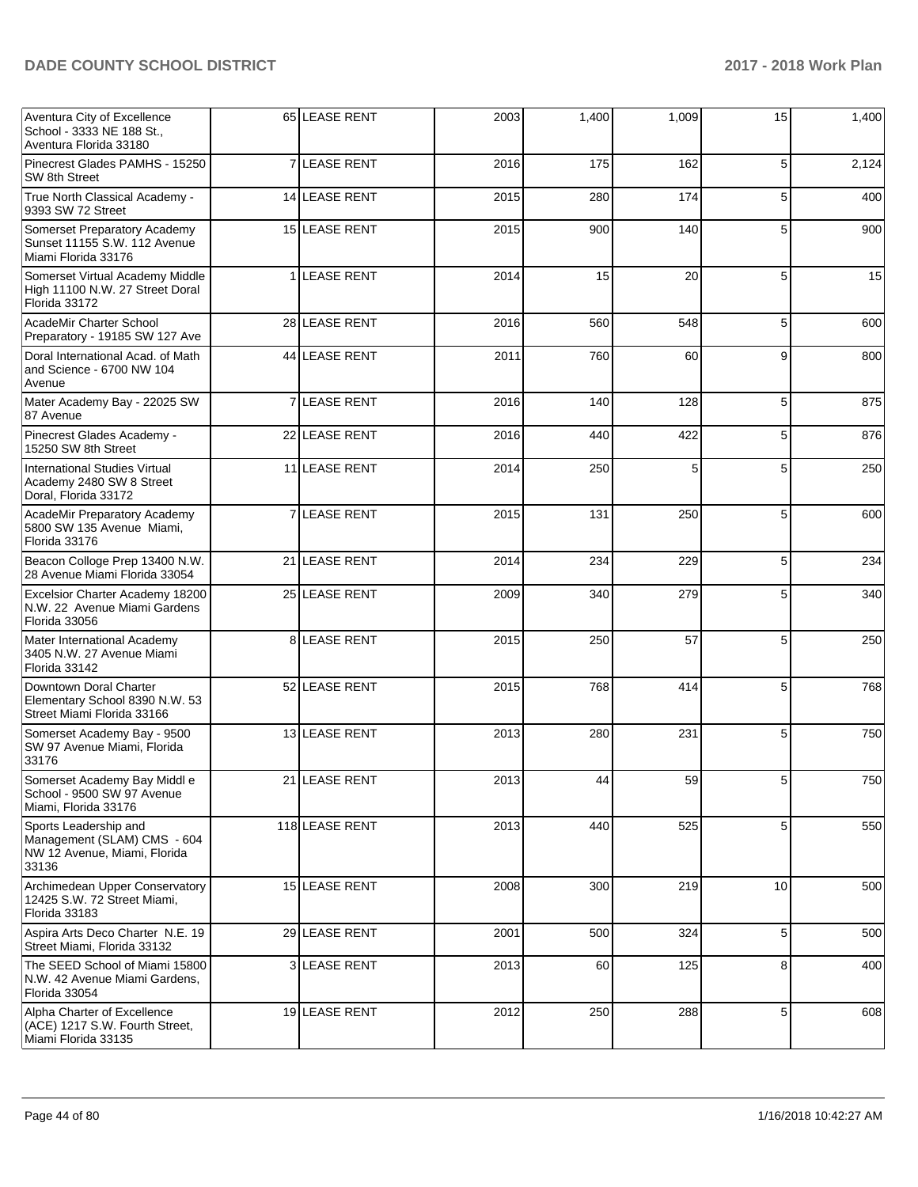| | | | | | | | |
|---|---|---|---|---|---|---|---|
| Aventura City of Excellence School - 3333 NE 188 St., Aventura Florida 33180 | 65 | LEASE RENT | 2003 | 1,400 | 1,009 | 15 | 1,400 |
| Pinecrest Glades PAMHS - 15250 SW 8th Street | 7 | LEASE RENT | 2016 | 175 | 162 | 5 | 2,124 |
| True North Classical Academy - 9393 SW 72 Street | 14 | LEASE RENT | 2015 | 280 | 174 | 5 | 400 |
| Somerset Preparatory Academy Sunset 11155 S.W. 112 Avenue Miami Florida 33176 | 15 | LEASE RENT | 2015 | 900 | 140 | 5 | 900 |
| Somerset Virtual Academy Middle High 11100 N.W. 27 Street Doral Florida 33172 | 1 | LEASE RENT | 2014 | 15 | 20 | 5 | 15 |
| AcadeMir Charter School Preparatory - 19185 SW 127 Ave | 28 | LEASE RENT | 2016 | 560 | 548 | 5 | 600 |
| Doral International Acad. of Math and Science - 6700 NW 104 Avenue | 44 | LEASE RENT | 2011 | 760 | 60 | 9 | 800 |
| Mater Academy Bay - 22025 SW 87 Avenue | 7 | LEASE RENT | 2016 | 140 | 128 | 5 | 875 |
| Pinecrest Glades Academy - 15250 SW 8th Street | 22 | LEASE RENT | 2016 | 440 | 422 | 5 | 876 |
| International Studies Virtual Academy 2480 SW 8 Street Doral, Florida 33172 | 11 | LEASE RENT | 2014 | 250 | 5 | 5 | 250 |
| AcadeMir Preparatory Academy 5800 SW 135 Avenue Miami, Florida 33176 | 7 | LEASE RENT | 2015 | 131 | 250 | 5 | 600 |
| Beacon Colloge Prep 13400 N.W. 28 Avenue Miami Florida 33054 | 21 | LEASE RENT | 2014 | 234 | 229 | 5 | 234 |
| Excelsior Charter Academy 18200 N.W. 22 Avenue Miami Gardens Florida 33056 | 25 | LEASE RENT | 2009 | 340 | 279 | 5 | 340 |
| Mater International Academy 3405 N.W. 27 Avenue Miami Florida 33142 | 8 | LEASE RENT | 2015 | 250 | 57 | 5 | 250 |
| Downtown Doral Charter Elementary School 8390 N.W. 53 Street Miami Florida 33166 | 52 | LEASE RENT | 2015 | 768 | 414 | 5 | 768 |
| Somerset Academy Bay - 9500 SW 97 Avenue Miami, Florida 33176 | 13 | LEASE RENT | 2013 | 280 | 231 | 5 | 750 |
| Somerset Academy Bay Middl e School - 9500 SW 97 Avenue Miami, Florida 33176 | 21 | LEASE RENT | 2013 | 44 | 59 | 5 | 750 |
| Sports Leadership and Management (SLAM) CMS - 604 NW 12 Avenue, Miami, Florida 33136 | 118 | LEASE RENT | 2013 | 440 | 525 | 5 | 550 |
| Archimedean Upper Conservatory 12425 S.W. 72 Street Miami, Florida 33183 | 15 | LEASE RENT | 2008 | 300 | 219 | 10 | 500 |
| Aspira Arts Deco Charter N.E. 19 Street Miami, Florida 33132 | 29 | LEASE RENT | 2001 | 500 | 324 | 5 | 500 |
| The SEED School of Miami 15800 N.W. 42 Avenue Miami Gardens, Florida 33054 | 3 | LEASE RENT | 2013 | 60 | 125 | 8 | 400 |
| Alpha Charter of Excellence (ACE) 1217 S.W. Fourth Street, Miami Florida 33135 | 19 | LEASE RENT | 2012 | 250 | 288 | 5 | 608 |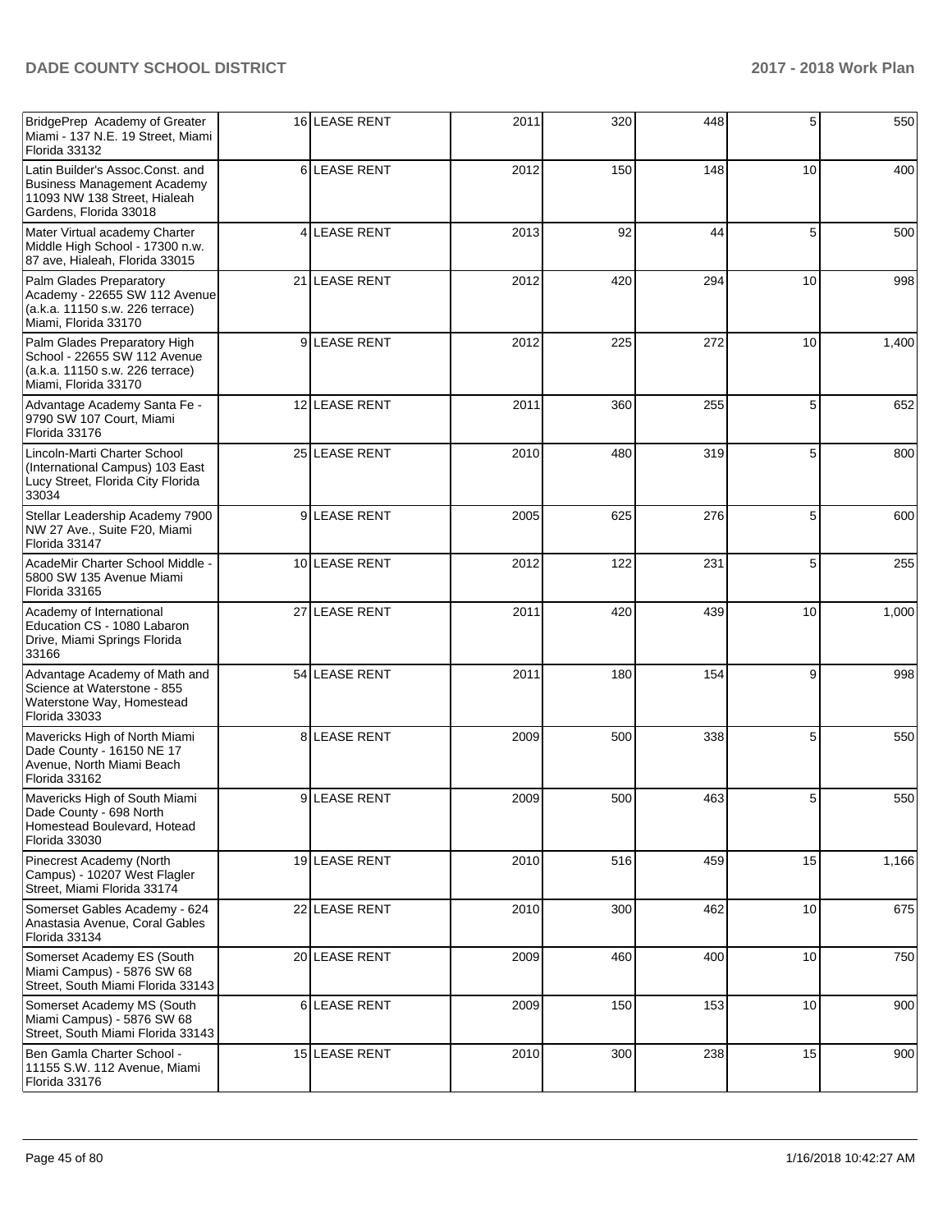| | | | | | | | |
|---|---|---|---|---|---|---|---|
| BridgePrep Academy of Greater Miami - 137 N.E. 19 Street, Miami Florida 33132 | 16 | LEASE RENT | 2011 | 320 | 448 | 5 | 550 |
| Latin Builder's Assoc.Const. and Business Management Academy 11093 NW 138 Street, Hialeah Gardens, Florida 33018 | 6 | LEASE RENT | 2012 | 150 | 148 | 10 | 400 |
| Mater Virtual academy Charter Middle High School - 17300 n.w. 87 ave, Hialeah, Florida 33015 | 4 | LEASE RENT | 2013 | 92 | 44 | 5 | 500 |
| Palm Glades Preparatory Academy - 22655 SW 112 Avenue (a.k.a. 11150 s.w. 226 terrace) Miami, Florida 33170 | 21 | LEASE RENT | 2012 | 420 | 294 | 10 | 998 |
| Palm Glades Preparatory High School - 22655 SW 112 Avenue (a.k.a. 11150 s.w. 226 terrace) Miami, Florida 33170 | 9 | LEASE RENT | 2012 | 225 | 272 | 10 | 1,400 |
| Advantage Academy Santa Fe - 9790 SW 107 Court, Miami Florida 33176 | 12 | LEASE RENT | 2011 | 360 | 255 | 5 | 652 |
| Lincoln-Marti Charter School (International Campus) 103 East Lucy Street, Florida City Florida 33034 | 25 | LEASE RENT | 2010 | 480 | 319 | 5 | 800 |
| Stellar Leadership Academy 7900 NW 27 Ave., Suite F20, Miami Florida 33147 | 9 | LEASE RENT | 2005 | 625 | 276 | 5 | 600 |
| AcadeMir Charter School Middle - 5800 SW 135 Avenue Miami Florida 33165 | 10 | LEASE RENT | 2012 | 122 | 231 | 5 | 255 |
| Academy of International Education CS - 1080 Labaron Drive, Miami Springs Florida 33166 | 27 | LEASE RENT | 2011 | 420 | 439 | 10 | 1,000 |
| Advantage Academy of Math and Science at Waterstone - 855 Waterstone Way, Homestead Florida 33033 | 54 | LEASE RENT | 2011 | 180 | 154 | 9 | 998 |
| Mavericks High of North Miami Dade County - 16150 NE 17 Avenue, North Miami Beach Florida 33162 | 8 | LEASE RENT | 2009 | 500 | 338 | 5 | 550 |
| Mavericks High of South Miami Dade County - 698 North Homestead Boulevard, Hotead Florida 33030 | 9 | LEASE RENT | 2009 | 500 | 463 | 5 | 550 |
| Pinecrest Academy (North Campus) - 10207 West Flagler Street, Miami Florida 33174 | 19 | LEASE RENT | 2010 | 516 | 459 | 15 | 1,166 |
| Somerset Gables Academy - 624 Anastasia Avenue, Coral Gables Florida 33134 | 22 | LEASE RENT | 2010 | 300 | 462 | 10 | 675 |
| Somerset Academy ES (South Miami Campus) - 5876 SW 68 Street, South Miami Florida 33143 | 20 | LEASE RENT | 2009 | 460 | 400 | 10 | 750 |
| Somerset Academy MS (South Miami Campus) - 5876 SW 68 Street, South Miami Florida 33143 | 6 | LEASE RENT | 2009 | 150 | 153 | 10 | 900 |
| Ben Gamla Charter School - 11155 S.W. 112 Avenue, Miami Florida 33176 | 15 | LEASE RENT | 2010 | 300 | 238 | 15 | 900 |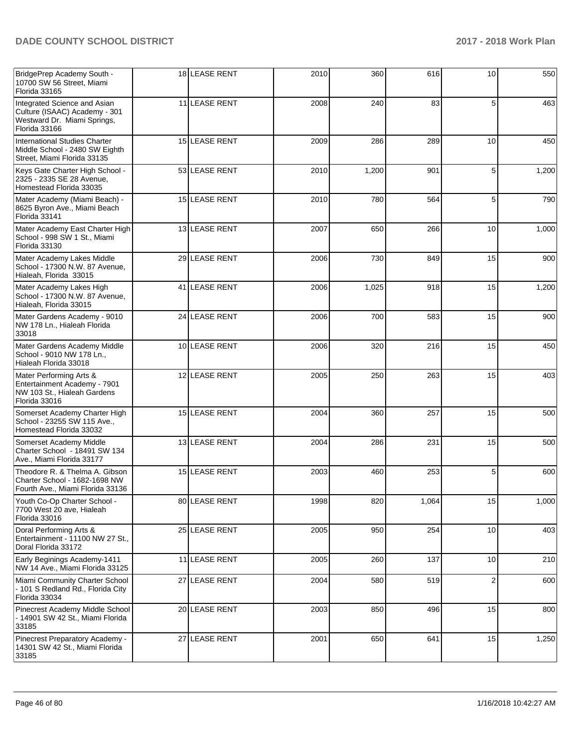| | | | | | | | |
|---|---|---|---|---|---|---|---|
| BridgePrep Academy South - 10700 SW 56 Street, Miami Florida 33165 | 18 | LEASE RENT | 2010 | 360 | 616 | 10 | 550 |
| Integrated Science and Asian Culture (ISAAC) Academy - 301 Westward Dr. Miami Springs, Florida 33166 | 11 | LEASE RENT | 2008 | 240 | 83 | 5 | 463 |
| International Studies Charter Middle School - 2480 SW Eighth Street, Miami Florida 33135 | 15 | LEASE RENT | 2009 | 286 | 289 | 10 | 450 |
| Keys Gate Charter High School - 2325 - 2335 SE 28 Avenue, Homestead Florida 33035 | 53 | LEASE RENT | 2010 | 1,200 | 901 | 5 | 1,200 |
| Mater Academy (Miami Beach) - 8625 Byron Ave., Miami Beach Florida 33141 | 15 | LEASE RENT | 2010 | 780 | 564 | 5 | 790 |
| Mater Academy East Charter High School - 998 SW 1 St., Miami Florida 33130 | 13 | LEASE RENT | 2007 | 650 | 266 | 10 | 1,000 |
| Mater Academy Lakes Middle School - 17300 N.W. 87 Avenue, Hialeah, Florida 33015 | 29 | LEASE RENT | 2006 | 730 | 849 | 15 | 900 |
| Mater Academy Lakes High School - 17300 N.W. 87 Avenue, Hialeah, Florida 33015 | 41 | LEASE RENT | 2006 | 1,025 | 918 | 15 | 1,200 |
| Mater Gardens Academy - 9010 NW 178 Ln., Hialeah Florida 33018 | 24 | LEASE RENT | 2006 | 700 | 583 | 15 | 900 |
| Mater Gardens Academy Middle School - 9010 NW 178 Ln., Hialeah Florida 33018 | 10 | LEASE RENT | 2006 | 320 | 216 | 15 | 450 |
| Mater Performing Arts & Entertainment Academy - 7901 NW 103 St., Hialeah Gardens Florida 33016 | 12 | LEASE RENT | 2005 | 250 | 263 | 15 | 403 |
| Somerset Academy Charter High School - 23255 SW 115 Ave., Homestead Florida 33032 | 15 | LEASE RENT | 2004 | 360 | 257 | 15 | 500 |
| Somerset Academy Middle Charter School - 18491 SW 134 Ave., Miami Florida 33177 | 13 | LEASE RENT | 2004 | 286 | 231 | 15 | 500 |
| Theodore R. & Thelma A. Gibson Charter School - 1682-1698 NW Fourth Ave., Miami Florida 33136 | 15 | LEASE RENT | 2003 | 460 | 253 | 5 | 600 |
| Youth Co-Op Charter School - 7700 West 20 ave, Hialeah Florida 33016 | 80 | LEASE RENT | 1998 | 820 | 1,064 | 15 | 1,000 |
| Doral Performing Arts & Entertainment - 11100 NW 27 St., Doral Florida 33172 | 25 | LEASE RENT | 2005 | 950 | 254 | 10 | 403 |
| Early Beginings Academy-1411 NW 14 Ave., Miami Florida 33125 | 11 | LEASE RENT | 2005 | 260 | 137 | 10 | 210 |
| Miami Community Charter School - 101 S Redland Rd., Florida City Florida 33034 | 27 | LEASE RENT | 2004 | 580 | 519 | 2 | 600 |
| Pinecrest Academy Middle School - 14901 SW 42 St., Miami Florida 33185 | 20 | LEASE RENT | 2003 | 850 | 496 | 15 | 800 |
| Pinecrest Preparatory Academy - 14301 SW 42 St., Miami Florida 33185 | 27 | LEASE RENT | 2001 | 650 | 641 | 15 | 1,250 |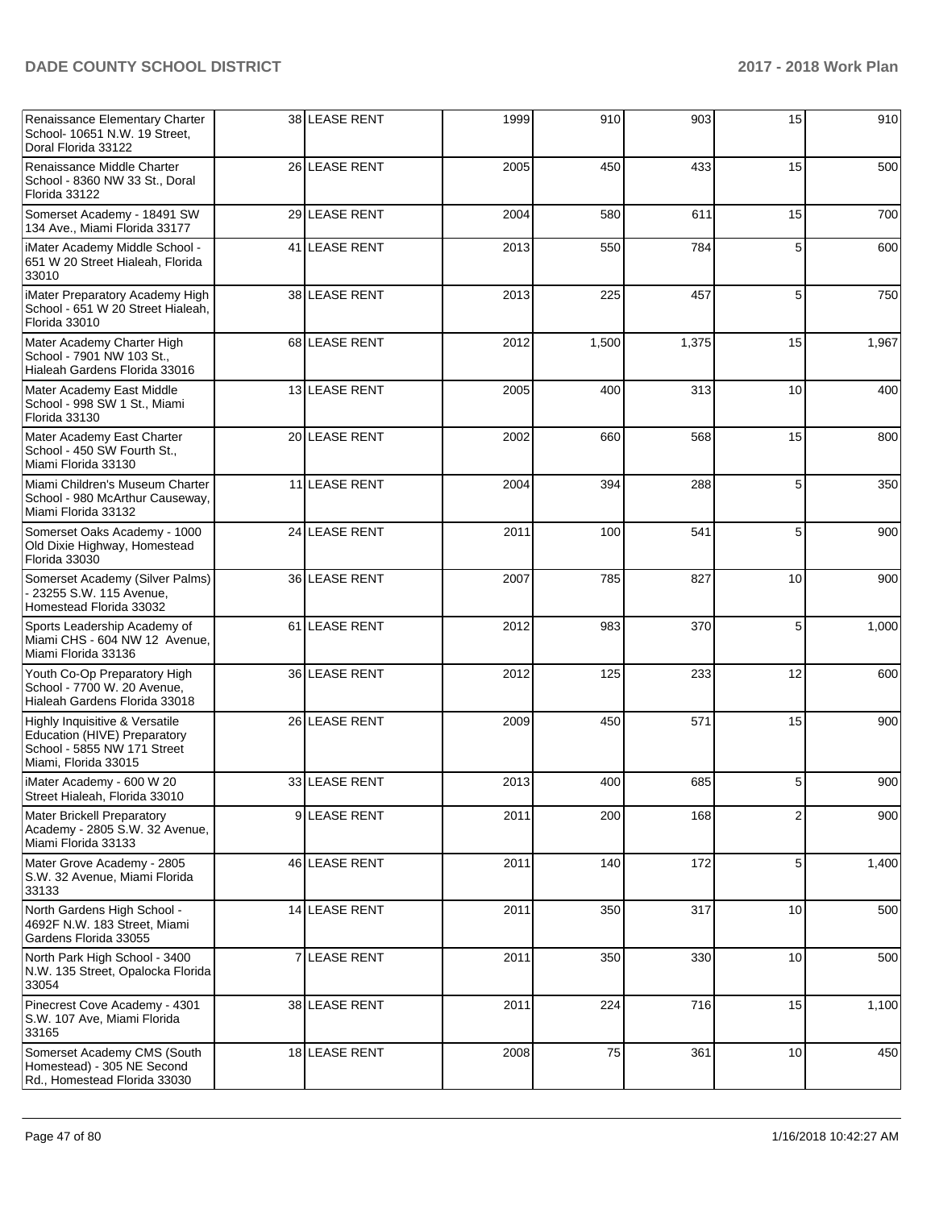| | | | | | | | |
|---|---|---|---|---|---|---|---|
| Renaissance Elementary Charter School- 10651 N.W. 19 Street, Doral Florida 33122 | 38 | LEASE RENT | 1999 | 910 | 903 | 15 | 910 |
| Renaissance Middle Charter School - 8360 NW 33 St., Doral Florida 33122 | 26 | LEASE RENT | 2005 | 450 | 433 | 15 | 500 |
| Somerset Academy - 18491 SW 134 Ave., Miami Florida 33177 | 29 | LEASE RENT | 2004 | 580 | 611 | 15 | 700 |
| iMater Academy Middle School - 651 W 20 Street Hialeah, Florida 33010 | 41 | LEASE RENT | 2013 | 550 | 784 | 5 | 600 |
| iMater Preparatory Academy High School - 651 W 20 Street Hialeah, Florida 33010 | 38 | LEASE RENT | 2013 | 225 | 457 | 5 | 750 |
| Mater Academy Charter High School - 7901 NW 103 St., Hialeah Gardens Florida 33016 | 68 | LEASE RENT | 2012 | 1,500 | 1,375 | 15 | 1,967 |
| Mater Academy East Middle School - 998 SW 1 St., Miami Florida 33130 | 13 | LEASE RENT | 2005 | 400 | 313 | 10 | 400 |
| Mater Academy East Charter School - 450 SW Fourth St., Miami Florida 33130 | 20 | LEASE RENT | 2002 | 660 | 568 | 15 | 800 |
| Miami Children's Museum Charter School - 980 McArthur Causeway, Miami Florida 33132 | 11 | LEASE RENT | 2004 | 394 | 288 | 5 | 350 |
| Somerset Oaks Academy - 1000 Old Dixie Highway, Homestead Florida 33030 | 24 | LEASE RENT | 2011 | 100 | 541 | 5 | 900 |
| Somerset Academy (Silver Palms) - 23255 S.W. 115 Avenue, Homestead Florida 33032 | 36 | LEASE RENT | 2007 | 785 | 827 | 10 | 900 |
| Sports Leadership Academy of Miami CHS - 604 NW 12 Avenue, Miami Florida 33136 | 61 | LEASE RENT | 2012 | 983 | 370 | 5 | 1,000 |
| Youth Co-Op Preparatory High School - 7700 W. 20 Avenue, Hialeah Gardens Florida 33018 | 36 | LEASE RENT | 2012 | 125 | 233 | 12 | 600 |
| Highly Inquisitive & Versatile Education (HIVE) Preparatory School - 5855 NW 171 Street Miami, Florida 33015 | 26 | LEASE RENT | 2009 | 450 | 571 | 15 | 900 |
| iMater Academy - 600 W 20 Street Hialeah, Florida 33010 | 33 | LEASE RENT | 2013 | 400 | 685 | 5 | 900 |
| Mater Brickell Preparatory Academy - 2805 S.W. 32 Avenue, Miami Florida 33133 | 9 | LEASE RENT | 2011 | 200 | 168 | 2 | 900 |
| Mater Grove Academy - 2805 S.W. 32 Avenue, Miami Florida 33133 | 46 | LEASE RENT | 2011 | 140 | 172 | 5 | 1,400 |
| North Gardens High School - 4692F N.W. 183 Street, Miami Gardens Florida 33055 | 14 | LEASE RENT | 2011 | 350 | 317 | 10 | 500 |
| North Park High School - 3400 N.W. 135 Street, Opalocka Florida 33054 | 7 | LEASE RENT | 2011 | 350 | 330 | 10 | 500 |
| Pinecrest Cove Academy - 4301 S.W. 107 Ave, Miami Florida 33165 | 38 | LEASE RENT | 2011 | 224 | 716 | 15 | 1,100 |
| Somerset Academy CMS (South Homestead) - 305 NE Second Rd., Homestead Florida 33030 | 18 | LEASE RENT | 2008 | 75 | 361 | 10 | 450 |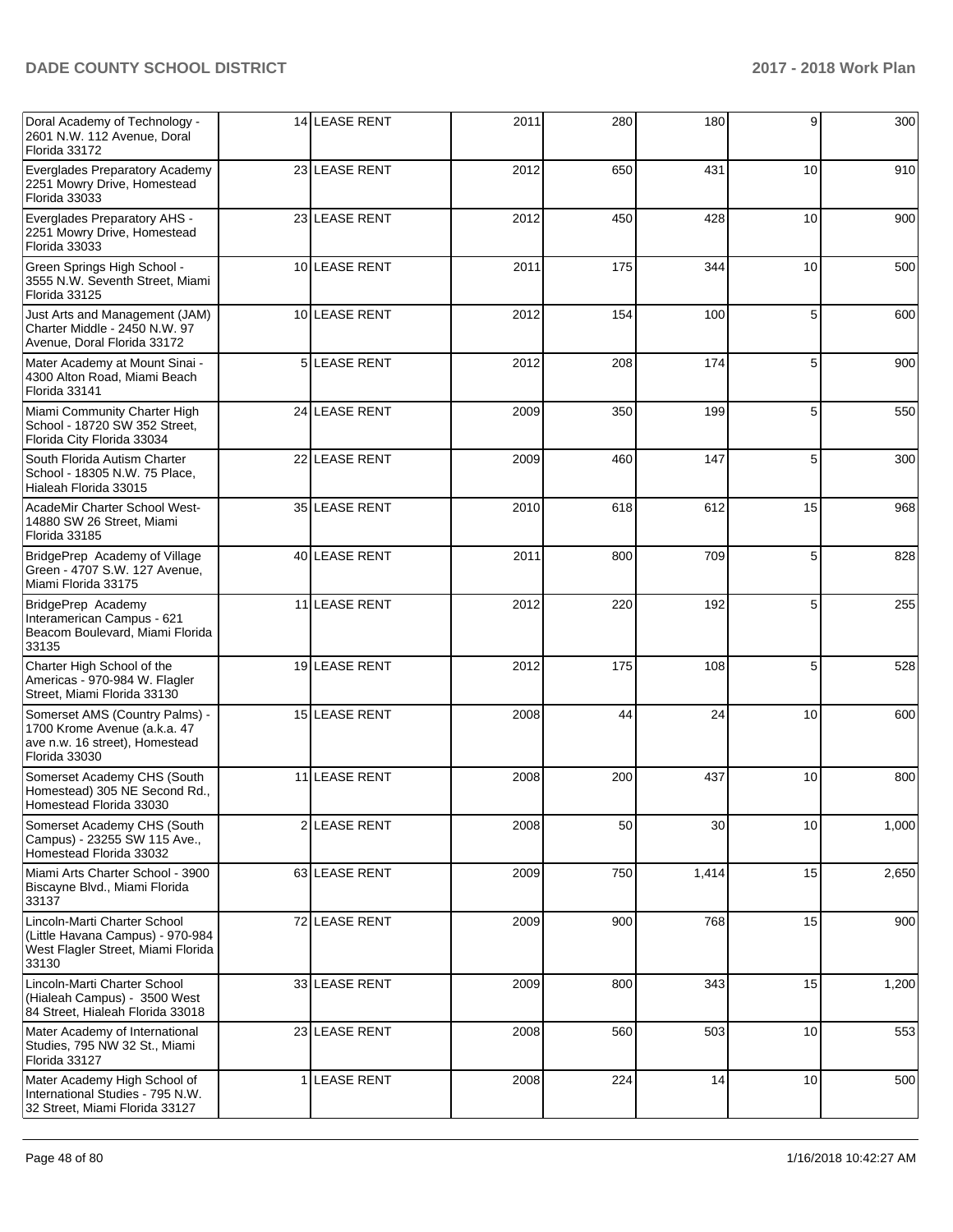| | | | | | | | |
|---|---|---|---|---|---|---|---|
| Doral Academy of Technology - 2601 N.W. 112 Avenue, Doral Florida 33172 | 14 | LEASE RENT | 2011 | 280 | 180 | 9 | 300 |
| Everglades Preparatory Academy 2251 Mowry Drive, Homestead Florida 33033 | 23 | LEASE RENT | 2012 | 650 | 431 | 10 | 910 |
| Everglades Preparatory AHS - 2251 Mowry Drive, Homestead Florida 33033 | 23 | LEASE RENT | 2012 | 450 | 428 | 10 | 900 |
| Green Springs High School - 3555 N.W. Seventh Street, Miami Florida 33125 | 10 | LEASE RENT | 2011 | 175 | 344 | 10 | 500 |
| Just Arts and Management (JAM) Charter Middle - 2450 N.W. 97 Avenue, Doral Florida 33172 | 10 | LEASE RENT | 2012 | 154 | 100 | 5 | 600 |
| Mater Academy at Mount Sinai - 4300 Alton Road, Miami Beach Florida 33141 | 5 | LEASE RENT | 2012 | 208 | 174 | 5 | 900 |
| Miami Community Charter High School - 18720 SW 352 Street, Florida City Florida 33034 | 24 | LEASE RENT | 2009 | 350 | 199 | 5 | 550 |
| South Florida Autism Charter School - 18305 N.W. 75 Place, Hialeah Florida 33015 | 22 | LEASE RENT | 2009 | 460 | 147 | 5 | 300 |
| AcadeMir Charter School West- 14880 SW 26 Street, Miami Florida 33185 | 35 | LEASE RENT | 2010 | 618 | 612 | 15 | 968 |
| BridgePrep Academy of Village Green - 4707 S.W. 127 Avenue, Miami Florida 33175 | 40 | LEASE RENT | 2011 | 800 | 709 | 5 | 828 |
| BridgePrep Academy Interamerican Campus - 621 Beacom Boulevard, Miami Florida 33135 | 11 | LEASE RENT | 2012 | 220 | 192 | 5 | 255 |
| Charter High School of the Americas - 970-984 W. Flagler Street, Miami Florida 33130 | 19 | LEASE RENT | 2012 | 175 | 108 | 5 | 528 |
| Somerset AMS (Country Palms) - 1700 Krome Avenue (a.k.a. 47 ave n.w. 16 street), Homestead Florida 33030 | 15 | LEASE RENT | 2008 | 44 | 24 | 10 | 600 |
| Somerset Academy CHS (South Homestead) 305 NE Second Rd., Homestead Florida 33030 | 11 | LEASE RENT | 2008 | 200 | 437 | 10 | 800 |
| Somerset Academy CHS (South Campus) - 23255 SW 115 Ave., Homestead Florida 33032 | 2 | LEASE RENT | 2008 | 50 | 30 | 10 | 1,000 |
| Miami Arts Charter School - 3900 Biscayne Blvd., Miami Florida 33137 | 63 | LEASE RENT | 2009 | 750 | 1,414 | 15 | 2,650 |
| Lincoln-Marti Charter School (Little Havana Campus) - 970-984 West Flagler Street, Miami Florida 33130 | 72 | LEASE RENT | 2009 | 900 | 768 | 15 | 900 |
| Lincoln-Marti Charter School (Hialeah Campus) - 3500 West 84 Street, Hialeah Florida 33018 | 33 | LEASE RENT | 2009 | 800 | 343 | 15 | 1,200 |
| Mater Academy of International Studies, 795 NW 32 St., Miami Florida 33127 | 23 | LEASE RENT | 2008 | 560 | 503 | 10 | 553 |
| Mater Academy High School of International Studies - 795 N.W. 32 Street, Miami Florida 33127 | 1 | LEASE RENT | 2008 | 224 | 14 | 10 | 500 |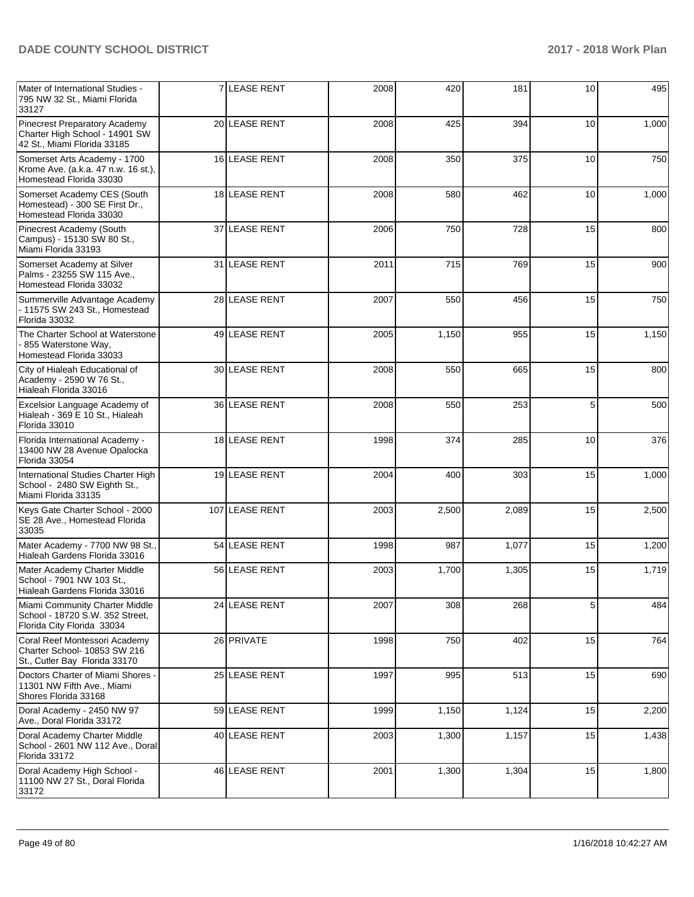| | | | | | | | |
|---|---|---|---|---|---|---|---|
| Mater of International Studies - 795 NW 32 St., Miami Florida 33127 | 7 | LEASE RENT | 2008 | 420 | 181 | 10 | 495 |
| Pinecrest Preparatory Academy Charter High School - 14901 SW 42 St., Miami Florida 33185 | 20 | LEASE RENT | 2008 | 425 | 394 | 10 | 1,000 |
| Somerset Arts Academy - 1700 Krome Ave. (a.k.a. 47 n.w. 16 st.), Homestead Florida 33030 | 16 | LEASE RENT | 2008 | 350 | 375 | 10 | 750 |
| Somerset Academy CES (South Homestead) - 300 SE First Dr., Homestead Florida 33030 | 18 | LEASE RENT | 2008 | 580 | 462 | 10 | 1,000 |
| Pinecrest Academy (South Campus) - 15130 SW 80 St., Miami Florida 33193 | 37 | LEASE RENT | 2006 | 750 | 728 | 15 | 800 |
| Somerset Academy at Silver Palms - 23255 SW 115 Ave., Homestead Florida 33032 | 31 | LEASE RENT | 2011 | 715 | 769 | 15 | 900 |
| Summerville Advantage Academy - 11575 SW 243 St., Homestead Florida 33032 | 28 | LEASE RENT | 2007 | 550 | 456 | 15 | 750 |
| The Charter School at Waterstone - 855 Waterstone Way, Homestead Florida 33033 | 49 | LEASE RENT | 2005 | 1,150 | 955 | 15 | 1,150 |
| City of Hialeah Educational of Academy - 2590 W 76 St., Hialeah Florida 33016 | 30 | LEASE RENT | 2008 | 550 | 665 | 15 | 800 |
| Excelsior Language Academy of Hialeah - 369 E 10 St., Hialeah Florida 33010 | 36 | LEASE RENT | 2008 | 550 | 253 | 5 | 500 |
| Florida International Academy - 13400 NW 28 Avenue Opalocka Florida 33054 | 18 | LEASE RENT | 1998 | 374 | 285 | 10 | 376 |
| International Studies Charter High School - 2480 SW Eighth St., Miami Florida 33135 | 19 | LEASE RENT | 2004 | 400 | 303 | 15 | 1,000 |
| Keys Gate Charter School - 2000 SE 28 Ave., Homestead Florida 33035 | 107 | LEASE RENT | 2003 | 2,500 | 2,089 | 15 | 2,500 |
| Mater Academy - 7700 NW 98 St., Hialeah Gardens Florida 33016 | 54 | LEASE RENT | 1998 | 987 | 1,077 | 15 | 1,200 |
| Mater Academy Charter Middle School - 7901 NW 103 St., Hialeah Gardens Florida 33016 | 56 | LEASE RENT | 2003 | 1,700 | 1,305 | 15 | 1,719 |
| Miami Community Charter Middle School - 18720 S.W. 352 Street, Florida City Florida 33034 | 24 | LEASE RENT | 2007 | 308 | 268 | 5 | 484 |
| Coral Reef Montessori Academy Charter School- 10853 SW 216 St., Cutler Bay Florida 33170 | 26 | PRIVATE | 1998 | 750 | 402 | 15 | 764 |
| Doctors Charter of Miami Shores - 11301 NW Fifth Ave., Miami Shores Florida 33168 | 25 | LEASE RENT | 1997 | 995 | 513 | 15 | 690 |
| Doral Academy - 2450 NW 97 Ave., Doral Florida 33172 | 59 | LEASE RENT | 1999 | 1,150 | 1,124 | 15 | 2,200 |
| Doral Academy Charter Middle School - 2601 NW 112 Ave., Doral Florida 33172 | 40 | LEASE RENT | 2003 | 1,300 | 1,157 | 15 | 1,438 |
| Doral Academy High School - 11100 NW 27 St., Doral Florida 33172 | 46 | LEASE RENT | 2001 | 1,300 | 1,304 | 15 | 1,800 |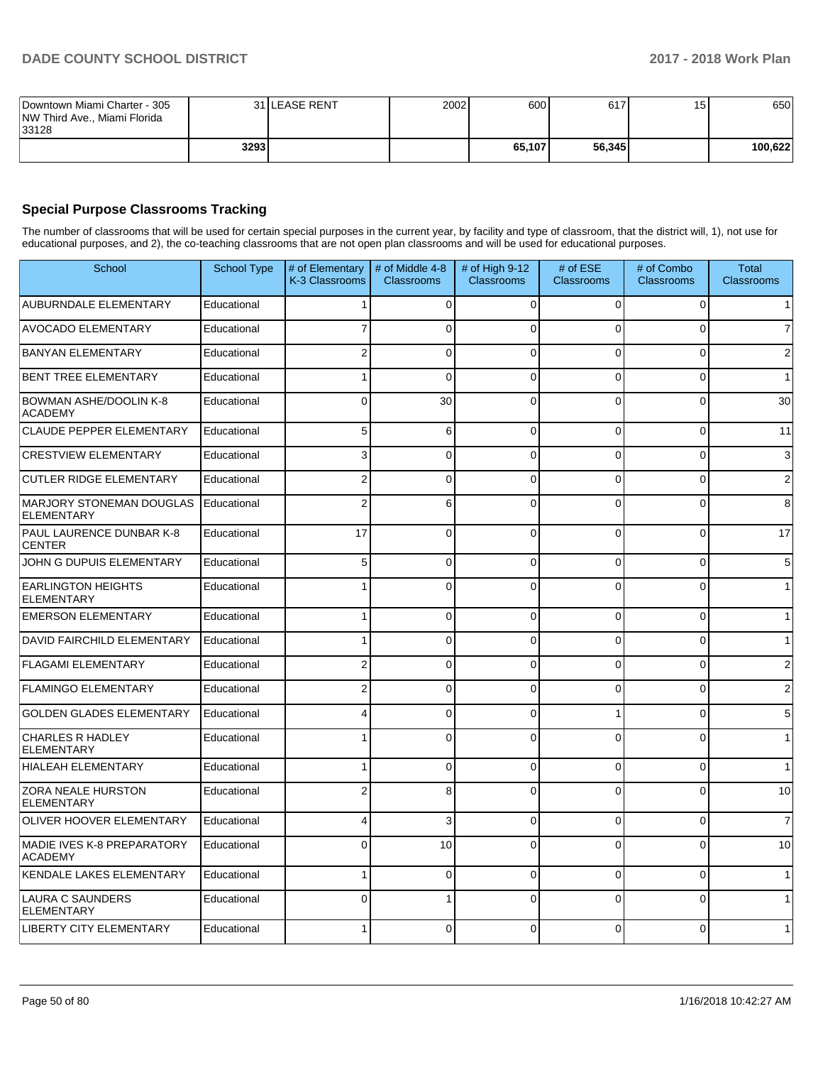| | | | | | | | |
|---|---|---|---|---|---|---|---|
| Downtown Miami Charter - 305 NW Third Ave., Miami Florida 33128 | 31 | LEASE RENT | 2002 | 600 | 617 | 15 | 650 |
| | 3293 | | | 65,107 | 56,345 | | 100,622 |

## Special Purpose Classrooms Tracking

The number of classrooms that will be used for certain special purposes in the current year, by facility and type of classroom, that the district will, 1), not use for educational purposes, and 2), the co-teaching classrooms that are not open plan classrooms and will be used for educational purposes.

| School | School Type | # of Elementary K-3 Classrooms | # of Middle 4-8 Classrooms | # of High 9-12 Classrooms | # of ESE Classrooms | # of Combo Classrooms | Total Classrooms |
|---|---|---|---|---|---|---|---|
| AUBURNDALE ELEMENTARY | Educational | 1 | 0 | 0 | 0 | 0 | 1 |
| AVOCADO ELEMENTARY | Educational | 7 | 0 | 0 | 0 | 0 | 7 |
| BANYAN ELEMENTARY | Educational | 2 | 0 | 0 | 0 | 0 | 2 |
| BENT TREE ELEMENTARY | Educational | 1 | 0 | 0 | 0 | 0 | 1 |
| BOWMAN ASHE/DOOLIN K-8 ACADEMY | Educational | 0 | 30 | 0 | 0 | 0 | 30 |
| CLAUDE PEPPER ELEMENTARY | Educational | 5 | 6 | 0 | 0 | 0 | 11 |
| CRESTVIEW ELEMENTARY | Educational | 3 | 0 | 0 | 0 | 0 | 3 |
| CUTLER RIDGE ELEMENTARY | Educational | 2 | 0 | 0 | 0 | 0 | 2 |
| MARJORY STONEMAN DOUGLAS ELEMENTARY | Educational | 2 | 6 | 0 | 0 | 0 | 8 |
| PAUL LAURENCE DUNBAR K-8 CENTER | Educational | 17 | 0 | 0 | 0 | 0 | 17 |
| JOHN G DUPUIS ELEMENTARY | Educational | 5 | 0 | 0 | 0 | 0 | 5 |
| EARLINGTON HEIGHTS ELEMENTARY | Educational | 1 | 0 | 0 | 0 | 0 | 1 |
| EMERSON ELEMENTARY | Educational | 1 | 0 | 0 | 0 | 0 | 1 |
| DAVID FAIRCHILD ELEMENTARY | Educational | 1 | 0 | 0 | 0 | 0 | 1 |
| FLAGAMI ELEMENTARY | Educational | 2 | 0 | 0 | 0 | 0 | 2 |
| FLAMINGO ELEMENTARY | Educational | 2 | 0 | 0 | 0 | 0 | 2 |
| GOLDEN GLADES ELEMENTARY | Educational | 4 | 0 | 0 | 1 | 0 | 5 |
| CHARLES R HADLEY ELEMENTARY | Educational | 1 | 0 | 0 | 0 | 0 | 1 |
| HIALEAH ELEMENTARY | Educational | 1 | 0 | 0 | 0 | 0 | 1 |
| ZORA NEALE HURSTON ELEMENTARY | Educational | 2 | 8 | 0 | 0 | 0 | 10 |
| OLIVER HOOVER ELEMENTARY | Educational | 4 | 3 | 0 | 0 | 0 | 7 |
| MADIE IVES K-8 PREPARATORY ACADEMY | Educational | 0 | 10 | 0 | 0 | 0 | 10 |
| KENDALE LAKES ELEMENTARY | Educational | 1 | 0 | 0 | 0 | 0 | 1 |
| LAURA C SAUNDERS ELEMENTARY | Educational | 0 | 1 | 0 | 0 | 0 | 1 |
| LIBERTY CITY ELEMENTARY | Educational | 1 | 0 | 0 | 0 | 0 | 1 |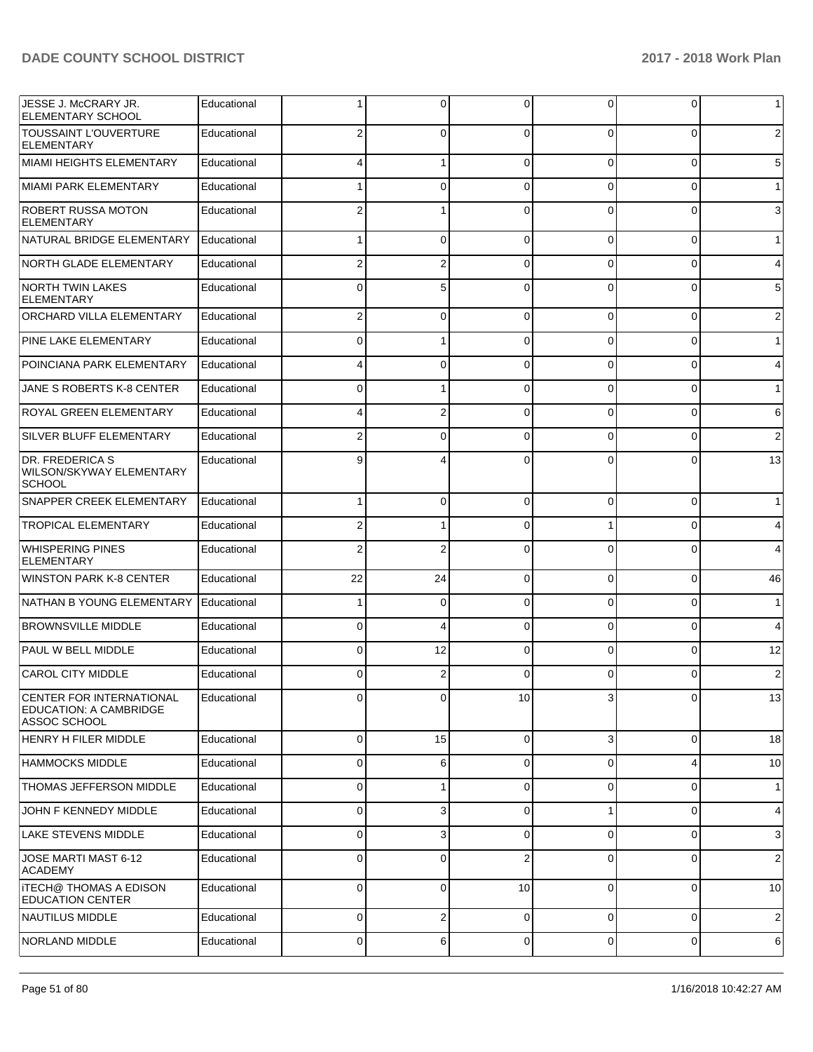| | | | | | | | |
|---|---|---|---|---|---|---|---|
| JESSE J. McCRARY JR. ELEMENTARY SCHOOL | Educational | 1 | 0 | 0 | 0 | 0 | 1 |
| TOUSSAINT L'OUVERTURE ELEMENTARY | Educational | 2 | 0 | 0 | 0 | 0 | 2 |
| MIAMI HEIGHTS ELEMENTARY | Educational | 4 | 1 | 0 | 0 | 0 | 5 |
| MIAMI PARK ELEMENTARY | Educational | 1 | 0 | 0 | 0 | 0 | 1 |
| ROBERT RUSSA MOTON ELEMENTARY | Educational | 2 | 1 | 0 | 0 | 0 | 3 |
| NATURAL BRIDGE ELEMENTARY | Educational | 1 | 0 | 0 | 0 | 0 | 1 |
| NORTH GLADE ELEMENTARY | Educational | 2 | 2 | 0 | 0 | 0 | 4 |
| NORTH TWIN LAKES ELEMENTARY | Educational | 0 | 5 | 0 | 0 | 0 | 5 |
| ORCHARD VILLA ELEMENTARY | Educational | 2 | 0 | 0 | 0 | 0 | 2 |
| PINE LAKE ELEMENTARY | Educational | 0 | 1 | 0 | 0 | 0 | 1 |
| POINCIANA PARK ELEMENTARY | Educational | 4 | 0 | 0 | 0 | 0 | 4 |
| JANE S ROBERTS K-8 CENTER | Educational | 0 | 1 | 0 | 0 | 0 | 1 |
| ROYAL GREEN ELEMENTARY | Educational | 4 | 2 | 0 | 0 | 0 | 6 |
| SILVER BLUFF ELEMENTARY | Educational | 2 | 0 | 0 | 0 | 0 | 2 |
| DR. FREDERICA S WILSON/SKYWAY ELEMENTARY SCHOOL | Educational | 9 | 4 | 0 | 0 | 0 | 13 |
| SNAPPER CREEK ELEMENTARY | Educational | 1 | 0 | 0 | 0 | 0 | 1 |
| TROPICAL ELEMENTARY | Educational | 2 | 1 | 0 | 1 | 0 | 4 |
| WHISPERING PINES ELEMENTARY | Educational | 2 | 2 | 0 | 0 | 0 | 4 |
| WINSTON PARK K-8 CENTER | Educational | 22 | 24 | 0 | 0 | 0 | 46 |
| NATHAN B YOUNG ELEMENTARY | Educational | 1 | 0 | 0 | 0 | 0 | 1 |
| BROWNSVILLE MIDDLE | Educational | 0 | 4 | 0 | 0 | 0 | 4 |
| PAUL W BELL MIDDLE | Educational | 0 | 12 | 0 | 0 | 0 | 12 |
| CAROL CITY MIDDLE | Educational | 0 | 2 | 0 | 0 | 0 | 2 |
| CENTER FOR INTERNATIONAL EDUCATION: A CAMBRIDGE ASSOC SCHOOL | Educational | 0 | 0 | 10 | 3 | 0 | 13 |
| HENRY H FILER MIDDLE | Educational | 0 | 15 | 0 | 3 | 0 | 18 |
| HAMMOCKS MIDDLE | Educational | 0 | 6 | 0 | 0 | 4 | 10 |
| THOMAS JEFFERSON MIDDLE | Educational | 0 | 1 | 0 | 0 | 0 | 1 |
| JOHN F KENNEDY MIDDLE | Educational | 0 | 3 | 0 | 1 | 0 | 4 |
| LAKE STEVENS MIDDLE | Educational | 0 | 3 | 0 | 0 | 0 | 3 |
| JOSE MARTI MAST 6-12 ACADEMY | Educational | 0 | 0 | 2 | 0 | 0 | 2 |
| iTECH@ THOMAS A EDISON EDUCATION CENTER | Educational | 0 | 0 | 10 | 0 | 0 | 10 |
| NAUTILUS MIDDLE | Educational | 0 | 2 | 0 | 0 | 0 | 2 |
| NORLAND MIDDLE | Educational | 0 | 6 | 0 | 0 | 0 | 6 |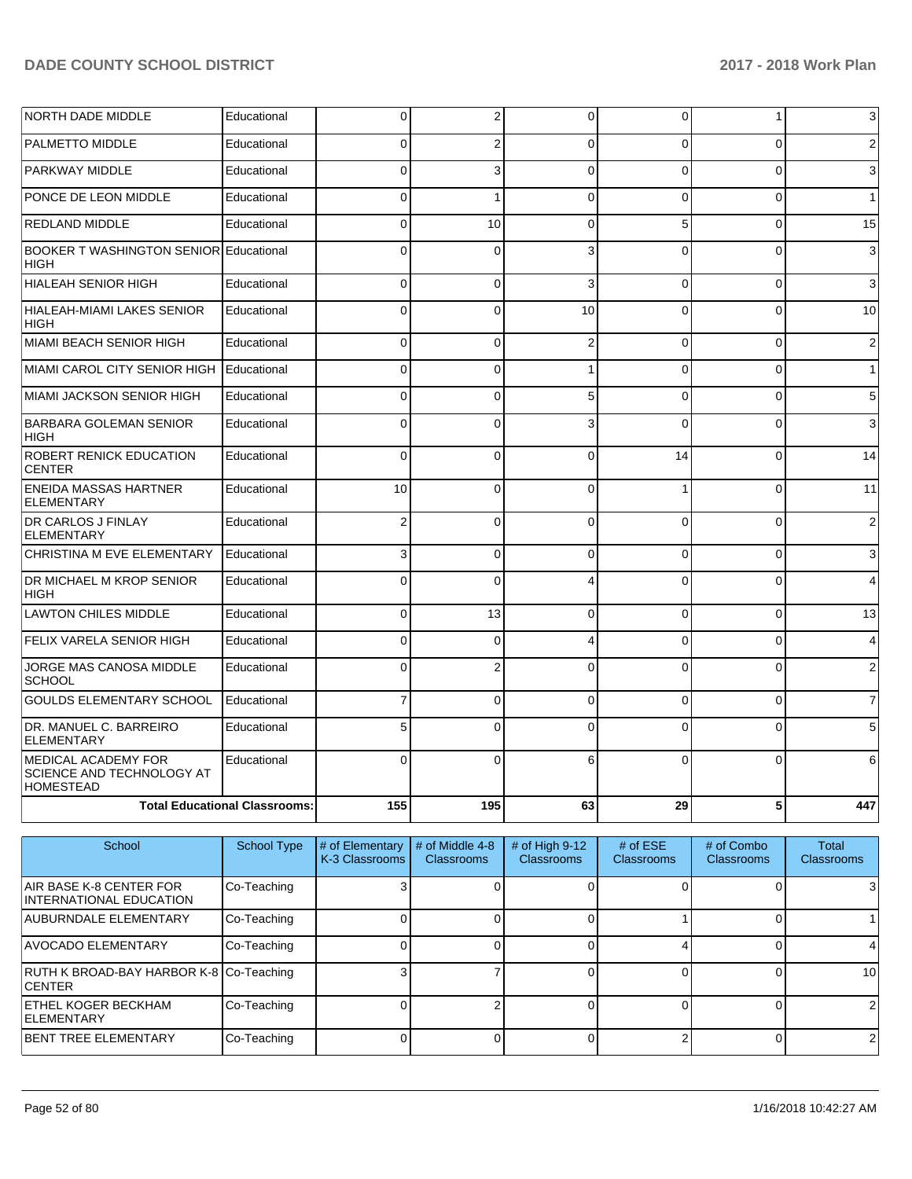| | | | | | | | |
|---|---|---|---|---|---|---|---|
| NORTH DADE MIDDLE | Educational | 0 | 2 | 0 | 0 | 1 | 3 |
| PALMETTO MIDDLE | Educational | 0 | 2 | 0 | 0 | 0 | 2 |
| PARKWAY MIDDLE | Educational | 0 | 3 | 0 | 0 | 0 | 3 |
| PONCE DE LEON MIDDLE | Educational | 0 | 1 | 0 | 0 | 0 | 1 |
| REDLAND MIDDLE | Educational | 0 | 10 | 0 | 5 | 0 | 15 |
| BOOKER T WASHINGTON SENIOR HIGH | Educational | 0 | 0 | 3 | 0 | 0 | 3 |
| HIALEAH SENIOR HIGH | Educational | 0 | 0 | 3 | 0 | 0 | 3 |
| HIALEAH-MIAMI LAKES SENIOR HIGH | Educational | 0 | 0 | 10 | 0 | 0 | 10 |
| MIAMI BEACH SENIOR HIGH | Educational | 0 | 0 | 2 | 0 | 0 | 2 |
| MIAMI CAROL CITY SENIOR HIGH | Educational | 0 | 0 | 1 | 0 | 0 | 1 |
| MIAMI JACKSON SENIOR HIGH | Educational | 0 | 0 | 5 | 0 | 0 | 5 |
| BARBARA GOLEMAN SENIOR HIGH | Educational | 0 | 0 | 3 | 0 | 0 | 3 |
| ROBERT RENICK EDUCATION CENTER | Educational | 0 | 0 | 0 | 14 | 0 | 14 |
| ENEIDA MASSAS HARTNER ELEMENTARY | Educational | 10 | 0 | 0 | 1 | 0 | 11 |
| DR CARLOS J FINLAY ELEMENTARY | Educational | 2 | 0 | 0 | 0 | 0 | 2 |
| CHRISTINA M EVE ELEMENTARY | Educational | 3 | 0 | 0 | 0 | 0 | 3 |
| DR MICHAEL M KROP SENIOR HIGH | Educational | 0 | 0 | 4 | 0 | 0 | 4 |
| LAWTON CHILES MIDDLE | Educational | 0 | 13 | 0 | 0 | 0 | 13 |
| FELIX VARELA SENIOR HIGH | Educational | 0 | 0 | 4 | 0 | 0 | 4 |
| JORGE MAS CANOSA MIDDLE SCHOOL | Educational | 0 | 2 | 0 | 0 | 0 | 2 |
| GOULDS ELEMENTARY SCHOOL | Educational | 7 | 0 | 0 | 0 | 0 | 7 |
| DR. MANUEL C. BARREIRO ELEMENTARY | Educational | 5 | 0 | 0 | 0 | 0 | 5 |
| MEDICAL ACADEMY FOR SCIENCE AND TECHNOLOGY AT HOMESTEAD | Educational | 0 | 0 | 6 | 0 | 0 | 6 |
| Total Educational Classrooms: | | 155 | 195 | 63 | 29 | 5 | 447 |

| School | School Type | # of Elementary K-3 Classrooms | # of Middle 4-8 Classrooms | # of High 9-12 Classrooms | # of ESE Classrooms | # of Combo Classrooms | Total Classrooms |
|---|---|---|---|---|---|---|---|
| AIR BASE K-8 CENTER FOR INTERNATIONAL EDUCATION | Co-Teaching | 3 | 0 | 0 | 0 | 0 | 3 |
| AUBURNDALE ELEMENTARY | Co-Teaching | 0 | 0 | 0 | 1 | 0 | 1 |
| AVOCADO ELEMENTARY | Co-Teaching | 0 | 0 | 0 | 4 | 0 | 4 |
| RUTH K BROAD-BAY HARBOR K-8 CENTER | Co-Teaching | 3 | 7 | 0 | 0 | 0 | 10 |
| ETHEL KOGER BECKHAM ELEMENTARY | Co-Teaching | 0 | 2 | 0 | 0 | 0 | 2 |
| BENT TREE ELEMENTARY | Co-Teaching | 0 | 0 | 0 | 2 | 0 | 2 |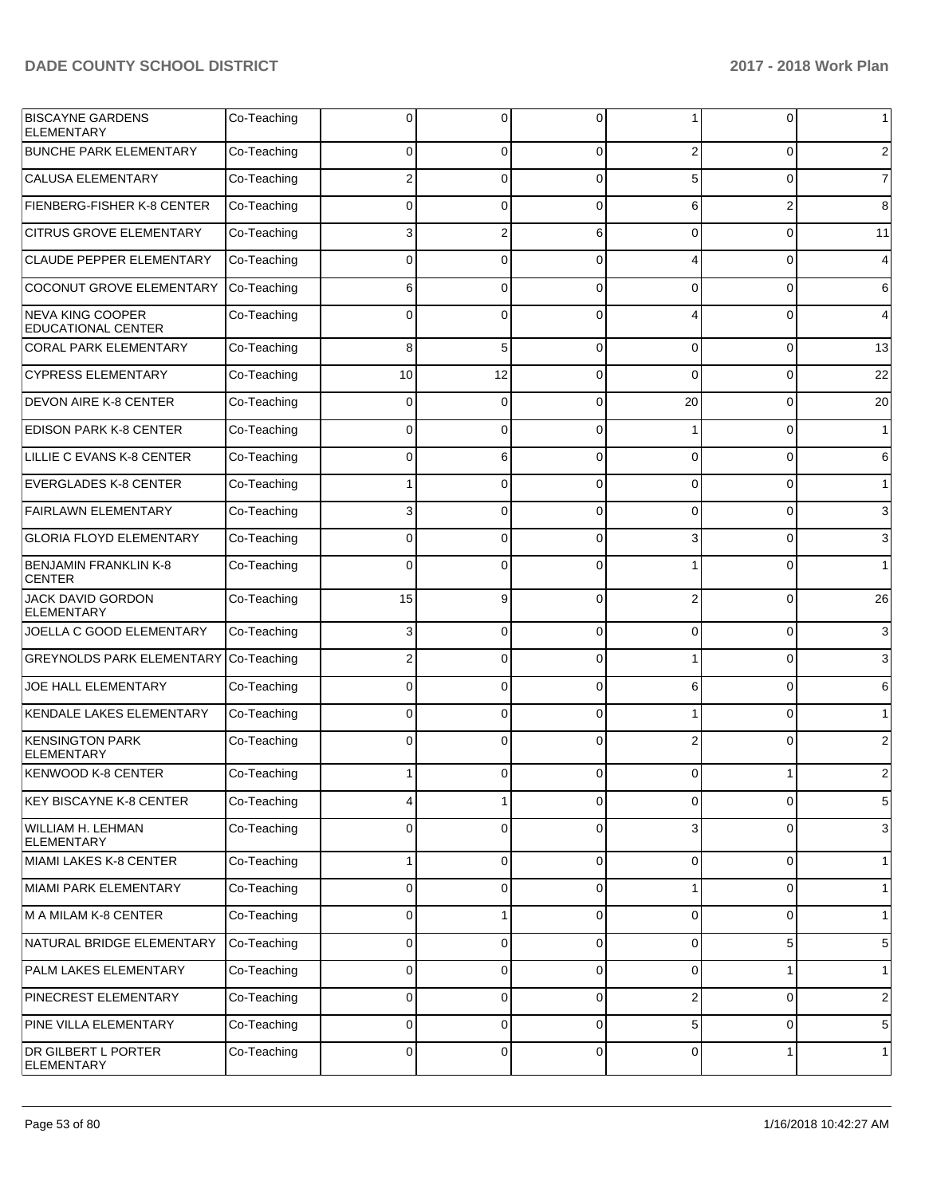| | | | | | | | |
|---|---|---|---|---|---|---|---|
| BISCAYNE GARDENS ELEMENTARY | Co-Teaching | 0 | 0 | 0 | 1 | 0 | 1 |
| BUNCHE PARK ELEMENTARY | Co-Teaching | 0 | 0 | 0 | 2 | 0 | 2 |
| CALUSA ELEMENTARY | Co-Teaching | 2 | 0 | 0 | 5 | 0 | 7 |
| FIENBERG-FISHER K-8 CENTER | Co-Teaching | 0 | 0 | 0 | 6 | 2 | 8 |
| CITRUS GROVE ELEMENTARY | Co-Teaching | 3 | 2 | 6 | 0 | 0 | 11 |
| CLAUDE PEPPER ELEMENTARY | Co-Teaching | 0 | 0 | 0 | 4 | 0 | 4 |
| COCONUT GROVE ELEMENTARY | Co-Teaching | 6 | 0 | 0 | 0 | 0 | 6 |
| NEVA KING COOPER EDUCATIONAL CENTER | Co-Teaching | 0 | 0 | 0 | 4 | 0 | 4 |
| CORAL PARK ELEMENTARY | Co-Teaching | 8 | 5 | 0 | 0 | 0 | 13 |
| CYPRESS ELEMENTARY | Co-Teaching | 10 | 12 | 0 | 0 | 0 | 22 |
| DEVON AIRE K-8 CENTER | Co-Teaching | 0 | 0 | 0 | 20 | 0 | 20 |
| EDISON PARK K-8 CENTER | Co-Teaching | 0 | 0 | 0 | 1 | 0 | 1 |
| LILLIE C EVANS K-8 CENTER | Co-Teaching | 0 | 6 | 0 | 0 | 0 | 6 |
| EVERGLADES K-8 CENTER | Co-Teaching | 1 | 0 | 0 | 0 | 0 | 1 |
| FAIRLAWN ELEMENTARY | Co-Teaching | 3 | 0 | 0 | 0 | 0 | 3 |
| GLORIA FLOYD ELEMENTARY | Co-Teaching | 0 | 0 | 0 | 3 | 0 | 3 |
| BENJAMIN FRANKLIN K-8 CENTER | Co-Teaching | 0 | 0 | 0 | 1 | 0 | 1 |
| JACK DAVID GORDON ELEMENTARY | Co-Teaching | 15 | 9 | 0 | 2 | 0 | 26 |
| JOELLA C GOOD ELEMENTARY | Co-Teaching | 3 | 0 | 0 | 0 | 0 | 3 |
| GREYNOLDS PARK ELEMENTARY | Co-Teaching | 2 | 0 | 0 | 1 | 0 | 3 |
| JOE HALL ELEMENTARY | Co-Teaching | 0 | 0 | 0 | 6 | 0 | 6 |
| KENDALE LAKES ELEMENTARY | Co-Teaching | 0 | 0 | 0 | 1 | 0 | 1 |
| KENSINGTON PARK ELEMENTARY | Co-Teaching | 0 | 0 | 0 | 2 | 0 | 2 |
| KENWOOD K-8 CENTER | Co-Teaching | 1 | 0 | 0 | 0 | 1 | 2 |
| KEY BISCAYNE K-8 CENTER | Co-Teaching | 4 | 1 | 0 | 0 | 0 | 5 |
| WILLIAM H. LEHMAN ELEMENTARY | Co-Teaching | 0 | 0 | 0 | 3 | 0 | 3 |
| MIAMI LAKES K-8 CENTER | Co-Teaching | 1 | 0 | 0 | 0 | 0 | 1 |
| MIAMI PARK ELEMENTARY | Co-Teaching | 0 | 0 | 0 | 1 | 0 | 1 |
| M A MILAM K-8 CENTER | Co-Teaching | 0 | 1 | 0 | 0 | 0 | 1 |
| NATURAL BRIDGE ELEMENTARY | Co-Teaching | 0 | 0 | 0 | 0 | 5 | 5 |
| PALM LAKES ELEMENTARY | Co-Teaching | 0 | 0 | 0 | 0 | 1 | 1 |
| PINECREST ELEMENTARY | Co-Teaching | 0 | 0 | 0 | 2 | 0 | 2 |
| PINE VILLA ELEMENTARY | Co-Teaching | 0 | 0 | 0 | 5 | 0 | 5 |
| DR GILBERT L PORTER ELEMENTARY | Co-Teaching | 0 | 0 | 0 | 0 | 1 | 1 |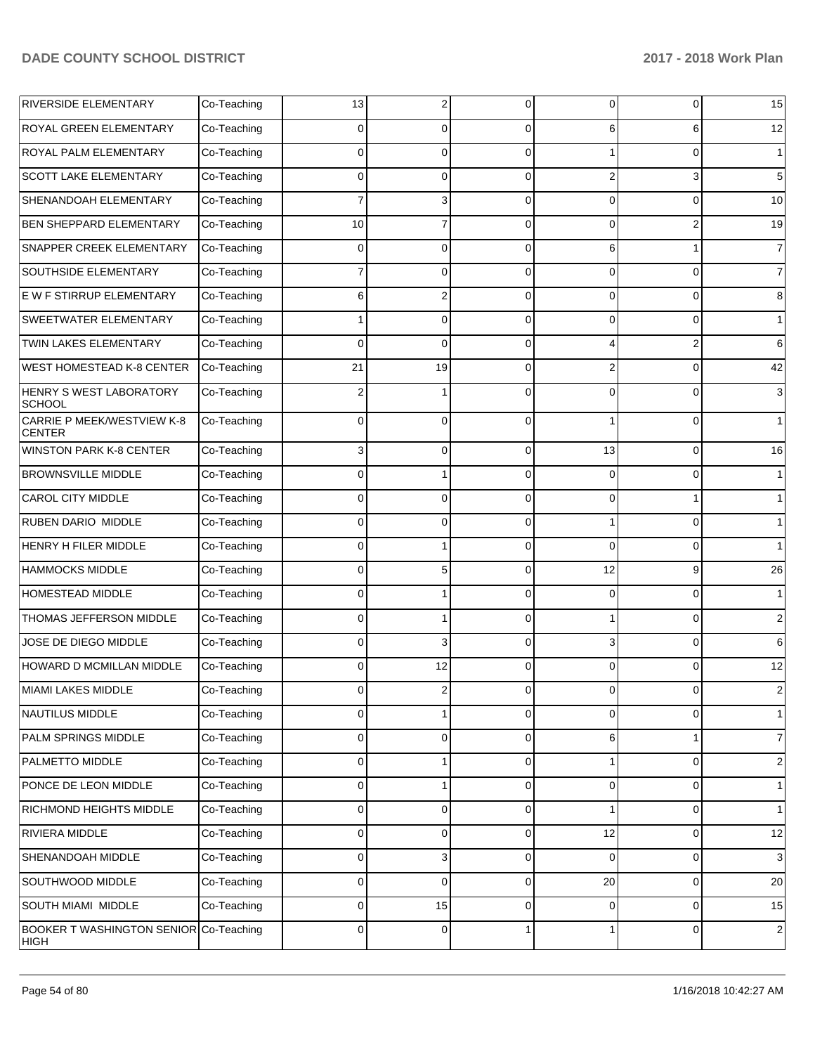| | | | | | | | |
|---|---|---|---|---|---|---|---|
| RIVERSIDE ELEMENTARY | Co-Teaching | 13 | 2 | 0 | 0 | 0 | 15 |
| ROYAL GREEN ELEMENTARY | Co-Teaching | 0 | 0 | 0 | 6 | 6 | 12 |
| ROYAL PALM ELEMENTARY | Co-Teaching | 0 | 0 | 0 | 1 | 0 | 1 |
| SCOTT LAKE ELEMENTARY | Co-Teaching | 0 | 0 | 0 | 2 | 3 | 5 |
| SHENANDOAH ELEMENTARY | Co-Teaching | 7 | 3 | 0 | 0 | 0 | 10 |
| BEN SHEPPARD ELEMENTARY | Co-Teaching | 10 | 7 | 0 | 0 | 2 | 19 |
| SNAPPER CREEK ELEMENTARY | Co-Teaching | 0 | 0 | 0 | 6 | 1 | 7 |
| SOUTHSIDE ELEMENTARY | Co-Teaching | 7 | 0 | 0 | 0 | 0 | 7 |
| E W F STIRRUP ELEMENTARY | Co-Teaching | 6 | 2 | 0 | 0 | 0 | 8 |
| SWEETWATER ELEMENTARY | Co-Teaching | 1 | 0 | 0 | 0 | 0 | 1 |
| TWIN LAKES ELEMENTARY | Co-Teaching | 0 | 0 | 0 | 4 | 2 | 6 |
| WEST HOMESTEAD K-8 CENTER | Co-Teaching | 21 | 19 | 0 | 2 | 0 | 42 |
| HENRY S WEST LABORATORY SCHOOL | Co-Teaching | 2 | 1 | 0 | 0 | 0 | 3 |
| CARRIE P MEEK/WESTVIEW K-8 CENTER | Co-Teaching | 0 | 0 | 0 | 1 | 0 | 1 |
| WINSTON PARK K-8 CENTER | Co-Teaching | 3 | 0 | 0 | 13 | 0 | 16 |
| BROWNSVILLE MIDDLE | Co-Teaching | 0 | 1 | 0 | 0 | 0 | 1 |
| CAROL CITY MIDDLE | Co-Teaching | 0 | 0 | 0 | 0 | 1 | 1 |
| RUBEN DARIO MIDDLE | Co-Teaching | 0 | 0 | 0 | 1 | 0 | 1 |
| HENRY H FILER MIDDLE | Co-Teaching | 0 | 1 | 0 | 0 | 0 | 1 |
| HAMMOCKS MIDDLE | Co-Teaching | 0 | 5 | 0 | 12 | 9 | 26 |
| HOMESTEAD MIDDLE | Co-Teaching | 0 | 1 | 0 | 0 | 0 | 1 |
| THOMAS JEFFERSON MIDDLE | Co-Teaching | 0 | 1 | 0 | 1 | 0 | 2 |
| JOSE DE DIEGO MIDDLE | Co-Teaching | 0 | 3 | 0 | 3 | 0 | 6 |
| HOWARD D MCMILLAN MIDDLE | Co-Teaching | 0 | 12 | 0 | 0 | 0 | 12 |
| MIAMI LAKES MIDDLE | Co-Teaching | 0 | 2 | 0 | 0 | 0 | 2 |
| NAUTILUS MIDDLE | Co-Teaching | 0 | 1 | 0 | 0 | 0 | 1 |
| PALM SPRINGS MIDDLE | Co-Teaching | 0 | 0 | 0 | 6 | 1 | 7 |
| PALMETTO MIDDLE | Co-Teaching | 0 | 1 | 0 | 1 | 0 | 2 |
| PONCE DE LEON MIDDLE | Co-Teaching | 0 | 1 | 0 | 0 | 0 | 1 |
| RICHMOND HEIGHTS MIDDLE | Co-Teaching | 0 | 0 | 0 | 1 | 0 | 1 |
| RIVIERA MIDDLE | Co-Teaching | 0 | 0 | 0 | 12 | 0 | 12 |
| SHENANDOAH MIDDLE | Co-Teaching | 0 | 3 | 0 | 0 | 0 | 3 |
| SOUTHWOOD MIDDLE | Co-Teaching | 0 | 0 | 0 | 20 | 0 | 20 |
| SOUTH MIAMI MIDDLE | Co-Teaching | 0 | 15 | 0 | 0 | 0 | 15 |
| BOOKER T WASHINGTON SENIOR HIGH | Co-Teaching | 0 | 0 | 1 | 1 | 0 | 2 |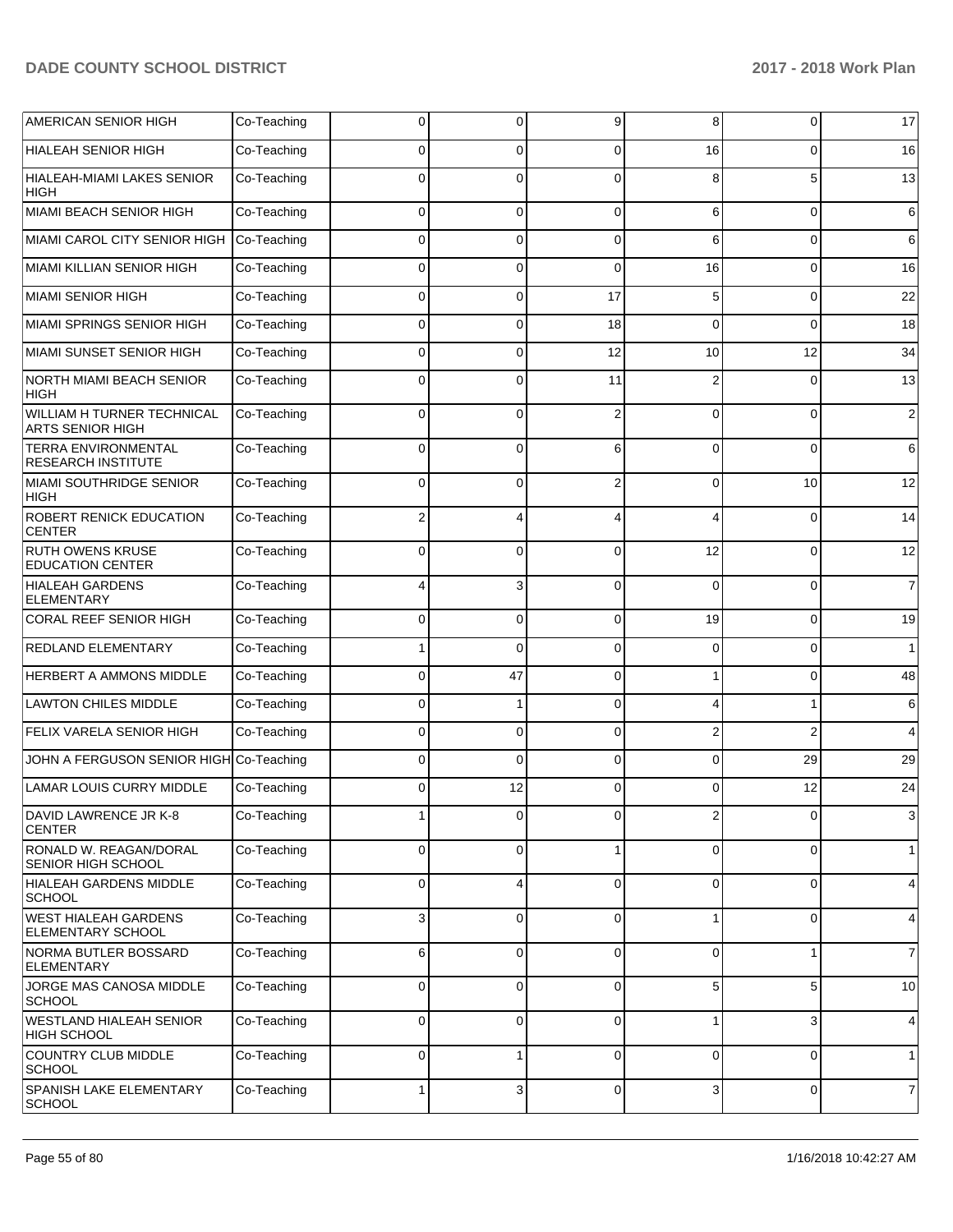| AMERICAN SENIOR HIGH | Co-Teaching | 0 | 0 | 9 | 8 | 0 | 17 |
|---|---|---|---|---|---|---|---|
| HIALEAH SENIOR HIGH | Co-Teaching | 0 | 0 | 0 | 16 | 0 | 16 |
| HIALEAH-MIAMI LAKES SENIOR HIGH | Co-Teaching | 0 | 0 | 0 | 8 | 5 | 13 |
| MIAMI BEACH SENIOR HIGH | Co-Teaching | 0 | 0 | 0 | 6 | 0 | 6 |
| MIAMI CAROL CITY SENIOR HIGH | Co-Teaching | 0 | 0 | 0 | 6 | 0 | 6 |
| MIAMI KILLIAN SENIOR HIGH | Co-Teaching | 0 | 0 | 0 | 16 | 0 | 16 |
| MIAMI SENIOR HIGH | Co-Teaching | 0 | 0 | 17 | 5 | 0 | 22 |
| MIAMI SPRINGS SENIOR HIGH | Co-Teaching | 0 | 0 | 18 | 0 | 0 | 18 |
| MIAMI SUNSET SENIOR HIGH | Co-Teaching | 0 | 0 | 12 | 10 | 12 | 34 |
| NORTH MIAMI BEACH SENIOR HIGH | Co-Teaching | 0 | 0 | 11 | 2 | 0 | 13 |
| WILLIAM H TURNER TECHNICAL ARTS SENIOR HIGH | Co-Teaching | 0 | 0 | 2 | 0 | 0 | 2 |
| TERRA ENVIRONMENTAL RESEARCH INSTITUTE | Co-Teaching | 0 | 0 | 6 | 0 | 0 | 6 |
| MIAMI SOUTHRIDGE SENIOR HIGH | Co-Teaching | 0 | 0 | 2 | 0 | 10 | 12 |
| ROBERT RENICK EDUCATION CENTER | Co-Teaching | 2 | 4 | 4 | 4 | 0 | 14 |
| RUTH OWENS KRUSE EDUCATION CENTER | Co-Teaching | 0 | 0 | 0 | 12 | 0 | 12 |
| HIALEAH GARDENS ELEMENTARY | Co-Teaching | 4 | 3 | 0 | 0 | 0 | 7 |
| CORAL REEF SENIOR HIGH | Co-Teaching | 0 | 0 | 0 | 19 | 0 | 19 |
| REDLAND ELEMENTARY | Co-Teaching | 1 | 0 | 0 | 0 | 0 | 1 |
| HERBERT A AMMONS MIDDLE | Co-Teaching | 0 | 47 | 0 | 1 | 0 | 48 |
| LAWTON CHILES MIDDLE | Co-Teaching | 0 | 1 | 0 | 4 | 1 | 6 |
| FELIX VARELA SENIOR HIGH | Co-Teaching | 0 | 0 | 0 | 2 | 2 | 4 |
| JOHN A FERGUSON SENIOR HIGH | Co-Teaching | 0 | 0 | 0 | 0 | 29 | 29 |
| LAMAR LOUIS CURRY MIDDLE | Co-Teaching | 0 | 12 | 0 | 0 | 12 | 24 |
| DAVID LAWRENCE JR K-8 CENTER | Co-Teaching | 1 | 0 | 0 | 2 | 0 | 3 |
| RONALD W. REAGAN/DORAL SENIOR HIGH SCHOOL | Co-Teaching | 0 | 0 | 1 | 0 | 0 | 1 |
| HIALEAH GARDENS MIDDLE SCHOOL | Co-Teaching | 0 | 4 | 0 | 0 | 0 | 4 |
| WEST HIALEAH GARDENS ELEMENTARY SCHOOL | Co-Teaching | 3 | 0 | 0 | 1 | 0 | 4 |
| NORMA BUTLER BOSSARD ELEMENTARY | Co-Teaching | 6 | 0 | 0 | 0 | 1 | 7 |
| JORGE MAS CANOSA MIDDLE SCHOOL | Co-Teaching | 0 | 0 | 0 | 5 | 5 | 10 |
| WESTLAND HIALEAH SENIOR HIGH SCHOOL | Co-Teaching | 0 | 0 | 0 | 1 | 3 | 4 |
| COUNTRY CLUB MIDDLE SCHOOL | Co-Teaching | 0 | 1 | 0 | 0 | 0 | 1 |
| SPANISH LAKE ELEMENTARY SCHOOL | Co-Teaching | 1 | 3 | 0 | 3 | 0 | 7 |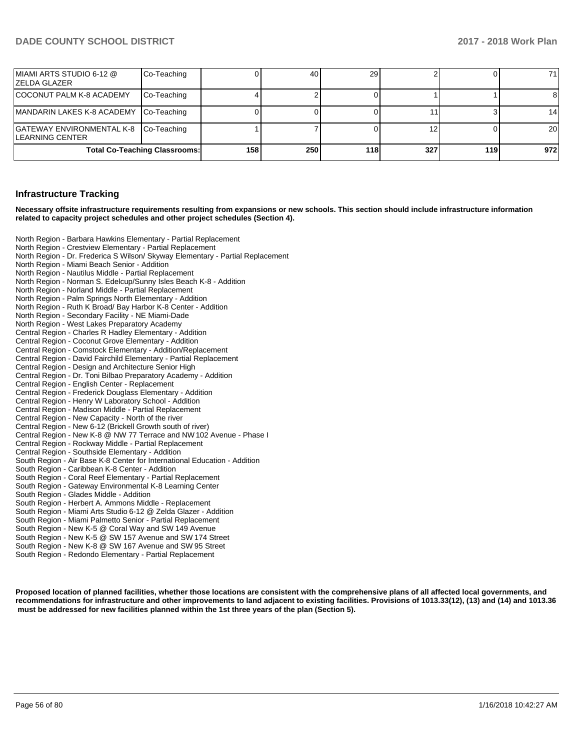| | | | | | | | |
|---|---|---|---|---|---|---|---|
| MIAMI ARTS STUDIO 6-12 @ ZELDA GLAZER | Co-Teaching | 0 | 40 | 29 | 2 | 0 | 71 |
| COCONUT PALM K-8 ACADEMY | Co-Teaching | 4 | 2 | 0 | 1 | 1 | 8 |
| MANDARIN LAKES K-8 ACADEMY | Co-Teaching | 0 | 0 | 0 | 11 | 3 | 14 |
| GATEWAY ENVIRONMENTAL K-8 LEARNING CENTER | Co-Teaching | 1 | 7 | 0 | 12 | 0 | 20 |
| **Total Co-Teaching Classrooms:** | | **158** | **250** | **118** | **327** | **119** | **972** |

## Infrastructure Tracking

**Necessary offsite infrastructure requirements resulting from expansions or new schools. This section should include infrastructure information related to capacity project schedules and other project schedules (Section 4).**

North Region - Barbara Hawkins Elementary - Partial Replacement
North Region - Crestview Elementary - Partial Replacement
North Region - Dr. Frederica S Wilson/ Skyway Elementary - Partial Replacement
North Region - Miami Beach Senior - Addition
North Region - Nautilus Middle - Partial Replacement
North Region - Norman S. Edelcup/Sunny Isles Beach K-8 - Addition
North Region - Norland Middle - Partial Replacement
North Region - Palm Springs North Elementary - Addition
North Region - Ruth K Broad/ Bay Harbor K-8 Center - Addition
North Region - Secondary Facility - NE Miami-Dade
North Region - West Lakes Preparatory Academy
Central Region - Charles R Hadley Elementary - Addition
Central Region - Coconut Grove Elementary - Addition
Central Region - Comstock Elementary - Addition/Replacement
Central Region - David Fairchild Elementary - Partial Replacement
Central Region - Design and Architecture Senior High
Central Region - Dr. Toni Bilbao Preparatory Academy - Addition
Central Region - English Center - Replacement
Central Region - Frederick Douglass Elementary - Addition
Central Region - Henry W Laboratory School - Addition
Central Region - Madison Middle - Partial Replacement
Central Region - New Capacity - North of the river
Central Region - New 6-12 (Brickell Growth south of river)
Central Region - New K-8 @ NW 77 Terrace and NW 102 Avenue - Phase I
Central Region - Rockway Middle - Partial Replacement
Central Region - Southside Elementary - Addition
South Region - Air Base K-8 Center for International Education - Addition
South Region - Caribbean K-8 Center - Addition
South Region - Coral Reef Elementary - Partial Replacement
South Region - Gateway Environmental K-8 Learning Center
South Region - Glades Middle - Addition
South Region - Herbert A. Ammons Middle - Replacement
South Region - Miami Arts Studio 6-12 @ Zelda Glazer - Addition
South Region - Miami Palmetto Senior - Partial Replacement
South Region - New K-5 @ Coral Way and SW 149 Avenue
South Region - New K-5 @ SW 157 Avenue and SW 174 Street
South Region - New K-8 @ SW 167 Avenue and SW 95 Street
South Region - Redondo Elementary - Partial Replacement

**Proposed location of planned facilities, whether those locations are consistent with the comprehensive plans of all affected local governments, and recommendations for infrastructure and other improvements to land adjacent to existing facilities. Provisions of 1013.33(12), (13) and (14) and 1013.36 must be addressed for new facilities planned within the 1st three years of the plan (Section 5).**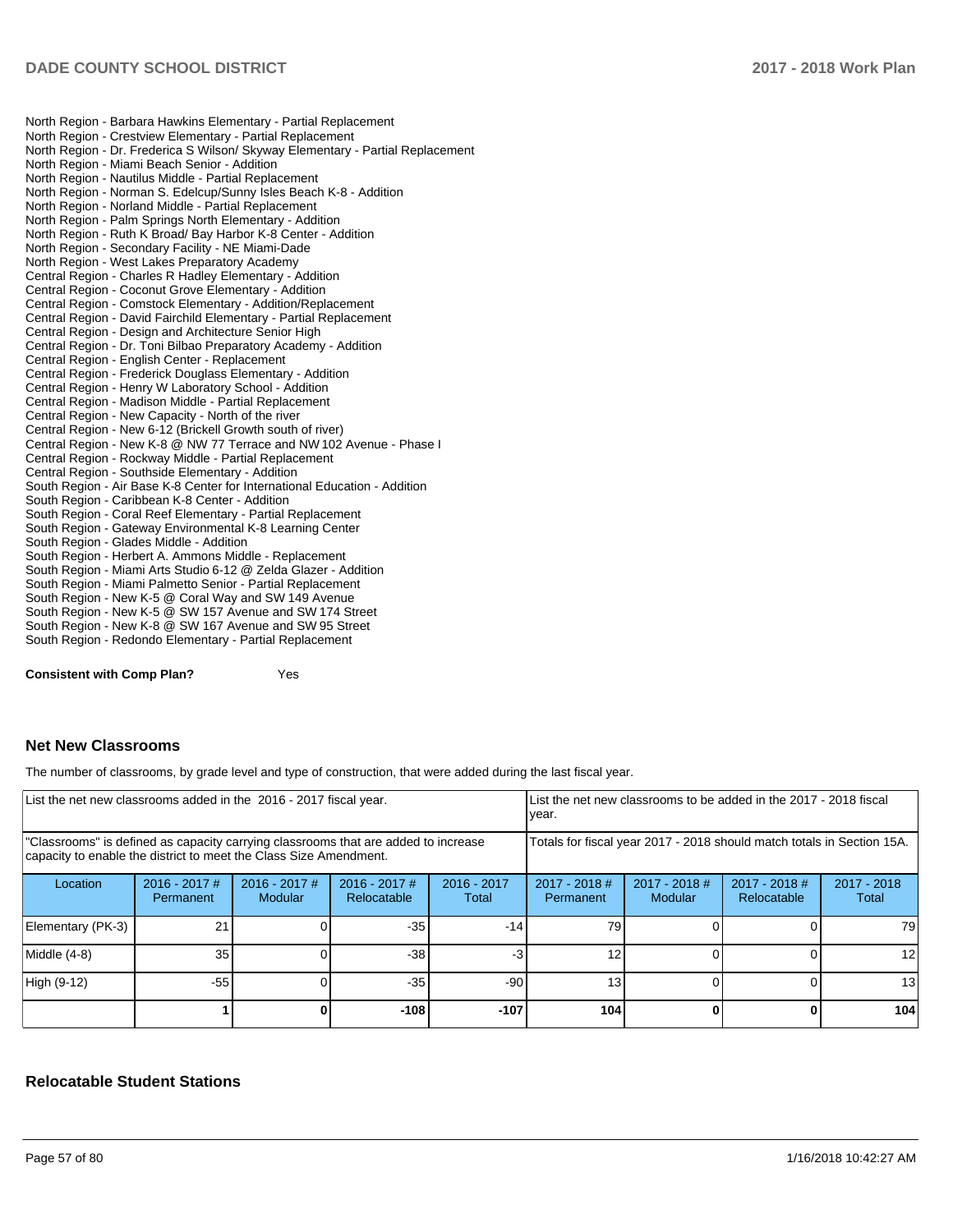North Region - Barbara Hawkins Elementary - Partial Replacement
North Region - Crestview Elementary - Partial Replacement
North Region - Dr. Frederica S Wilson/ Skyway Elementary - Partial Replacement
North Region - Miami Beach Senior - Addition
North Region - Nautilus Middle - Partial Replacement
North Region - Norman S. Edelcup/Sunny Isles Beach K-8 - Addition
North Region - Norland Middle - Partial Replacement
North Region - Palm Springs North Elementary - Addition
North Region - Ruth K Broad/ Bay Harbor K-8 Center - Addition
North Region - Secondary Facility - NE Miami-Dade
North Region - West Lakes Preparatory Academy
Central Region - Charles R Hadley Elementary - Addition
Central Region - Coconut Grove Elementary - Addition
Central Region - Comstock Elementary - Addition/Replacement
Central Region - David Fairchild Elementary - Partial Replacement
Central Region - Design and Architecture Senior High
Central Region - Dr. Toni Bilbao Preparatory Academy - Addition
Central Region - English Center - Replacement
Central Region - Frederick Douglass Elementary - Addition
Central Region - Henry W Laboratory School - Addition
Central Region - Madison Middle - Partial Replacement
Central Region - New Capacity - North of the river
Central Region - New 6-12 (Brickell Growth south of river)
Central Region - New K-8 @ NW 77 Terrace and NW 102 Avenue - Phase I
Central Region - Rockway Middle - Partial Replacement
Central Region - Southside Elementary - Addition
South Region - Air Base K-8 Center for International Education - Addition
South Region - Caribbean K-8 Center - Addition
South Region - Coral Reef Elementary - Partial Replacement
South Region - Gateway Environmental K-8 Learning Center
South Region - Glades Middle - Addition
South Region - Herbert A. Ammons Middle - Replacement
South Region - Miami Arts Studio 6-12 @ Zelda Glazer - Addition
South Region - Miami Palmetto Senior - Partial Replacement
South Region - New K-5 @ Coral Way and SW 149 Avenue
South Region - New K-5 @ SW 157 Avenue and SW 174 Street
South Region - New K-8 @ SW 167 Avenue and SW 95 Street
South Region - Redondo Elementary - Partial Replacement

**Consistent with Comp Plan?** Yes

## Net New Classrooms

The number of classrooms, by grade level and type of construction, that were added during the last fiscal year.

| List the net new classrooms added in the 2016 - 2017 fiscal year. | | | | | List the net new classrooms to be added in the 2017 - 2018 fiscal year. | | | |
|---|---|---|---|---|---|---|---|---|
| "Classrooms" is defined as capacity carrying classrooms that are added to increase capacity to enable the district to meet the Class Size Amendment. | | | | | Totals for fiscal year 2017 - 2018 should match totals in Section 15A. | | | |
| Location | 2016 - 2017 # Permanent | 2016 - 2017 # Modular | 2016 - 2017 # Relocatable | 2016 - 2017 Total | 2017 - 2018 # Permanent | 2017 - 2018 # Modular | 2017 - 2018 # Relocatable | 2017 - 2018 Total |
| Elementary (PK-3) | 21 | 0 | -35 | -14 | 79 | 0 | 0 | 79 |
| Middle (4-8) | 35 | 0 | -38 | -3 | 12 | 0 | 0 | 12 |
| High (9-12) | -55 | 0 | -35 | -90 | 13 | 0 | 0 | 13 |
| | **1** | **0** | **-108** | **-107** | **104** | **0** | **0** | **104** |

## Relocatable Student Stations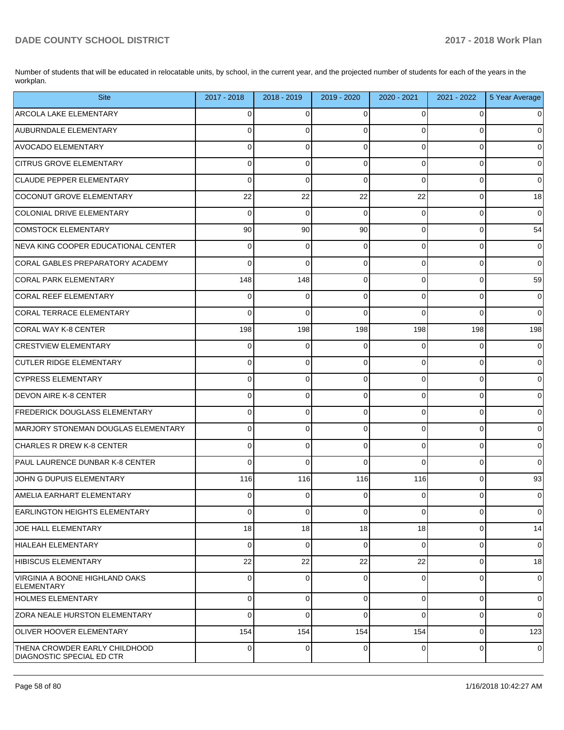Number of students that will be educated in relocatable units, by school, in the current year, and the projected number of students for each of the years in the workplan.

| Site | 2017 - 2018 | 2018 - 2019 | 2019 - 2020 | 2020 - 2021 | 2021 - 2022 | 5 Year Average |
|---|---|---|---|---|---|---|
| ARCOLA LAKE ELEMENTARY | 0 | 0 | 0 | 0 | 0 | 0 |
| AUBURNDALE ELEMENTARY | 0 | 0 | 0 | 0 | 0 | 0 |
| AVOCADO ELEMENTARY | 0 | 0 | 0 | 0 | 0 | 0 |
| CITRUS GROVE ELEMENTARY | 0 | 0 | 0 | 0 | 0 | 0 |
| CLAUDE PEPPER ELEMENTARY | 0 | 0 | 0 | 0 | 0 | 0 |
| COCONUT GROVE ELEMENTARY | 22 | 22 | 22 | 22 | 0 | 18 |
| COLONIAL DRIVE ELEMENTARY | 0 | 0 | 0 | 0 | 0 | 0 |
| COMSTOCK ELEMENTARY | 90 | 90 | 90 | 0 | 0 | 54 |
| NEVA KING COOPER EDUCATIONAL CENTER | 0 | 0 | 0 | 0 | 0 | 0 |
| CORAL GABLES PREPARATORY ACADEMY | 0 | 0 | 0 | 0 | 0 | 0 |
| CORAL PARK ELEMENTARY | 148 | 148 | 0 | 0 | 0 | 59 |
| CORAL REEF ELEMENTARY | 0 | 0 | 0 | 0 | 0 | 0 |
| CORAL TERRACE ELEMENTARY | 0 | 0 | 0 | 0 | 0 | 0 |
| CORAL WAY K-8 CENTER | 198 | 198 | 198 | 198 | 198 | 198 |
| CRESTVIEW ELEMENTARY | 0 | 0 | 0 | 0 | 0 | 0 |
| CUTLER RIDGE ELEMENTARY | 0 | 0 | 0 | 0 | 0 | 0 |
| CYPRESS ELEMENTARY | 0 | 0 | 0 | 0 | 0 | 0 |
| DEVON AIRE K-8 CENTER | 0 | 0 | 0 | 0 | 0 | 0 |
| FREDERICK DOUGLASS ELEMENTARY | 0 | 0 | 0 | 0 | 0 | 0 |
| MARJORY STONEMAN DOUGLAS ELEMENTARY | 0 | 0 | 0 | 0 | 0 | 0 |
| CHARLES R DREW K-8 CENTER | 0 | 0 | 0 | 0 | 0 | 0 |
| PAUL LAURENCE DUNBAR K-8 CENTER | 0 | 0 | 0 | 0 | 0 | 0 |
| JOHN G DUPUIS ELEMENTARY | 116 | 116 | 116 | 116 | 0 | 93 |
| AMELIA EARHART ELEMENTARY | 0 | 0 | 0 | 0 | 0 | 0 |
| EARLINGTON HEIGHTS ELEMENTARY | 0 | 0 | 0 | 0 | 0 | 0 |
| JOE HALL ELEMENTARY | 18 | 18 | 18 | 18 | 0 | 14 |
| HIALEAH ELEMENTARY | 0 | 0 | 0 | 0 | 0 | 0 |
| HIBISCUS ELEMENTARY | 22 | 22 | 22 | 22 | 0 | 18 |
| VIRGINIA A BOONE HIGHLAND OAKS ELEMENTARY | 0 | 0 | 0 | 0 | 0 | 0 |
| HOLMES ELEMENTARY | 0 | 0 | 0 | 0 | 0 | 0 |
| ZORA NEALE HURSTON ELEMENTARY | 0 | 0 | 0 | 0 | 0 | 0 |
| OLIVER HOOVER ELEMENTARY | 154 | 154 | 154 | 154 | 0 | 123 |
| THENA CROWDER EARLY CHILDHOOD DIAGNOSTIC SPECIAL ED CTR | 0 | 0 | 0 | 0 | 0 | 0 |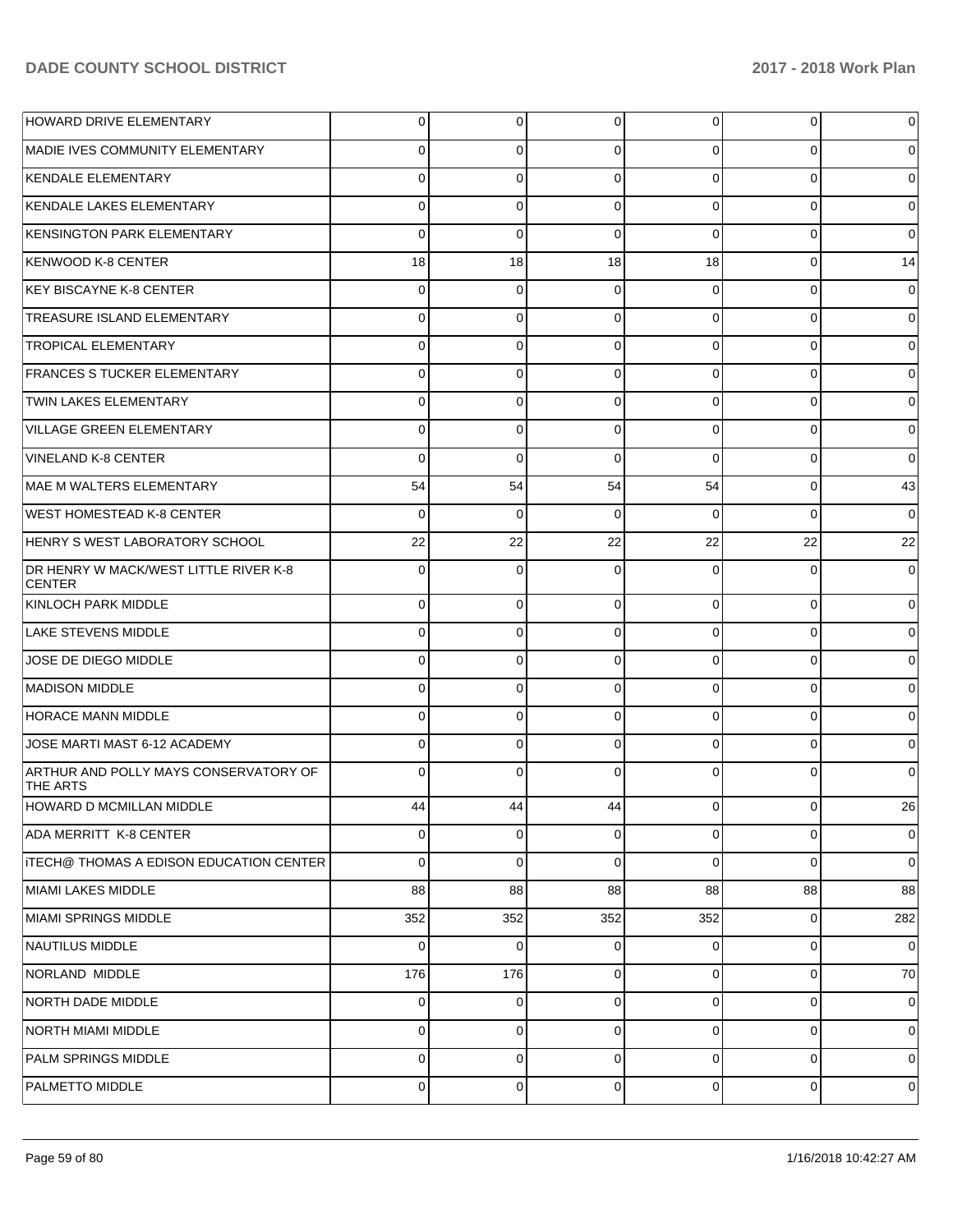| | | | | | | |
|---|---|---|---|---|---|---|
| HOWARD DRIVE ELEMENTARY | 0 | 0 | 0 | 0 | 0 | 0 |
| MADIE IVES COMMUNITY ELEMENTARY | 0 | 0 | 0 | 0 | 0 | 0 |
| KENDALE ELEMENTARY | 0 | 0 | 0 | 0 | 0 | 0 |
| KENDALE LAKES ELEMENTARY | 0 | 0 | 0 | 0 | 0 | 0 |
| KENSINGTON PARK ELEMENTARY | 0 | 0 | 0 | 0 | 0 | 0 |
| KENWOOD K-8 CENTER | 18 | 18 | 18 | 18 | 0 | 14 |
| KEY BISCAYNE K-8 CENTER | 0 | 0 | 0 | 0 | 0 | 0 |
| TREASURE ISLAND ELEMENTARY | 0 | 0 | 0 | 0 | 0 | 0 |
| TROPICAL ELEMENTARY | 0 | 0 | 0 | 0 | 0 | 0 |
| FRANCES S TUCKER ELEMENTARY | 0 | 0 | 0 | 0 | 0 | 0 |
| TWIN LAKES ELEMENTARY | 0 | 0 | 0 | 0 | 0 | 0 |
| VILLAGE GREEN ELEMENTARY | 0 | 0 | 0 | 0 | 0 | 0 |
| VINELAND K-8 CENTER | 0 | 0 | 0 | 0 | 0 | 0 |
| MAE M WALTERS ELEMENTARY | 54 | 54 | 54 | 54 | 0 | 43 |
| WEST HOMESTEAD K-8 CENTER | 0 | 0 | 0 | 0 | 0 | 0 |
| HENRY S WEST LABORATORY SCHOOL | 22 | 22 | 22 | 22 | 22 | 22 |
| DR HENRY W MACK/WEST LITTLE RIVER K-8 CENTER | 0 | 0 | 0 | 0 | 0 | 0 |
| KINLOCH PARK MIDDLE | 0 | 0 | 0 | 0 | 0 | 0 |
| LAKE STEVENS MIDDLE | 0 | 0 | 0 | 0 | 0 | 0 |
| JOSE DE DIEGO MIDDLE | 0 | 0 | 0 | 0 | 0 | 0 |
| MADISON MIDDLE | 0 | 0 | 0 | 0 | 0 | 0 |
| HORACE MANN MIDDLE | 0 | 0 | 0 | 0 | 0 | 0 |
| JOSE MARTI MAST 6-12 ACADEMY | 0 | 0 | 0 | 0 | 0 | 0 |
| ARTHUR AND POLLY MAYS CONSERVATORY OF THE ARTS | 0 | 0 | 0 | 0 | 0 | 0 |
| HOWARD D MCMILLAN MIDDLE | 44 | 44 | 44 | 0 | 0 | 26 |
| ADA MERRITT K-8 CENTER | 0 | 0 | 0 | 0 | 0 | 0 |
| iTECH@ THOMAS A EDISON EDUCATION CENTER | 0 | 0 | 0 | 0 | 0 | 0 |
| MIAMI LAKES MIDDLE | 88 | 88 | 88 | 88 | 88 | 88 |
| MIAMI SPRINGS MIDDLE | 352 | 352 | 352 | 352 | 0 | 282 |
| NAUTILUS MIDDLE | 0 | 0 | 0 | 0 | 0 | 0 |
| NORLAND MIDDLE | 176 | 176 | 0 | 0 | 0 | 70 |
| NORTH DADE MIDDLE | 0 | 0 | 0 | 0 | 0 | 0 |
| NORTH MIAMI MIDDLE | 0 | 0 | 0 | 0 | 0 | 0 |
| PALM SPRINGS MIDDLE | 0 | 0 | 0 | 0 | 0 | 0 |
| PALMETTO MIDDLE | 0 | 0 | 0 | 0 | 0 | 0 |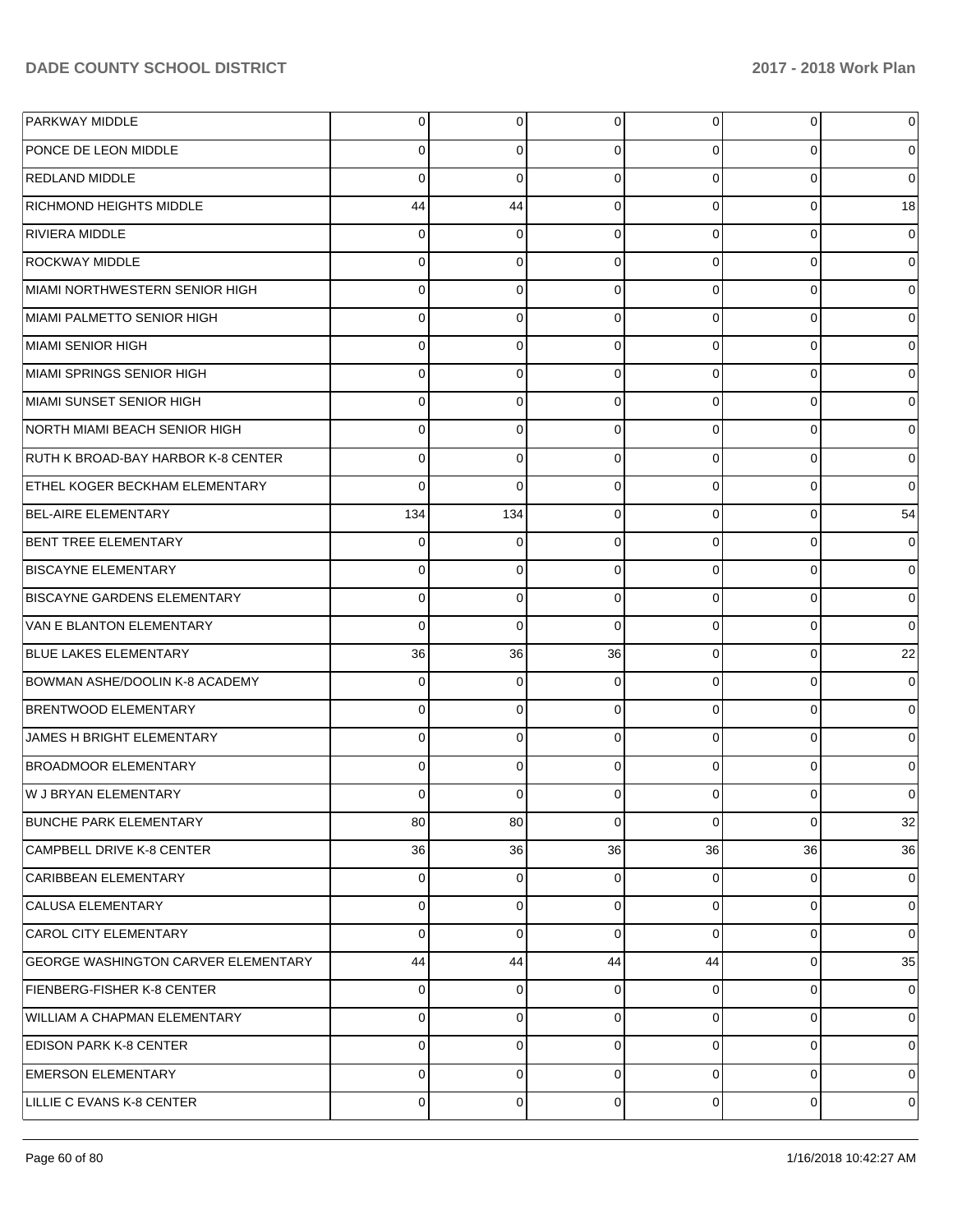| | | | | | | |
|---|---|---|---|---|---|---|
| PARKWAY MIDDLE | 0 | 0 | 0 | 0 | 0 | 0 |
| PONCE DE LEON MIDDLE | 0 | 0 | 0 | 0 | 0 | 0 |
| REDLAND MIDDLE | 0 | 0 | 0 | 0 | 0 | 0 |
| RICHMOND HEIGHTS MIDDLE | 44 | 44 | 0 | 0 | 0 | 18 |
| RIVIERA MIDDLE | 0 | 0 | 0 | 0 | 0 | 0 |
| ROCKWAY MIDDLE | 0 | 0 | 0 | 0 | 0 | 0 |
| MIAMI NORTHWESTERN SENIOR HIGH | 0 | 0 | 0 | 0 | 0 | 0 |
| MIAMI PALMETTO SENIOR HIGH | 0 | 0 | 0 | 0 | 0 | 0 |
| MIAMI SENIOR HIGH | 0 | 0 | 0 | 0 | 0 | 0 |
| MIAMI SPRINGS SENIOR HIGH | 0 | 0 | 0 | 0 | 0 | 0 |
| MIAMI SUNSET SENIOR HIGH | 0 | 0 | 0 | 0 | 0 | 0 |
| NORTH MIAMI BEACH SENIOR HIGH | 0 | 0 | 0 | 0 | 0 | 0 |
| RUTH K BROAD-BAY HARBOR K-8 CENTER | 0 | 0 | 0 | 0 | 0 | 0 |
| ETHEL KOGER BECKHAM ELEMENTARY | 0 | 0 | 0 | 0 | 0 | 0 |
| BEL-AIRE ELEMENTARY | 134 | 134 | 0 | 0 | 0 | 54 |
| BENT TREE ELEMENTARY | 0 | 0 | 0 | 0 | 0 | 0 |
| BISCAYNE ELEMENTARY | 0 | 0 | 0 | 0 | 0 | 0 |
| BISCAYNE GARDENS ELEMENTARY | 0 | 0 | 0 | 0 | 0 | 0 |
| VAN E BLANTON ELEMENTARY | 0 | 0 | 0 | 0 | 0 | 0 |
| BLUE LAKES ELEMENTARY | 36 | 36 | 36 | 0 | 0 | 22 |
| BOWMAN ASHE/DOOLIN K-8 ACADEMY | 0 | 0 | 0 | 0 | 0 | 0 |
| BRENTWOOD ELEMENTARY | 0 | 0 | 0 | 0 | 0 | 0 |
| JAMES H BRIGHT ELEMENTARY | 0 | 0 | 0 | 0 | 0 | 0 |
| BROADMOOR ELEMENTARY | 0 | 0 | 0 | 0 | 0 | 0 |
| W J BRYAN ELEMENTARY | 0 | 0 | 0 | 0 | 0 | 0 |
| BUNCHE PARK ELEMENTARY | 80 | 80 | 0 | 0 | 0 | 32 |
| CAMPBELL DRIVE K-8 CENTER | 36 | 36 | 36 | 36 | 36 | 36 |
| CARIBBEAN ELEMENTARY | 0 | 0 | 0 | 0 | 0 | 0 |
| CALUSA ELEMENTARY | 0 | 0 | 0 | 0 | 0 | 0 |
| CAROL CITY ELEMENTARY | 0 | 0 | 0 | 0 | 0 | 0 |
| GEORGE WASHINGTON CARVER ELEMENTARY | 44 | 44 | 44 | 44 | 0 | 35 |
| FIENBERG-FISHER K-8 CENTER | 0 | 0 | 0 | 0 | 0 | 0 |
| WILLIAM A CHAPMAN ELEMENTARY | 0 | 0 | 0 | 0 | 0 | 0 |
| EDISON PARK K-8 CENTER | 0 | 0 | 0 | 0 | 0 | 0 |
| EMERSON ELEMENTARY | 0 | 0 | 0 | 0 | 0 | 0 |
| LILLIE C EVANS K-8 CENTER | 0 | 0 | 0 | 0 | 0 | 0 |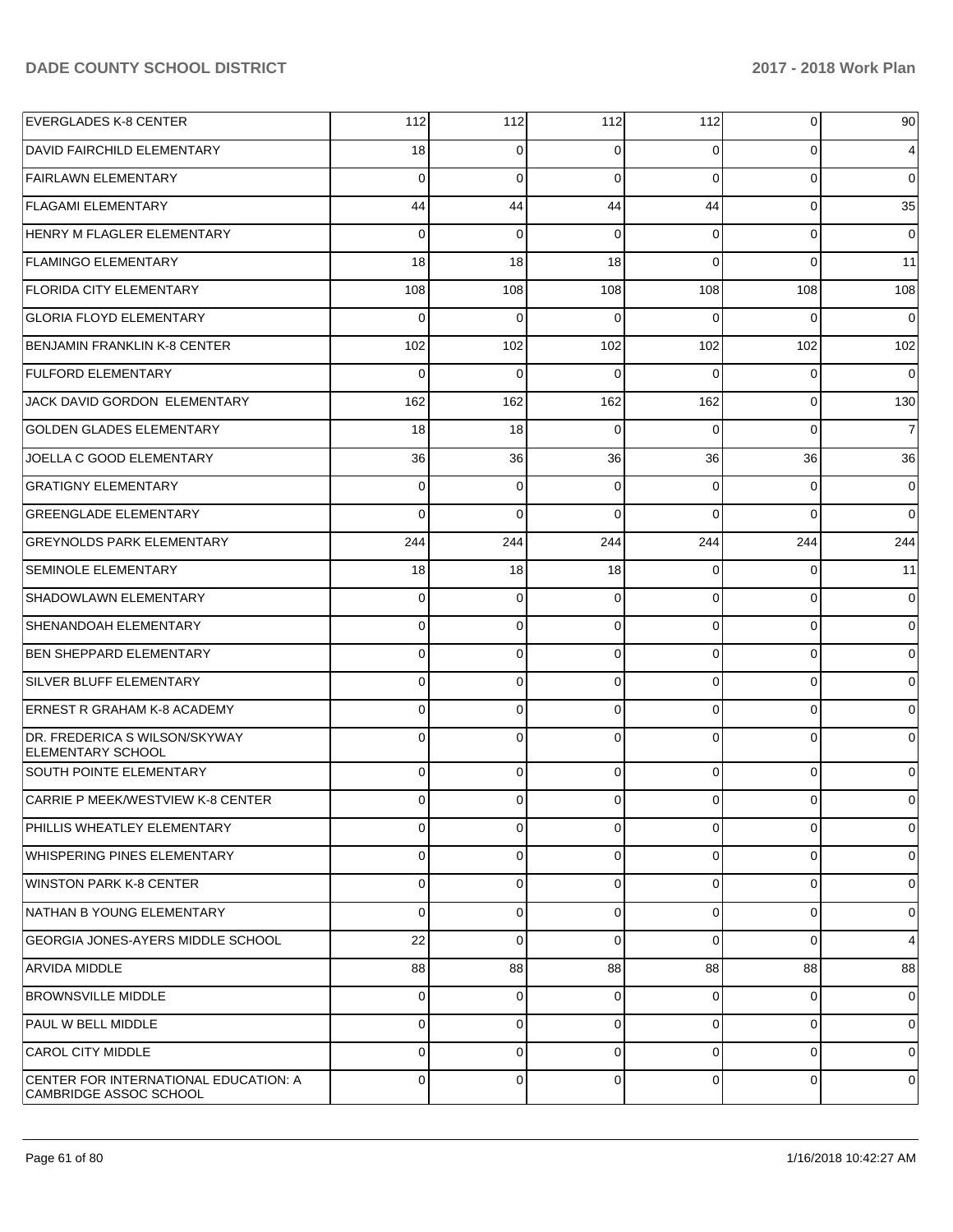| | | | | | | |
|---|---|---|---|---|---|---|
| EVERGLADES K-8 CENTER | 112 | 112 | 112 | 112 | 0 | 90 |
| DAVID FAIRCHILD ELEMENTARY | 18 | 0 | 0 | 0 | 0 | 4 |
| FAIRLAWN ELEMENTARY | 0 | 0 | 0 | 0 | 0 | 0 |
| FLAGAMI ELEMENTARY | 44 | 44 | 44 | 44 | 0 | 35 |
| HENRY M FLAGLER ELEMENTARY | 0 | 0 | 0 | 0 | 0 | 0 |
| FLAMINGO ELEMENTARY | 18 | 18 | 18 | 0 | 0 | 11 |
| FLORIDA CITY ELEMENTARY | 108 | 108 | 108 | 108 | 108 | 108 |
| GLORIA FLOYD ELEMENTARY | 0 | 0 | 0 | 0 | 0 | 0 |
| BENJAMIN FRANKLIN K-8 CENTER | 102 | 102 | 102 | 102 | 102 | 102 |
| FULFORD ELEMENTARY | 0 | 0 | 0 | 0 | 0 | 0 |
| JACK DAVID GORDON ELEMENTARY | 162 | 162 | 162 | 162 | 0 | 130 |
| GOLDEN GLADES ELEMENTARY | 18 | 18 | 0 | 0 | 0 | 7 |
| JOELLA C GOOD ELEMENTARY | 36 | 36 | 36 | 36 | 36 | 36 |
| GRATIGNY ELEMENTARY | 0 | 0 | 0 | 0 | 0 | 0 |
| GREENGLADE ELEMENTARY | 0 | 0 | 0 | 0 | 0 | 0 |
| GREYNOLDS PARK ELEMENTARY | 244 | 244 | 244 | 244 | 244 | 244 |
| SEMINOLE ELEMENTARY | 18 | 18 | 18 | 0 | 0 | 11 |
| SHADOWLAWN ELEMENTARY | 0 | 0 | 0 | 0 | 0 | 0 |
| SHENANDOAH ELEMENTARY | 0 | 0 | 0 | 0 | 0 | 0 |
| BEN SHEPPARD ELEMENTARY | 0 | 0 | 0 | 0 | 0 | 0 |
| SILVER BLUFF ELEMENTARY | 0 | 0 | 0 | 0 | 0 | 0 |
| ERNEST R GRAHAM K-8 ACADEMY | 0 | 0 | 0 | 0 | 0 | 0 |
| DR. FREDERICA S WILSON/SKYWAY ELEMENTARY SCHOOL | 0 | 0 | 0 | 0 | 0 | 0 |
| SOUTH POINTE ELEMENTARY | 0 | 0 | 0 | 0 | 0 | 0 |
| CARRIE P MEEK/WESTVIEW K-8 CENTER | 0 | 0 | 0 | 0 | 0 | 0 |
| PHILLIS WHEATLEY ELEMENTARY | 0 | 0 | 0 | 0 | 0 | 0 |
| WHISPERING PINES ELEMENTARY | 0 | 0 | 0 | 0 | 0 | 0 |
| WINSTON PARK K-8 CENTER | 0 | 0 | 0 | 0 | 0 | 0 |
| NATHAN B YOUNG ELEMENTARY | 0 | 0 | 0 | 0 | 0 | 0 |
| GEORGIA JONES-AYERS MIDDLE SCHOOL | 22 | 0 | 0 | 0 | 0 | 4 |
| ARVIDA MIDDLE | 88 | 88 | 88 | 88 | 88 | 88 |
| BROWNSVILLE MIDDLE | 0 | 0 | 0 | 0 | 0 | 0 |
| PAUL W BELL MIDDLE | 0 | 0 | 0 | 0 | 0 | 0 |
| CAROL CITY MIDDLE | 0 | 0 | 0 | 0 | 0 | 0 |
| CENTER FOR INTERNATIONAL EDUCATION: A CAMBRIDGE ASSOC SCHOOL | 0 | 0 | 0 | 0 | 0 | 0 |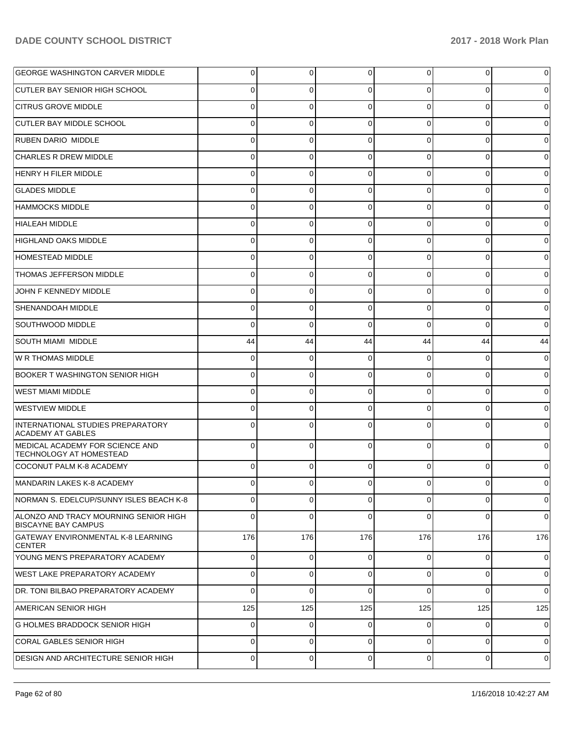| | | | | | | |
|---|---|---|---|---|---|---|
| GEORGE WASHINGTON CARVER MIDDLE | 0 | 0 | 0 | 0 | 0 | 0 |
| CUTLER BAY SENIOR HIGH SCHOOL | 0 | 0 | 0 | 0 | 0 | 0 |
| CITRUS GROVE MIDDLE | 0 | 0 | 0 | 0 | 0 | 0 |
| CUTLER BAY MIDDLE SCHOOL | 0 | 0 | 0 | 0 | 0 | 0 |
| RUBEN DARIO MIDDLE | 0 | 0 | 0 | 0 | 0 | 0 |
| CHARLES R DREW MIDDLE | 0 | 0 | 0 | 0 | 0 | 0 |
| HENRY H FILER MIDDLE | 0 | 0 | 0 | 0 | 0 | 0 |
| GLADES MIDDLE | 0 | 0 | 0 | 0 | 0 | 0 |
| HAMMOCKS MIDDLE | 0 | 0 | 0 | 0 | 0 | 0 |
| HIALEAH MIDDLE | 0 | 0 | 0 | 0 | 0 | 0 |
| HIGHLAND OAKS MIDDLE | 0 | 0 | 0 | 0 | 0 | 0 |
| HOMESTEAD MIDDLE | 0 | 0 | 0 | 0 | 0 | 0 |
| THOMAS JEFFERSON MIDDLE | 0 | 0 | 0 | 0 | 0 | 0 |
| JOHN F KENNEDY MIDDLE | 0 | 0 | 0 | 0 | 0 | 0 |
| SHENANDOAH MIDDLE | 0 | 0 | 0 | 0 | 0 | 0 |
| SOUTHWOOD MIDDLE | 0 | 0 | 0 | 0 | 0 | 0 |
| SOUTH MIAMI MIDDLE | 44 | 44 | 44 | 44 | 44 | 44 |
| W R THOMAS MIDDLE | 0 | 0 | 0 | 0 | 0 | 0 |
| BOOKER T WASHINGTON SENIOR HIGH | 0 | 0 | 0 | 0 | 0 | 0 |
| WEST MIAMI MIDDLE | 0 | 0 | 0 | 0 | 0 | 0 |
| WESTVIEW MIDDLE | 0 | 0 | 0 | 0 | 0 | 0 |
| INTERNATIONAL STUDIES PREPARATORY ACADEMY AT GABLES | 0 | 0 | 0 | 0 | 0 | 0 |
| MEDICAL ACADEMY FOR SCIENCE AND TECHNOLOGY AT HOMESTEAD | 0 | 0 | 0 | 0 | 0 | 0 |
| COCONUT PALM K-8 ACADEMY | 0 | 0 | 0 | 0 | 0 | 0 |
| MANDARIN LAKES K-8 ACADEMY | 0 | 0 | 0 | 0 | 0 | 0 |
| NORMAN S. EDELCUP/SUNNY ISLES BEACH K-8 | 0 | 0 | 0 | 0 | 0 | 0 |
| ALONZO AND TRACY MOURNING SENIOR HIGH BISCAYNE BAY CAMPUS | 0 | 0 | 0 | 0 | 0 | 0 |
| GATEWAY ENVIRONMENTAL K-8 LEARNING CENTER | 176 | 176 | 176 | 176 | 176 | 176 |
| YOUNG MEN'S PREPARATORY ACADEMY | 0 | 0 | 0 | 0 | 0 | 0 |
| WEST LAKE PREPARATORY ACADEMY | 0 | 0 | 0 | 0 | 0 | 0 |
| DR. TONI BILBAO PREPARATORY ACADEMY | 0 | 0 | 0 | 0 | 0 | 0 |
| AMERICAN SENIOR HIGH | 125 | 125 | 125 | 125 | 125 | 125 |
| G HOLMES BRADDOCK SENIOR HIGH | 0 | 0 | 0 | 0 | 0 | 0 |
| CORAL GABLES SENIOR HIGH | 0 | 0 | 0 | 0 | 0 | 0 |
| DESIGN AND ARCHITECTURE SENIOR HIGH | 0 | 0 | 0 | 0 | 0 | 0 |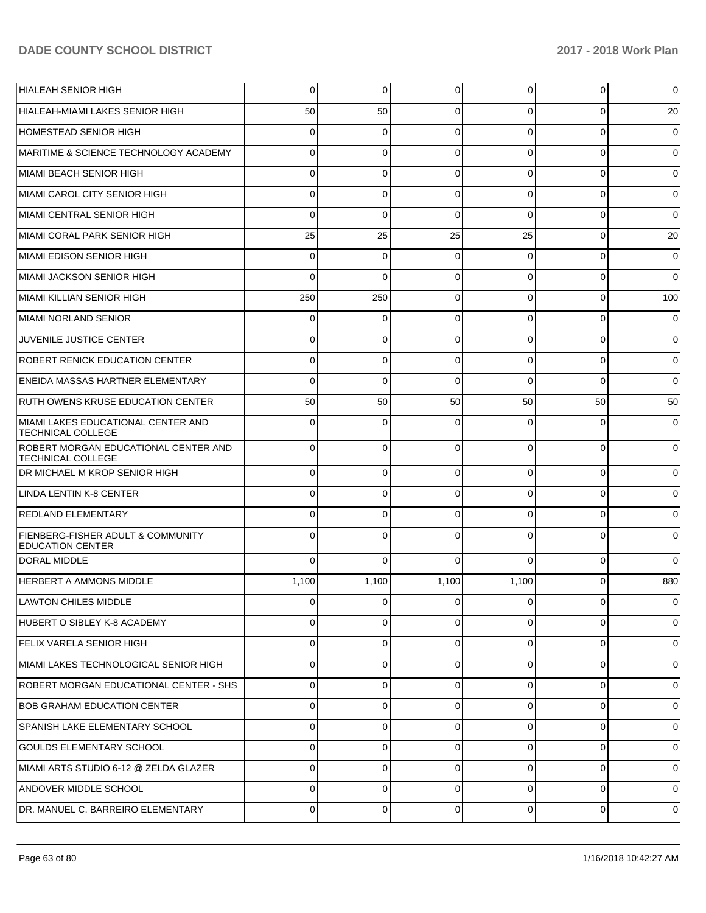| | | | | | | |
|---|---|---|---|---|---|---|
| HIALEAH SENIOR HIGH | 0 | 0 | 0 | 0 | 0 | 0 |
| HIALEAH-MIAMI LAKES SENIOR HIGH | 50 | 50 | 0 | 0 | 0 | 20 |
| HOMESTEAD SENIOR HIGH | 0 | 0 | 0 | 0 | 0 | 0 |
| MARITIME & SCIENCE TECHNOLOGY ACADEMY | 0 | 0 | 0 | 0 | 0 | 0 |
| MIAMI BEACH SENIOR HIGH | 0 | 0 | 0 | 0 | 0 | 0 |
| MIAMI CAROL CITY SENIOR HIGH | 0 | 0 | 0 | 0 | 0 | 0 |
| MIAMI CENTRAL SENIOR HIGH | 0 | 0 | 0 | 0 | 0 | 0 |
| MIAMI CORAL PARK SENIOR HIGH | 25 | 25 | 25 | 25 | 0 | 20 |
| MIAMI EDISON SENIOR HIGH | 0 | 0 | 0 | 0 | 0 | 0 |
| MIAMI JACKSON SENIOR HIGH | 0 | 0 | 0 | 0 | 0 | 0 |
| MIAMI KILLIAN SENIOR HIGH | 250 | 250 | 0 | 0 | 0 | 100 |
| MIAMI NORLAND SENIOR | 0 | 0 | 0 | 0 | 0 | 0 |
| JUVENILE JUSTICE CENTER | 0 | 0 | 0 | 0 | 0 | 0 |
| ROBERT RENICK EDUCATION CENTER | 0 | 0 | 0 | 0 | 0 | 0 |
| ENEIDA MASSAS HARTNER ELEMENTARY | 0 | 0 | 0 | 0 | 0 | 0 |
| RUTH OWENS KRUSE EDUCATION CENTER | 50 | 50 | 50 | 50 | 50 | 50 |
| MIAMI LAKES EDUCATIONAL CENTER AND TECHNICAL COLLEGE | 0 | 0 | 0 | 0 | 0 | 0 |
| ROBERT MORGAN EDUCATIONAL CENTER AND TECHNICAL COLLEGE | 0 | 0 | 0 | 0 | 0 | 0 |
| DR MICHAEL M KROP SENIOR HIGH | 0 | 0 | 0 | 0 | 0 | 0 |
| LINDA LENTIN K-8 CENTER | 0 | 0 | 0 | 0 | 0 | 0 |
| REDLAND ELEMENTARY | 0 | 0 | 0 | 0 | 0 | 0 |
| FIENBERG-FISHER ADULT & COMMUNITY EDUCATION CENTER | 0 | 0 | 0 | 0 | 0 | 0 |
| DORAL MIDDLE | 0 | 0 | 0 | 0 | 0 | 0 |
| HERBERT A AMMONS MIDDLE | 1,100 | 1,100 | 1,100 | 1,100 | 0 | 880 |
| LAWTON CHILES MIDDLE | 0 | 0 | 0 | 0 | 0 | 0 |
| HUBERT O SIBLEY K-8 ACADEMY | 0 | 0 | 0 | 0 | 0 | 0 |
| FELIX VARELA SENIOR HIGH | 0 | 0 | 0 | 0 | 0 | 0 |
| MIAMI LAKES TECHNOLOGICAL SENIOR HIGH | 0 | 0 | 0 | 0 | 0 | 0 |
| ROBERT MORGAN EDUCATIONAL CENTER - SHS | 0 | 0 | 0 | 0 | 0 | 0 |
| BOB GRAHAM EDUCATION CENTER | 0 | 0 | 0 | 0 | 0 | 0 |
| SPANISH LAKE ELEMENTARY SCHOOL | 0 | 0 | 0 | 0 | 0 | 0 |
| GOULDS ELEMENTARY SCHOOL | 0 | 0 | 0 | 0 | 0 | 0 |
| MIAMI ARTS STUDIO 6-12 @ ZELDA GLAZER | 0 | 0 | 0 | 0 | 0 | 0 |
| ANDOVER MIDDLE SCHOOL | 0 | 0 | 0 | 0 | 0 | 0 |
| DR. MANUEL C. BARREIRO ELEMENTARY | 0 | 0 | 0 | 0 | 0 | 0 |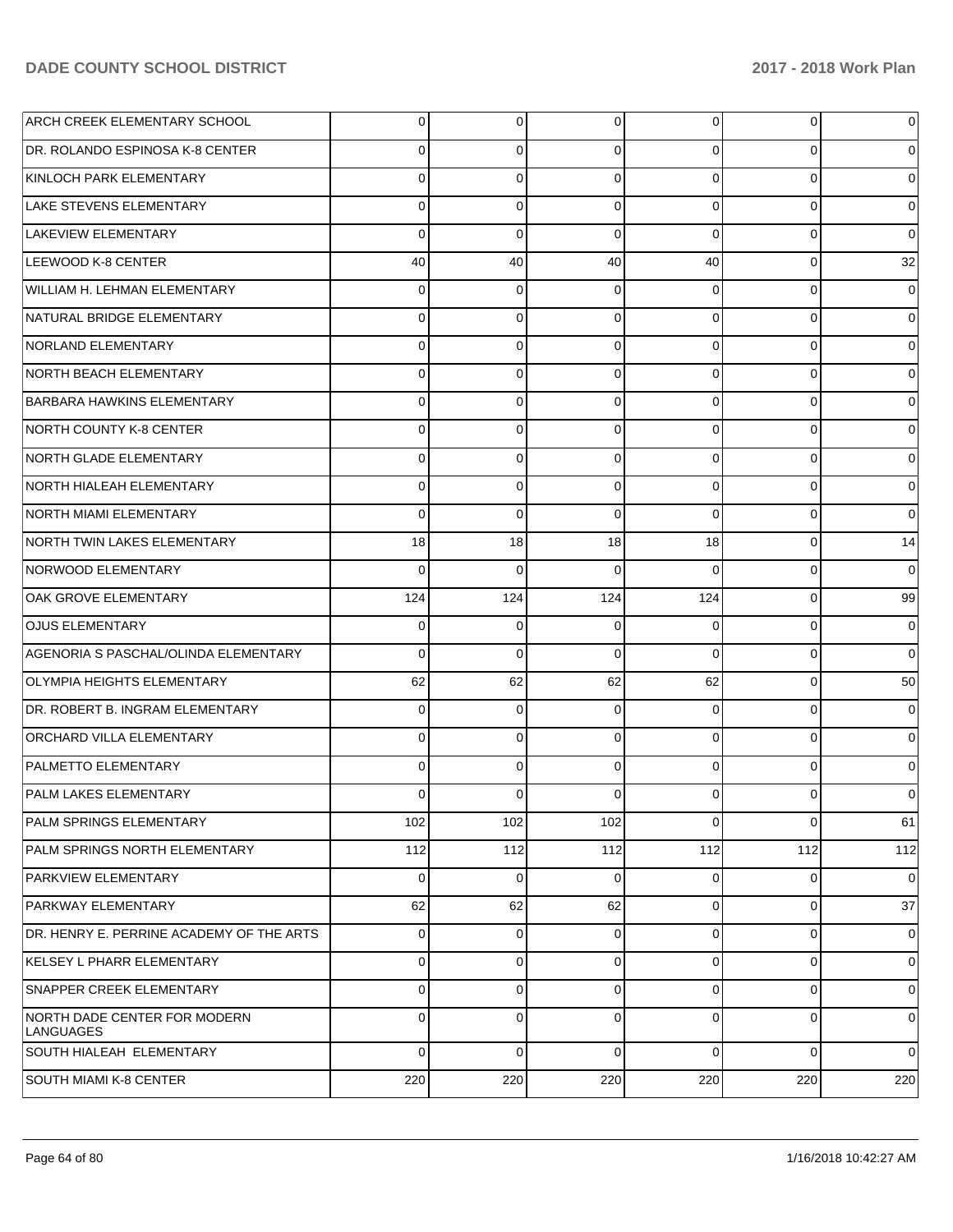| | | | | | | |
|---|---|---|---|---|---|---|
| ARCH CREEK ELEMENTARY SCHOOL | 0 | 0 | 0 | 0 | 0 | 0 |
| DR. ROLANDO ESPINOSA K-8 CENTER | 0 | 0 | 0 | 0 | 0 | 0 |
| KINLOCH PARK ELEMENTARY | 0 | 0 | 0 | 0 | 0 | 0 |
| LAKE STEVENS ELEMENTARY | 0 | 0 | 0 | 0 | 0 | 0 |
| LAKEVIEW ELEMENTARY | 0 | 0 | 0 | 0 | 0 | 0 |
| LEEWOOD K-8 CENTER | 40 | 40 | 40 | 40 | 0 | 32 |
| WILLIAM H. LEHMAN ELEMENTARY | 0 | 0 | 0 | 0 | 0 | 0 |
| NATURAL BRIDGE ELEMENTARY | 0 | 0 | 0 | 0 | 0 | 0 |
| NORLAND ELEMENTARY | 0 | 0 | 0 | 0 | 0 | 0 |
| NORTH BEACH ELEMENTARY | 0 | 0 | 0 | 0 | 0 | 0 |
| BARBARA HAWKINS ELEMENTARY | 0 | 0 | 0 | 0 | 0 | 0 |
| NORTH COUNTY K-8 CENTER | 0 | 0 | 0 | 0 | 0 | 0 |
| NORTH GLADE ELEMENTARY | 0 | 0 | 0 | 0 | 0 | 0 |
| NORTH HIALEAH ELEMENTARY | 0 | 0 | 0 | 0 | 0 | 0 |
| NORTH MIAMI ELEMENTARY | 0 | 0 | 0 | 0 | 0 | 0 |
| NORTH TWIN LAKES ELEMENTARY | 18 | 18 | 18 | 18 | 0 | 14 |
| NORWOOD ELEMENTARY | 0 | 0 | 0 | 0 | 0 | 0 |
| OAK GROVE ELEMENTARY | 124 | 124 | 124 | 124 | 0 | 99 |
| OJUS ELEMENTARY | 0 | 0 | 0 | 0 | 0 | 0 |
| AGENORIA S PASCHAL/OLINDA ELEMENTARY | 0 | 0 | 0 | 0 | 0 | 0 |
| OLYMPIA HEIGHTS ELEMENTARY | 62 | 62 | 62 | 62 | 0 | 50 |
| DR. ROBERT B. INGRAM ELEMENTARY | 0 | 0 | 0 | 0 | 0 | 0 |
| ORCHARD VILLA ELEMENTARY | 0 | 0 | 0 | 0 | 0 | 0 |
| PALMETTO ELEMENTARY | 0 | 0 | 0 | 0 | 0 | 0 |
| PALM LAKES ELEMENTARY | 0 | 0 | 0 | 0 | 0 | 0 |
| PALM SPRINGS ELEMENTARY | 102 | 102 | 102 | 0 | 0 | 61 |
| PALM SPRINGS NORTH ELEMENTARY | 112 | 112 | 112 | 112 | 112 | 112 |
| PARKVIEW ELEMENTARY | 0 | 0 | 0 | 0 | 0 | 0 |
| PARKWAY ELEMENTARY | 62 | 62 | 62 | 0 | 0 | 37 |
| DR. HENRY E. PERRINE ACADEMY OF THE ARTS | 0 | 0 | 0 | 0 | 0 | 0 |
| KELSEY L PHARR ELEMENTARY | 0 | 0 | 0 | 0 | 0 | 0 |
| SNAPPER CREEK ELEMENTARY | 0 | 0 | 0 | 0 | 0 | 0 |
| NORTH DADE CENTER FOR MODERN LANGUAGES | 0 | 0 | 0 | 0 | 0 | 0 |
| SOUTH HIALEAH ELEMENTARY | 0 | 0 | 0 | 0 | 0 | 0 |
| SOUTH MIAMI K-8 CENTER | 220 | 220 | 220 | 220 | 220 | 220 |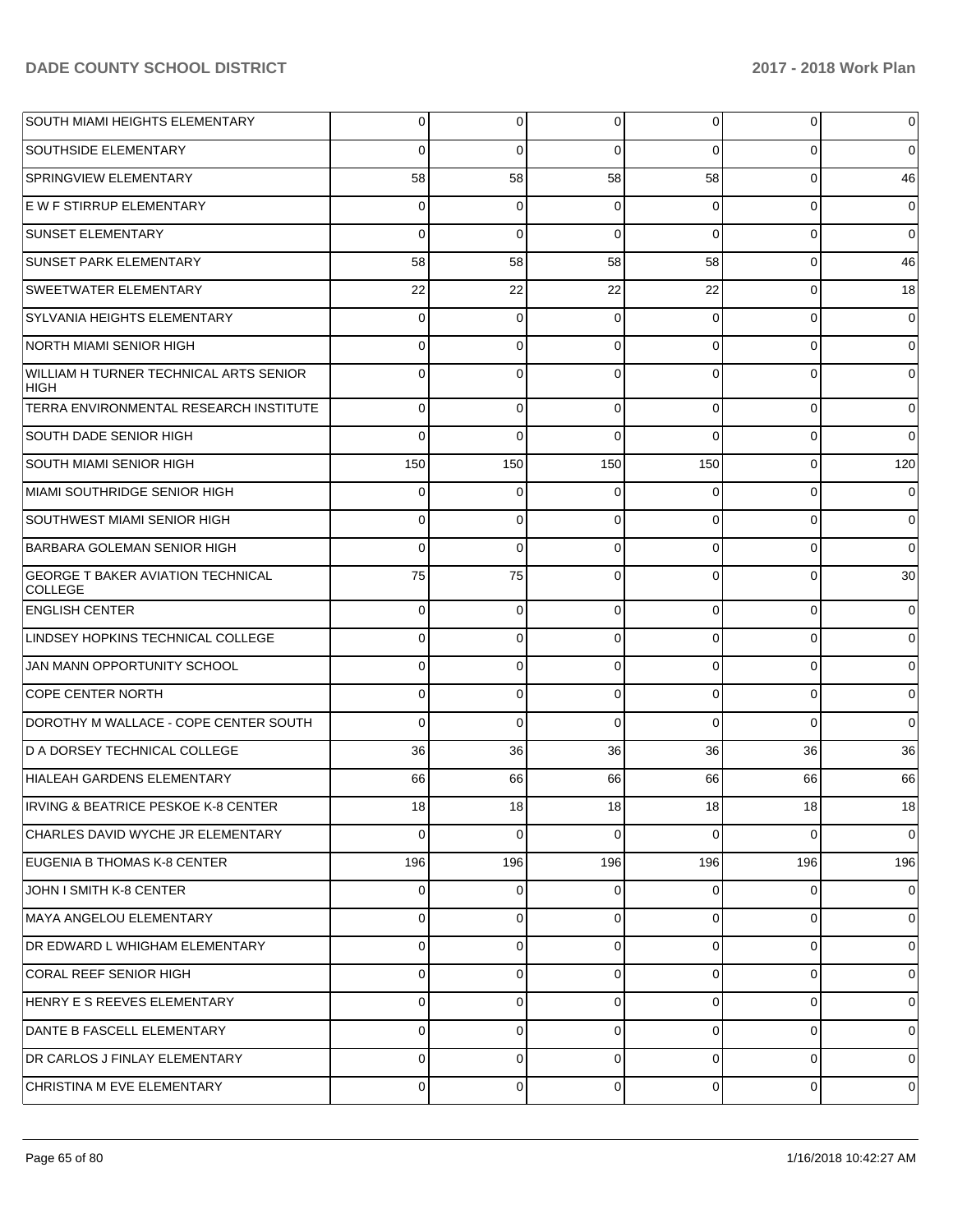| | | | | | | |
|---|---|---|---|---|---|---|
| SOUTH MIAMI HEIGHTS ELEMENTARY | 0 | 0 | 0 | 0 | 0 | 0 |
| SOUTHSIDE ELEMENTARY | 0 | 0 | 0 | 0 | 0 | 0 |
| SPRINGVIEW ELEMENTARY | 58 | 58 | 58 | 58 | 0 | 46 |
| E W F STIRRUP ELEMENTARY | 0 | 0 | 0 | 0 | 0 | 0 |
| SUNSET ELEMENTARY | 0 | 0 | 0 | 0 | 0 | 0 |
| SUNSET PARK ELEMENTARY | 58 | 58 | 58 | 58 | 0 | 46 |
| SWEETWATER ELEMENTARY | 22 | 22 | 22 | 22 | 0 | 18 |
| SYLVANIA HEIGHTS ELEMENTARY | 0 | 0 | 0 | 0 | 0 | 0 |
| NORTH MIAMI SENIOR HIGH | 0 | 0 | 0 | 0 | 0 | 0 |
| WILLIAM H TURNER TECHNICAL ARTS SENIOR HIGH | 0 | 0 | 0 | 0 | 0 | 0 |
| TERRA ENVIRONMENTAL RESEARCH INSTITUTE | 0 | 0 | 0 | 0 | 0 | 0 |
| SOUTH DADE SENIOR HIGH | 0 | 0 | 0 | 0 | 0 | 0 |
| SOUTH MIAMI SENIOR HIGH | 150 | 150 | 150 | 150 | 0 | 120 |
| MIAMI SOUTHRIDGE SENIOR HIGH | 0 | 0 | 0 | 0 | 0 | 0 |
| SOUTHWEST MIAMI SENIOR HIGH | 0 | 0 | 0 | 0 | 0 | 0 |
| BARBARA GOLEMAN SENIOR HIGH | 0 | 0 | 0 | 0 | 0 | 0 |
| GEORGE T BAKER AVIATION TECHNICAL COLLEGE | 75 | 75 | 0 | 0 | 0 | 30 |
| ENGLISH CENTER | 0 | 0 | 0 | 0 | 0 | 0 |
| LINDSEY HOPKINS TECHNICAL COLLEGE | 0 | 0 | 0 | 0 | 0 | 0 |
| JAN MANN OPPORTUNITY SCHOOL | 0 | 0 | 0 | 0 | 0 | 0 |
| COPE CENTER NORTH | 0 | 0 | 0 | 0 | 0 | 0 |
| DOROTHY M WALLACE - COPE CENTER SOUTH | 0 | 0 | 0 | 0 | 0 | 0 |
| D A DORSEY TECHNICAL COLLEGE | 36 | 36 | 36 | 36 | 36 | 36 |
| HIALEAH GARDENS ELEMENTARY | 66 | 66 | 66 | 66 | 66 | 66 |
| IRVING & BEATRICE PESKOE K-8 CENTER | 18 | 18 | 18 | 18 | 18 | 18 |
| CHARLES DAVID WYCHE JR ELEMENTARY | 0 | 0 | 0 | 0 | 0 | 0 |
| EUGENIA B THOMAS K-8 CENTER | 196 | 196 | 196 | 196 | 196 | 196 |
| JOHN I SMITH K-8 CENTER | 0 | 0 | 0 | 0 | 0 | 0 |
| MAYA ANGELOU ELEMENTARY | 0 | 0 | 0 | 0 | 0 | 0 |
| DR EDWARD L WHIGHAM ELEMENTARY | 0 | 0 | 0 | 0 | 0 | 0 |
| CORAL REEF SENIOR HIGH | 0 | 0 | 0 | 0 | 0 | 0 |
| HENRY E S REEVES ELEMENTARY | 0 | 0 | 0 | 0 | 0 | 0 |
| DANTE B FASCELL ELEMENTARY | 0 | 0 | 0 | 0 | 0 | 0 |
| DR CARLOS J FINLAY ELEMENTARY | 0 | 0 | 0 | 0 | 0 | 0 |
| CHRISTINA M EVE ELEMENTARY | 0 | 0 | 0 | 0 | 0 | 0 |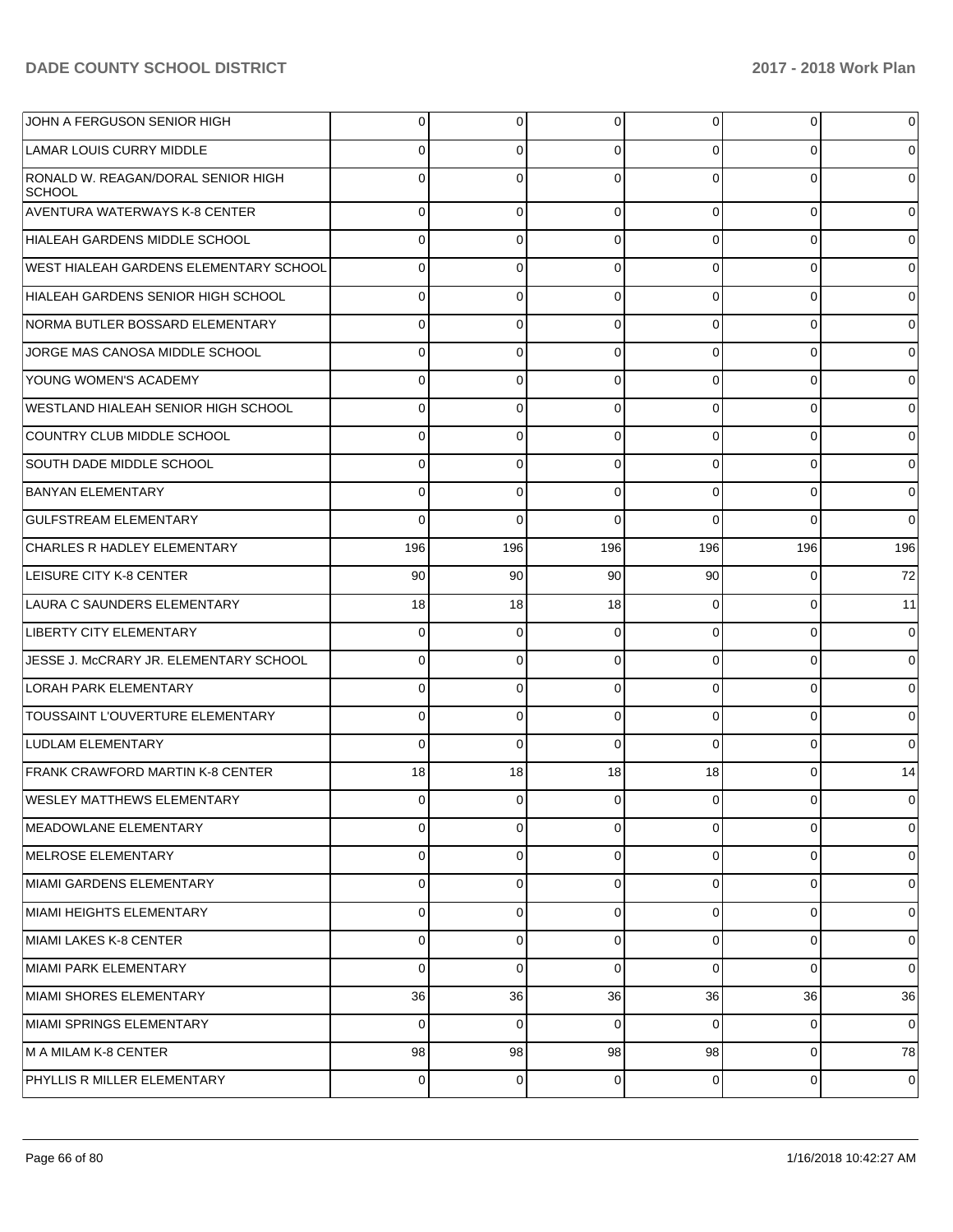| | | | | | | |
|---|---|---|---|---|---|---|
| JOHN A FERGUSON SENIOR HIGH | 0 | 0 | 0 | 0 | 0 | 0 |
| LAMAR LOUIS CURRY MIDDLE | 0 | 0 | 0 | 0 | 0 | 0 |
| RONALD W. REAGAN/DORAL SENIOR HIGH SCHOOL | 0 | 0 | 0 | 0 | 0 | 0 |
| AVENTURA WATERWAYS K-8 CENTER | 0 | 0 | 0 | 0 | 0 | 0 |
| HIALEAH GARDENS MIDDLE SCHOOL | 0 | 0 | 0 | 0 | 0 | 0 |
| WEST HIALEAH GARDENS ELEMENTARY SCHOOL | 0 | 0 | 0 | 0 | 0 | 0 |
| HIALEAH GARDENS SENIOR HIGH SCHOOL | 0 | 0 | 0 | 0 | 0 | 0 |
| NORMA BUTLER BOSSARD ELEMENTARY | 0 | 0 | 0 | 0 | 0 | 0 |
| JORGE MAS CANOSA MIDDLE SCHOOL | 0 | 0 | 0 | 0 | 0 | 0 |
| YOUNG WOMEN'S ACADEMY | 0 | 0 | 0 | 0 | 0 | 0 |
| WESTLAND HIALEAH SENIOR HIGH SCHOOL | 0 | 0 | 0 | 0 | 0 | 0 |
| COUNTRY CLUB MIDDLE SCHOOL | 0 | 0 | 0 | 0 | 0 | 0 |
| SOUTH DADE MIDDLE SCHOOL | 0 | 0 | 0 | 0 | 0 | 0 |
| BANYAN ELEMENTARY | 0 | 0 | 0 | 0 | 0 | 0 |
| GULFSTREAM ELEMENTARY | 0 | 0 | 0 | 0 | 0 | 0 |
| CHARLES R HADLEY ELEMENTARY | 196 | 196 | 196 | 196 | 196 | 196 |
| LEISURE CITY K-8 CENTER | 90 | 90 | 90 | 90 | 0 | 72 |
| LAURA C SAUNDERS ELEMENTARY | 18 | 18 | 18 | 0 | 0 | 11 |
| LIBERTY CITY ELEMENTARY | 0 | 0 | 0 | 0 | 0 | 0 |
| JESSE J. McCRARY JR. ELEMENTARY SCHOOL | 0 | 0 | 0 | 0 | 0 | 0 |
| LORAH PARK ELEMENTARY | 0 | 0 | 0 | 0 | 0 | 0 |
| TOUSSAINT L'OUVERTURE ELEMENTARY | 0 | 0 | 0 | 0 | 0 | 0 |
| LUDLAM ELEMENTARY | 0 | 0 | 0 | 0 | 0 | 0 |
| FRANK CRAWFORD MARTIN K-8 CENTER | 18 | 18 | 18 | 18 | 0 | 14 |
| WESLEY MATTHEWS ELEMENTARY | 0 | 0 | 0 | 0 | 0 | 0 |
| MEADOWLANE ELEMENTARY | 0 | 0 | 0 | 0 | 0 | 0 |
| MELROSE ELEMENTARY | 0 | 0 | 0 | 0 | 0 | 0 |
| MIAMI GARDENS ELEMENTARY | 0 | 0 | 0 | 0 | 0 | 0 |
| MIAMI HEIGHTS ELEMENTARY | 0 | 0 | 0 | 0 | 0 | 0 |
| MIAMI LAKES K-8 CENTER | 0 | 0 | 0 | 0 | 0 | 0 |
| MIAMI PARK ELEMENTARY | 0 | 0 | 0 | 0 | 0 | 0 |
| MIAMI SHORES ELEMENTARY | 36 | 36 | 36 | 36 | 36 | 36 |
| MIAMI SPRINGS ELEMENTARY | 0 | 0 | 0 | 0 | 0 | 0 |
| M A MILAM K-8 CENTER | 98 | 98 | 98 | 98 | 0 | 78 |
| PHYLLIS R MILLER ELEMENTARY | 0 | 0 | 0 | 0 | 0 | 0 |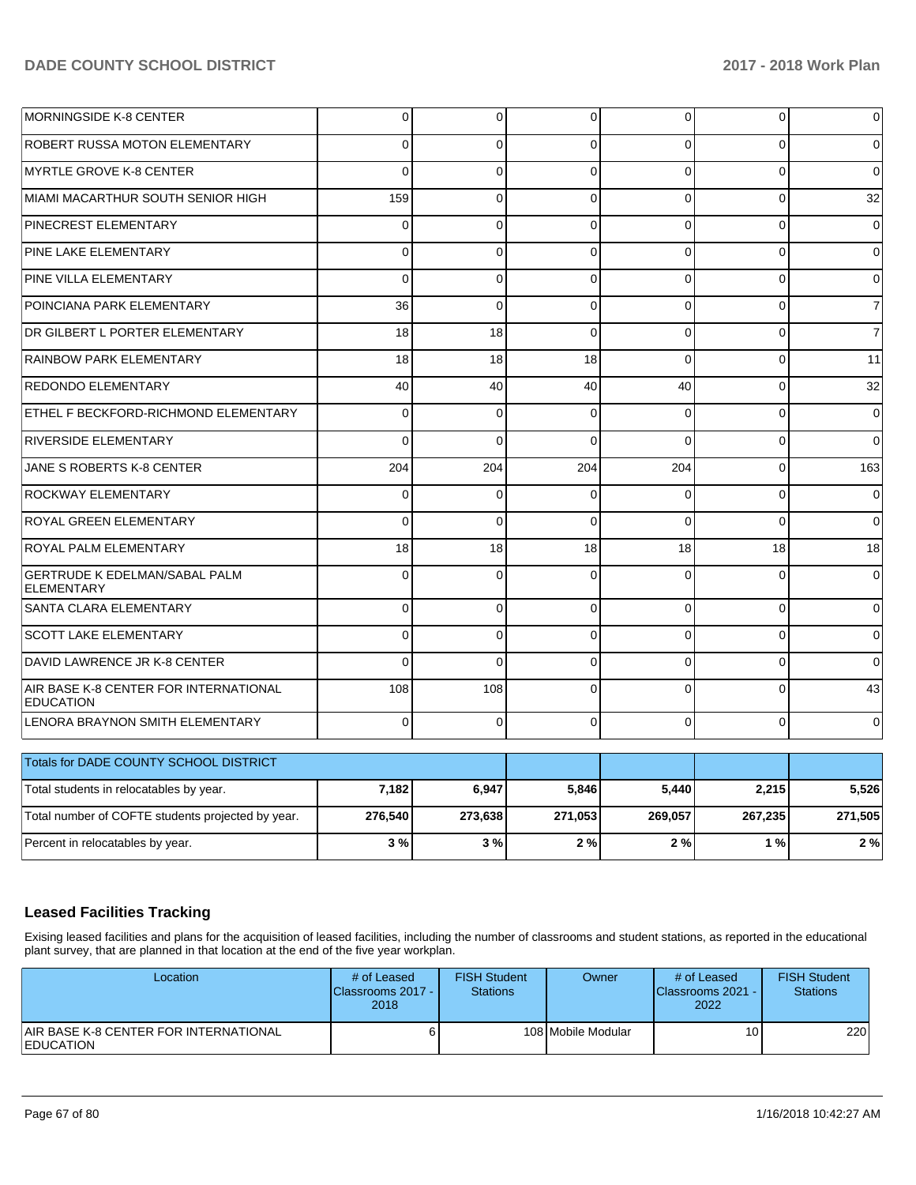| | | | | | | |
|---|---|---|---|---|---|---|
| MORNINGSIDE K-8 CENTER | 0 | 0 | 0 | 0 | 0 | 0 |
| ROBERT RUSSA MOTON ELEMENTARY | 0 | 0 | 0 | 0 | 0 | 0 |
| MYRTLE GROVE K-8 CENTER | 0 | 0 | 0 | 0 | 0 | 0 |
| MIAMI MACARTHUR SOUTH SENIOR HIGH | 159 | 0 | 0 | 0 | 0 | 32 |
| PINECREST ELEMENTARY | 0 | 0 | 0 | 0 | 0 | 0 |
| PINE LAKE ELEMENTARY | 0 | 0 | 0 | 0 | 0 | 0 |
| PINE VILLA ELEMENTARY | 0 | 0 | 0 | 0 | 0 | 0 |
| POINCIANA PARK ELEMENTARY | 36 | 0 | 0 | 0 | 0 | 7 |
| DR GILBERT L PORTER ELEMENTARY | 18 | 18 | 0 | 0 | 0 | 7 |
| RAINBOW PARK ELEMENTARY | 18 | 18 | 18 | 0 | 0 | 11 |
| REDONDO ELEMENTARY | 40 | 40 | 40 | 40 | 0 | 32 |
| ETHEL F BECKFORD-RICHMOND ELEMENTARY | 0 | 0 | 0 | 0 | 0 | 0 |
| RIVERSIDE ELEMENTARY | 0 | 0 | 0 | 0 | 0 | 0 |
| JANE S ROBERTS K-8 CENTER | 204 | 204 | 204 | 204 | 0 | 163 |
| ROCKWAY ELEMENTARY | 0 | 0 | 0 | 0 | 0 | 0 |
| ROYAL GREEN ELEMENTARY | 0 | 0 | 0 | 0 | 0 | 0 |
| ROYAL PALM ELEMENTARY | 18 | 18 | 18 | 18 | 18 | 18 |
| GERTRUDE K EDELMAN/SABAL PALM ELEMENTARY | 0 | 0 | 0 | 0 | 0 | 0 |
| SANTA CLARA ELEMENTARY | 0 | 0 | 0 | 0 | 0 | 0 |
| SCOTT LAKE ELEMENTARY | 0 | 0 | 0 | 0 | 0 | 0 |
| DAVID LAWRENCE JR K-8 CENTER | 0 | 0 | 0 | 0 | 0 | 0 |
| AIR BASE K-8 CENTER FOR INTERNATIONAL EDUCATION | 108 | 108 | 0 | 0 | 0 | 43 |
| LENORA BRAYNON SMITH ELEMENTARY | 0 | 0 | 0 | 0 | 0 | 0 |

| Totals for DADE COUNTY SCHOOL DISTRICT | | | | | | |
|---|---|---|---|---|---|---|
| Total students in relocatables by year. | **7,182** | **6,947** | **5,846** | **5,440** | **2,215** | **5,526** |
| Total number of COFTE students projected by year. | **276,540** | **273,638** | **271,053** | **269,057** | **267,235** | **271,505** |
| Percent in relocatables by year. | **3 %** | **3 %** | **2 %** | **2 %** | **1 %** | **2 %** |

## Leased Facilities Tracking

Exising leased facilities and plans for the acquisition of leased facilities, including the number of classrooms and student stations, as reported in the educational plant survey, that are planned in that location at the end of the five year workplan.

| Location | # of Leased Classrooms 2017 - 2018 | FISH Student Stations | Owner | # of Leased Classrooms 2021 - 2022 | FISH Student Stations |
|---|---|---|---|---|---|
| AIR BASE K-8 CENTER FOR INTERNATIONAL EDUCATION | 6 | 108 | Mobile Modular | 10 | 220 |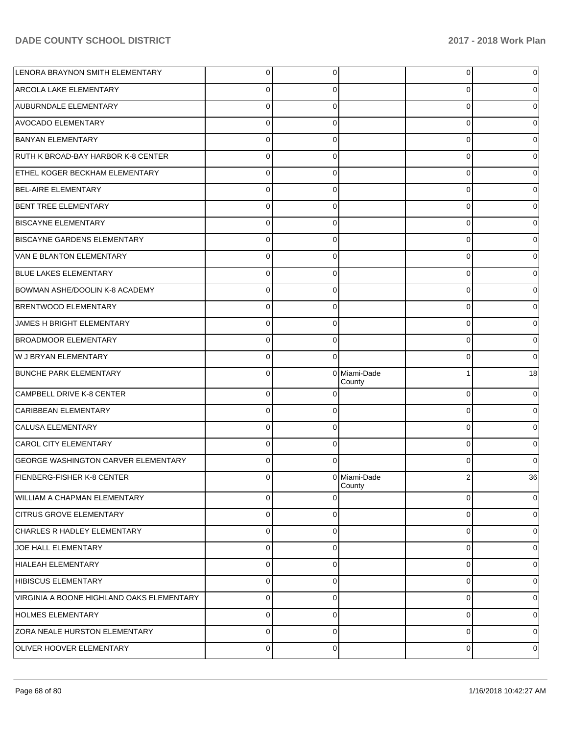| | | | | | |
|---|---|---|---|---|---|
| LENORA BRAYNON SMITH ELEMENTARY | 0 | 0 | | 0 | 0 |
| ARCOLA LAKE ELEMENTARY | 0 | 0 | | 0 | 0 |
| AUBURNDALE ELEMENTARY | 0 | 0 | | 0 | 0 |
| AVOCADO ELEMENTARY | 0 | 0 | | 0 | 0 |
| BANYAN ELEMENTARY | 0 | 0 | | 0 | 0 |
| RUTH K BROAD-BAY HARBOR K-8 CENTER | 0 | 0 | | 0 | 0 |
| ETHEL KOGER BECKHAM ELEMENTARY | 0 | 0 | | 0 | 0 |
| BEL-AIRE ELEMENTARY | 0 | 0 | | 0 | 0 |
| BENT TREE ELEMENTARY | 0 | 0 | | 0 | 0 |
| BISCAYNE ELEMENTARY | 0 | 0 | | 0 | 0 |
| BISCAYNE GARDENS ELEMENTARY | 0 | 0 | | 0 | 0 |
| VAN E BLANTON ELEMENTARY | 0 | 0 | | 0 | 0 |
| BLUE LAKES ELEMENTARY | 0 | 0 | | 0 | 0 |
| BOWMAN ASHE/DOOLIN K-8 ACADEMY | 0 | 0 | | 0 | 0 |
| BRENTWOOD ELEMENTARY | 0 | 0 | | 0 | 0 |
| JAMES H BRIGHT ELEMENTARY | 0 | 0 | | 0 | 0 |
| BROADMOOR ELEMENTARY | 0 | 0 | | 0 | 0 |
| W J BRYAN ELEMENTARY | 0 | 0 | | 0 | 0 |
| BUNCHE PARK ELEMENTARY | 0 | 0 | Miami-Dade County | 1 | 18 |
| CAMPBELL DRIVE K-8 CENTER | 0 | 0 | | 0 | 0 |
| CARIBBEAN ELEMENTARY | 0 | 0 | | 0 | 0 |
| CALUSA ELEMENTARY | 0 | 0 | | 0 | 0 |
| CAROL CITY ELEMENTARY | 0 | 0 | | 0 | 0 |
| GEORGE WASHINGTON CARVER ELEMENTARY | 0 | 0 | | 0 | 0 |
| FIENBERG-FISHER K-8 CENTER | 0 | 0 | Miami-Dade County | 2 | 36 |
| WILLIAM A CHAPMAN ELEMENTARY | 0 | 0 | | 0 | 0 |
| CITRUS GROVE ELEMENTARY | 0 | 0 | | 0 | 0 |
| CHARLES R HADLEY ELEMENTARY | 0 | 0 | | 0 | 0 |
| JOE HALL ELEMENTARY | 0 | 0 | | 0 | 0 |
| HIALEAH ELEMENTARY | 0 | 0 | | 0 | 0 |
| HIBISCUS ELEMENTARY | 0 | 0 | | 0 | 0 |
| VIRGINIA A BOONE HIGHLAND OAKS ELEMENTARY | 0 | 0 | | 0 | 0 |
| HOLMES ELEMENTARY | 0 | 0 | | 0 | 0 |
| ZORA NEALE HURSTON ELEMENTARY | 0 | 0 | | 0 | 0 |
| OLIVER HOOVER ELEMENTARY | 0 | 0 | | 0 | 0 |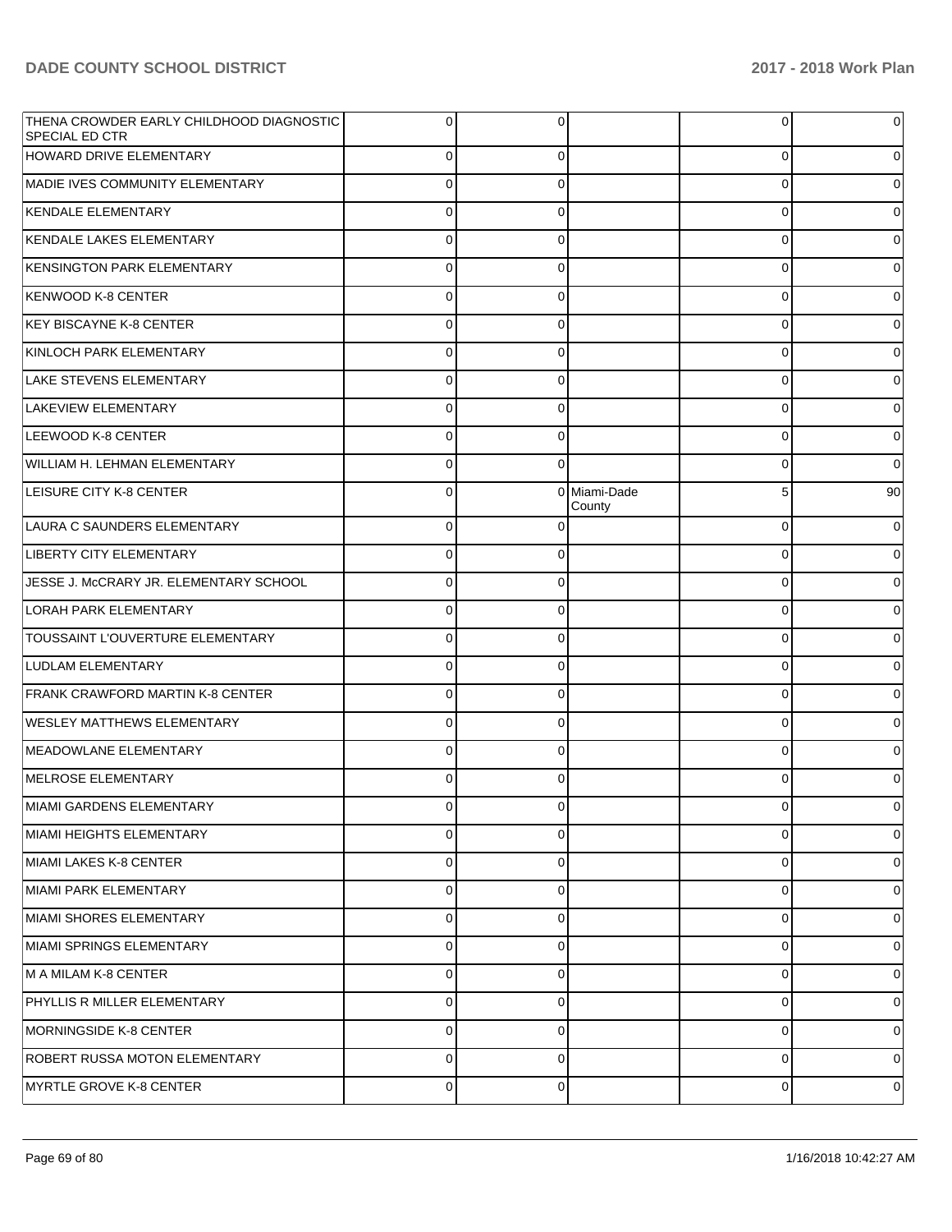| | | | | | |
|---|---|---|---|---|---|
| THENA CROWDER EARLY CHILDHOOD DIAGNOSTIC SPECIAL ED CTR | 0 | 0 | | 0 | 0 |
| HOWARD DRIVE ELEMENTARY | 0 | 0 | | 0 | 0 |
| MADIE IVES COMMUNITY ELEMENTARY | 0 | 0 | | 0 | 0 |
| KENDALE ELEMENTARY | 0 | 0 | | 0 | 0 |
| KENDALE LAKES ELEMENTARY | 0 | 0 | | 0 | 0 |
| KENSINGTON PARK ELEMENTARY | 0 | 0 | | 0 | 0 |
| KENWOOD K-8 CENTER | 0 | 0 | | 0 | 0 |
| KEY BISCAYNE K-8 CENTER | 0 | 0 | | 0 | 0 |
| KINLOCH PARK ELEMENTARY | 0 | 0 | | 0 | 0 |
| LAKE STEVENS ELEMENTARY | 0 | 0 | | 0 | 0 |
| LAKEVIEW ELEMENTARY | 0 | 0 | | 0 | 0 |
| LEEWOOD K-8 CENTER | 0 | 0 | | 0 | 0 |
| WILLIAM H. LEHMAN ELEMENTARY | 0 | 0 | | 0 | 0 |
| LEISURE CITY K-8 CENTER | 0 | 0 | Miami-Dade County | 5 | 90 |
| LAURA C SAUNDERS ELEMENTARY | 0 | 0 | | 0 | 0 |
| LIBERTY CITY ELEMENTARY | 0 | 0 | | 0 | 0 |
| JESSE J. McCRARY JR. ELEMENTARY SCHOOL | 0 | 0 | | 0 | 0 |
| LORAH PARK ELEMENTARY | 0 | 0 | | 0 | 0 |
| TOUSSAINT L'OUVERTURE ELEMENTARY | 0 | 0 | | 0 | 0 |
| LUDLAM ELEMENTARY | 0 | 0 | | 0 | 0 |
| FRANK CRAWFORD MARTIN K-8 CENTER | 0 | 0 | | 0 | 0 |
| WESLEY MATTHEWS ELEMENTARY | 0 | 0 | | 0 | 0 |
| MEADOWLANE ELEMENTARY | 0 | 0 | | 0 | 0 |
| MELROSE ELEMENTARY | 0 | 0 | | 0 | 0 |
| MIAMI GARDENS ELEMENTARY | 0 | 0 | | 0 | 0 |
| MIAMI HEIGHTS ELEMENTARY | 0 | 0 | | 0 | 0 |
| MIAMI LAKES K-8 CENTER | 0 | 0 | | 0 | 0 |
| MIAMI PARK ELEMENTARY | 0 | 0 | | 0 | 0 |
| MIAMI SHORES ELEMENTARY | 0 | 0 | | 0 | 0 |
| MIAMI SPRINGS ELEMENTARY | 0 | 0 | | 0 | 0 |
| M A MILAM K-8 CENTER | 0 | 0 | | 0 | 0 |
| PHYLLIS R MILLER ELEMENTARY | 0 | 0 | | 0 | 0 |
| MORNINGSIDE K-8 CENTER | 0 | 0 | | 0 | 0 |
| ROBERT RUSSA MOTON ELEMENTARY | 0 | 0 | | 0 | 0 |
| MYRTLE GROVE K-8 CENTER | 0 | 0 | | 0 | 0 |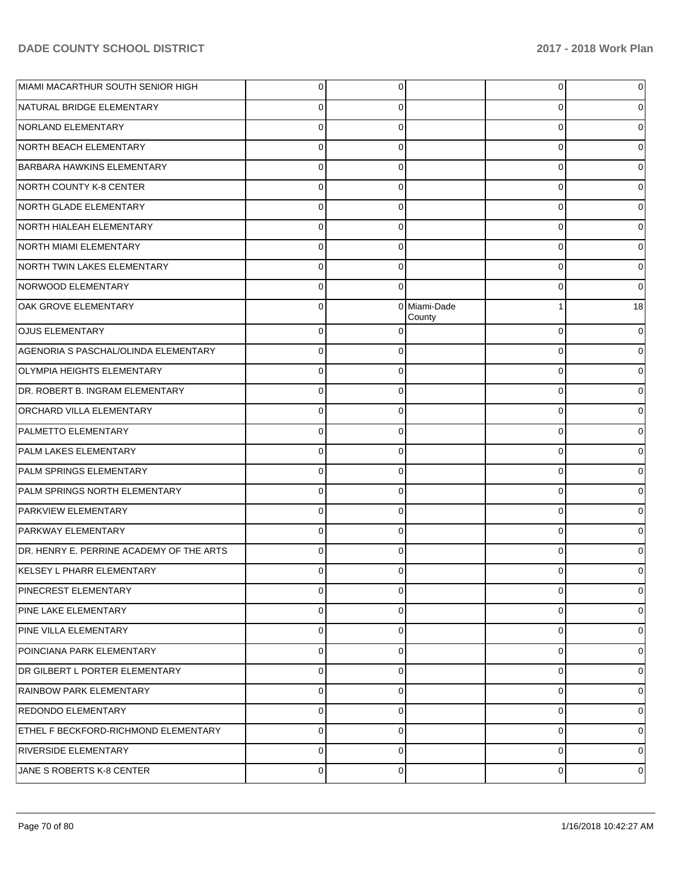| | | | | | |
|---|---|---|---|---|---|
| MIAMI MACARTHUR SOUTH SENIOR HIGH | 0 | 0 | | 0 | 0 |
| NATURAL BRIDGE ELEMENTARY | 0 | 0 | | 0 | 0 |
| NORLAND ELEMENTARY | 0 | 0 | | 0 | 0 |
| NORTH BEACH ELEMENTARY | 0 | 0 | | 0 | 0 |
| BARBARA HAWKINS ELEMENTARY | 0 | 0 | | 0 | 0 |
| NORTH COUNTY K-8 CENTER | 0 | 0 | | 0 | 0 |
| NORTH GLADE ELEMENTARY | 0 | 0 | | 0 | 0 |
| NORTH HIALEAH ELEMENTARY | 0 | 0 | | 0 | 0 |
| NORTH MIAMI ELEMENTARY | 0 | 0 | | 0 | 0 |
| NORTH TWIN LAKES ELEMENTARY | 0 | 0 | | 0 | 0 |
| NORWOOD ELEMENTARY | 0 | 0 | | 0 | 0 |
| OAK GROVE ELEMENTARY | 0 | 0 | Miami-Dade County | 1 | 18 |
| OJUS ELEMENTARY | 0 | 0 | | 0 | 0 |
| AGENORIA S PASCHAL/OLINDA ELEMENTARY | 0 | 0 | | 0 | 0 |
| OLYMPIA HEIGHTS ELEMENTARY | 0 | 0 | | 0 | 0 |
| DR. ROBERT B. INGRAM ELEMENTARY | 0 | 0 | | 0 | 0 |
| ORCHARD VILLA ELEMENTARY | 0 | 0 | | 0 | 0 |
| PALMETTO ELEMENTARY | 0 | 0 | | 0 | 0 |
| PALM LAKES ELEMENTARY | 0 | 0 | | 0 | 0 |
| PALM SPRINGS ELEMENTARY | 0 | 0 | | 0 | 0 |
| PALM SPRINGS NORTH ELEMENTARY | 0 | 0 | | 0 | 0 |
| PARKVIEW ELEMENTARY | 0 | 0 | | 0 | 0 |
| PARKWAY ELEMENTARY | 0 | 0 | | 0 | 0 |
| DR. HENRY E. PERRINE ACADEMY OF THE ARTS | 0 | 0 | | 0 | 0 |
| KELSEY L PHARR ELEMENTARY | 0 | 0 | | 0 | 0 |
| PINECREST ELEMENTARY | 0 | 0 | | 0 | 0 |
| PINE LAKE ELEMENTARY | 0 | 0 | | 0 | 0 |
| PINE VILLA ELEMENTARY | 0 | 0 | | 0 | 0 |
| POINCIANA PARK ELEMENTARY | 0 | 0 | | 0 | 0 |
| DR GILBERT L PORTER ELEMENTARY | 0 | 0 | | 0 | 0 |
| RAINBOW PARK ELEMENTARY | 0 | 0 | | 0 | 0 |
| REDONDO ELEMENTARY | 0 | 0 | | 0 | 0 |
| ETHEL F BECKFORD-RICHMOND ELEMENTARY | 0 | 0 | | 0 | 0 |
| RIVERSIDE ELEMENTARY | 0 | 0 | | 0 | 0 |
| JANE S ROBERTS K-8 CENTER | 0 | 0 | | 0 | 0 |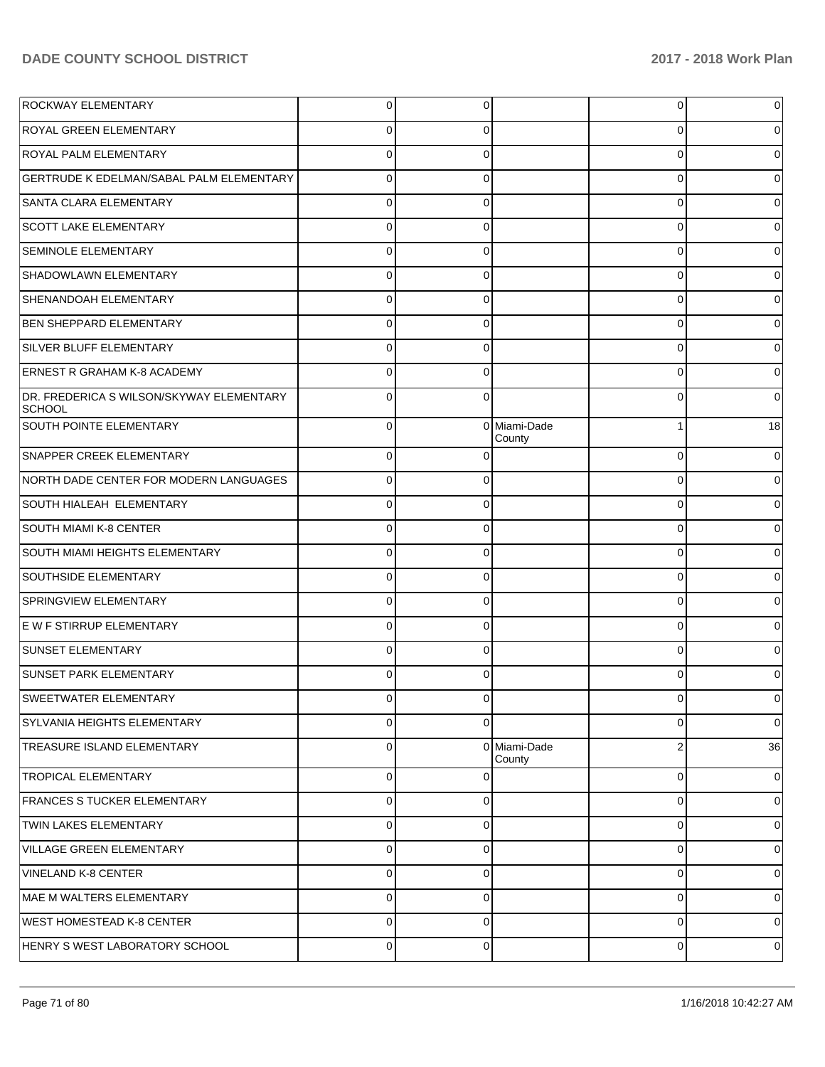| | | | | | |
|---|---|---|---|---|---|
| ROCKWAY ELEMENTARY | 0 | 0 | | 0 | 0 |
| ROYAL GREEN ELEMENTARY | 0 | 0 | | 0 | 0 |
| ROYAL PALM ELEMENTARY | 0 | 0 | | 0 | 0 |
| GERTRUDE K EDELMAN/SABAL PALM ELEMENTARY | 0 | 0 | | 0 | 0 |
| SANTA CLARA ELEMENTARY | 0 | 0 | | 0 | 0 |
| SCOTT LAKE ELEMENTARY | 0 | 0 | | 0 | 0 |
| SEMINOLE ELEMENTARY | 0 | 0 | | 0 | 0 |
| SHADOWLAWN ELEMENTARY | 0 | 0 | | 0 | 0 |
| SHENANDOAH ELEMENTARY | 0 | 0 | | 0 | 0 |
| BEN SHEPPARD ELEMENTARY | 0 | 0 | | 0 | 0 |
| SILVER BLUFF ELEMENTARY | 0 | 0 | | 0 | 0 |
| ERNEST R GRAHAM K-8 ACADEMY | 0 | 0 | | 0 | 0 |
| DR. FREDERICA S WILSON/SKYWAY ELEMENTARY SCHOOL | 0 | 0 | | 0 | 0 |
| SOUTH POINTE ELEMENTARY | 0 | 0 | Miami-Dade County | 1 | 18 |
| SNAPPER CREEK ELEMENTARY | 0 | 0 | | 0 | 0 |
| NORTH DADE CENTER FOR MODERN LANGUAGES | 0 | 0 | | 0 | 0 |
| SOUTH HIALEAH ELEMENTARY | 0 | 0 | | 0 | 0 |
| SOUTH MIAMI K-8 CENTER | 0 | 0 | | 0 | 0 |
| SOUTH MIAMI HEIGHTS ELEMENTARY | 0 | 0 | | 0 | 0 |
| SOUTHSIDE ELEMENTARY | 0 | 0 | | 0 | 0 |
| SPRINGVIEW ELEMENTARY | 0 | 0 | | 0 | 0 |
| E W F STIRRUP ELEMENTARY | 0 | 0 | | 0 | 0 |
| SUNSET ELEMENTARY | 0 | 0 | | 0 | 0 |
| SUNSET PARK ELEMENTARY | 0 | 0 | | 0 | 0 |
| SWEETWATER ELEMENTARY | 0 | 0 | | 0 | 0 |
| SYLVANIA HEIGHTS ELEMENTARY | 0 | 0 | | 0 | 0 |
| TREASURE ISLAND ELEMENTARY | 0 | 0 | Miami-Dade County | 2 | 36 |
| TROPICAL ELEMENTARY | 0 | 0 | | 0 | 0 |
| FRANCES S TUCKER ELEMENTARY | 0 | 0 | | 0 | 0 |
| TWIN LAKES ELEMENTARY | 0 | 0 | | 0 | 0 |
| VILLAGE GREEN ELEMENTARY | 0 | 0 | | 0 | 0 |
| VINELAND K-8 CENTER | 0 | 0 | | 0 | 0 |
| MAE M WALTERS ELEMENTARY | 0 | 0 | | 0 | 0 |
| WEST HOMESTEAD K-8 CENTER | 0 | 0 | | 0 | 0 |
| HENRY S WEST LABORATORY SCHOOL | 0 | 0 | | 0 | 0 |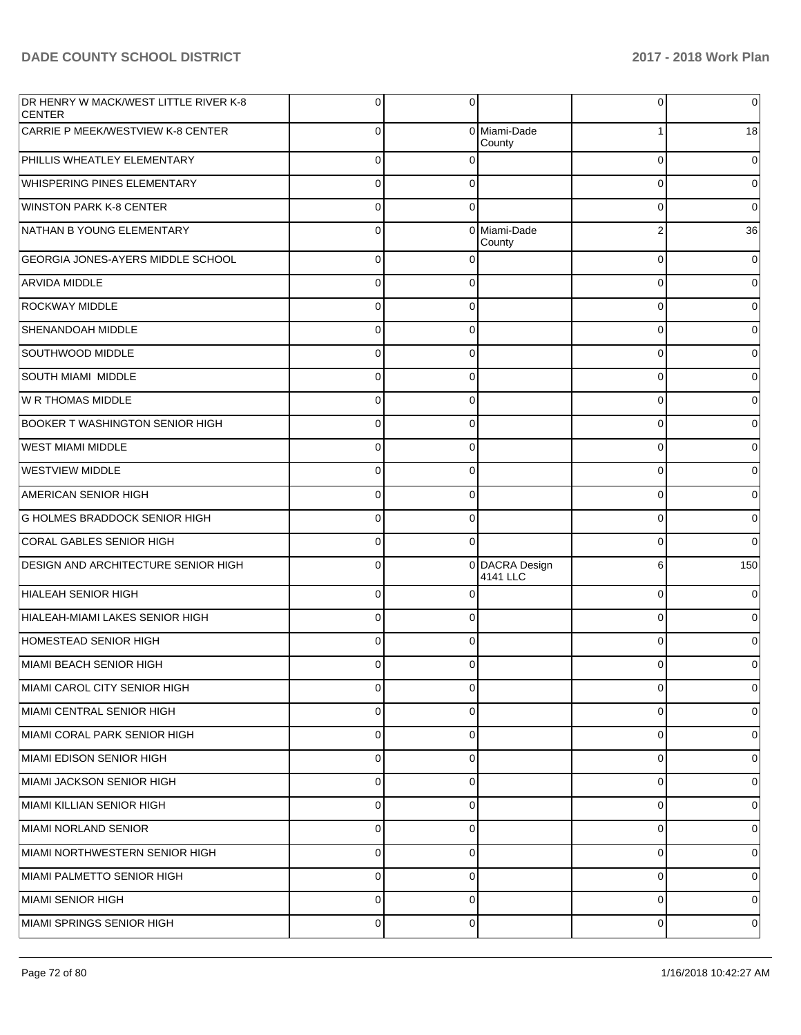| | | | | | |
|---|---|---|---|---|---|
| DR HENRY W MACK/WEST LITTLE RIVER K-8 CENTER | 0 | 0 | | 0 | 0 |
| CARRIE P MEEK/WESTVIEW K-8 CENTER | 0 | 0 | Miami-Dade County | 1 | 18 |
| PHILLIS WHEATLEY ELEMENTARY | 0 | 0 | | 0 | 0 |
| WHISPERING PINES ELEMENTARY | 0 | 0 | | 0 | 0 |
| WINSTON PARK K-8 CENTER | 0 | 0 | | 0 | 0 |
| NATHAN B YOUNG ELEMENTARY | 0 | 0 | Miami-Dade County | 2 | 36 |
| GEORGIA JONES-AYERS MIDDLE SCHOOL | 0 | 0 | | 0 | 0 |
| ARVIDA MIDDLE | 0 | 0 | | 0 | 0 |
| ROCKWAY MIDDLE | 0 | 0 | | 0 | 0 |
| SHENANDOAH MIDDLE | 0 | 0 | | 0 | 0 |
| SOUTHWOOD MIDDLE | 0 | 0 | | 0 | 0 |
| SOUTH MIAMI MIDDLE | 0 | 0 | | 0 | 0 |
| W R THOMAS MIDDLE | 0 | 0 | | 0 | 0 |
| BOOKER T WASHINGTON SENIOR HIGH | 0 | 0 | | 0 | 0 |
| WEST MIAMI MIDDLE | 0 | 0 | | 0 | 0 |
| WESTVIEW MIDDLE | 0 | 0 | | 0 | 0 |
| AMERICAN SENIOR HIGH | 0 | 0 | | 0 | 0 |
| G HOLMES BRADDOCK SENIOR HIGH | 0 | 0 | | 0 | 0 |
| CORAL GABLES SENIOR HIGH | 0 | 0 | | 0 | 0 |
| DESIGN AND ARCHITECTURE SENIOR HIGH | 0 | 0 | DACRA Design 4141 LLC | 6 | 150 |
| HIALEAH SENIOR HIGH | 0 | 0 | | 0 | 0 |
| HIALEAH-MIAMI LAKES SENIOR HIGH | 0 | 0 | | 0 | 0 |
| HOMESTEAD SENIOR HIGH | 0 | 0 | | 0 | 0 |
| MIAMI BEACH SENIOR HIGH | 0 | 0 | | 0 | 0 |
| MIAMI CAROL CITY SENIOR HIGH | 0 | 0 | | 0 | 0 |
| MIAMI CENTRAL SENIOR HIGH | 0 | 0 | | 0 | 0 |
| MIAMI CORAL PARK SENIOR HIGH | 0 | 0 | | 0 | 0 |
| MIAMI EDISON SENIOR HIGH | 0 | 0 | | 0 | 0 |
| MIAMI JACKSON SENIOR HIGH | 0 | 0 | | 0 | 0 |
| MIAMI KILLIAN SENIOR HIGH | 0 | 0 | | 0 | 0 |
| MIAMI NORLAND SENIOR | 0 | 0 | | 0 | 0 |
| MIAMI NORTHWESTERN SENIOR HIGH | 0 | 0 | | 0 | 0 |
| MIAMI PALMETTO SENIOR HIGH | 0 | 0 | | 0 | 0 |
| MIAMI SENIOR HIGH | 0 | 0 | | 0 | 0 |
| MIAMI SPRINGS SENIOR HIGH | 0 | 0 | | 0 | 0 |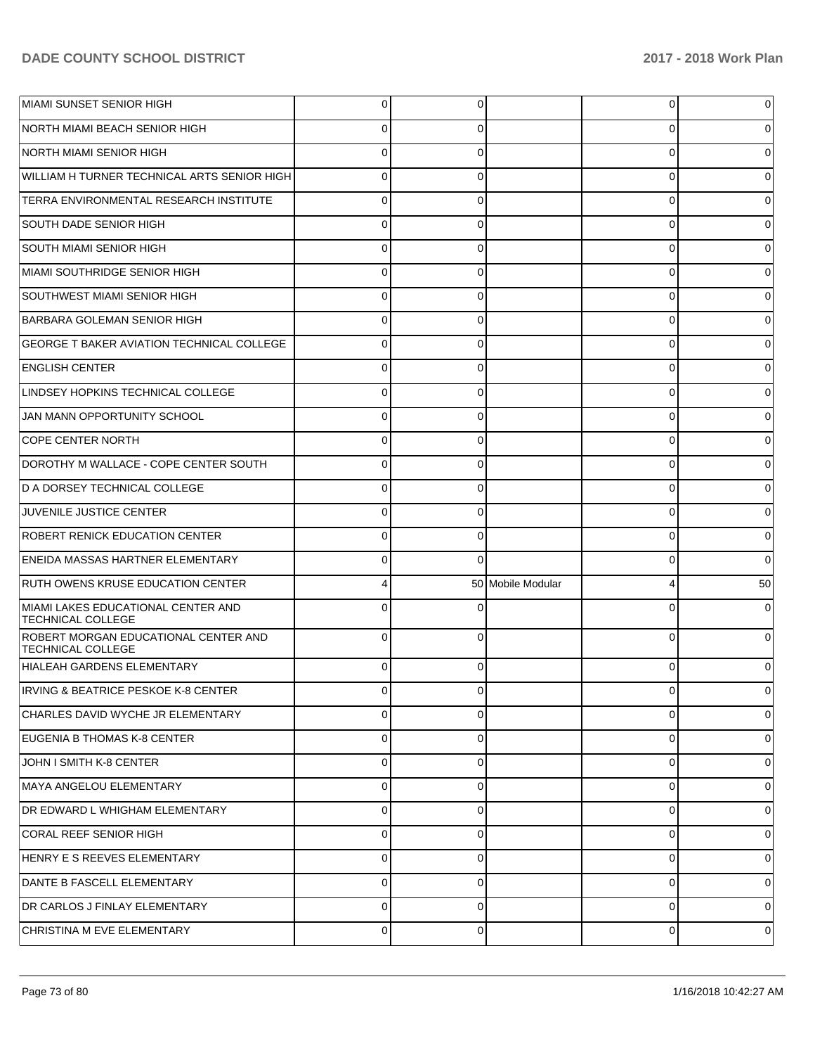| | | | | | |
|---|---|---|---|---|---|
| MIAMI SUNSET SENIOR HIGH | 0 | 0 | | 0 | 0 |
| NORTH MIAMI BEACH SENIOR HIGH | 0 | 0 | | 0 | 0 |
| NORTH MIAMI SENIOR HIGH | 0 | 0 | | 0 | 0 |
| WILLIAM H TURNER TECHNICAL ARTS SENIOR HIGH | 0 | 0 | | 0 | 0 |
| TERRA ENVIRONMENTAL RESEARCH INSTITUTE | 0 | 0 | | 0 | 0 |
| SOUTH DADE SENIOR HIGH | 0 | 0 | | 0 | 0 |
| SOUTH MIAMI SENIOR HIGH | 0 | 0 | | 0 | 0 |
| MIAMI SOUTHRIDGE SENIOR HIGH | 0 | 0 | | 0 | 0 |
| SOUTHWEST MIAMI SENIOR HIGH | 0 | 0 | | 0 | 0 |
| BARBARA GOLEMAN SENIOR HIGH | 0 | 0 | | 0 | 0 |
| GEORGE T BAKER AVIATION TECHNICAL COLLEGE | 0 | 0 | | 0 | 0 |
| ENGLISH CENTER | 0 | 0 | | 0 | 0 |
| LINDSEY HOPKINS TECHNICAL COLLEGE | 0 | 0 | | 0 | 0 |
| JAN MANN OPPORTUNITY SCHOOL | 0 | 0 | | 0 | 0 |
| COPE CENTER NORTH | 0 | 0 | | 0 | 0 |
| DOROTHY M WALLACE - COPE CENTER SOUTH | 0 | 0 | | 0 | 0 |
| D A DORSEY TECHNICAL COLLEGE | 0 | 0 | | 0 | 0 |
| JUVENILE JUSTICE CENTER | 0 | 0 | | 0 | 0 |
| ROBERT RENICK EDUCATION CENTER | 0 | 0 | | 0 | 0 |
| ENEIDA MASSAS HARTNER ELEMENTARY | 0 | 0 | | 0 | 0 |
| RUTH OWENS KRUSE EDUCATION CENTER | 4 | 50 | Mobile Modular | 4 | 50 |
| MIAMI LAKES EDUCATIONAL CENTER AND TECHNICAL COLLEGE | 0 | 0 | | 0 | 0 |
| ROBERT MORGAN EDUCATIONAL CENTER AND TECHNICAL COLLEGE | 0 | 0 | | 0 | 0 |
| HIALEAH GARDENS ELEMENTARY | 0 | 0 | | 0 | 0 |
| IRVING & BEATRICE PESKOE K-8 CENTER | 0 | 0 | | 0 | 0 |
| CHARLES DAVID WYCHE JR ELEMENTARY | 0 | 0 | | 0 | 0 |
| EUGENIA B THOMAS K-8 CENTER | 0 | 0 | | 0 | 0 |
| JOHN I SMITH K-8 CENTER | 0 | 0 | | 0 | 0 |
| MAYA ANGELOU ELEMENTARY | 0 | 0 | | 0 | 0 |
| DR EDWARD L WHIGHAM ELEMENTARY | 0 | 0 | | 0 | 0 |
| CORAL REEF SENIOR HIGH | 0 | 0 | | 0 | 0 |
| HENRY E S REEVES ELEMENTARY | 0 | 0 | | 0 | 0 |
| DANTE B FASCELL ELEMENTARY | 0 | 0 | | 0 | 0 |
| DR CARLOS J FINLAY ELEMENTARY | 0 | 0 | | 0 | 0 |
| CHRISTINA M EVE ELEMENTARY | 0 | 0 | | 0 | 0 |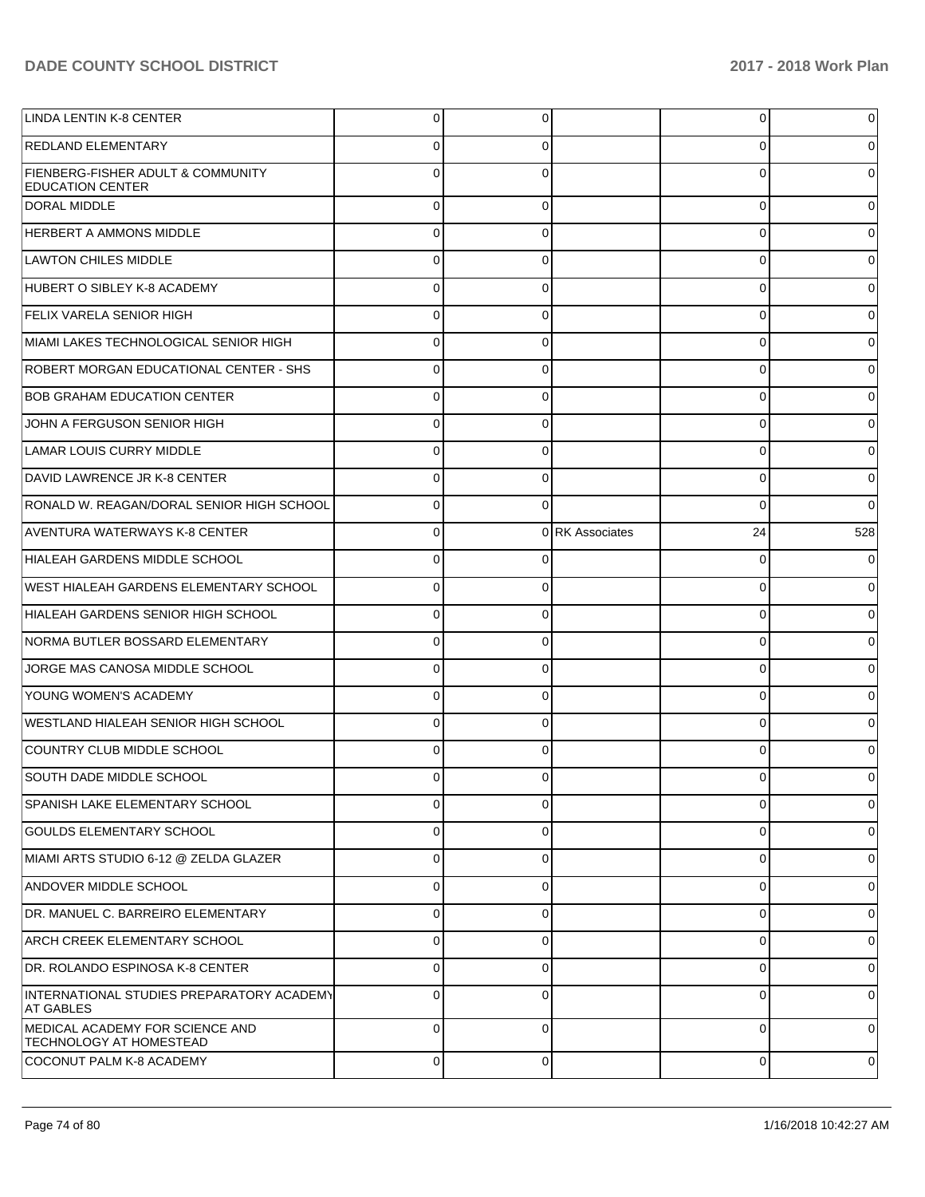| | | | | | |
|---|---|---|---|---|---|
| LINDA LENTIN K-8 CENTER | 0 | 0 | | 0 | 0 |
| REDLAND ELEMENTARY | 0 | 0 | | 0 | 0 |
| FIENBERG-FISHER ADULT & COMMUNITY EDUCATION CENTER | 0 | 0 | | 0 | 0 |
| DORAL MIDDLE | 0 | 0 | | 0 | 0 |
| HERBERT A AMMONS MIDDLE | 0 | 0 | | 0 | 0 |
| LAWTON CHILES MIDDLE | 0 | 0 | | 0 | 0 |
| HUBERT O SIBLEY K-8 ACADEMY | 0 | 0 | | 0 | 0 |
| FELIX VARELA SENIOR HIGH | 0 | 0 | | 0 | 0 |
| MIAMI LAKES TECHNOLOGICAL SENIOR HIGH | 0 | 0 | | 0 | 0 |
| ROBERT MORGAN EDUCATIONAL CENTER - SHS | 0 | 0 | | 0 | 0 |
| BOB GRAHAM EDUCATION CENTER | 0 | 0 | | 0 | 0 |
| JOHN A FERGUSON SENIOR HIGH | 0 | 0 | | 0 | 0 |
| LAMAR LOUIS CURRY MIDDLE | 0 | 0 | | 0 | 0 |
| DAVID LAWRENCE JR K-8 CENTER | 0 | 0 | | 0 | 0 |
| RONALD W. REAGAN/DORAL SENIOR HIGH SCHOOL | 0 | 0 | | 0 | 0 |
| AVENTURA WATERWAYS K-8 CENTER | 0 | 0 | RK Associates | 24 | 528 |
| HIALEAH GARDENS MIDDLE SCHOOL | 0 | 0 | | 0 | 0 |
| WEST HIALEAH GARDENS ELEMENTARY SCHOOL | 0 | 0 | | 0 | 0 |
| HIALEAH GARDENS SENIOR HIGH SCHOOL | 0 | 0 | | 0 | 0 |
| NORMA BUTLER BOSSARD ELEMENTARY | 0 | 0 | | 0 | 0 |
| JORGE MAS CANOSA MIDDLE SCHOOL | 0 | 0 | | 0 | 0 |
| YOUNG WOMEN'S ACADEMY | 0 | 0 | | 0 | 0 |
| WESTLAND HIALEAH SENIOR HIGH SCHOOL | 0 | 0 | | 0 | 0 |
| COUNTRY CLUB MIDDLE SCHOOL | 0 | 0 | | 0 | 0 |
| SOUTH DADE MIDDLE SCHOOL | 0 | 0 | | 0 | 0 |
| SPANISH LAKE ELEMENTARY SCHOOL | 0 | 0 | | 0 | 0 |
| GOULDS ELEMENTARY SCHOOL | 0 | 0 | | 0 | 0 |
| MIAMI ARTS STUDIO 6-12 @ ZELDA GLAZER | 0 | 0 | | 0 | 0 |
| ANDOVER MIDDLE SCHOOL | 0 | 0 | | 0 | 0 |
| DR. MANUEL C. BARREIRO ELEMENTARY | 0 | 0 | | 0 | 0 |
| ARCH CREEK ELEMENTARY SCHOOL | 0 | 0 | | 0 | 0 |
| DR. ROLANDO ESPINOSA K-8 CENTER | 0 | 0 | | 0 | 0 |
| INTERNATIONAL STUDIES PREPARATORY ACADEMY AT GABLES | 0 | 0 | | 0 | 0 |
| MEDICAL ACADEMY FOR SCIENCE AND TECHNOLOGY AT HOMESTEAD | 0 | 0 | | 0 | 0 |
| COCONUT PALM K-8 ACADEMY | 0 | 0 | | 0 | 0 |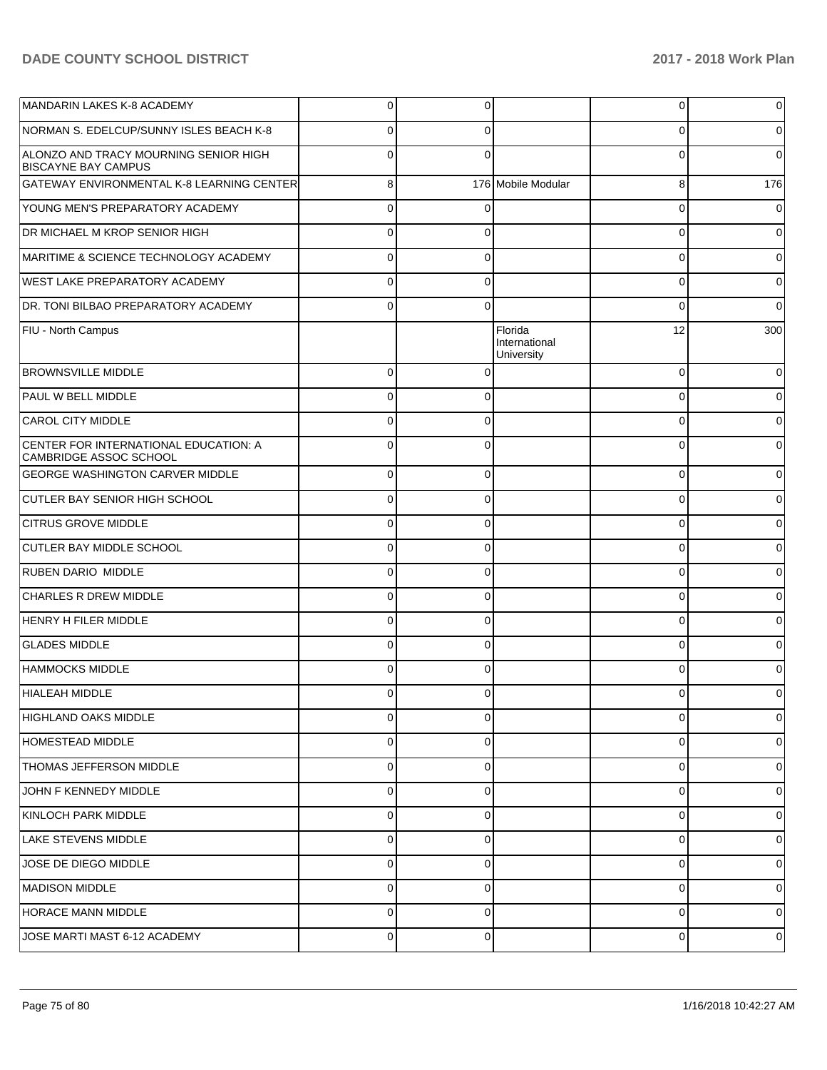| | | | | | |
|---|---|---|---|---|---|
| MANDARIN LAKES K-8 ACADEMY | 0 | 0 | | 0 | 0 |
| NORMAN S. EDELCUP/SUNNY ISLES BEACH K-8 | 0 | 0 | | 0 | 0 |
| ALONZO AND TRACY MOURNING SENIOR HIGH BISCAYNE BAY CAMPUS | 0 | 0 | | 0 | 0 |
| GATEWAY ENVIRONMENTAL K-8 LEARNING CENTER | 8 | 176 | Mobile Modular | 8 | 176 |
| YOUNG MEN'S PREPARATORY ACADEMY | 0 | 0 | | 0 | 0 |
| DR MICHAEL M KROP SENIOR HIGH | 0 | 0 | | 0 | 0 |
| MARITIME & SCIENCE TECHNOLOGY ACADEMY | 0 | 0 | | 0 | 0 |
| WEST LAKE PREPARATORY ACADEMY | 0 | 0 | | 0 | 0 |
| DR. TONI BILBAO PREPARATORY ACADEMY | 0 | 0 | | 0 | 0 |
| FIU - North Campus | | | Florida International University | 12 | 300 |
| BROWNSVILLE MIDDLE | 0 | 0 | | 0 | 0 |
| PAUL W BELL MIDDLE | 0 | 0 | | 0 | 0 |
| CAROL CITY MIDDLE | 0 | 0 | | 0 | 0 |
| CENTER FOR INTERNATIONAL EDUCATION: A CAMBRIDGE ASSOC SCHOOL | 0 | 0 | | 0 | 0 |
| GEORGE WASHINGTON CARVER MIDDLE | 0 | 0 | | 0 | 0 |
| CUTLER BAY SENIOR HIGH SCHOOL | 0 | 0 | | 0 | 0 |
| CITRUS GROVE MIDDLE | 0 | 0 | | 0 | 0 |
| CUTLER BAY MIDDLE SCHOOL | 0 | 0 | | 0 | 0 |
| RUBEN DARIO MIDDLE | 0 | 0 | | 0 | 0 |
| CHARLES R DREW MIDDLE | 0 | 0 | | 0 | 0 |
| HENRY H FILER MIDDLE | 0 | 0 | | 0 | 0 |
| GLADES MIDDLE | 0 | 0 | | 0 | 0 |
| HAMMOCKS MIDDLE | 0 | 0 | | 0 | 0 |
| HIALEAH MIDDLE | 0 | 0 | | 0 | 0 |
| HIGHLAND OAKS MIDDLE | 0 | 0 | | 0 | 0 |
| HOMESTEAD MIDDLE | 0 | 0 | | 0 | 0 |
| THOMAS JEFFERSON MIDDLE | 0 | 0 | | 0 | 0 |
| JOHN F KENNEDY MIDDLE | 0 | 0 | | 0 | 0 |
| KINLOCH PARK MIDDLE | 0 | 0 | | 0 | 0 |
| LAKE STEVENS MIDDLE | 0 | 0 | | 0 | 0 |
| JOSE DE DIEGO MIDDLE | 0 | 0 | | 0 | 0 |
| MADISON MIDDLE | 0 | 0 | | 0 | 0 |
| HORACE MANN MIDDLE | 0 | 0 | | 0 | 0 |
| JOSE MARTI MAST 6-12 ACADEMY | 0 | 0 | | 0 | 0 |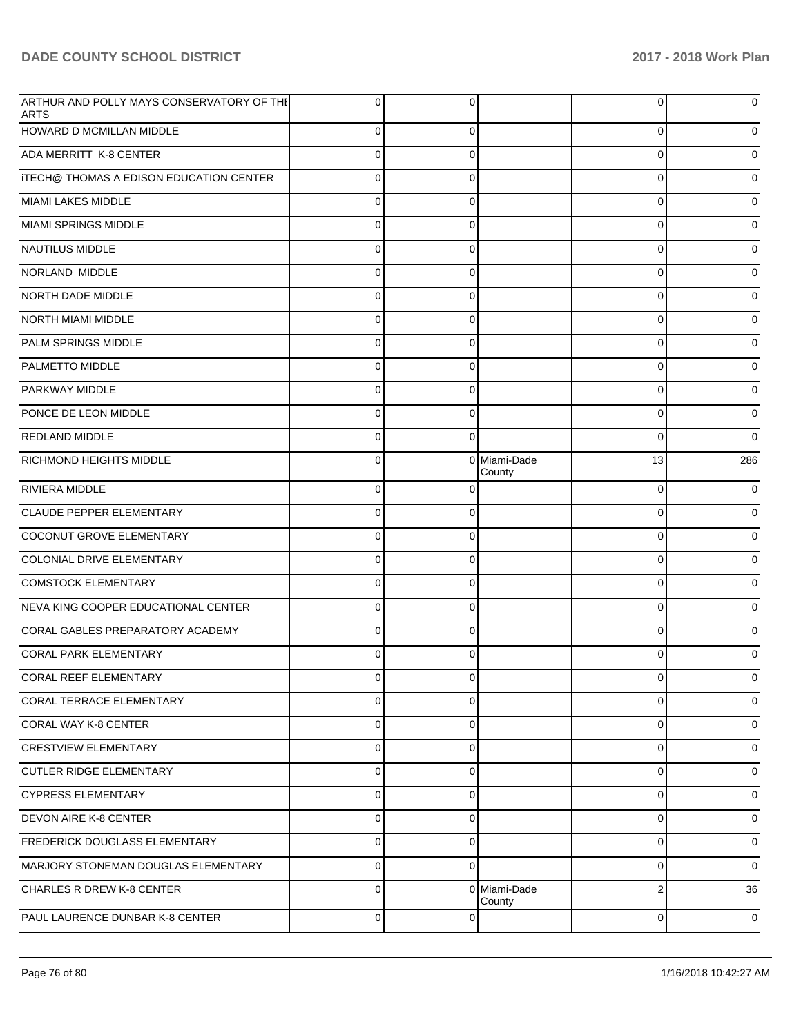| | | | | | |
|---|---|---|---|---|---|
| ARTHUR AND POLLY MAYS CONSERVATORY OF THE ARTS | 0 | 0 | | 0 | 0 |
| HOWARD D MCMILLAN MIDDLE | 0 | 0 | | 0 | 0 |
| ADA MERRITT K-8 CENTER | 0 | 0 | | 0 | 0 |
| iTECH@ THOMAS A EDISON EDUCATION CENTER | 0 | 0 | | 0 | 0 |
| MIAMI LAKES MIDDLE | 0 | 0 | | 0 | 0 |
| MIAMI SPRINGS MIDDLE | 0 | 0 | | 0 | 0 |
| NAUTILUS MIDDLE | 0 | 0 | | 0 | 0 |
| NORLAND MIDDLE | 0 | 0 | | 0 | 0 |
| NORTH DADE MIDDLE | 0 | 0 | | 0 | 0 |
| NORTH MIAMI MIDDLE | 0 | 0 | | 0 | 0 |
| PALM SPRINGS MIDDLE | 0 | 0 | | 0 | 0 |
| PALMETTO MIDDLE | 0 | 0 | | 0 | 0 |
| PARKWAY MIDDLE | 0 | 0 | | 0 | 0 |
| PONCE DE LEON MIDDLE | 0 | 0 | | 0 | 0 |
| REDLAND MIDDLE | 0 | 0 | | 0 | 0 |
| RICHMOND HEIGHTS MIDDLE | 0 | 0 | Miami-Dade County | 13 | 286 |
| RIVIERA MIDDLE | 0 | 0 | | 0 | 0 |
| CLAUDE PEPPER ELEMENTARY | 0 | 0 | | 0 | 0 |
| COCONUT GROVE ELEMENTARY | 0 | 0 | | 0 | 0 |
| COLONIAL DRIVE ELEMENTARY | 0 | 0 | | 0 | 0 |
| COMSTOCK ELEMENTARY | 0 | 0 | | 0 | 0 |
| NEVA KING COOPER EDUCATIONAL CENTER | 0 | 0 | | 0 | 0 |
| CORAL GABLES PREPARATORY ACADEMY | 0 | 0 | | 0 | 0 |
| CORAL PARK ELEMENTARY | 0 | 0 | | 0 | 0 |
| CORAL REEF ELEMENTARY | 0 | 0 | | 0 | 0 |
| CORAL TERRACE ELEMENTARY | 0 | 0 | | 0 | 0 |
| CORAL WAY K-8 CENTER | 0 | 0 | | 0 | 0 |
| CRESTVIEW ELEMENTARY | 0 | 0 | | 0 | 0 |
| CUTLER RIDGE ELEMENTARY | 0 | 0 | | 0 | 0 |
| CYPRESS ELEMENTARY | 0 | 0 | | 0 | 0 |
| DEVON AIRE K-8 CENTER | 0 | 0 | | 0 | 0 |
| FREDERICK DOUGLASS ELEMENTARY | 0 | 0 | | 0 | 0 |
| MARJORY STONEMAN DOUGLAS ELEMENTARY | 0 | 0 | | 0 | 0 |
| CHARLES R DREW K-8 CENTER | 0 | 0 | Miami-Dade County | 2 | 36 |
| PAUL LAURENCE DUNBAR K-8 CENTER | 0 | 0 | | 0 | 0 |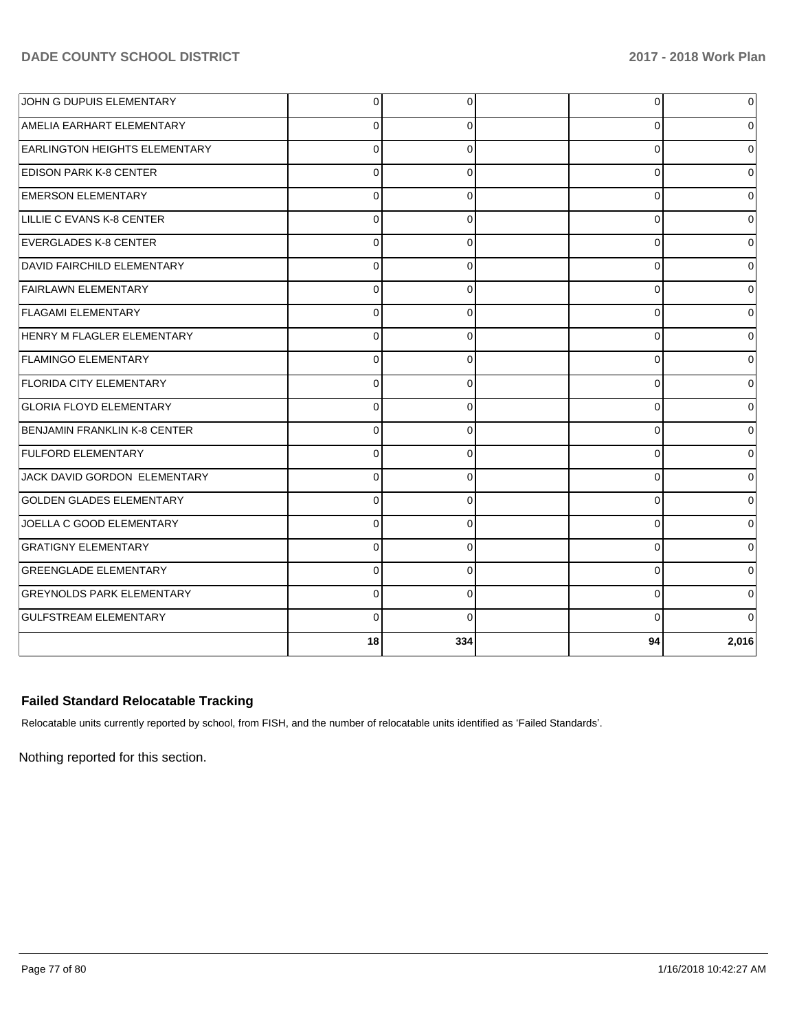| | | | | | |
|---|---|---|---|---|---|
| JOHN G DUPUIS ELEMENTARY | 0 | 0 | | 0 | 0 |
| AMELIA EARHART ELEMENTARY | 0 | 0 | | 0 | 0 |
| EARLINGTON HEIGHTS ELEMENTARY | 0 | 0 | | 0 | 0 |
| EDISON PARK K-8 CENTER | 0 | 0 | | 0 | 0 |
| EMERSON ELEMENTARY | 0 | 0 | | 0 | 0 |
| LILLIE C EVANS K-8 CENTER | 0 | 0 | | 0 | 0 |
| EVERGLADES K-8 CENTER | 0 | 0 | | 0 | 0 |
| DAVID FAIRCHILD ELEMENTARY | 0 | 0 | | 0 | 0 |
| FAIRLAWN ELEMENTARY | 0 | 0 | | 0 | 0 |
| FLAGAMI ELEMENTARY | 0 | 0 | | 0 | 0 |
| HENRY M FLAGLER ELEMENTARY | 0 | 0 | | 0 | 0 |
| FLAMINGO ELEMENTARY | 0 | 0 | | 0 | 0 |
| FLORIDA CITY ELEMENTARY | 0 | 0 | | 0 | 0 |
| GLORIA FLOYD ELEMENTARY | 0 | 0 | | 0 | 0 |
| BENJAMIN FRANKLIN K-8 CENTER | 0 | 0 | | 0 | 0 |
| FULFORD ELEMENTARY | 0 | 0 | | 0 | 0 |
| JACK DAVID GORDON ELEMENTARY | 0 | 0 | | 0 | 0 |
| GOLDEN GLADES ELEMENTARY | 0 | 0 | | 0 | 0 |
| JOELLA C GOOD ELEMENTARY | 0 | 0 | | 0 | 0 |
| GRATIGNY ELEMENTARY | 0 | 0 | | 0 | 0 |
| GREENGLADE ELEMENTARY | 0 | 0 | | 0 | 0 |
| GREYNOLDS PARK ELEMENTARY | 0 | 0 | | 0 | 0 |
| GULFSTREAM ELEMENTARY | 0 | 0 | | 0 | 0 |
| | **18** | **334** | | **94** | **2,016** |

### Failed Standard Relocatable Tracking

Relocatable units currently reported by school, from FISH, and the number of relocatable units identified as 'Failed Standards'.

Nothing reported for this section.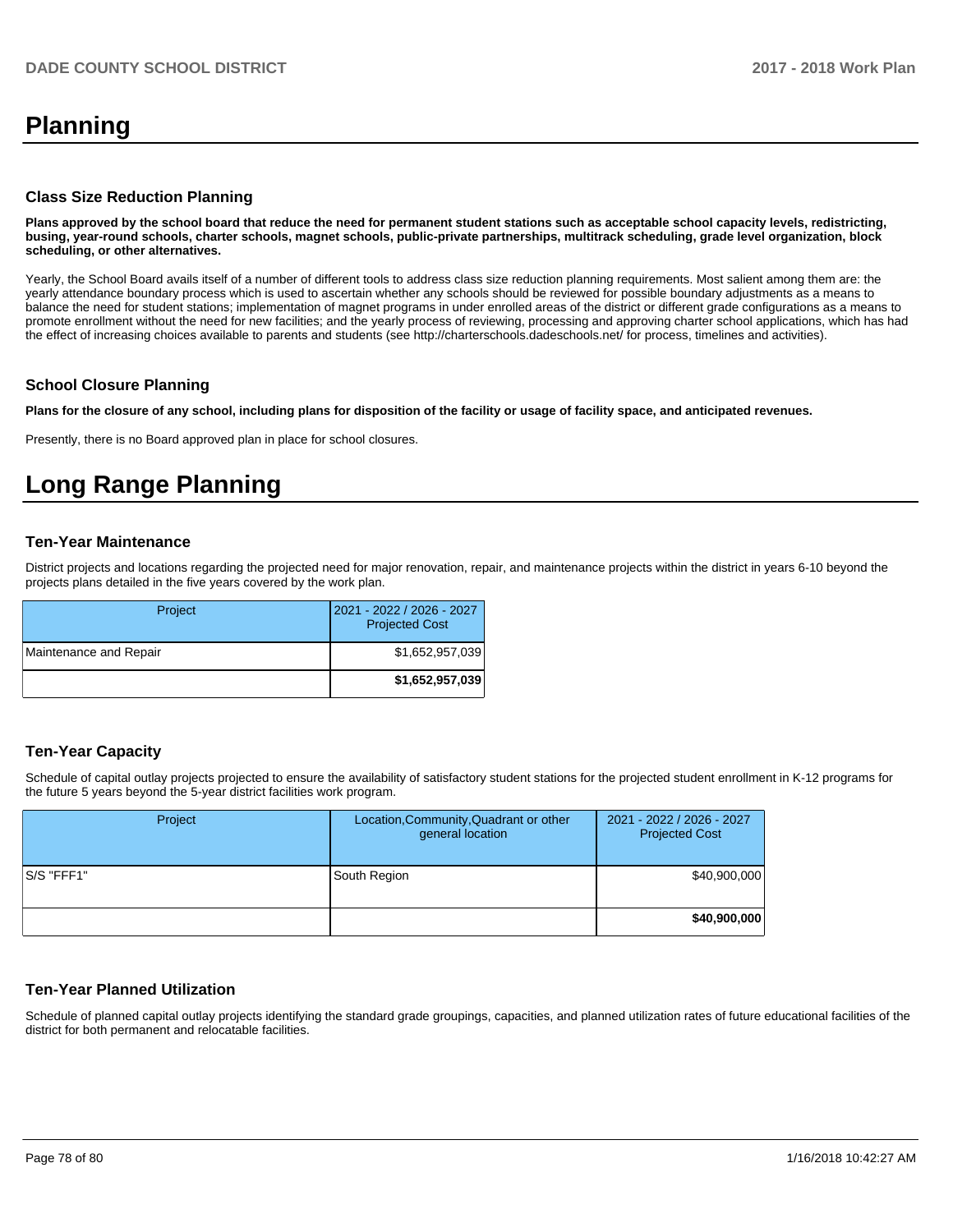# Planning

### Class Size Reduction Planning

**Plans approved by the school board that reduce the need for permanent student stations such as acceptable school capacity levels, redistricting, busing, year-round schools, charter schools, magnet schools, public-private partnerships, multitrack scheduling, grade level organization, block scheduling, or other alternatives.**

Yearly, the School Board avails itself of a number of different tools to address class size reduction planning requirements. Most salient among them are: the yearly attendance boundary process which is used to ascertain whether any schools should be reviewed for possible boundary adjustments as a means to balance the need for student stations; implementation of magnet programs in under enrolled areas of the district or different grade configurations as a means to promote enrollment without the need for new facilities; and the yearly process of reviewing, processing and approving charter school applications, which has had the effect of increasing choices available to parents and students (see http://charterschools.dadeschools.net/ for process, timelines and activities).

### School Closure Planning

**Plans for the closure of any school, including plans for disposition of the facility or usage of facility space, and anticipated revenues.**

Presently, there is no Board approved plan in place for school closures.

# Long Range Planning

### Ten-Year Maintenance

District projects and locations regarding the projected need for major renovation, repair, and maintenance projects within the district in years 6-10 beyond the projects plans detailed in the five years covered by the work plan.

| Project | 2021 - 2022 / 2026 - 2027 Projected Cost |
|---|---|
| Maintenance and Repair | $1,652,957,039 |
| | **$1,652,957,039** |

### Ten-Year Capacity

Schedule of capital outlay projects projected to ensure the availability of satisfactory student stations for the projected student enrollment in K-12 programs for the future 5 years beyond the 5-year district facilities work program.

| Project | Location,Community,Quadrant or other general location | 2021 - 2022 / 2026 - 2027 Projected Cost |
|---|---|---|
| S/S "FFF1" | South Region | $40,900,000 |
| | | **$40,900,000** |

### Ten-Year Planned Utilization

Schedule of planned capital outlay projects identifying the standard grade groupings, capacities, and planned utilization rates of future educational facilities of the district for both permanent and relocatable facilities.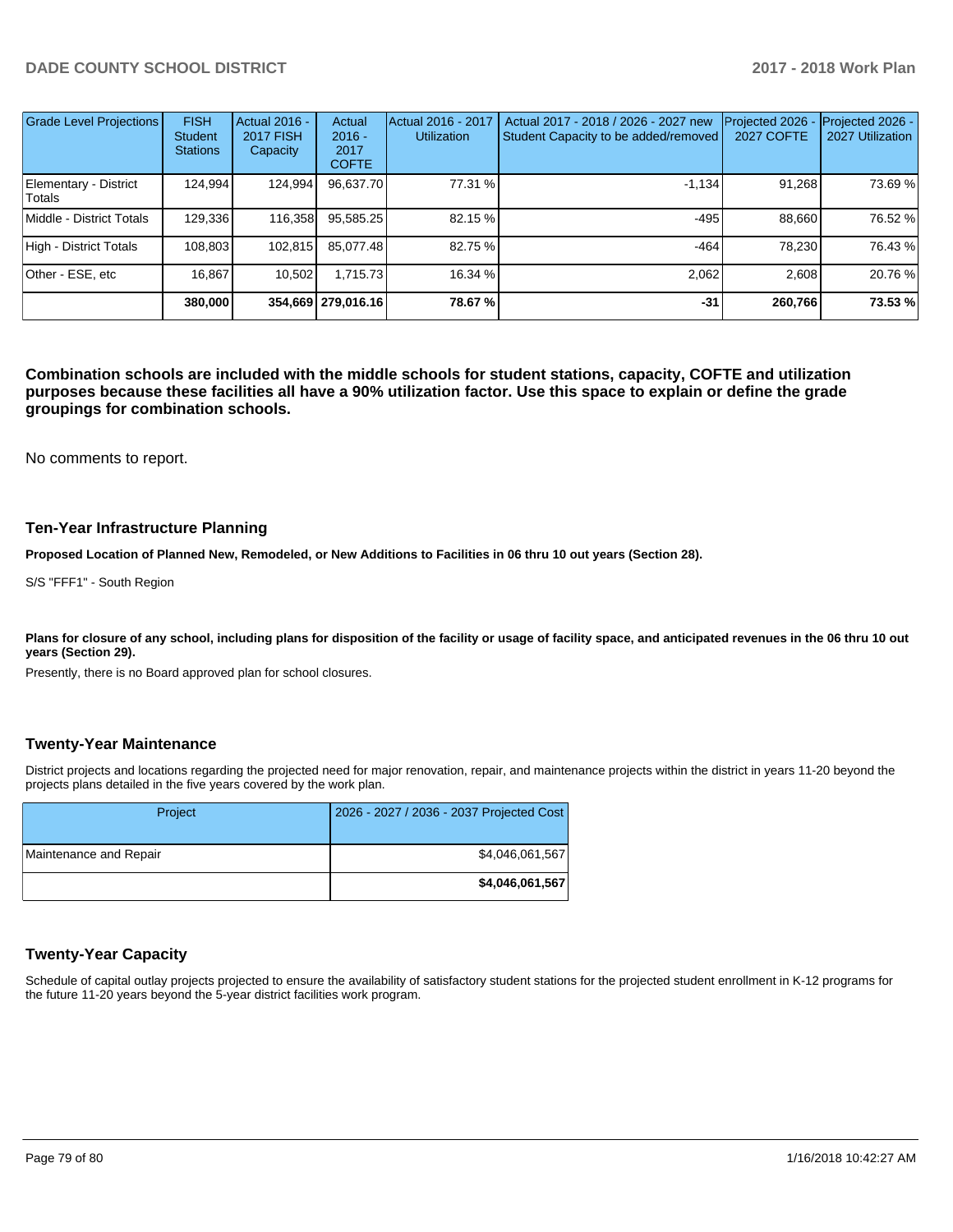| Grade Level Projections | FISH Student Stations | Actual 2016 - 2017 FISH Capacity | Actual 2016 - 2017 COFTE | Actual 2016 - 2017 Utilization | Actual 2017 - 2018 / 2026 - 2027 new Student Capacity to be added/removed | Projected 2026 - 2027 COFTE | Projected 2026 - 2027 Utilization |
|---|---|---|---|---|---|---|---|
| Elementary - District Totals | 124,994 | 124,994 | 96,637.70 | 77.31 % | -1,134 | 91,268 | 73.69 % |
| Middle - District Totals | 129,336 | 116,358 | 95,585.25 | 82.15 % | -495 | 88,660 | 76.52 % |
| High - District Totals | 108,803 | 102,815 | 85,077.48 | 82.75 % | -464 | 78,230 | 76.43 % |
| Other - ESE, etc | 16,867 | 10,502 | 1,715.73 | 16.34 % | 2,062 | 2,608 | 20.76 % |
| | **380,000** | **354,669** | **279,016.16** | **78.67 %** | **-31** | **260,766** | **73.53 %** |

**Combination schools are included with the middle schools for student stations, capacity, COFTE and utilization purposes because these facilities all have a 90% utilization factor. Use this space to explain or define the grade groupings for combination schools.**

No comments to report.

## Ten-Year Infrastructure Planning

**Proposed Location of Planned New, Remodeled, or New Additions to Facilities in 06 thru 10 out years (Section 28).**

S/S "FFF1" - South Region

**Plans for closure of any school, including plans for disposition of the facility or usage of facility space, and anticipated revenues in the 06 thru 10 out years (Section 29).**

Presently, there is no Board approved plan for school closures.

## Twenty-Year Maintenance

District projects and locations regarding the projected need for major renovation, repair, and maintenance projects within the district in years 11-20 beyond the projects plans detailed in the five years covered by the work plan.

| Project | 2026 - 2027 / 2036 - 2037 Projected Cost |
|---|---|
| Maintenance and Repair | $4,046,061,567 |
| | **$4,046,061,567** |

## Twenty-Year Capacity

Schedule of capital outlay projects projected to ensure the availability of satisfactory student stations for the projected student enrollment in K-12 programs for the future 11-20 years beyond the 5-year district facilities work program.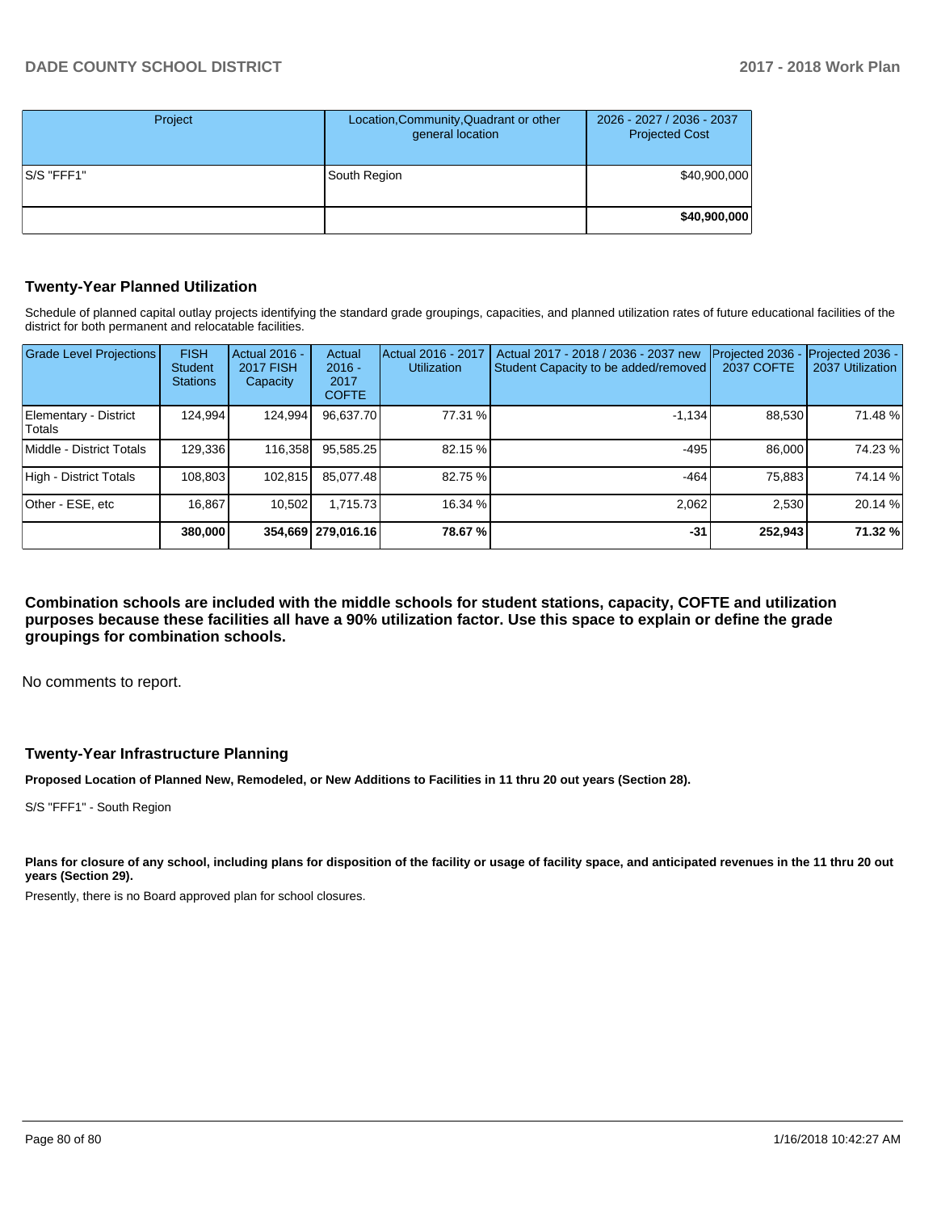| Project | Location,Community,Quadrant or other general location | 2026 - 2027 / 2036 - 2037 Projected Cost |
|---|---|---|
| S/S "FFF1" | South Region | $40,900,000 |
| | | **$40,900,000** |

## Twenty-Year Planned Utilization

Schedule of planned capital outlay projects identifying the standard grade groupings, capacities, and planned utilization rates of future educational facilities of the district for both permanent and relocatable facilities.

| Grade Level Projections | FISH Student Stations | Actual 2016 - 2017 FISH Capacity | Actual 2016 - 2017 COFTE | Actual 2016 - 2017 Utilization | Actual 2017 - 2018 / 2036 - 2037 new Student Capacity to be added/removed | Projected 2036 - 2037 COFTE | Projected 2036 - 2037 Utilization |
|---|---|---|---|---|---|---|---|
| Elementary - District Totals | 124,994 | 124,994 | 96,637.70 | 77.31 % | -1,134 | 88,530 | 71.48 % |
| Middle - District Totals | 129,336 | 116,358 | 95,585.25 | 82.15 % | -495 | 86,000 | 74.23 % |
| High - District Totals | 108,803 | 102,815 | 85,077.48 | 82.75 % | -464 | 75,883 | 74.14 % |
| Other - ESE, etc | 16,867 | 10,502 | 1,715.73 | 16.34 % | 2,062 | 2,530 | 20.14 % |
| | **380,000** | **354,669** | **279,016.16** | **78.67 %** | **-31** | **252,943** | **71.32 %** |

**Combination schools are included with the middle schools for student stations, capacity, COFTE and utilization purposes because these facilities all have a 90% utilization factor. Use this space to explain or define the grade groupings for combination schools.**

No comments to report.

## Twenty-Year Infrastructure Planning

**Proposed Location of Planned New, Remodeled, or New Additions to Facilities in 11 thru 20 out years (Section 28).**

S/S "FFF1" - South Region

**Plans for closure of any school, including plans for disposition of the facility or usage of facility space, and anticipated revenues in the 11 thru 20 out years (Section 29).**

Presently, there is no Board approved plan for school closures.